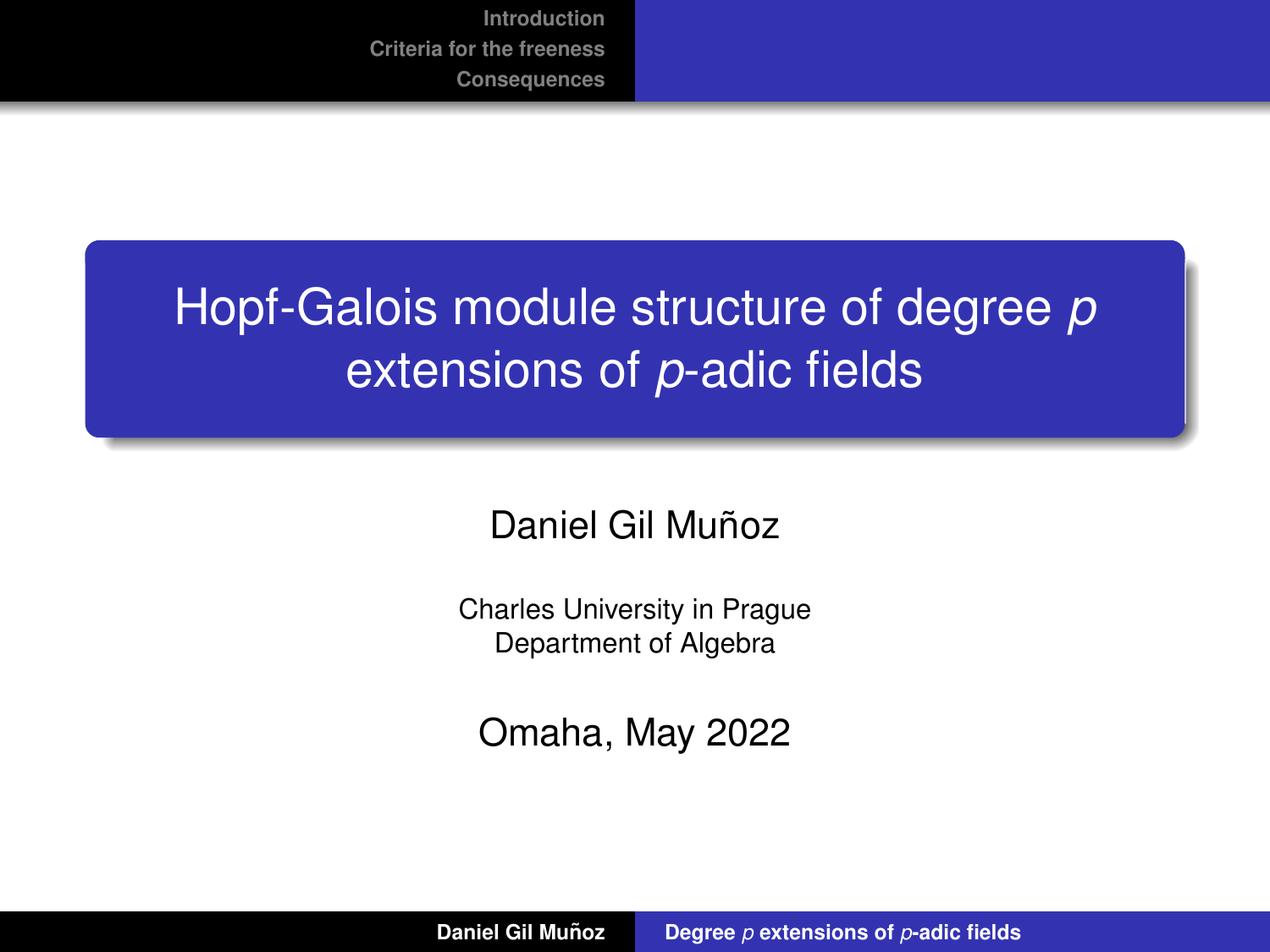# Hopf-Galois module structure of degree $p$ extensions of $p$-adic fields

Daniel Gil Muñoz

Charles University in Prague
Department of Algebra

Omaha, May 2022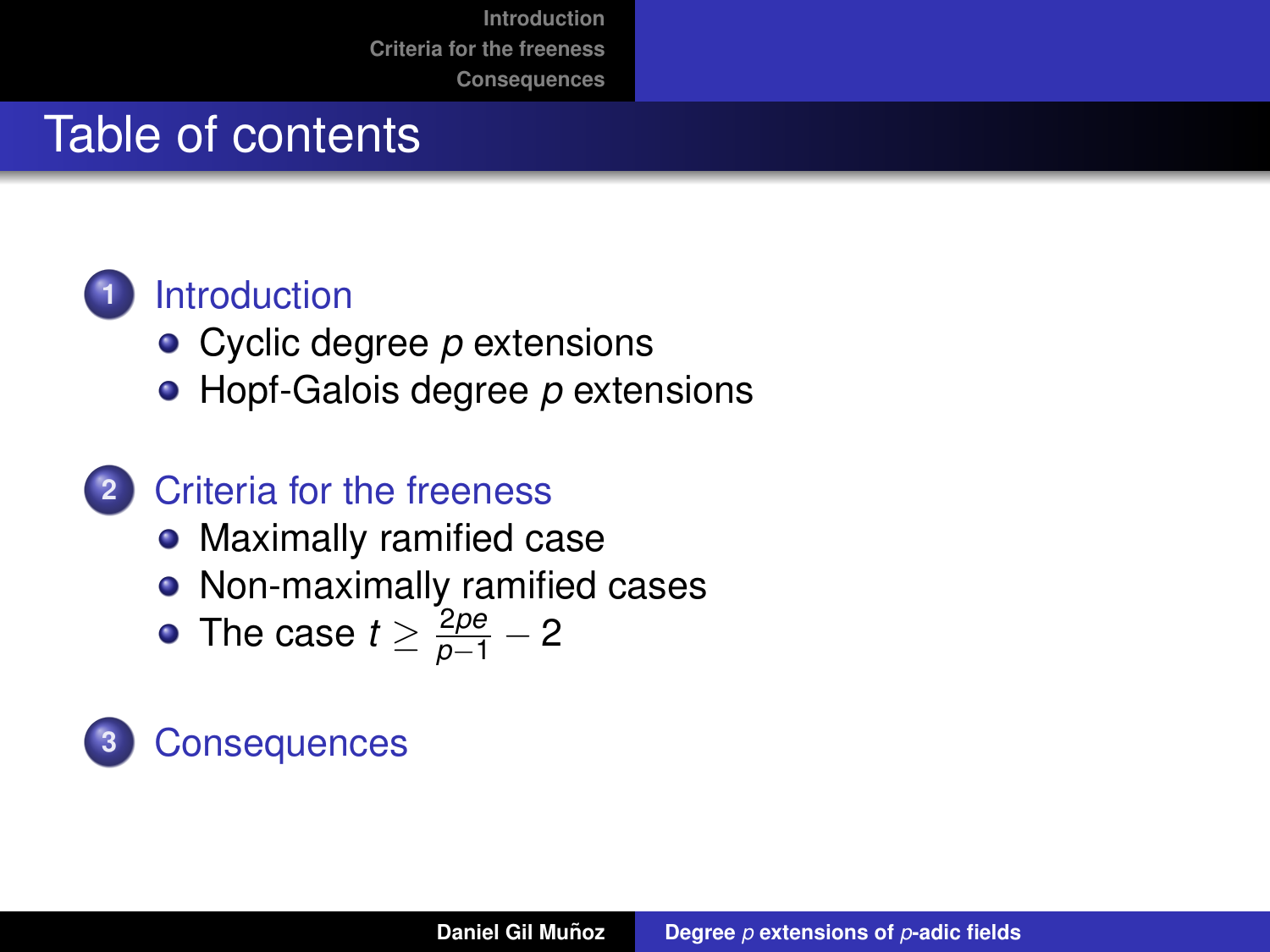# Table of contents

1. Introduction
   - Cyclic degree $p$ extensions
   - Hopf-Galois degree $p$ extensions
2. Criteria for the freeness
   - Maximally ramified case
   - Non-maximally ramified cases
   - The case $t \geq \frac{2pe}{p-1} - 2$
3. Consequences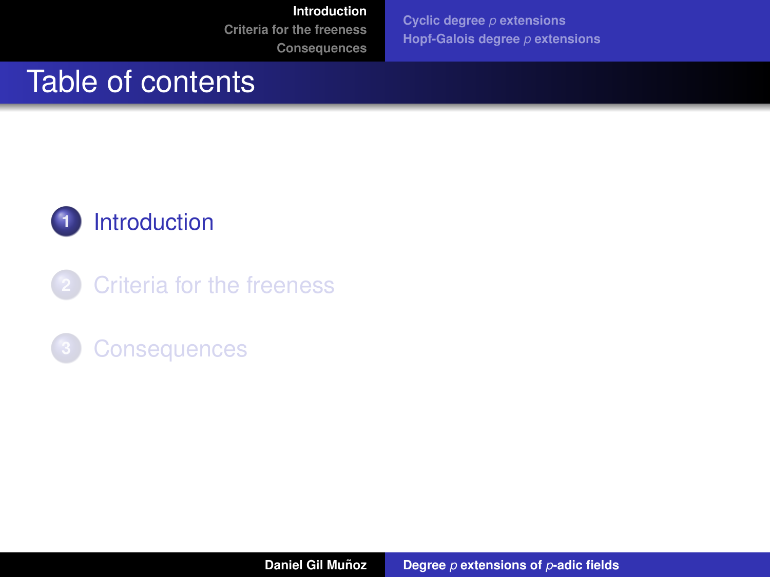# Table of contents

1. Introduction
2. Criteria for the freeness
3. Consequences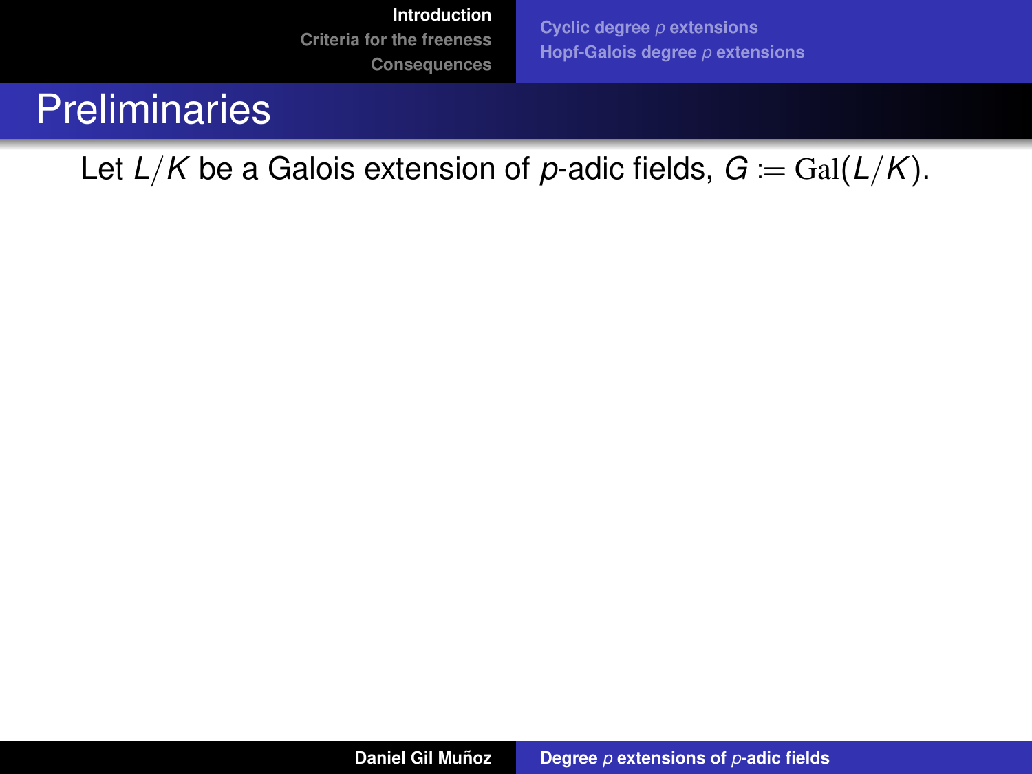# Preliminaries

Let $L/K$ be a Galois extension of $p$-adic fields, $G := \mathrm{Gal}(L/K)$.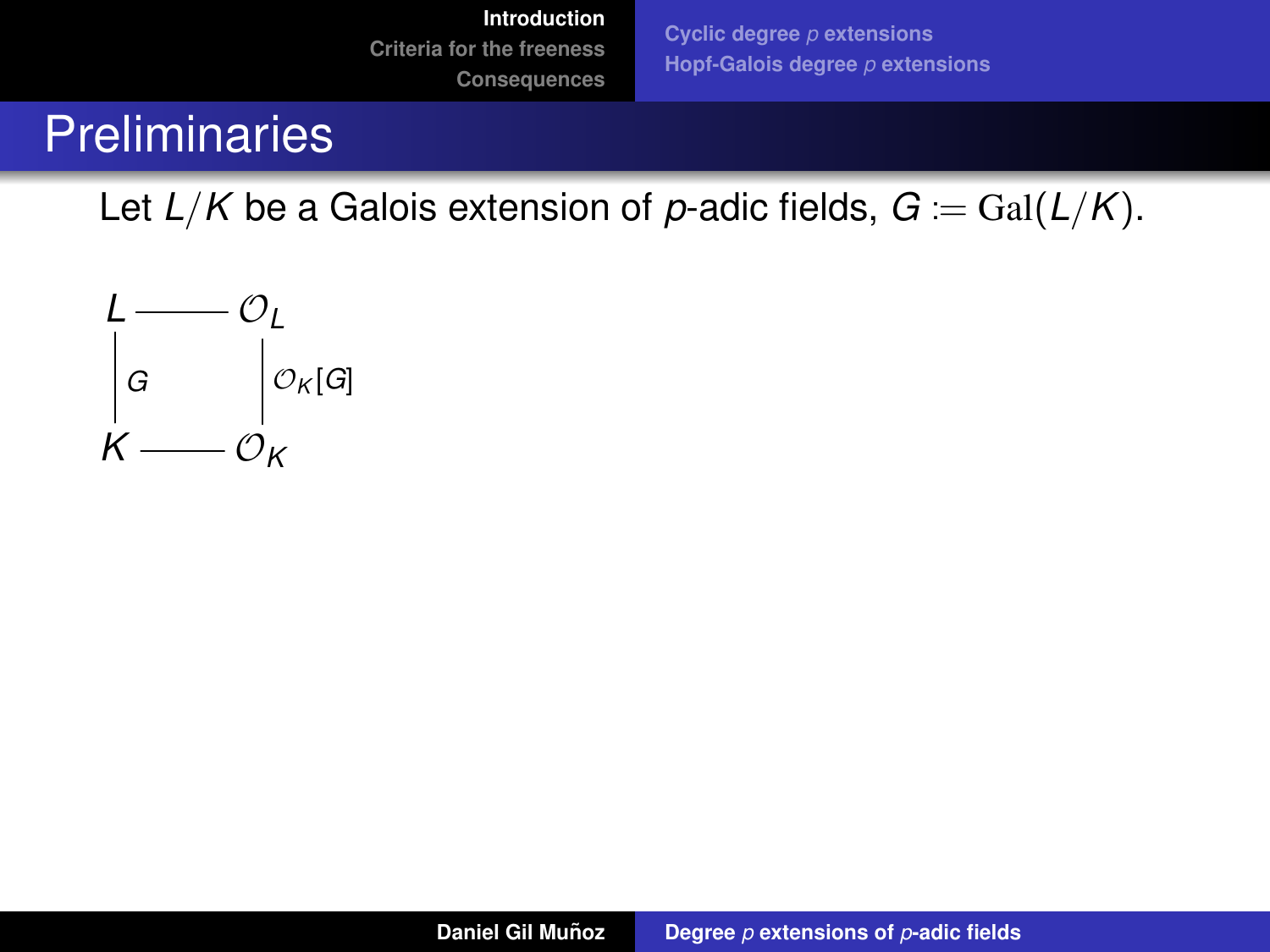# Preliminaries

Let $L/K$ be a Galois extension of $p$-adic fields, $G := \mathrm{Gal}(L/K)$.

$$
\begin{array}{ccc}
L & \text{———} & \mathcal{O}_L \\
\Big| \, G & & \Big| \, \mathcal{O}_K[G] \\
K & \text{———} & \mathcal{O}_K
\end{array}
$$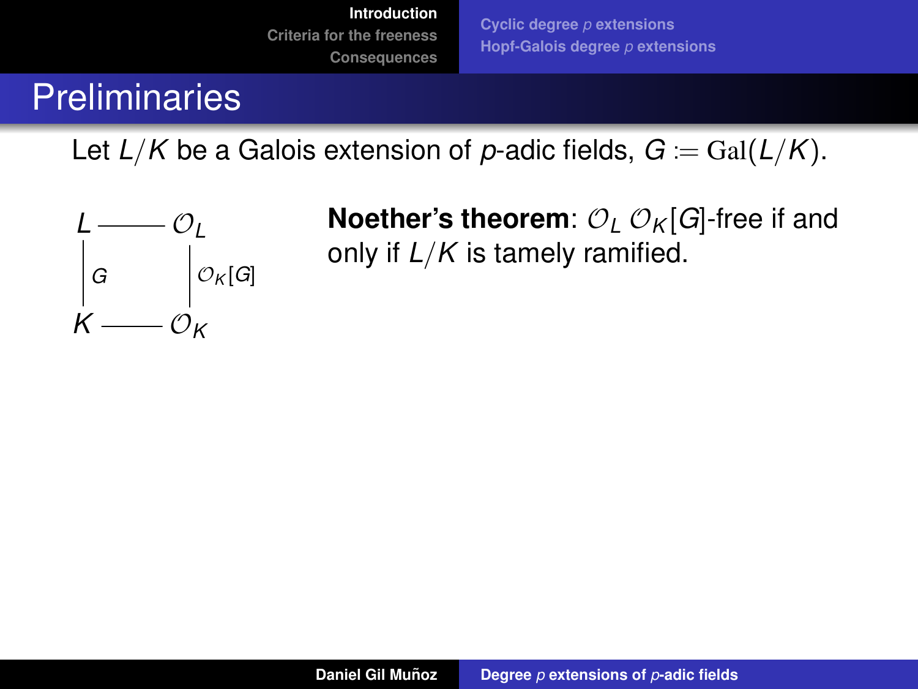# Preliminaries

Let $L/K$ be a Galois extension of $p$-adic fields, $G := \mathrm{Gal}(L/K)$.

$$
\begin{array}{ccc}
L & \text{———} & \mathcal{O}_L \\
\Big| \, G & & \Big| \, \mathcal{O}_K[G] \\
K & \text{———} & \mathcal{O}_K
\end{array}
$$

**Noether's theorem**: $\mathcal{O}_L$ $\mathcal{O}_K[G]$-free if and only if $L/K$ is tamely ramified.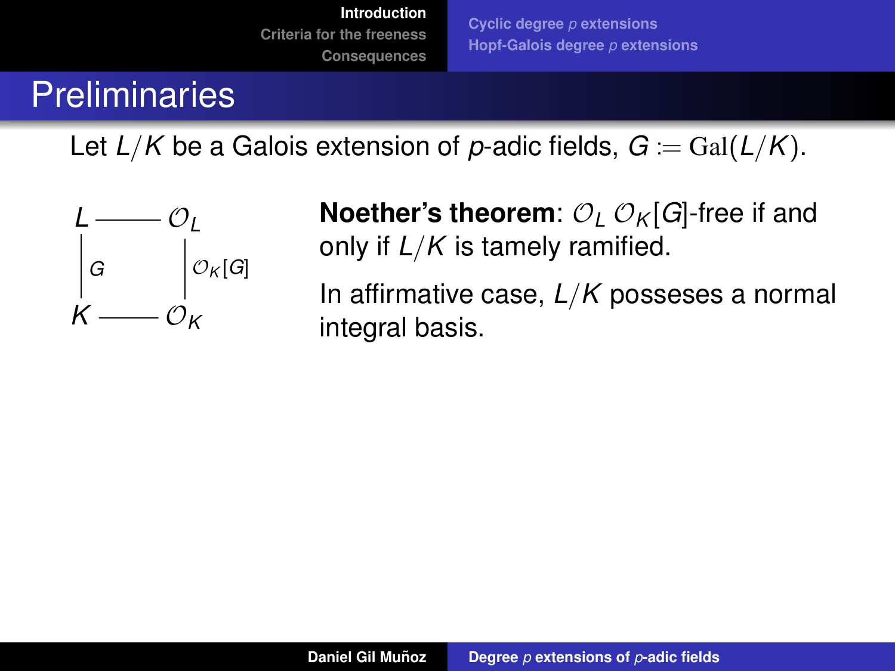# Preliminaries

Let $L/K$ be a Galois extension of $p$-adic fields, $G := \mathrm{Gal}(L/K)$.

$$
\begin{array}{ccc}
L & \text{———} & \mathcal{O}_L \\
\Big| G & & \Big| \mathcal{O}_K[G] \\
K & \text{———} & \mathcal{O}_K
\end{array}
$$

**Noether's theorem**: $\mathcal{O}_L$ $\mathcal{O}_K[G]$-free if and only if $L/K$ is tamely ramified.

In affirmative case, $L/K$ posseses a normal integral basis.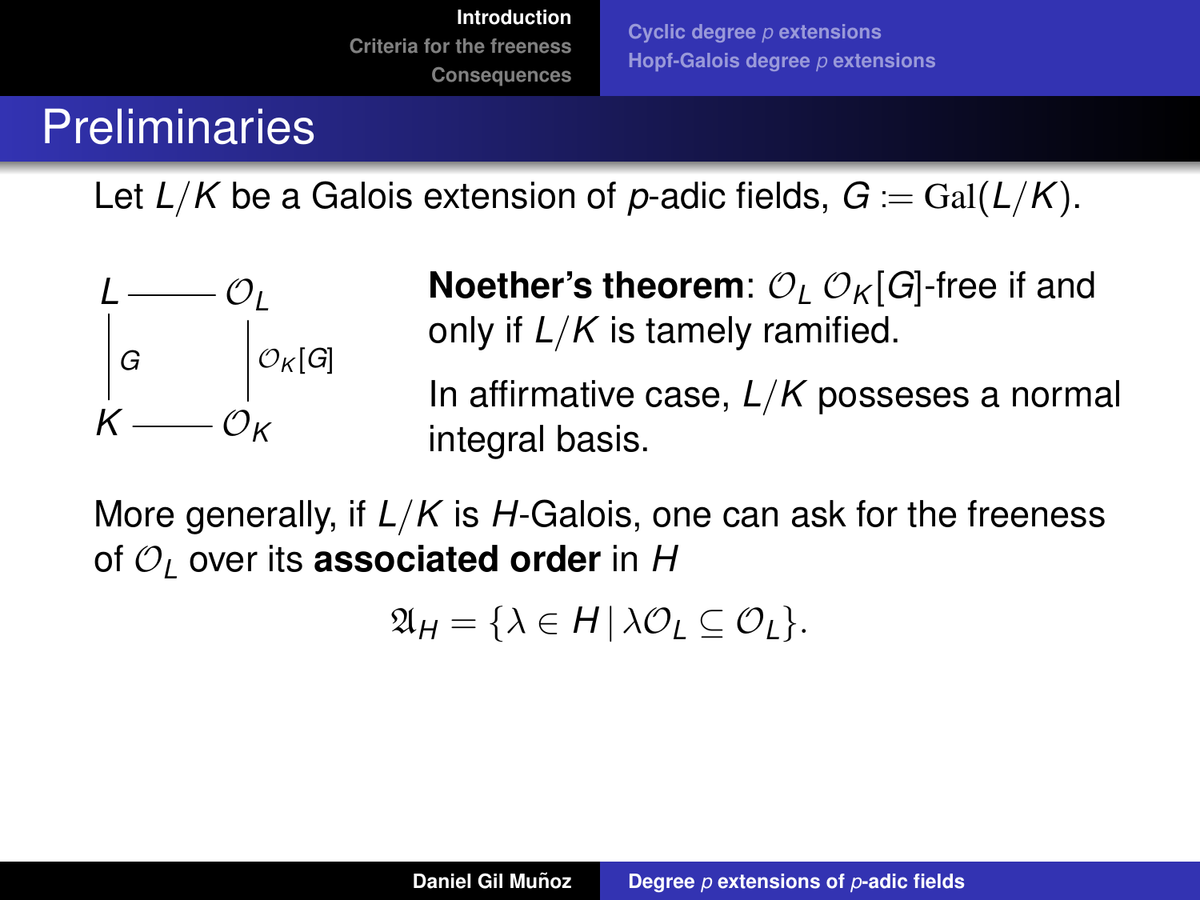# Preliminaries

Let $L/K$ be a Galois extension of $p$-adic fields, $G := \mathrm{Gal}(L/K)$.

$$\begin{array}{ccc} L & \text{——} & \mathcal{O}_L \\ \Big| G & & \Big| \mathcal{O}_K[G] \\ K & \text{——} & \mathcal{O}_K \end{array}$$

**Noether's theorem**: $\mathcal{O}_L$ $\mathcal{O}_K[G]$-free if and only if $L/K$ is tamely ramified.

In affirmative case, $L/K$ posseses a normal integral basis.

More generally, if $L/K$ is $H$-Galois, one can ask for the freeness of $\mathcal{O}_L$ over its **associated order** in $H$

$$\mathfrak{A}_H = \{\lambda \in H \,|\, \lambda\mathcal{O}_L \subseteq \mathcal{O}_L\}.$$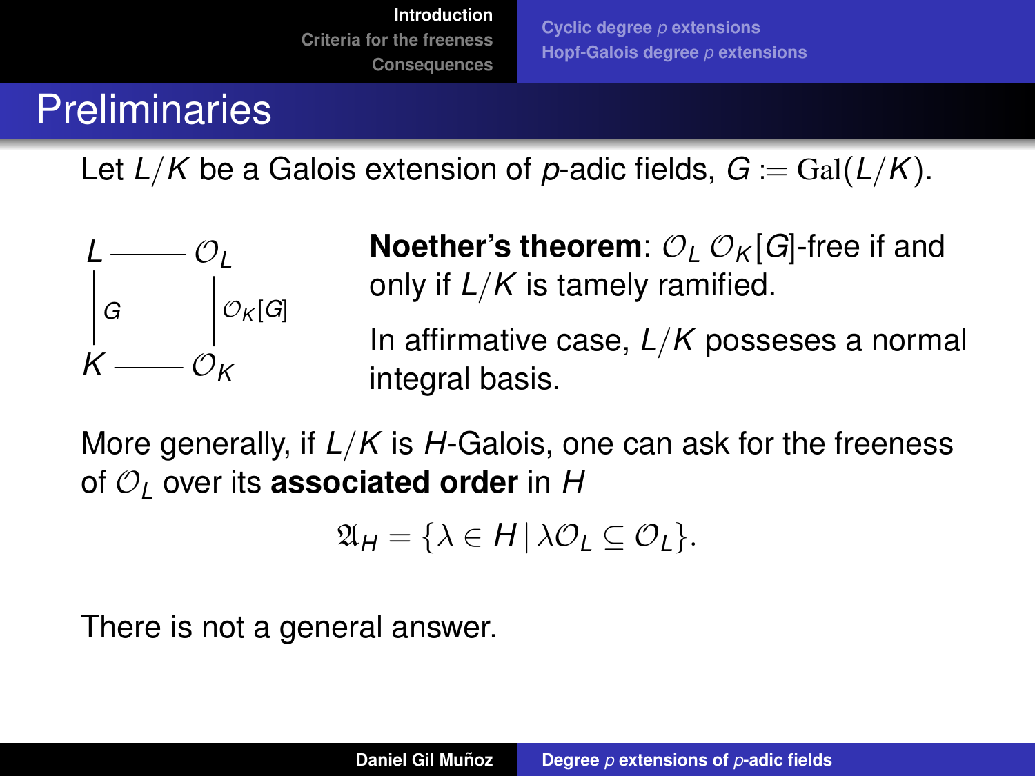# Preliminaries

Let $L/K$ be a Galois extension of $p$-adic fields, $G \coloneqq \mathrm{Gal}(L/K)$.

$$
\begin{array}{ccc}
L & \text{———} & \mathcal{O}_L \\
\Big| G & & \Big| \mathcal{O}_K[G] \\
K & \text{———} & \mathcal{O}_K
\end{array}
$$

**Noether's theorem**: $\mathcal{O}_L$ $\mathcal{O}_K[G]$-free if and only if $L/K$ is tamely ramified.

In affirmative case, $L/K$ posseses a normal integral basis.

More generally, if $L/K$ is $H$-Galois, one can ask for the freeness of $\mathcal{O}_L$ over its **associated order** in $H$

$$\mathfrak{A}_H = \{\lambda \in H \,|\, \lambda\mathcal{O}_L \subseteq \mathcal{O}_L\}.$$

There is not a general answer.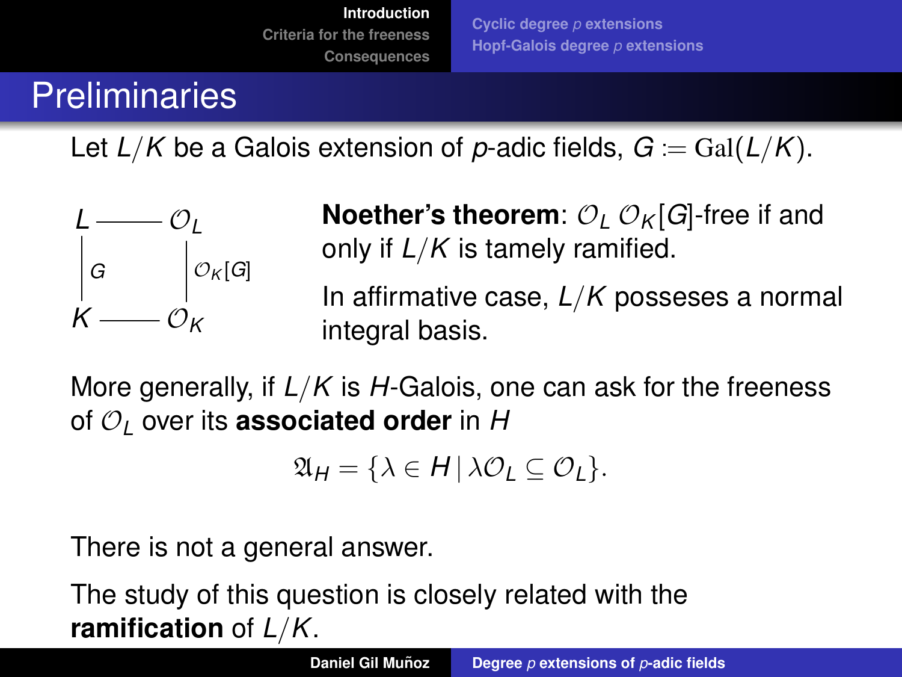# Preliminaries

Let $L/K$ be a Galois extension of $p$-adic fields, $G := \mathrm{Gal}(L/K)$.

$$\begin{array}{ccc} L & \text{———} & \mathcal{O}_L \\ \Big|\, G & & \Big|\, \mathcal{O}_K[G] \\ K & \text{———} & \mathcal{O}_K \end{array}$$

**Noether's theorem**: $\mathcal{O}_L$ $\mathcal{O}_K[G]$-free if and only if $L/K$ is tamely ramified.

In affirmative case, $L/K$ posseses a normal integral basis.

More generally, if $L/K$ is $H$-Galois, one can ask for the freeness of $\mathcal{O}_L$ over its **associated order** in $H$

$$\mathfrak{A}_H = \{\lambda \in H \,|\, \lambda\mathcal{O}_L \subseteq \mathcal{O}_L\}.$$

There is not a general answer.

The study of this question is closely related with the **ramification** of $L/K$.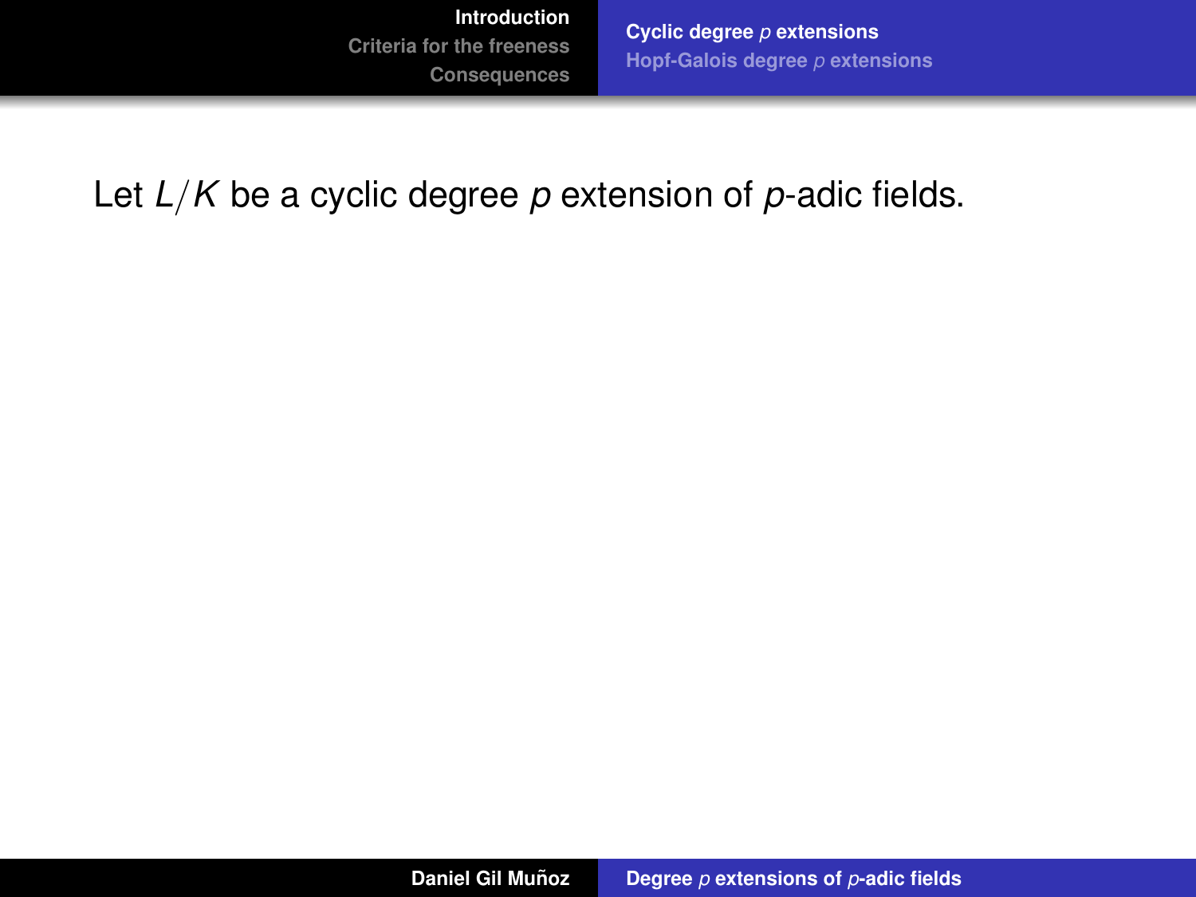Let $L/K$ be a cyclic degree $p$ extension of $p$-adic fields.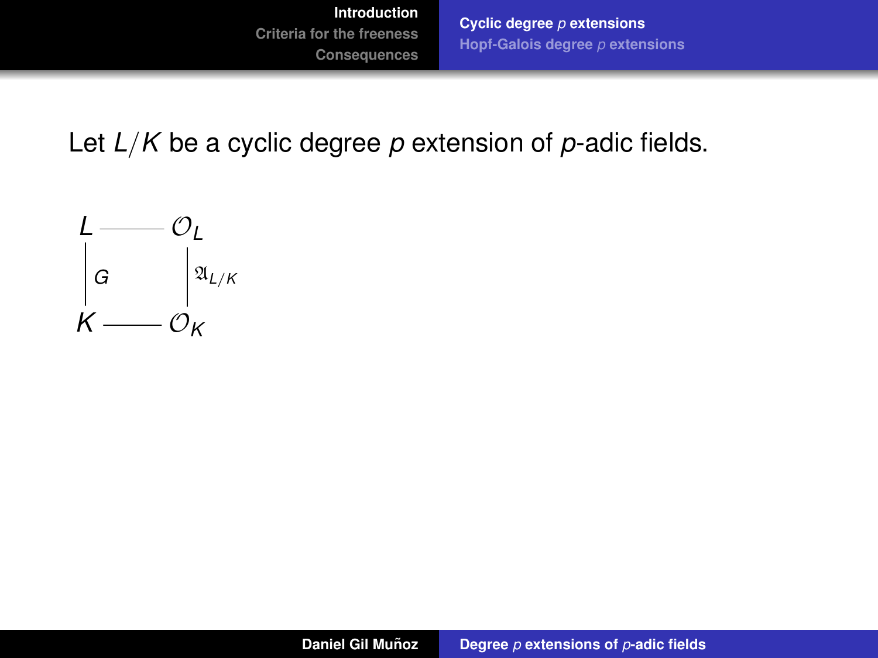Let $L/K$ be a cyclic degree $p$ extension of $p$-adic fields.

$$
\begin{array}{ccc}
L & \text{———} & \mathcal{O}_L \\
\Big| \, G & & \Big| \, \mathfrak{A}_{L/K} \\
K & \text{———} & \mathcal{O}_K
\end{array}
$$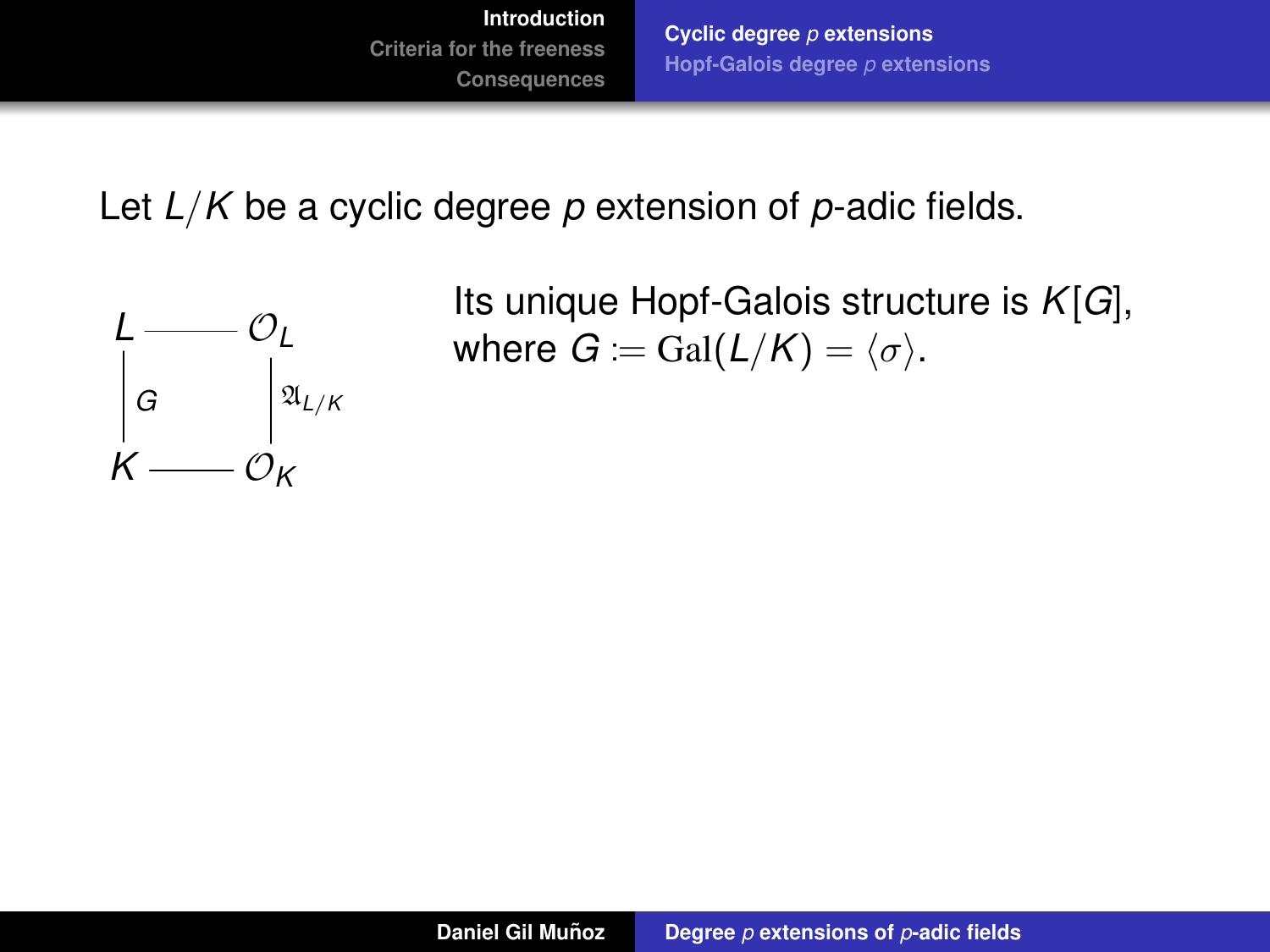Let $L/K$ be a cyclic degree $p$ extension of $p$-adic fields.

$$
\begin{array}{ccc}
L & \text{———} & \mathcal{O}_L \\
\Big|\, G & & \Big|\, \mathfrak{A}_{L/K} \\
K & \text{———} & \mathcal{O}_K
\end{array}
$$

Its unique Hopf-Galois structure is $K[G]$, where $G := \mathrm{Gal}(L/K) = \langle\sigma\rangle$.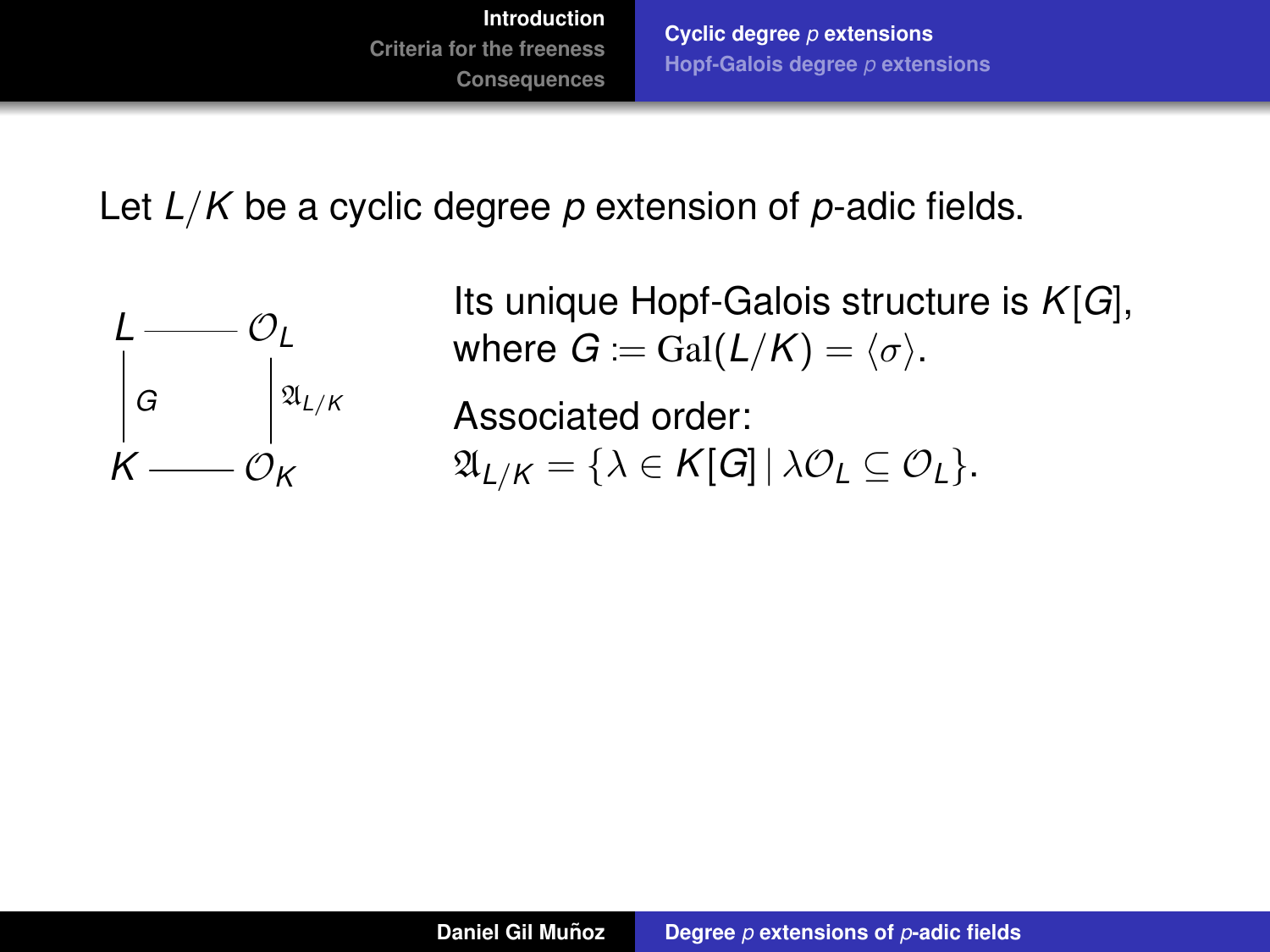Let $L/K$ be a cyclic degree $p$ extension of $p$-adic fields.

$$
\begin{array}{ccc}
L & \text{———} & \mathcal{O}_L \\
\Big| \, G & & \Big| \, \mathfrak{A}_{L/K} \\
K & \text{———} & \mathcal{O}_K
\end{array}
$$

Its unique Hopf-Galois structure is $K[G]$, where $G := \mathrm{Gal}(L/K) = \langle \sigma \rangle$.

Associated order:
$\mathfrak{A}_{L/K} = \{\lambda \in K[G] \mid \lambda \mathcal{O}_L \subseteq \mathcal{O}_L\}$.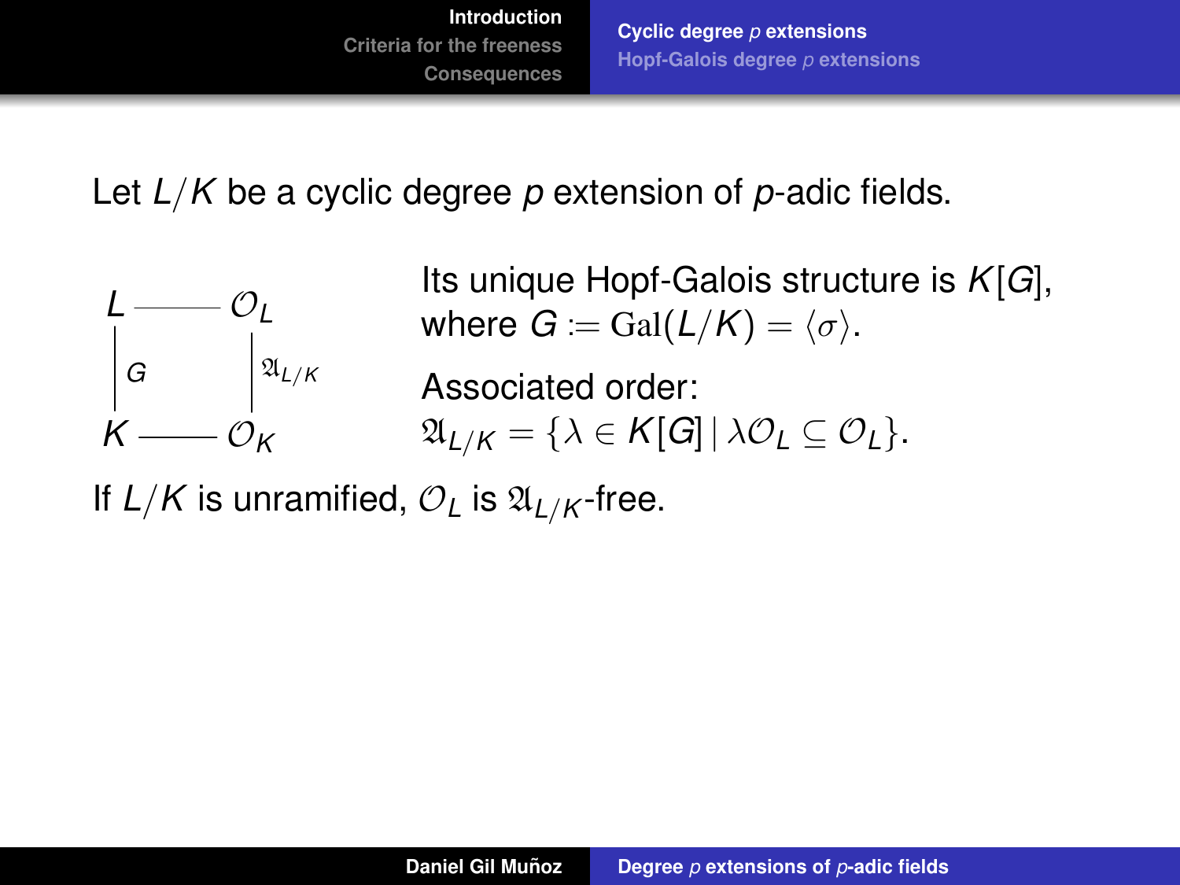Let $L/K$ be a cyclic degree $p$ extension of $p$-adic fields.

$$\begin{array}{ccc} L & \text{———} & \mathcal{O}_L \\ \Big|\, G & & \Big|\, \mathfrak{A}_{L/K} \\ K & \text{———} & \mathcal{O}_K \end{array}$$

Its unique Hopf-Galois structure is $K[G]$, where $G := \mathrm{Gal}(L/K) = \langle \sigma \rangle$.

Associated order:
$\mathfrak{A}_{L/K} = \{\lambda \in K[G] \,|\, \lambda \mathcal{O}_L \subseteq \mathcal{O}_L\}$.

If $L/K$ is unramified, $\mathcal{O}_L$ is $\mathfrak{A}_{L/K}$-free.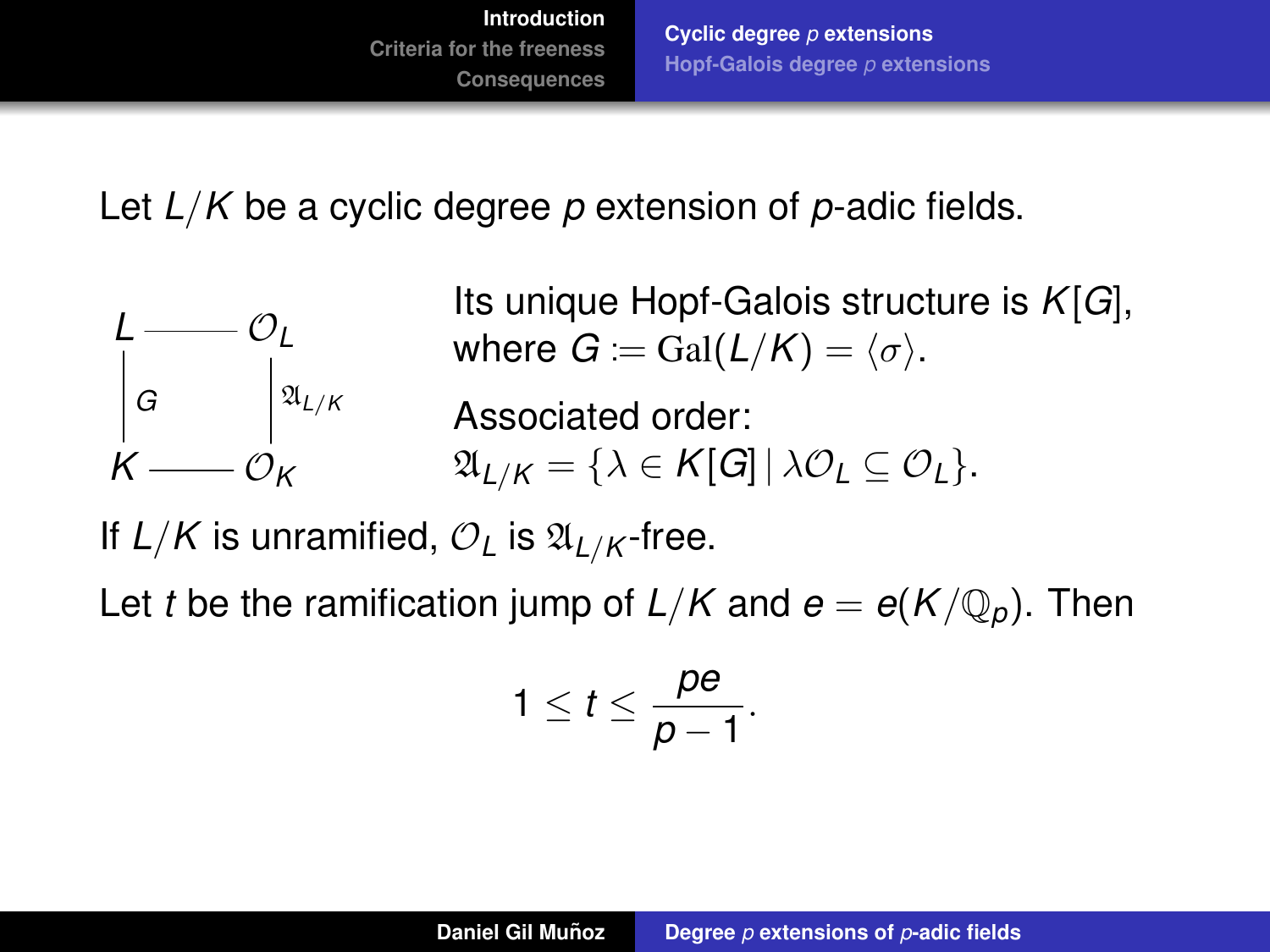Let $L/K$ be a cyclic degree $p$ extension of $p$-adic fields.

$$
\begin{array}{ccc}
L & \text{———} & \mathcal{O}_L \\
\Big| G & & \Big| \mathfrak{A}_{L/K} \\
K & \text{———} & \mathcal{O}_K
\end{array}
$$

Its unique Hopf-Galois structure is $K[G]$, where $G := \mathrm{Gal}(L/K) = \langle \sigma \rangle$.

Associated order: $\mathfrak{A}_{L/K} = \{\lambda \in K[G] \mid \lambda \mathcal{O}_L \subseteq \mathcal{O}_L\}$.

If $L/K$ is unramified, $\mathcal{O}_L$ is $\mathfrak{A}_{L/K}$-free.

Let $t$ be the ramification jump of $L/K$ and $e = e(K/\mathbb{Q}_p)$. Then

$$1 \leq t \leq \frac{pe}{p-1}.$$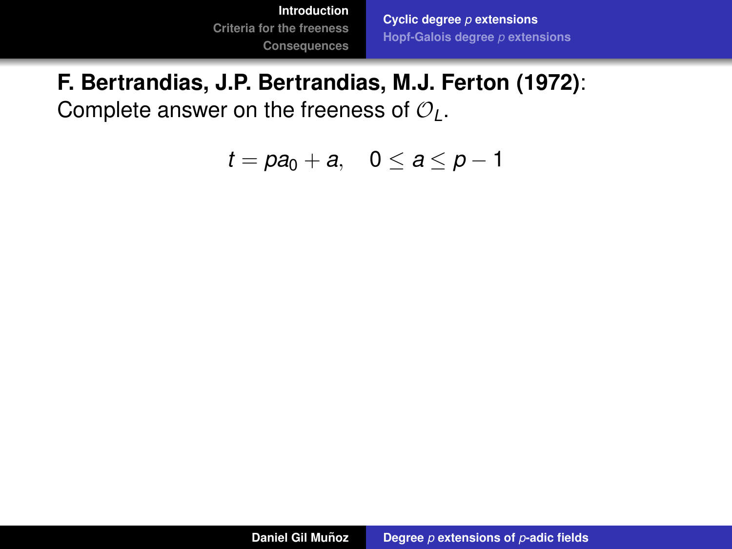**F. Bertrandias, J.P. Bertrandias, M.J. Ferton (1972)**:
Complete answer on the freeness of $\mathcal{O}_L$.

$$t = pa_0 + a, \quad 0 \leq a \leq p - 1$$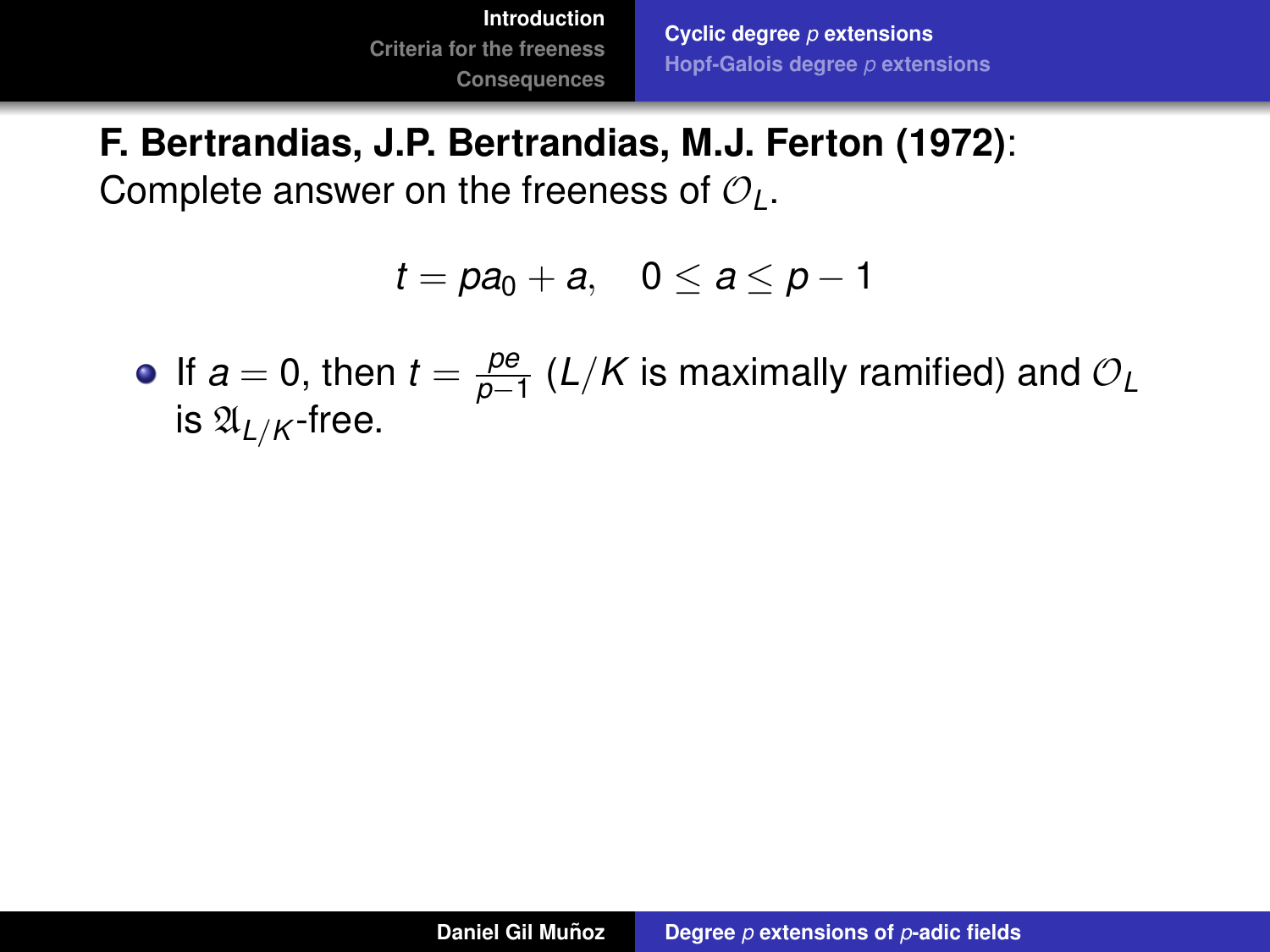**F. Bertrandias, J.P. Bertrandias, M.J. Ferton (1972)**: Complete answer on the freeness of $\mathcal{O}_L$.

$$t = pa_0 + a, \quad 0 \leq a \leq p-1$$

- If $a = 0$, then $t = \frac{pe}{p-1}$ ($L/K$ is maximally ramified) and $\mathcal{O}_L$ is $\mathfrak{A}_{L/K}$-free.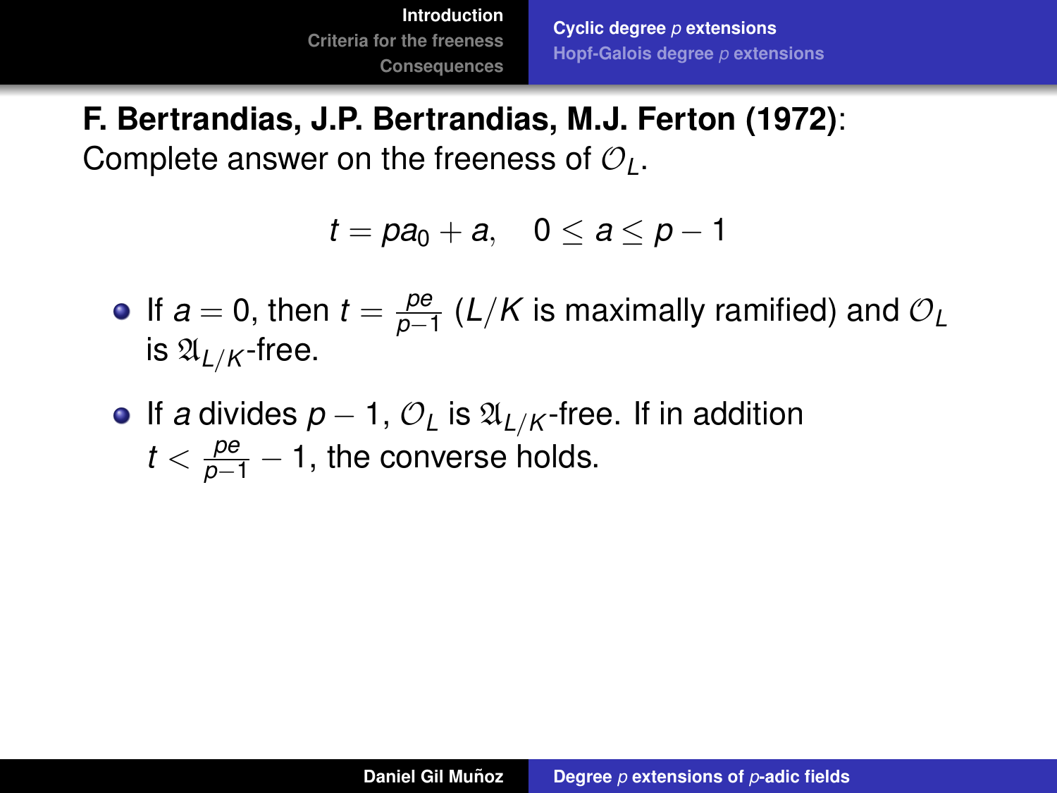**F. Bertrandias, J.P. Bertrandias, M.J. Ferton (1972)**:
Complete answer on the freeness of $\mathcal{O}_L$.

$$t = pa_0 + a, \quad 0 \leq a \leq p-1$$

- If $a = 0$, then $t = \frac{pe}{p-1}$ ($L/K$ is maximally ramified) and $\mathcal{O}_L$ is $\mathfrak{A}_{L/K}$-free.
- If $a$ divides $p-1$, $\mathcal{O}_L$ is $\mathfrak{A}_{L/K}$-free. If in addition $t < \frac{pe}{p-1} - 1$, the converse holds.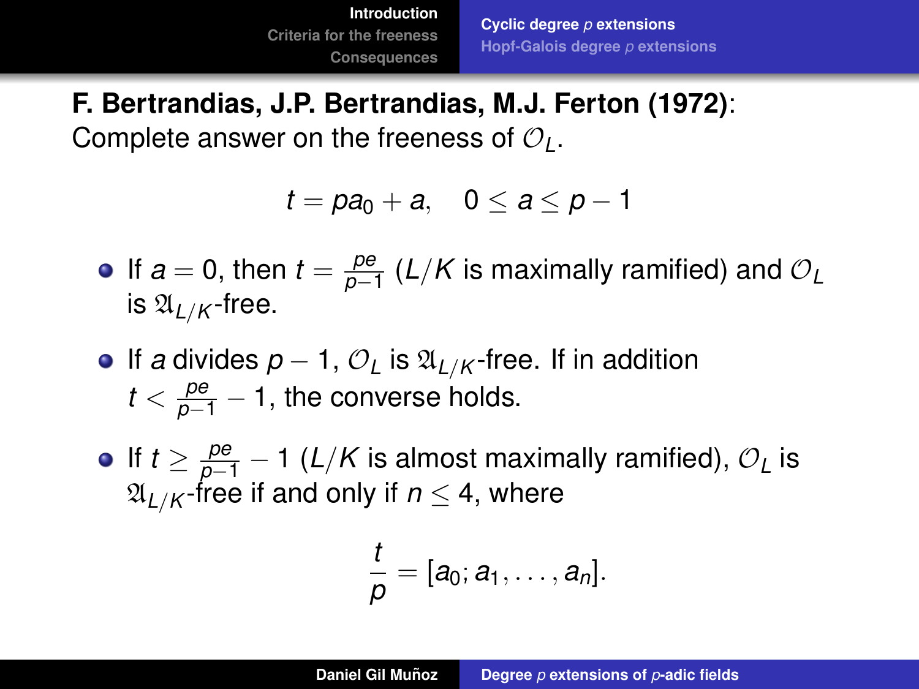**F. Bertrandias, J.P. Bertrandias, M.J. Ferton (1972)**:
Complete answer on the freeness of $\mathcal{O}_L$.

$$t = pa_0 + a, \quad 0 \leq a \leq p-1$$

- If $a = 0$, then $t = \frac{pe}{p-1}$ ($L/K$ is maximally ramified) and $\mathcal{O}_L$ is $\mathfrak{A}_{L/K}$-free.
- If $a$ divides $p-1$, $\mathcal{O}_L$ is $\mathfrak{A}_{L/K}$-free. If in addition $t < \frac{pe}{p-1} - 1$, the converse holds.
- If $t \geq \frac{pe}{p-1} - 1$ ($L/K$ is almost maximally ramified), $\mathcal{O}_L$ is $\mathfrak{A}_{L/K}$-free if and only if $n \leq 4$, where

$$\frac{t}{p} = [a_0; a_1, \ldots, a_n].$$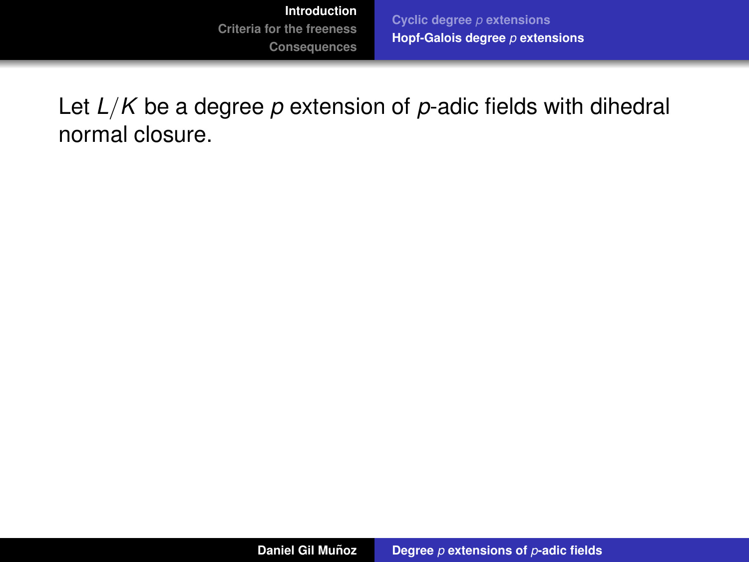Let $L/K$ be a degree $p$ extension of $p$-adic fields with dihedral normal closure.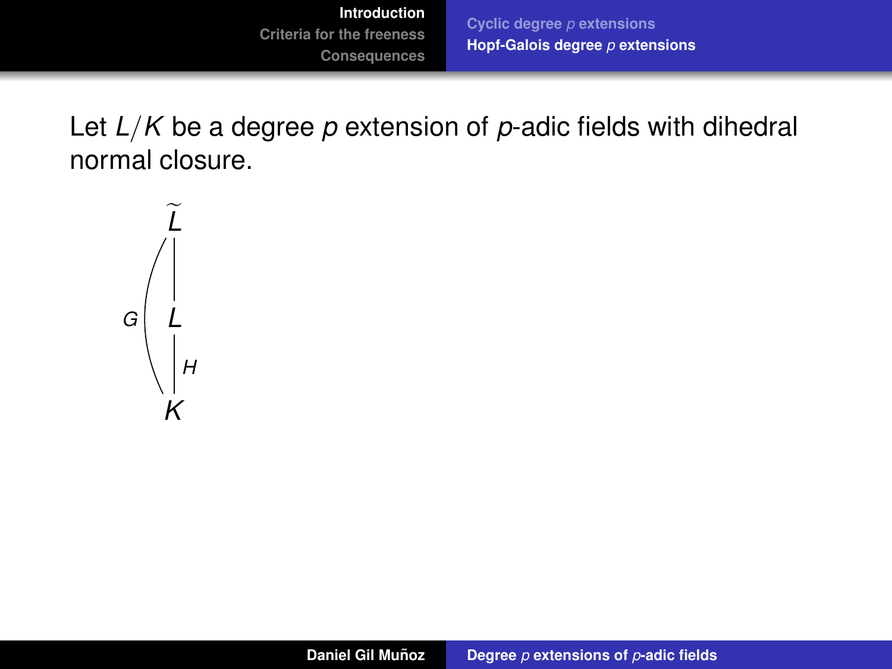Let $L/K$ be a degree $p$ extension of $p$-adic fields with dihedral normal closure.

$\widetilde{L}$

$G$ $L$

$H$

$K$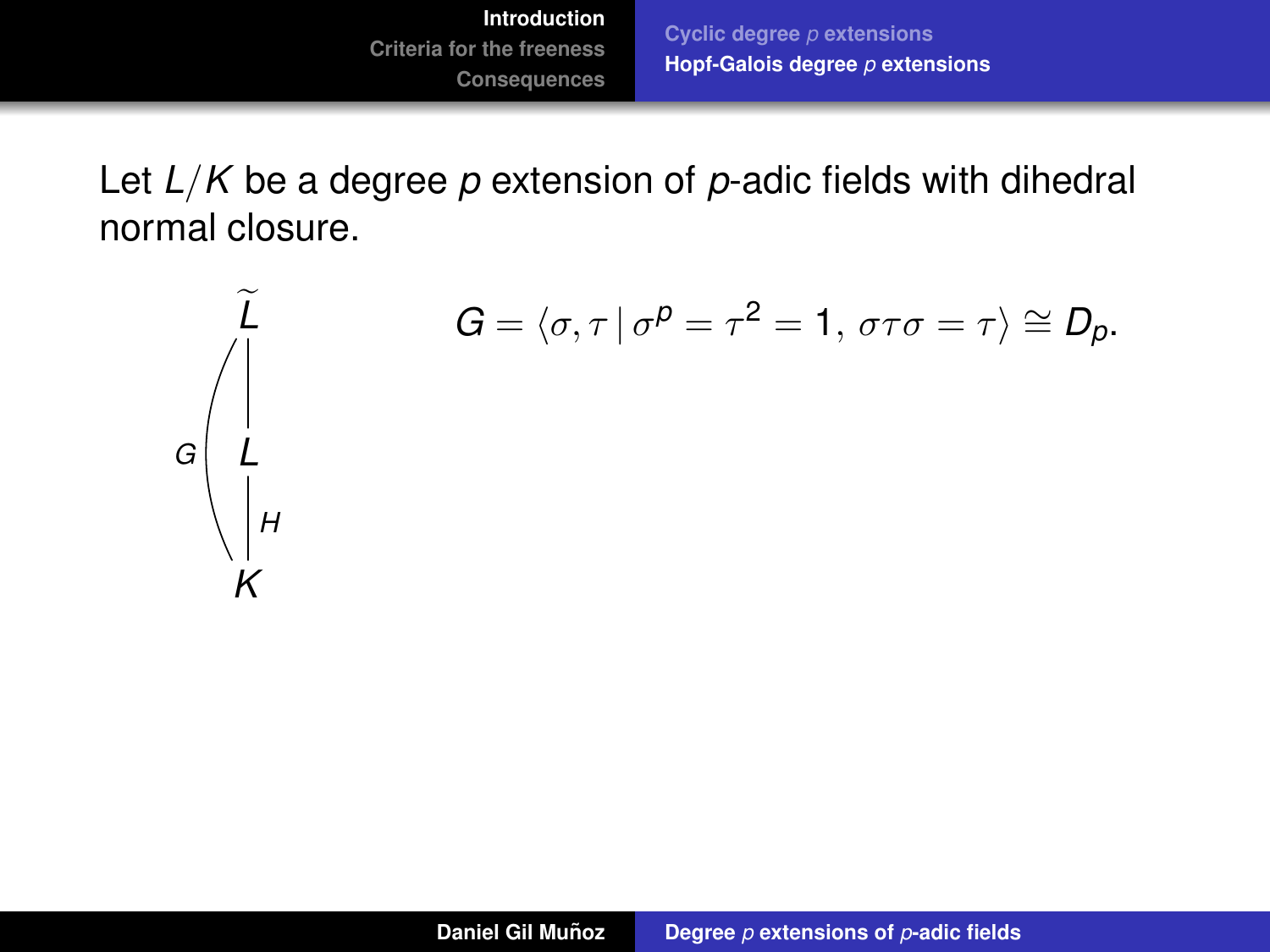Let $L/K$ be a degree $p$ extension of $p$-adic fields with dihedral normal closure.

$$\begin{array}{c} \widetilde{L} \\ | \\ L \\ | \; H \\ K \end{array} \qquad G \text{ (from } K \text{ to } \widetilde{L})$$

$$G = \langle \sigma, \tau \mid \sigma^p = \tau^2 = 1, \, \sigma\tau\sigma = \tau \rangle \cong D_p.$$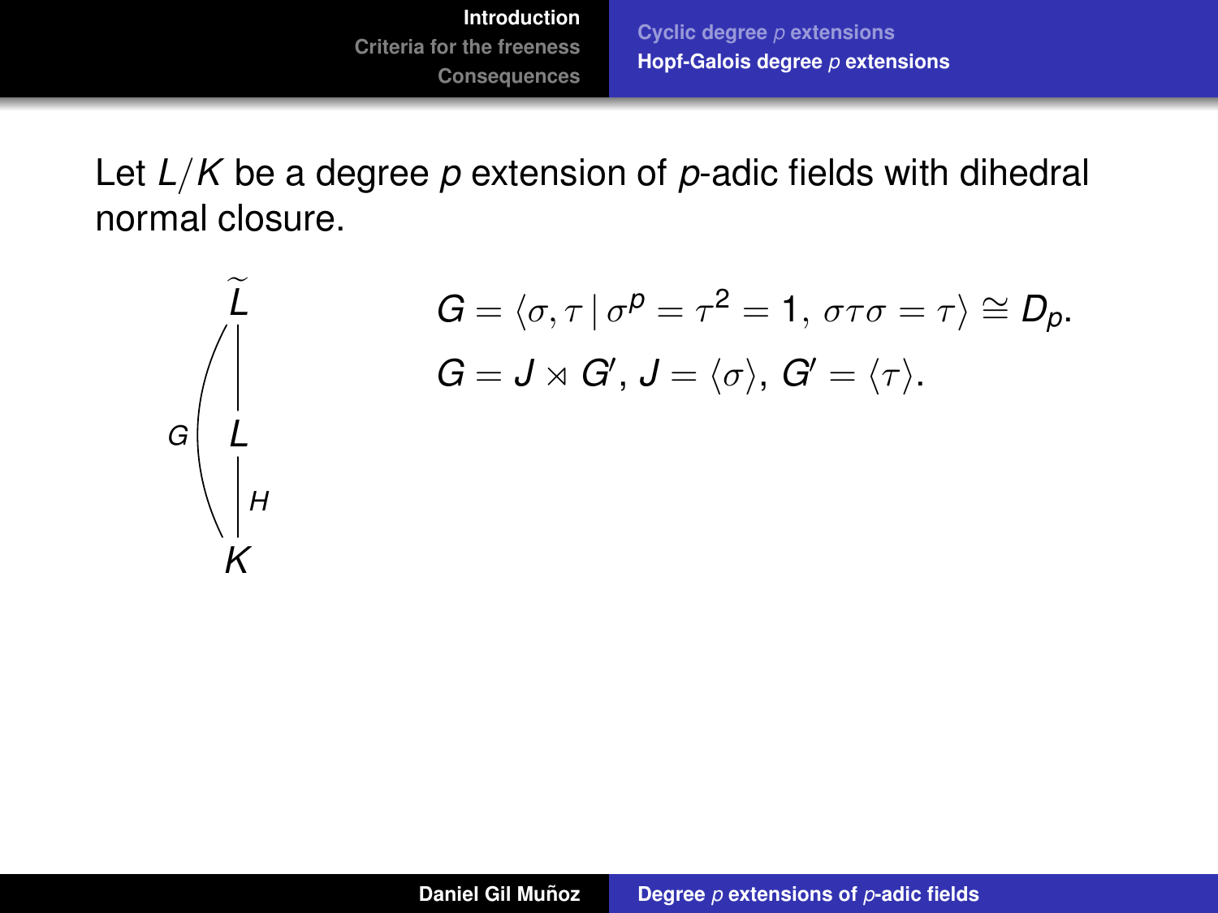Let $L/K$ be a degree $p$ extension of $p$-adic fields with dihedral normal closure.

$$\widetilde{L} \supseteq L \supseteq K, \quad \mathrm{Gal}(\widetilde{L}/K) = G, \quad \mathrm{Gal}(\widetilde{L}/L) = H$$

$$G = \langle \sigma, \tau \mid \sigma^p = \tau^2 = 1,\, \sigma\tau\sigma = \tau \rangle \cong D_p.$$

$$G = J \rtimes G',\, J = \langle \sigma \rangle,\, G' = \langle \tau \rangle.$$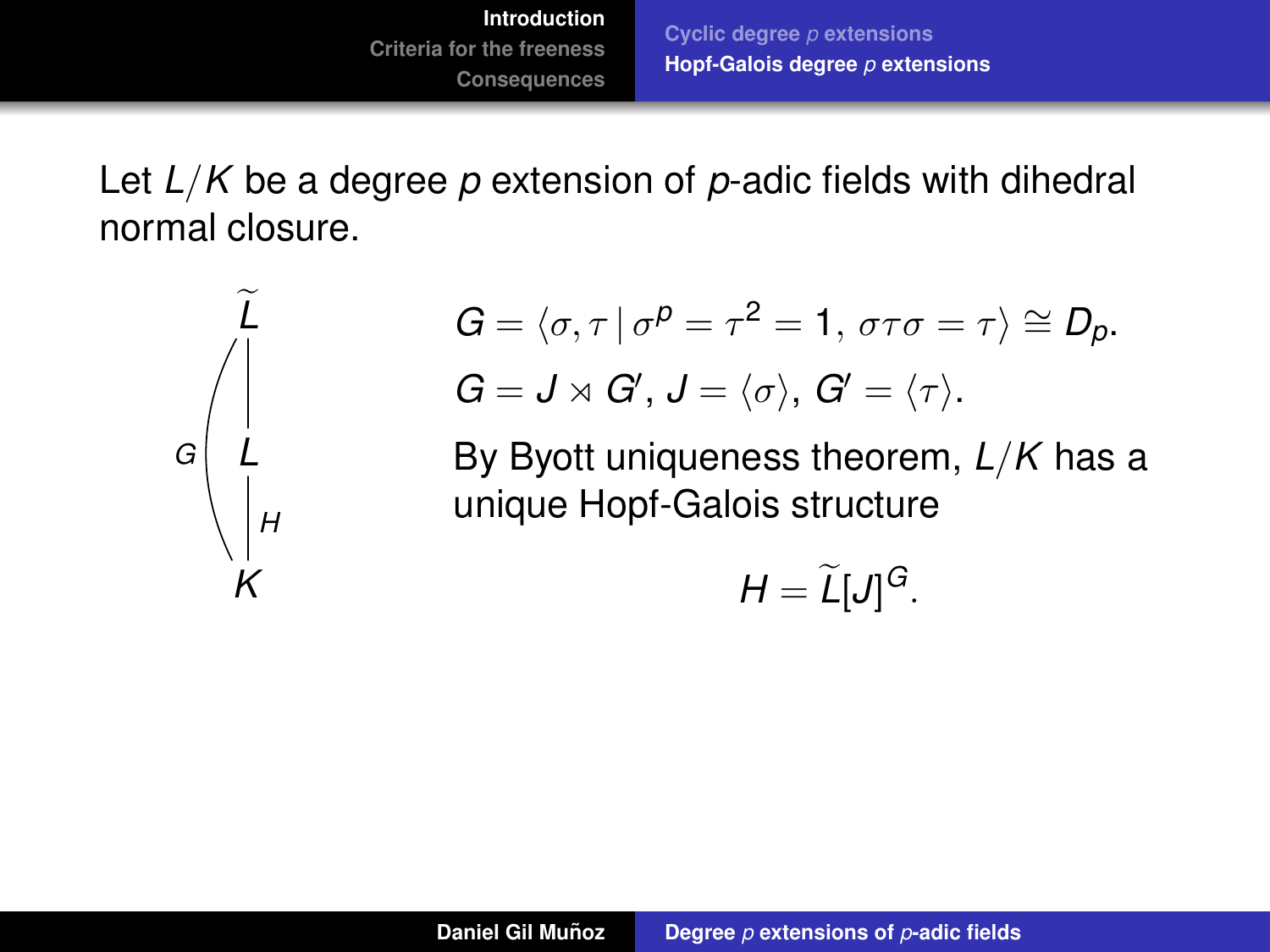Let $L/K$ be a degree $p$ extension of $p$-adic fields with dihedral normal closure.

$$\begin{array}{c} \widetilde{L} \\ | \\ L \\ |\, H \\ K \end{array} \qquad G = \mathrm{Gal}(\widetilde{L}/K)$$

$$G = \langle \sigma, \tau \mid \sigma^p = \tau^2 = 1,\, \sigma\tau\sigma = \tau \rangle \cong D_p.$$

$$G = J \rtimes G',\ J = \langle \sigma \rangle,\ G' = \langle \tau \rangle.$$

By Byott uniqueness theorem, $L/K$ has a unique Hopf-Galois structure

$$H = \widetilde{L}[J]^G.$$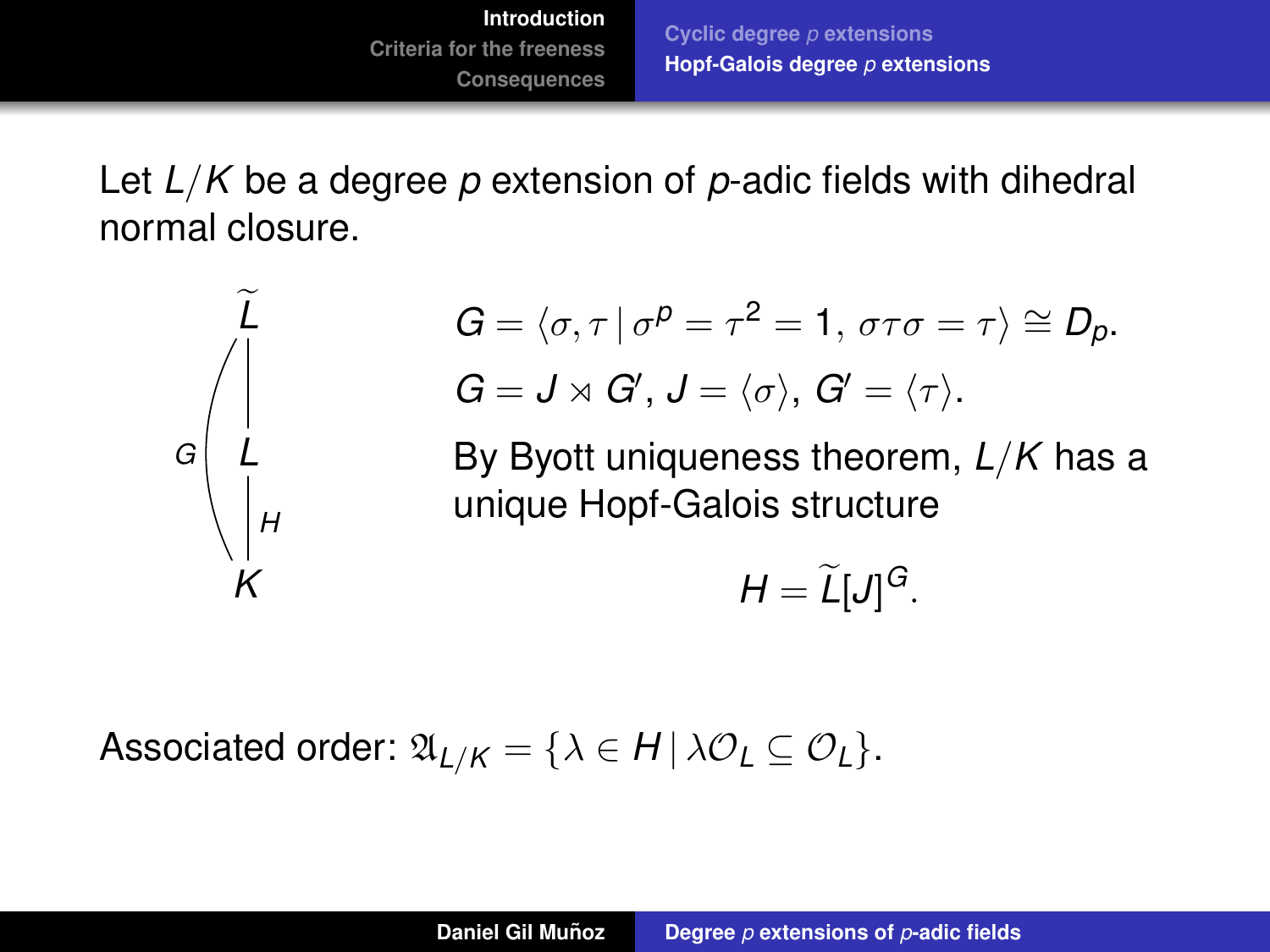Let $L/K$ be a degree $p$ extension of $p$-adic fields with dihedral normal closure.

$$G = \langle \sigma, \tau \,|\, \sigma^p = \tau^2 = 1,\, \sigma\tau\sigma = \tau \rangle \cong D_p.$$

$$G = J \rtimes G',\ J = \langle \sigma \rangle,\ G' = \langle \tau \rangle.$$

By Byott uniqueness theorem, $L/K$ has a unique Hopf-Galois structure

$$H = \widetilde{L}[J]^G.$$

Associated order: $\mathfrak{A}_{L/K} = \{\lambda \in H \,|\, \lambda \mathcal{O}_L \subseteq \mathcal{O}_L\}$.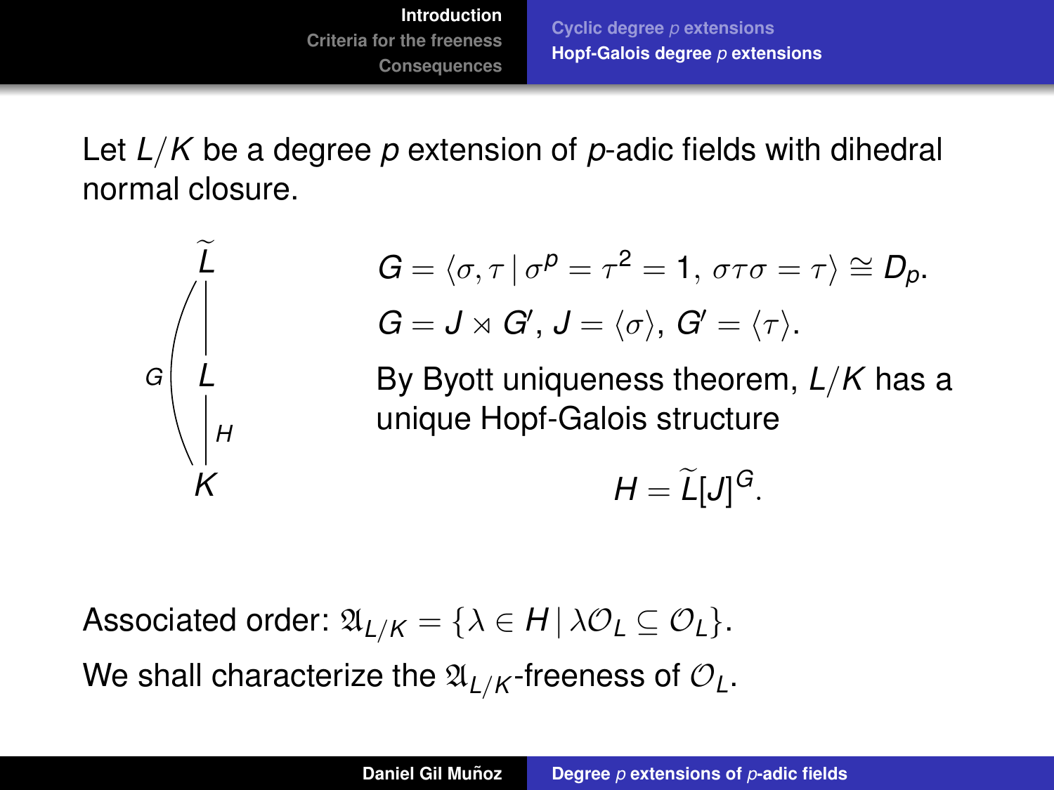Let $L/K$ be a degree $p$ extension of $p$-adic fields with dihedral normal closure.

$$G = \langle \sigma, \tau \mid \sigma^p = \tau^2 = 1,\, \sigma\tau\sigma = \tau \rangle \cong D_p.$$

$$G = J \rtimes G',\ J = \langle \sigma \rangle,\ G' = \langle \tau \rangle.$$

By Byott uniqueness theorem, $L/K$ has a unique Hopf-Galois structure

$$H = \widetilde{L}[J]^G.$$

Associated order: $\mathfrak{A}_{L/K} = \{\lambda \in H \mid \lambda \mathcal{O}_L \subseteq \mathcal{O}_L\}$.

We shall characterize the $\mathfrak{A}_{L/K}$-freeness of $\mathcal{O}_L$.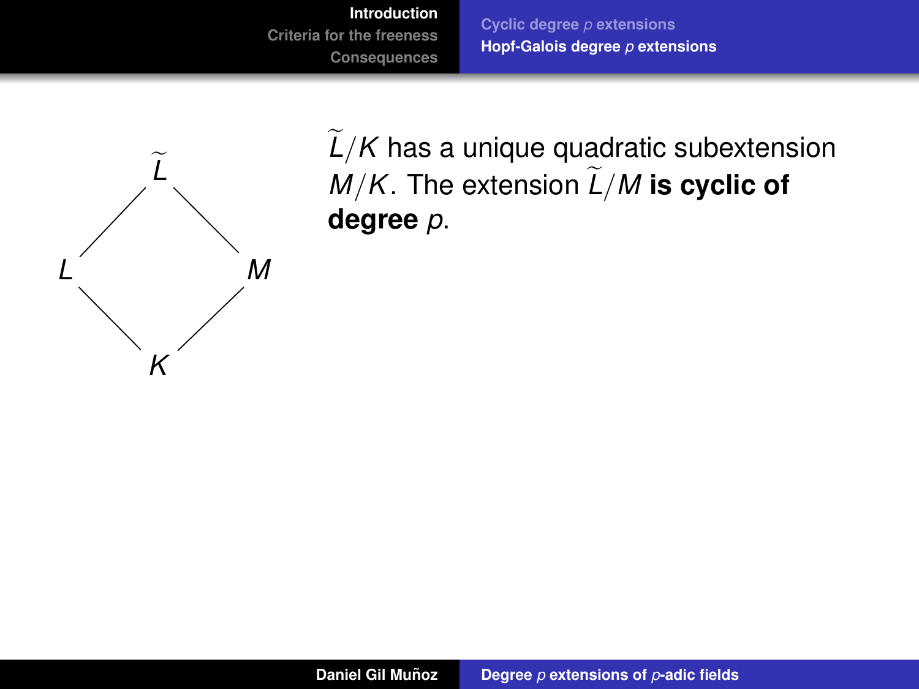$$
\begin{array}{ccc}
 & \widetilde{L} & \\
L & & M \\
 & K &
\end{array}
$$

$\widetilde{L}/K$ has a unique quadratic subextension $M/K$. The extension $\widetilde{L}/M$ **is cyclic of degree** $p$.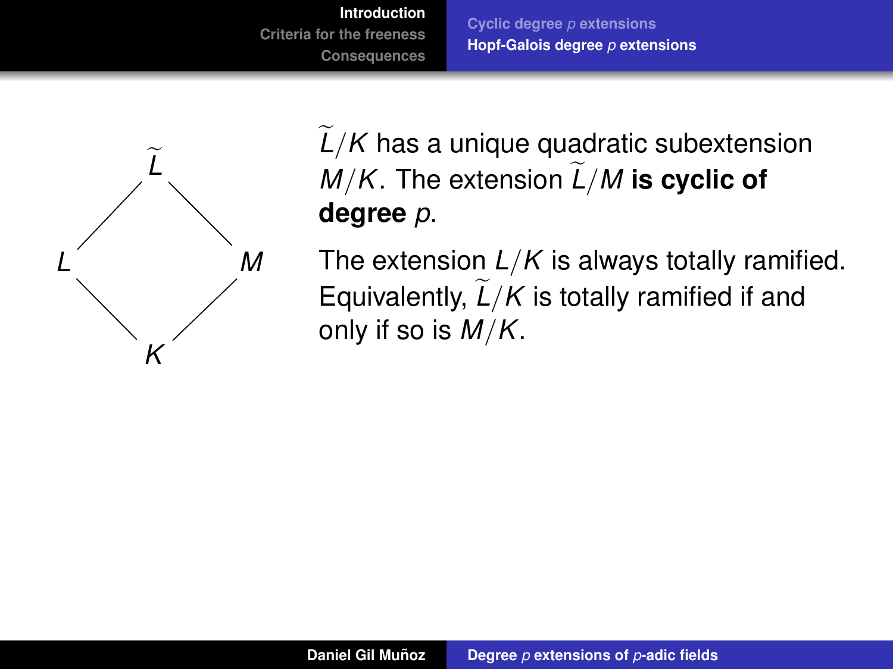$\widetilde{L}$

$L$ $\qquad$ $M$

$K$

$\widetilde{L}/K$ has a unique quadratic subextension $M/K$. The extension $\widetilde{L}/M$ **is cyclic of degree** $p$.

The extension $L/K$ is always totally ramified. Equivalently, $\widetilde{L}/K$ is totally ramified if and only if so is $M/K$.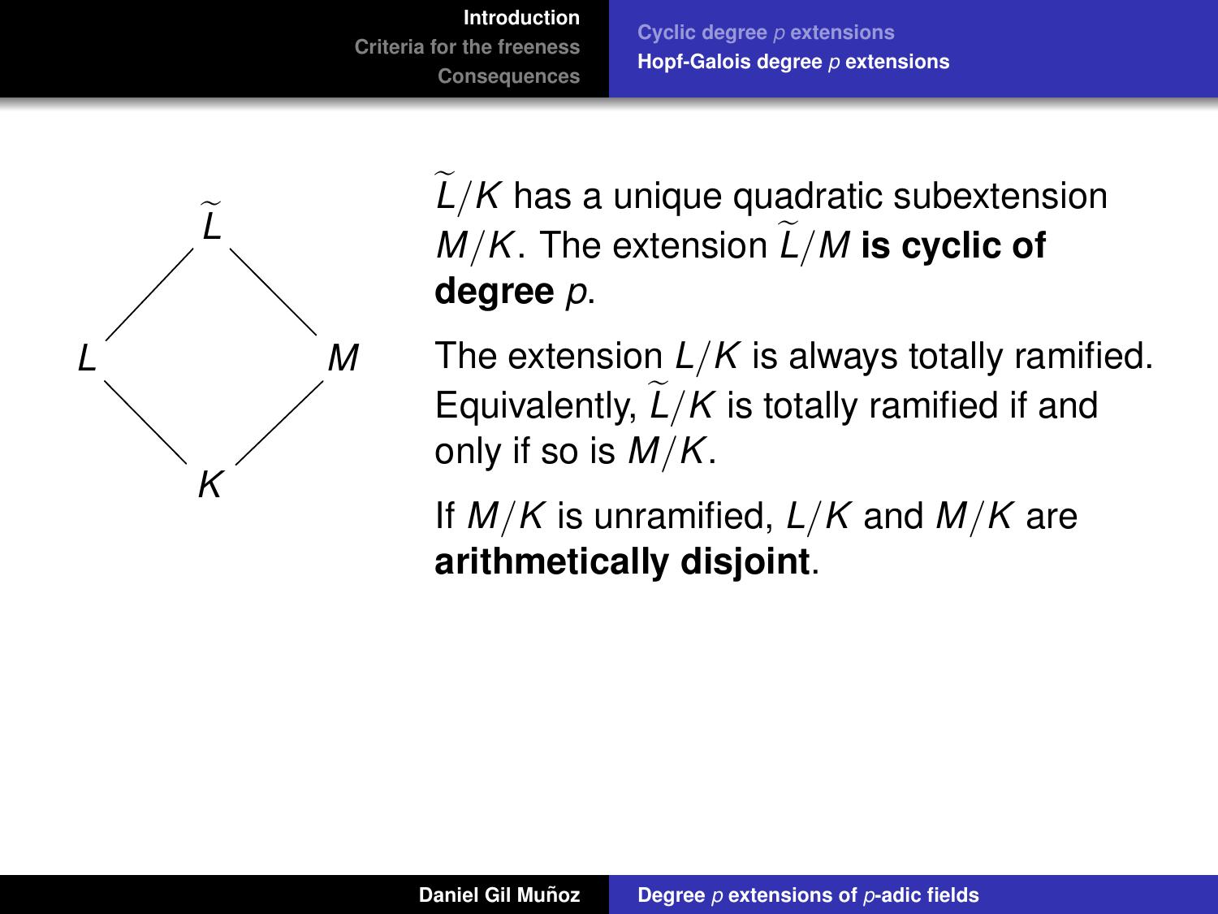$\widetilde{L}/K$ has a unique quadratic subextension $M/K$. The extension $\widetilde{L}/M$ **is cyclic of degree** $p$.

The extension $L/K$ is always totally ramified. Equivalently, $\widetilde{L}/K$ is totally ramified if and only if so is $M/K$.

If $M/K$ is unramified, $L/K$ and $M/K$ are **arithmetically disjoint**.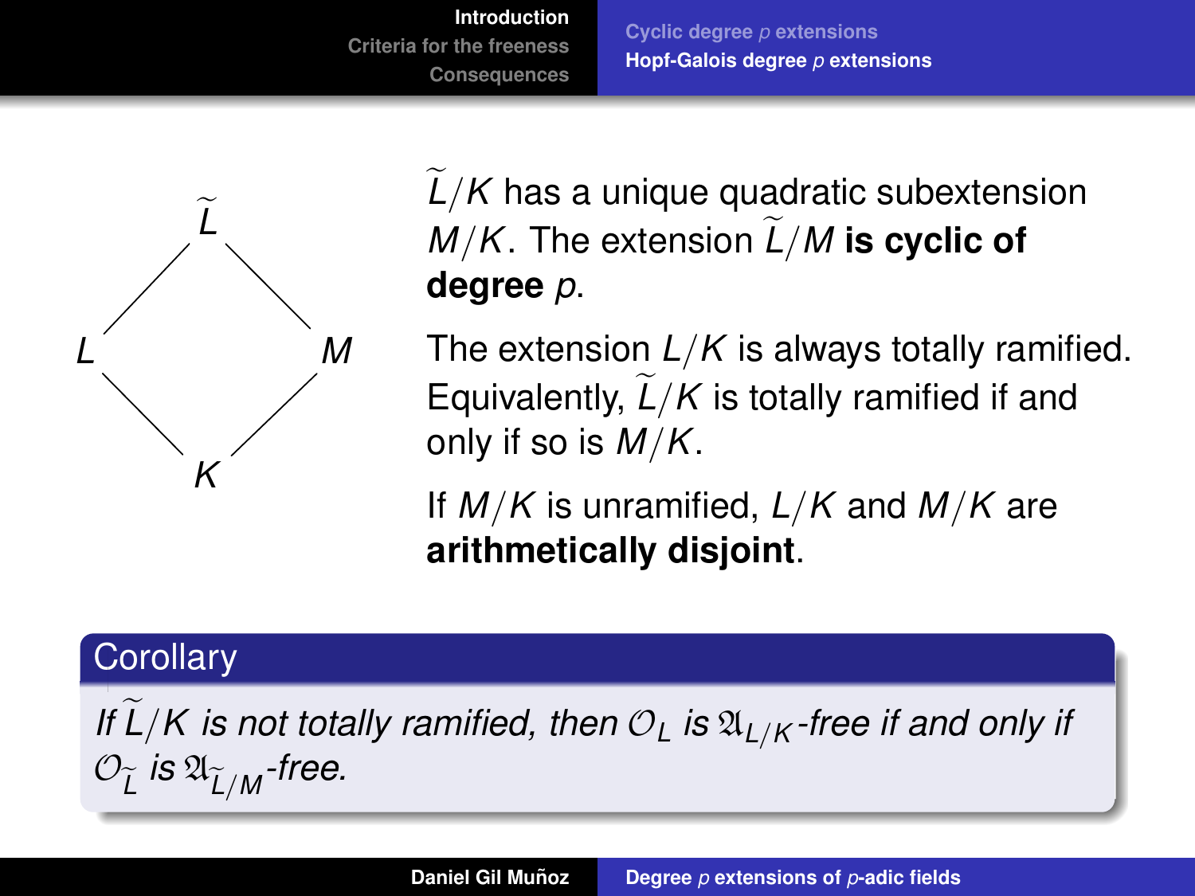$\widetilde{L}/K$ has a unique quadratic subextension $M/K$. The extension $\widetilde{L}/M$ **is cyclic of degree** $p$.

The extension $L/K$ is always totally ramified. Equivalently, $\widetilde{L}/K$ is totally ramified if and only if so is $M/K$.

If $M/K$ is unramified, $L/K$ and $M/K$ are **arithmetically disjoint**.

**Corollary**

*If $\widetilde{L}/K$ is not totally ramified, then $\mathcal{O}_L$ is $\mathfrak{A}_{L/K}$-free if and only if $\mathcal{O}_{\widetilde{L}}$ is $\mathfrak{A}_{\widetilde{L}/M}$-free.*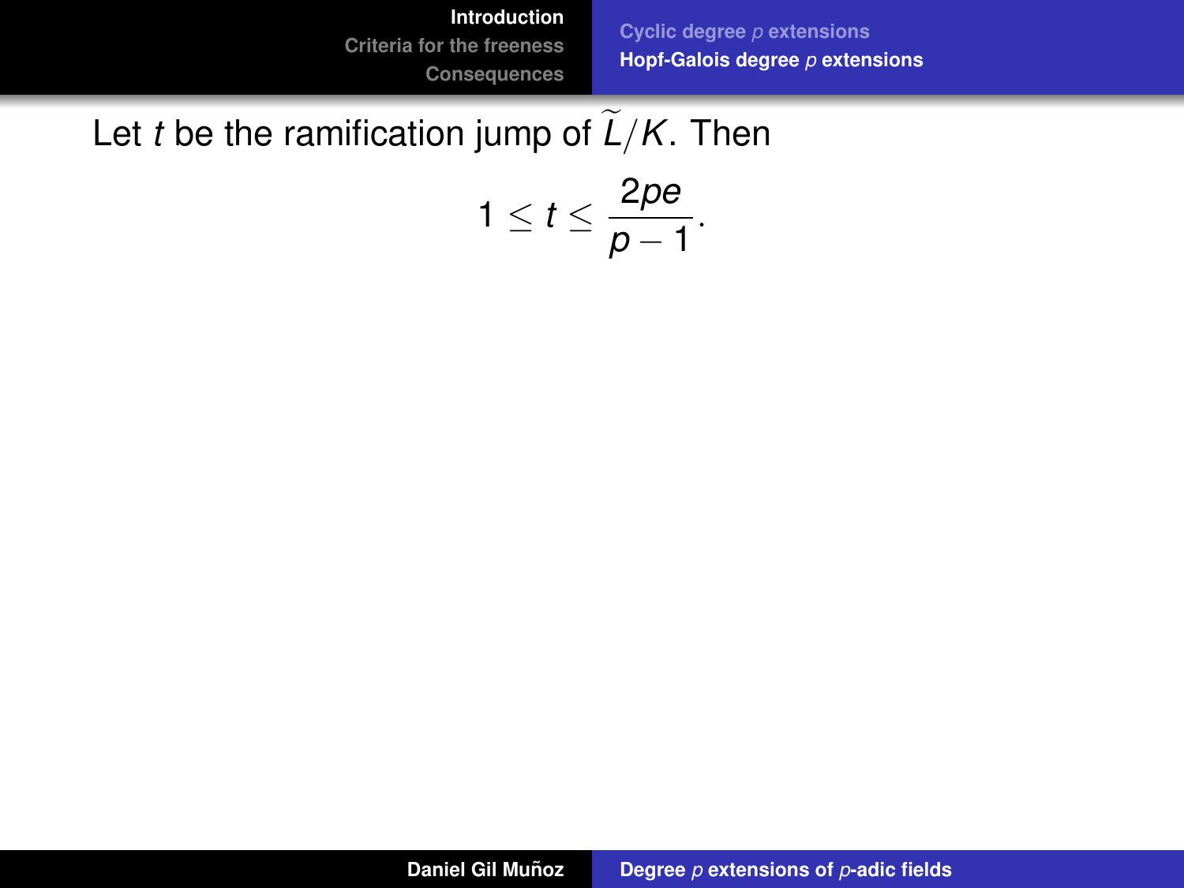Let $t$ be the ramification jump of $\widetilde{L}/K$. Then

$$1 \leq t \leq \frac{2pe}{p-1}.$$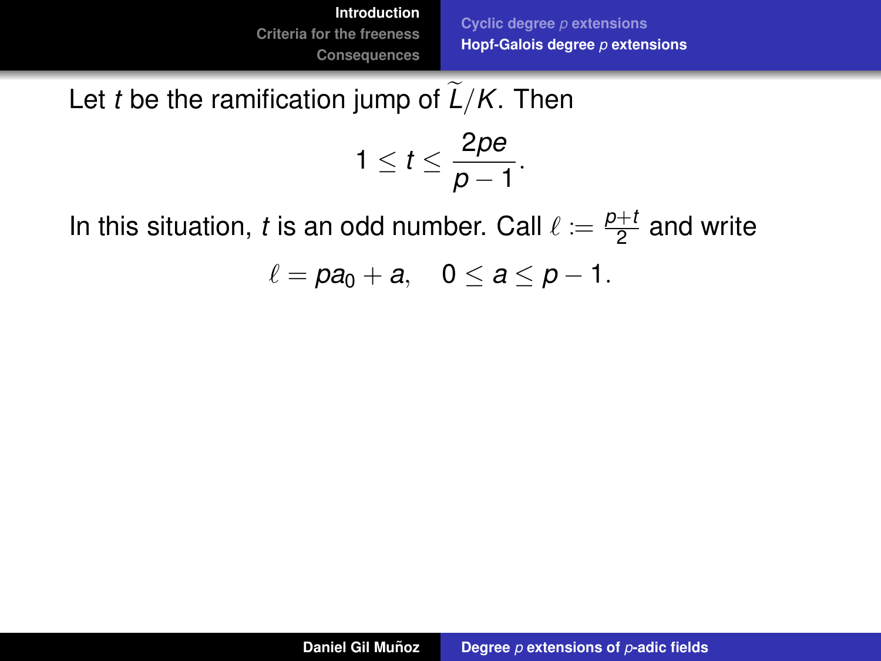Let $t$ be the ramification jump of $\widetilde{L}/K$. Then

$$1 \leq t \leq \frac{2pe}{p-1}.$$

In this situation, $t$ is an odd number. Call $\ell := \frac{p+t}{2}$ and write

$$\ell = pa_0 + a, \quad 0 \leq a \leq p-1.$$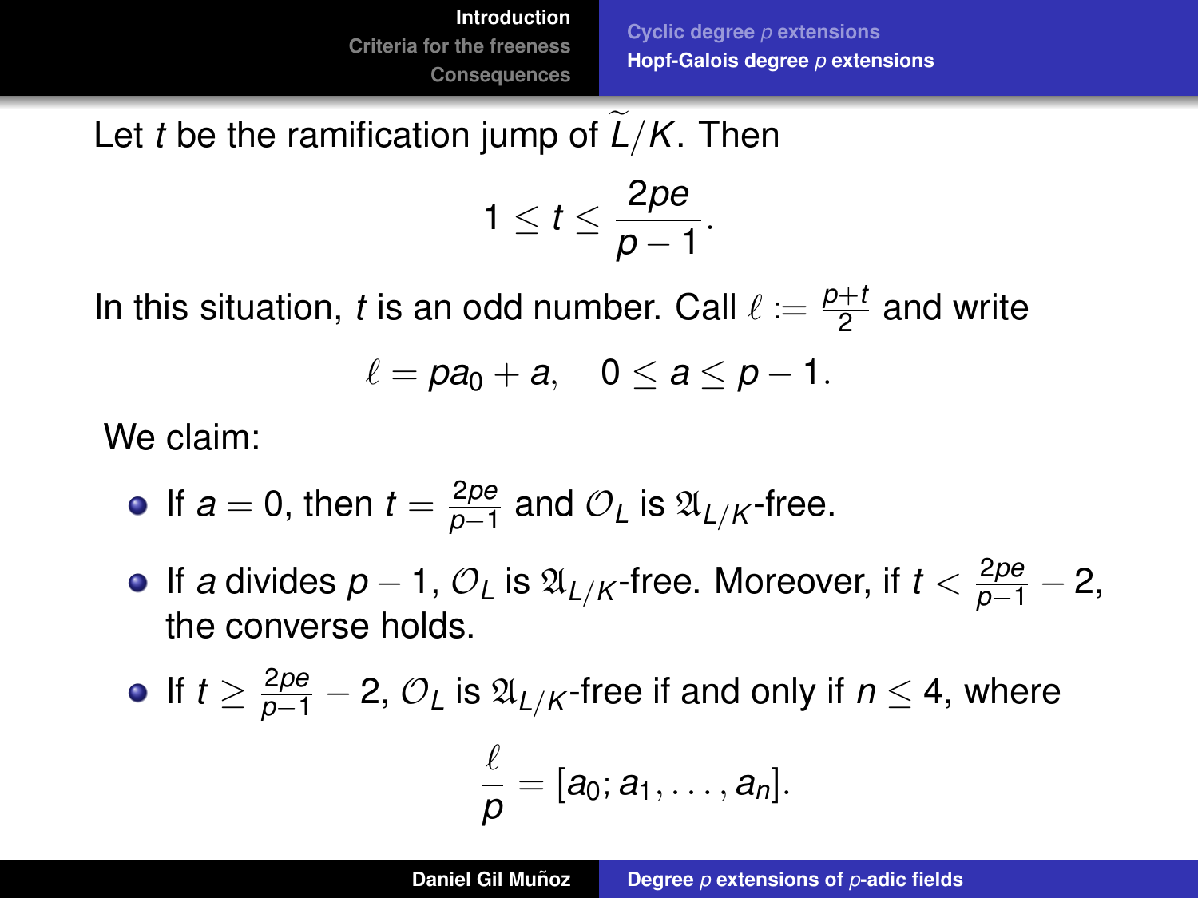Let $t$ be the ramification jump of $\widetilde{L}/K$. Then

$$1 \leq t \leq \frac{2pe}{p-1}.$$

In this situation, $t$ is an odd number. Call $\ell := \frac{p+t}{2}$ and write

$$\ell = pa_0 + a, \quad 0 \leq a \leq p-1.$$

We claim:

- If $a = 0$, then $t = \frac{2pe}{p-1}$ and $\mathcal{O}_L$ is $\mathfrak{A}_{L/K}$-free.
- If $a$ divides $p-1$, $\mathcal{O}_L$ is $\mathfrak{A}_{L/K}$-free. Moreover, if $t < \frac{2pe}{p-1} - 2$, the converse holds.
- If $t \geq \frac{2pe}{p-1} - 2$, $\mathcal{O}_L$ is $\mathfrak{A}_{L/K}$-free if and only if $n \leq 4$, where

$$\frac{\ell}{p} = [a_0; a_1, \ldots, a_n].$$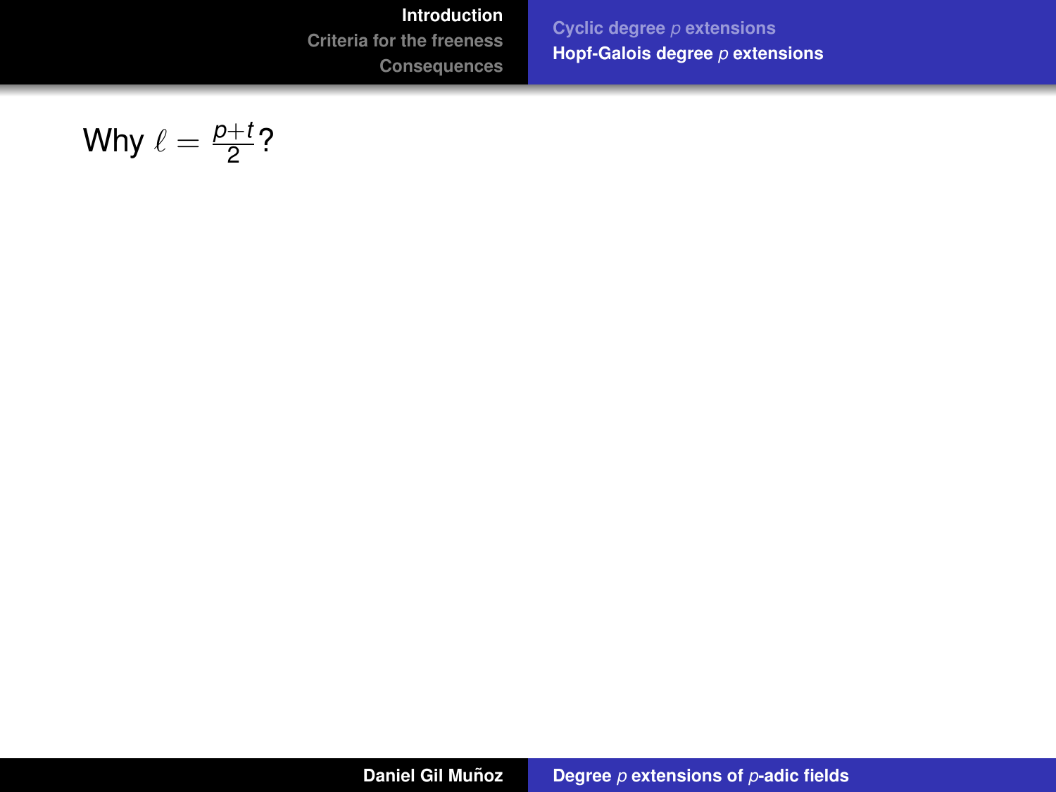Why $\ell = \frac{p+t}{2}$?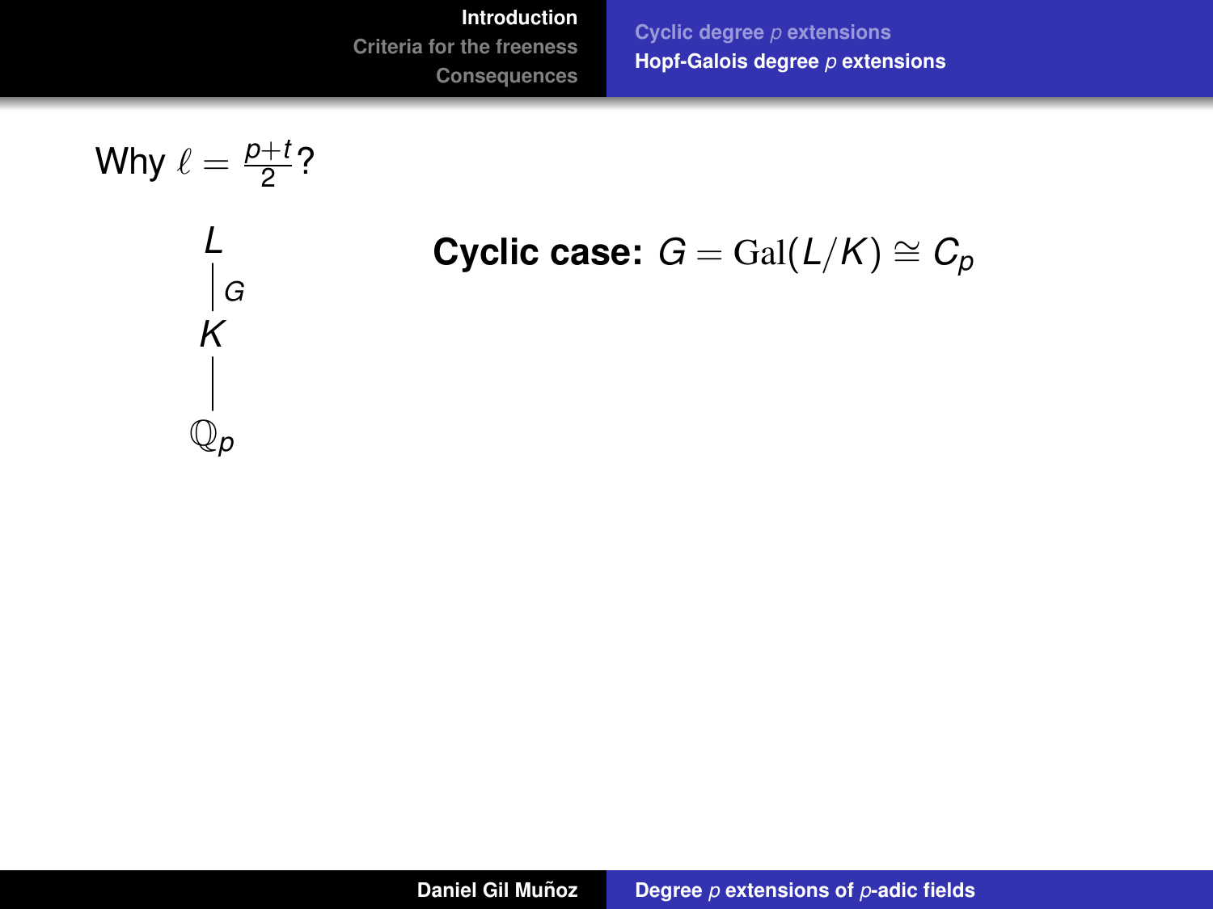Why $\ell = \frac{p+t}{2}$?

$$
\begin{array}{c}
L \\
\Big| \, G \\
K \\
\Big| \\
\mathbb{Q}_p
\end{array}
$$

**Cyclic case:** $G = \mathrm{Gal}(L/K) \cong C_p$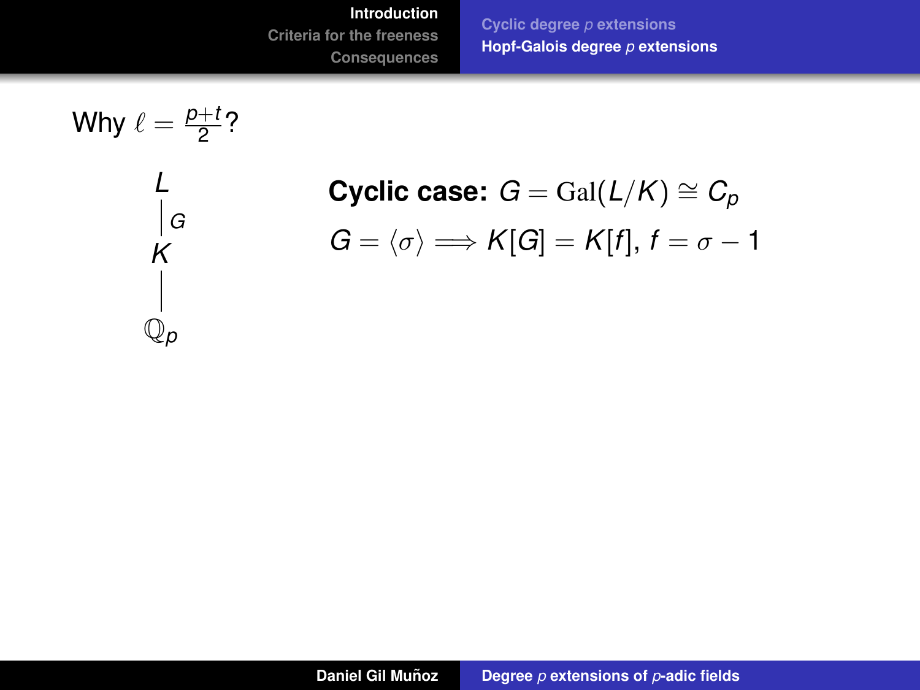Why $\ell = \frac{p+t}{2}$?

$$
\begin{array}{c}
L \\
\Big|\, G \\
K \\
\Big| \\
\mathbb{Q}_p
\end{array}
$$

**Cyclic case:** $G = \mathrm{Gal}(L/K) \cong C_p$

$G = \langle \sigma \rangle \Longrightarrow K[G] = K[f]$, $f = \sigma - 1$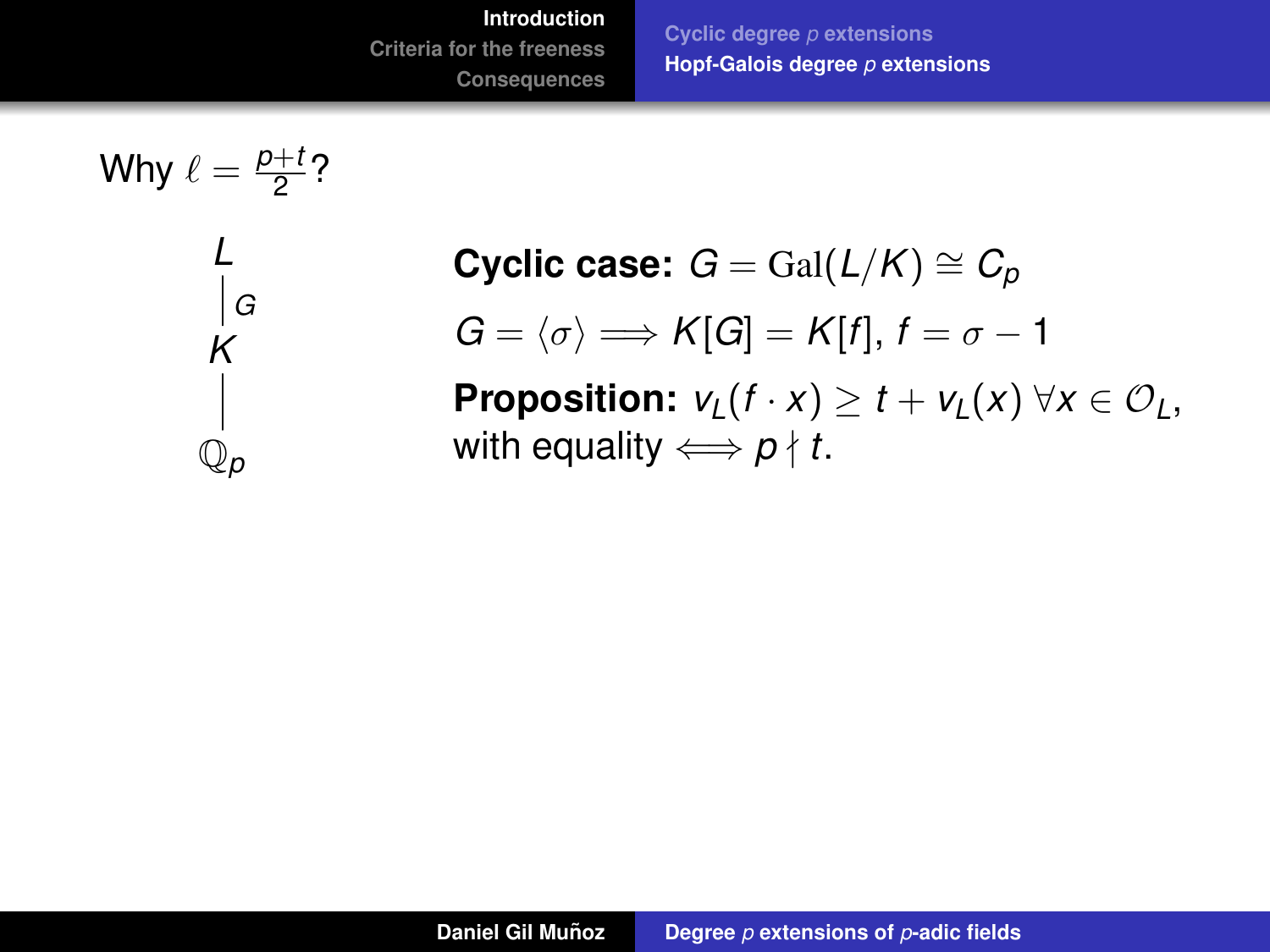Why $\ell = \frac{p+t}{2}$?

$$
\begin{array}{c}
L \\
\big| \, G \\
K \\
\big| \\
\mathbb{Q}_p
\end{array}
$$

**Cyclic case:** $G = \mathrm{Gal}(L/K) \cong C_p$

$G = \langle \sigma \rangle \implies K[G] = K[f]$, $f = \sigma - 1$

**Proposition:** $v_L(f \cdot x) \geq t + v_L(x) \; \forall x \in \mathcal{O}_L$, with equality $\iff p \nmid t$.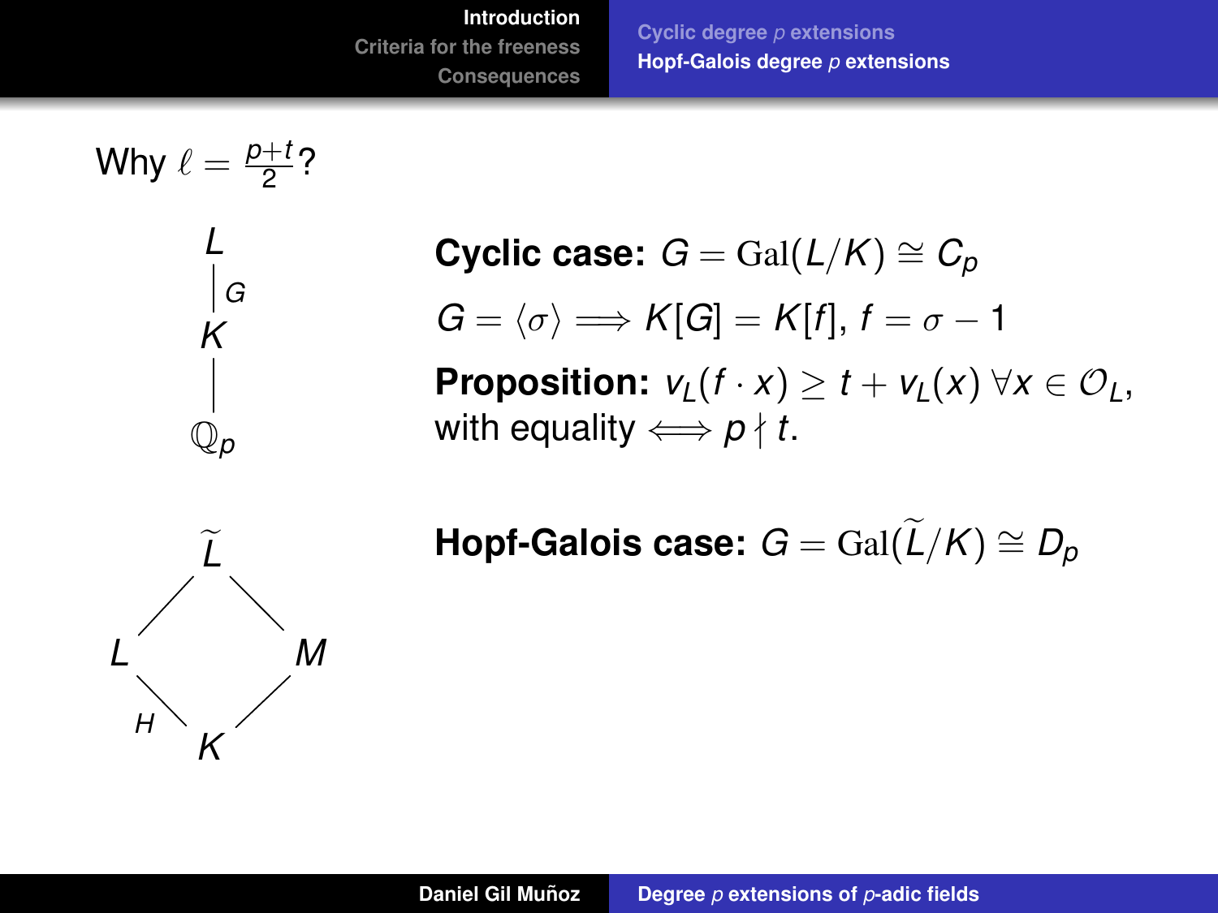Why $\ell = \frac{p+t}{2}$?

**Cyclic case:** $G = \mathrm{Gal}(L/K) \cong C_p$

$G = \langle \sigma \rangle \Longrightarrow K[G] = K[f]$, $f = \sigma - 1$

**Proposition:** $v_L(f \cdot x) \geq t + v_L(x) \; \forall x \in \mathcal{O}_L$, with equality $\Longleftrightarrow p \nmid t$.

**Hopf-Galois case:** $G = \mathrm{Gal}(\widetilde{L}/K) \cong D_p$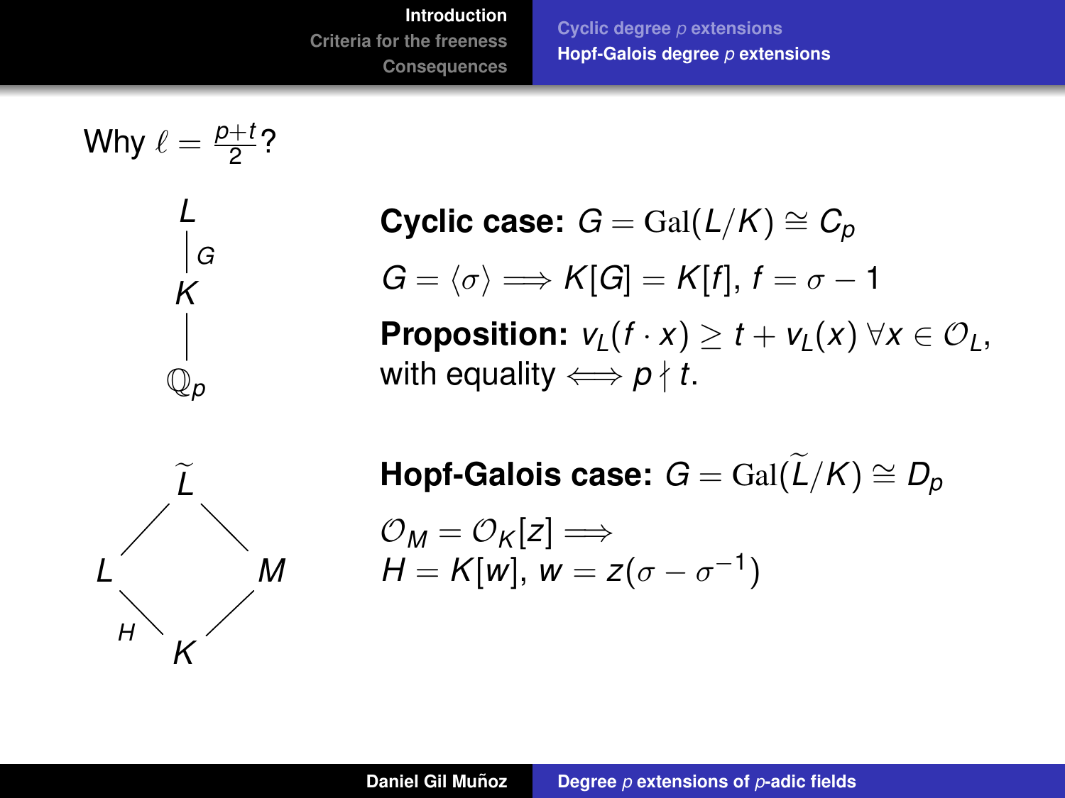Why $\ell = \frac{p+t}{2}$?

$$L \overset{G}{\Big|} K \Big| \mathbb{Q}_p$$

**Cyclic case:** $G = \mathrm{Gal}(L/K) \cong C_p$

$G = \langle \sigma \rangle \implies K[G] = K[f]$, $f = \sigma - 1$

**Proposition:** $v_L(f \cdot x) \geq t + v_L(x) \; \forall x \in \mathcal{O}_L$, with equality $\iff p \nmid t$.

Field diagram: $\widetilde{L}$ at the top, connected to $L$ and $M$; $L$ and $M$ connected to $K$ at the bottom, with the edge $L$–$K$ labelled $H$.

**Hopf-Galois case:** $G = \mathrm{Gal}(\widetilde{L}/K) \cong D_p$

$\mathcal{O}_M = \mathcal{O}_K[z] \implies$
$H = K[w]$, $w = z(\sigma - \sigma^{-1})$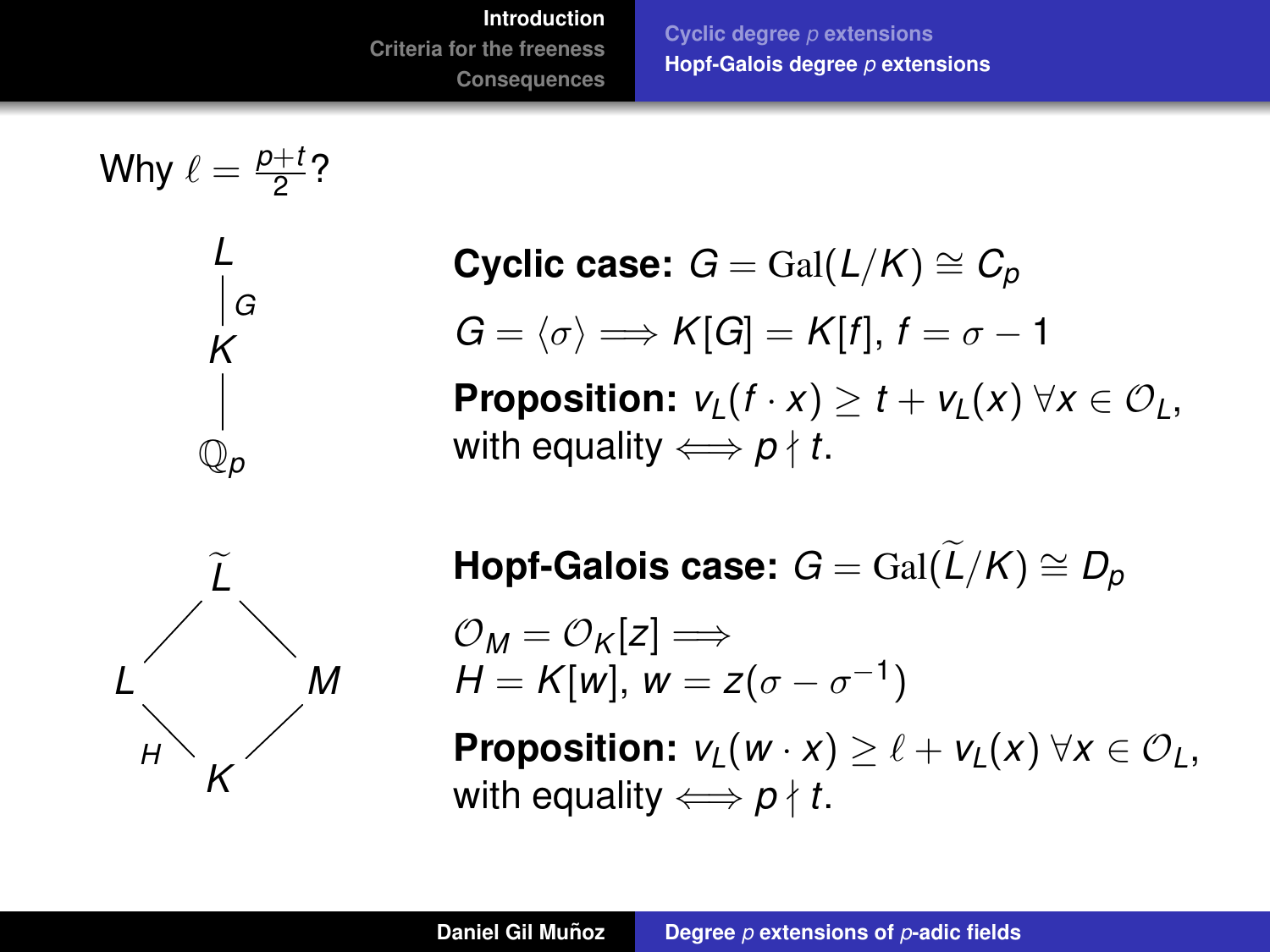Why $\ell = \frac{p+t}{2}$?

$$L \overset{G}{\big|} K \big| \mathbb{Q}_p$$

**Cyclic case:** $G = \mathrm{Gal}(L/K) \cong C_p$

$G = \langle \sigma \rangle \implies K[G] = K[f]$, $f = \sigma - 1$

**Proposition:** $v_L(f \cdot x) \geq t + v_L(x) \; \forall x \in \mathcal{O}_L$, with equality $\iff p \nmid t$.

Field diagram: $\widetilde{L}$ above $L$ and $M$; $L$ and $M$ above $K$; the extension $L/K$ is labelled $H$.

**Hopf-Galois case:** $G = \mathrm{Gal}(\widetilde{L}/K) \cong D_p$

$\mathcal{O}_M = \mathcal{O}_K[z] \implies$
$H = K[w]$, $w = z(\sigma - \sigma^{-1})$

**Proposition:** $v_L(w \cdot x) \geq \ell + v_L(x) \; \forall x \in \mathcal{O}_L$, with equality $\iff p \nmid t$.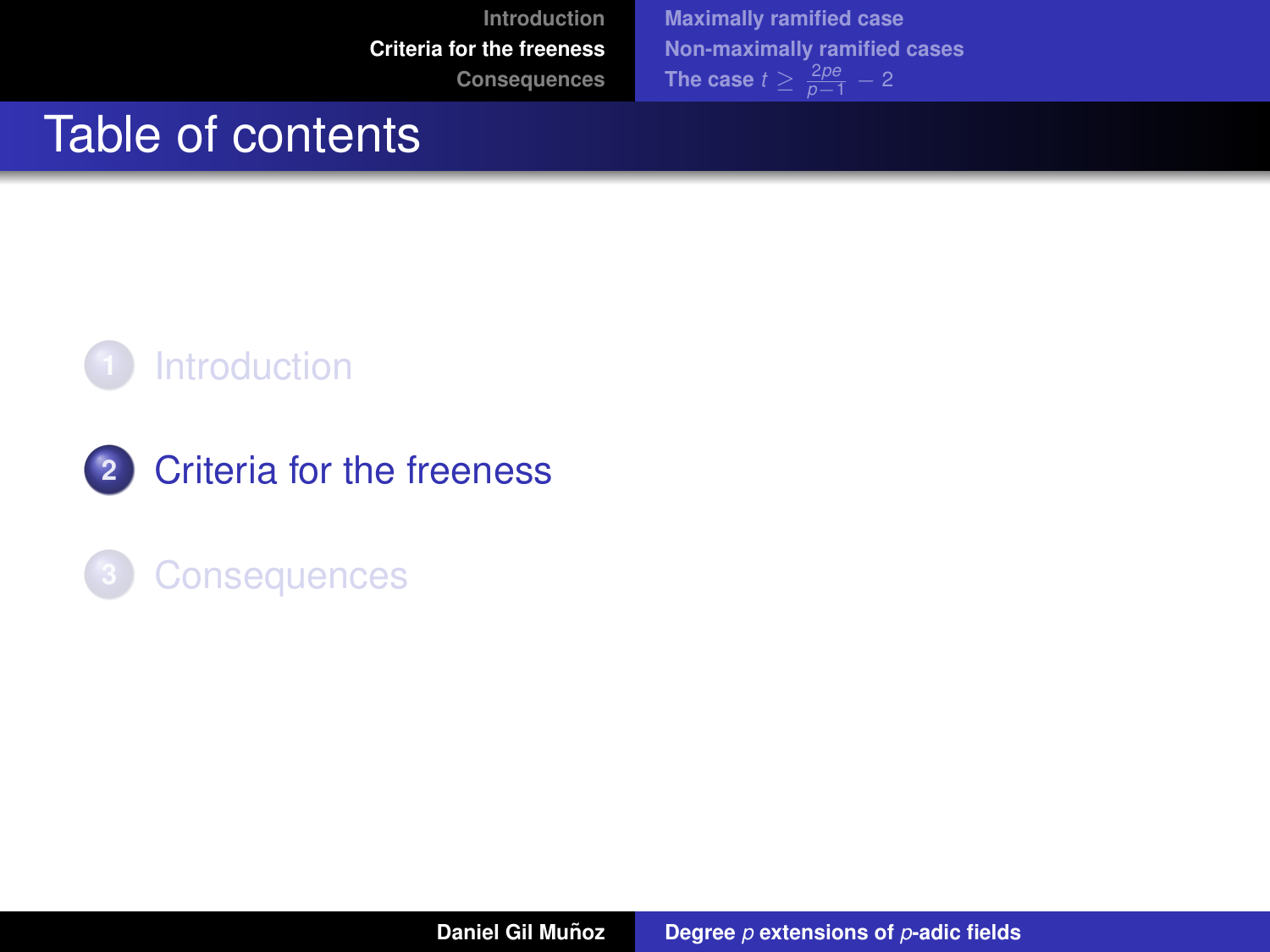# Table of contents

1. Introduction
2. Criteria for the freeness
3. Consequences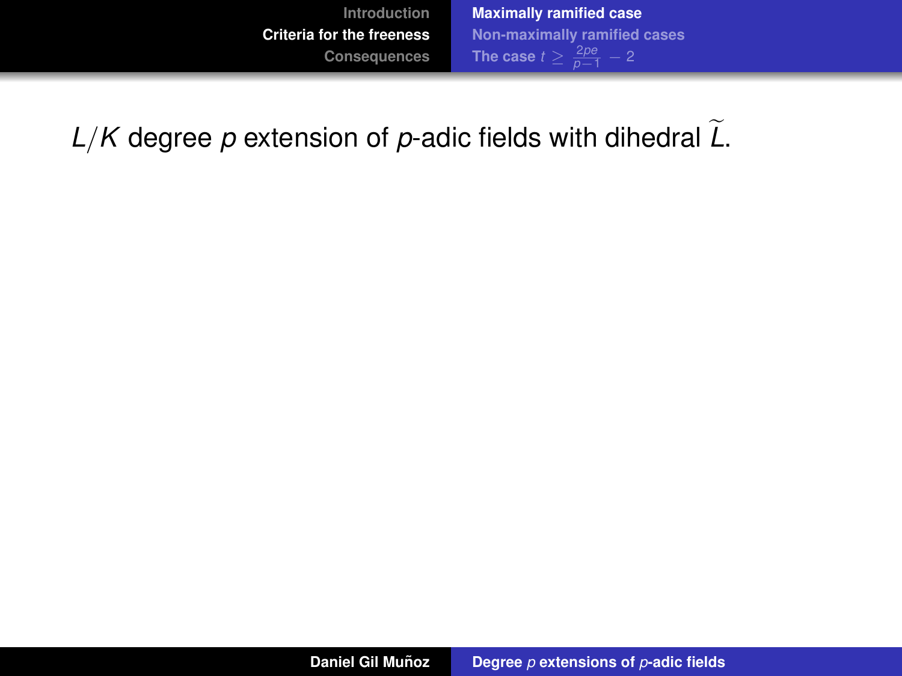$L/K$ degree $p$ extension of $p$-adic fields with dihedral $\widetilde{L}$.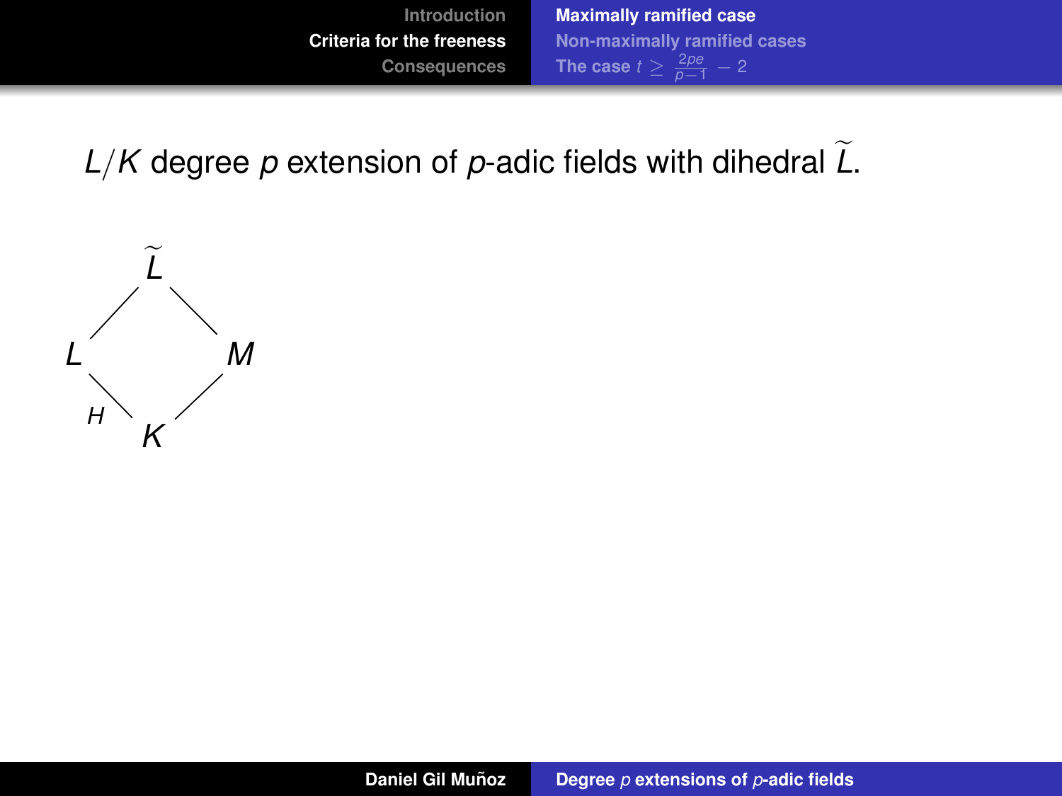$L/K$ degree $p$ extension of $p$-adic fields with dihedral $\widetilde{L}$.

$$
\begin{array}{ccc}
 & \widetilde{L} & \\
 / & & \backslash \\
L & & M \\
{}_H\backslash & & / \\
 & K & 
\end{array}
$$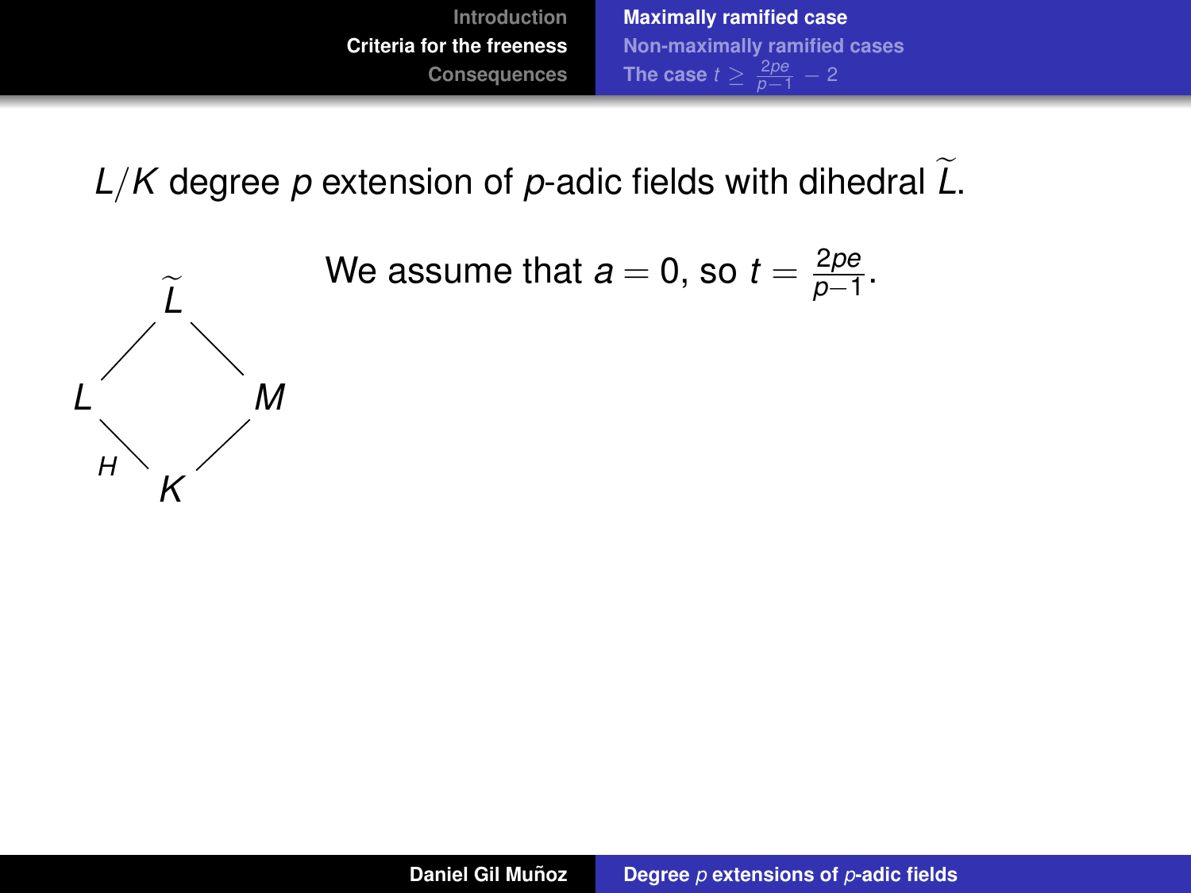$L/K$ degree $p$ extension of $p$-adic fields with dihedral $\widetilde{L}$.

$$
\begin{array}{ccc}
 & \widetilde{L} & \\
L & & M \\
{\scriptstyle H} & K &
\end{array}
$$

We assume that $a = 0$, so $t = \frac{2pe}{p-1}$.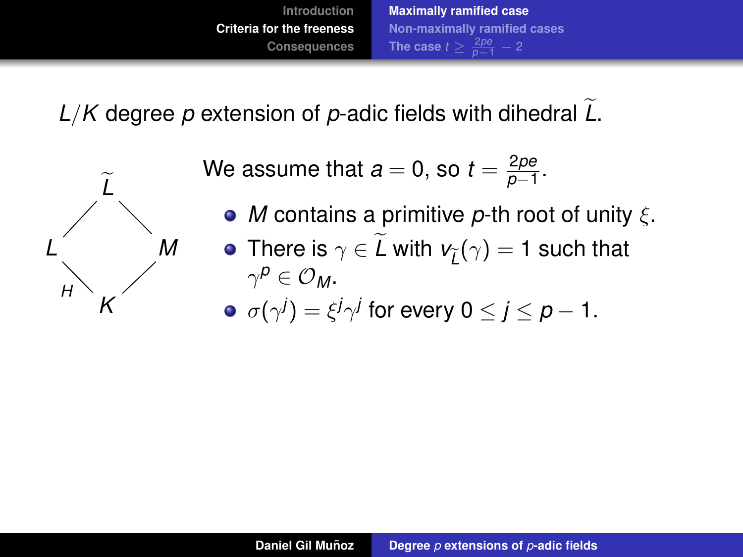$L/K$ degree $p$ extension of $p$-adic fields with dihedral $\widetilde{L}$.

$$
\begin{array}{ccc}
 & \widetilde{L} & \\
L & & M \\
 & K & 
\end{array}
$$

($L/K$ labeled $H$)

We assume that $a = 0$, so $t = \frac{2pe}{p-1}$.

- $M$ contains a primitive $p$-th root of unity $\xi$.
- There is $\gamma \in \widetilde{L}$ with $v_{\widetilde{L}}(\gamma) = 1$ such that $\gamma^p \in \mathcal{O}_M$.
- $\sigma(\gamma^j) = \xi^j \gamma^j$ for every $0 \leq j \leq p-1$.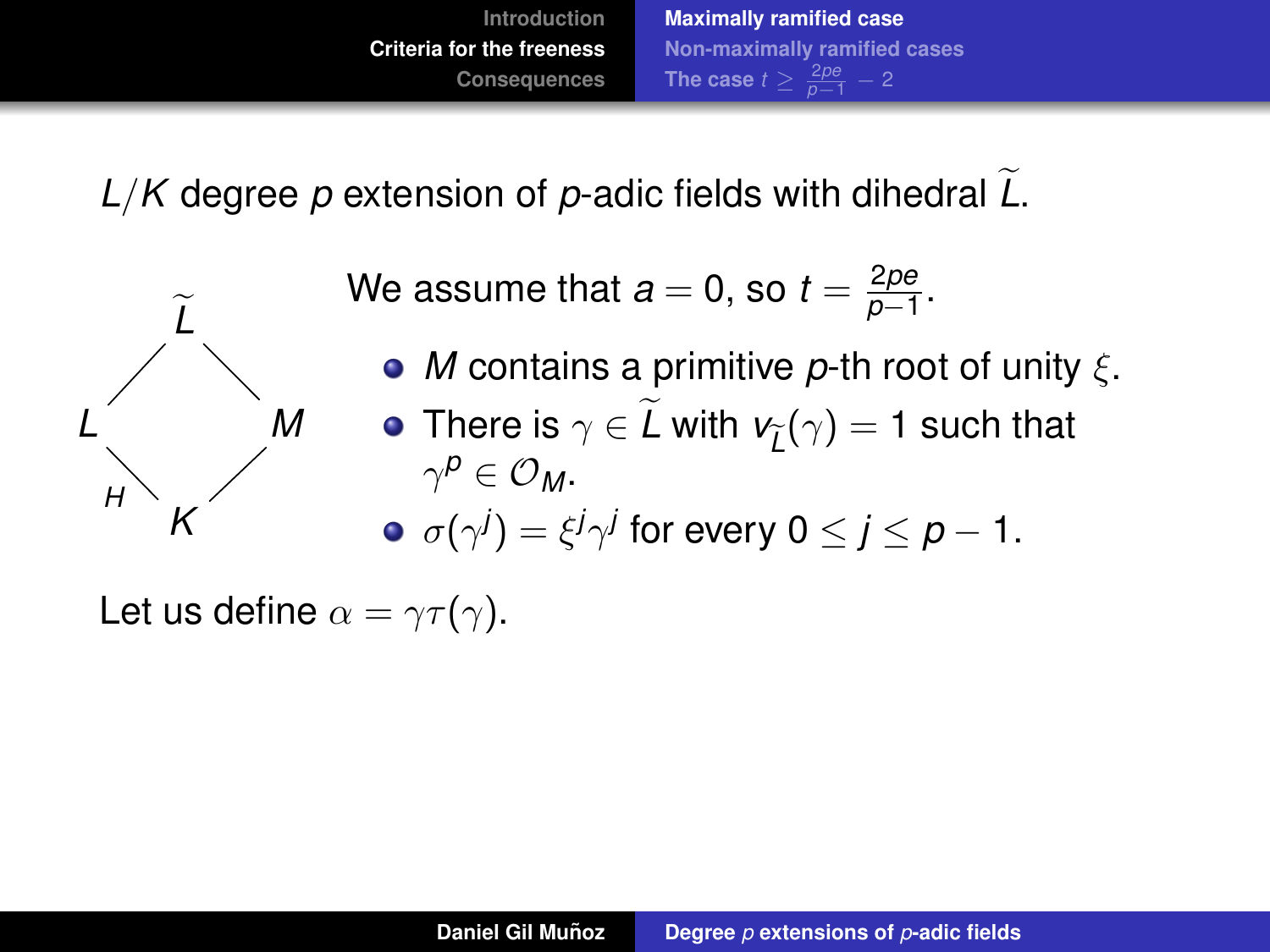$L/K$ degree $p$ extension of $p$-adic fields with dihedral $\widetilde{L}$.

We assume that $a = 0$, so $t = \frac{2pe}{p-1}$.

- $M$ contains a primitive $p$-th root of unity $\xi$.
- There is $\gamma \in \widetilde{L}$ with $v_{\widetilde{L}}(\gamma) = 1$ such that $\gamma^p \in \mathcal{O}_M$.
- $\sigma(\gamma^j) = \xi^j \gamma^j$ for every $0 \leq j \leq p-1$.

Let us define $\alpha = \gamma\tau(\gamma)$.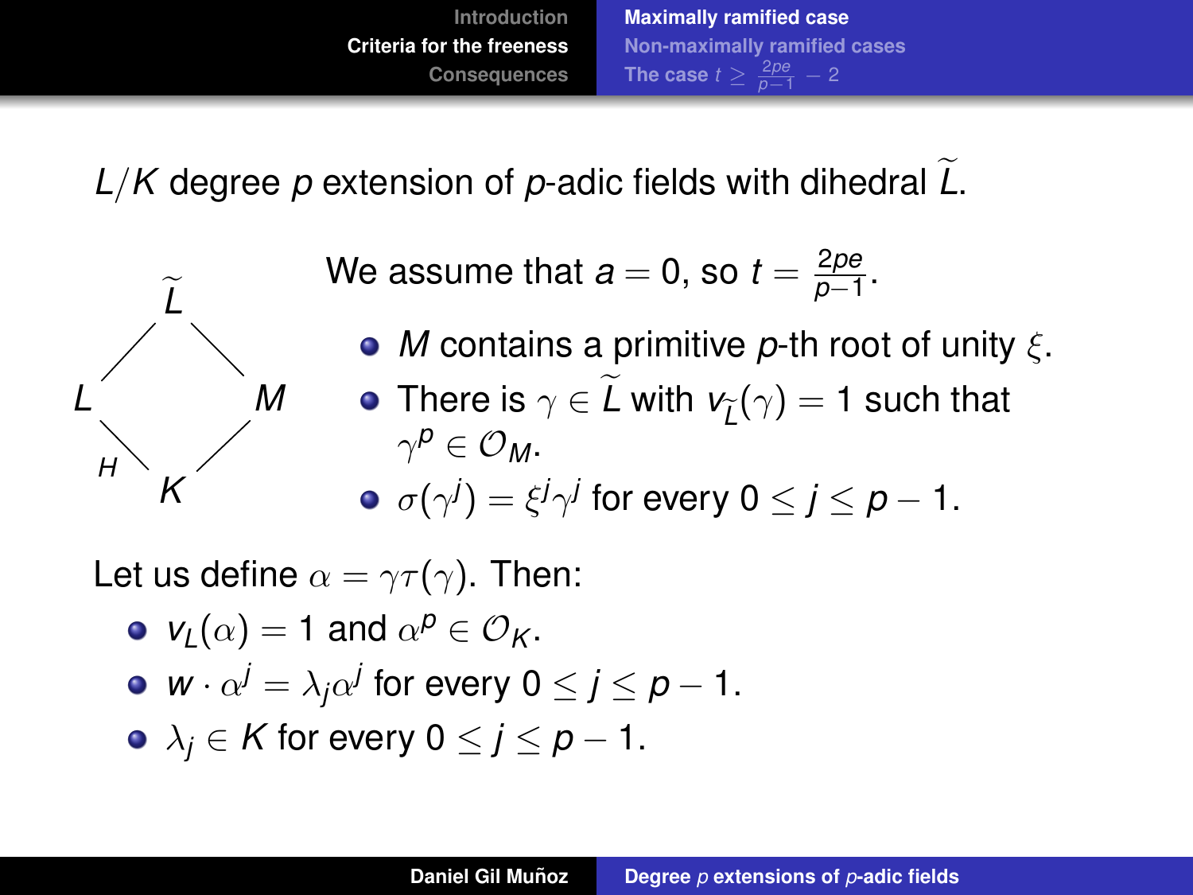$L/K$ degree $p$ extension of $p$-adic fields with dihedral $\widetilde{L}$.

$$
\begin{array}{ccc}
 & \widetilde{L} & \\
L & & M \\
 & K & 
\end{array}
$$

($H$ labels the edge from $L$ to $K$.)

We assume that $a = 0$, so $t = \frac{2pe}{p-1}$.

- $M$ contains a primitive $p$-th root of unity $\xi$.
- There is $\gamma \in \widetilde{L}$ with $v_{\widetilde{L}}(\gamma) = 1$ such that $\gamma^p \in \mathcal{O}_M$.
- $\sigma(\gamma^j) = \xi^j \gamma^j$ for every $0 \leq j \leq p-1$.

Let us define $\alpha = \gamma\tau(\gamma)$. Then:

- $v_L(\alpha) = 1$ and $\alpha^p \in \mathcal{O}_K$.
- $w \cdot \alpha^j = \lambda_j \alpha^j$ for every $0 \leq j \leq p-1$.
- $\lambda_j \in K$ for every $0 \leq j \leq p-1$.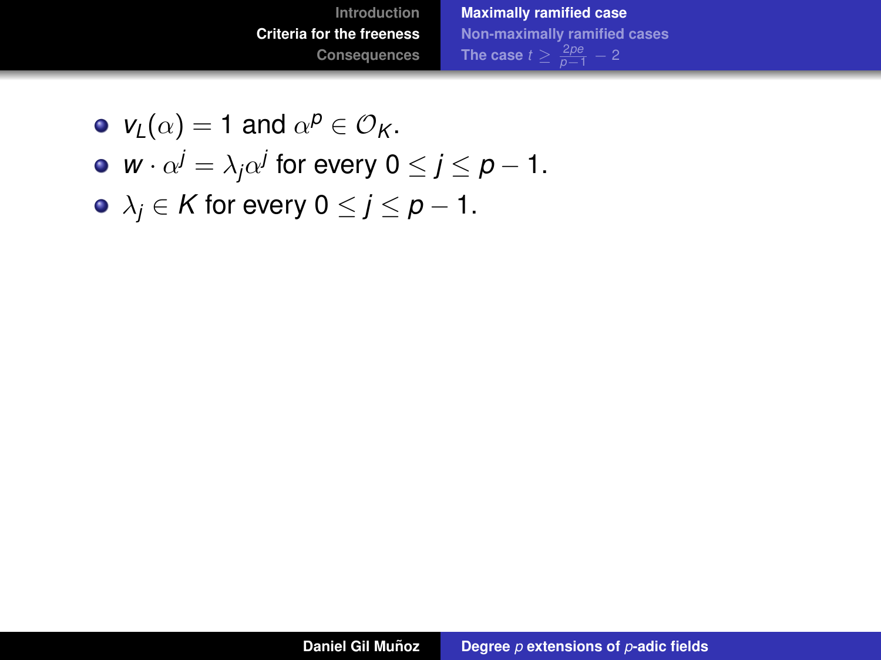- $v_L(\alpha) = 1$ and $\alpha^p \in \mathcal{O}_K$.
- $w \cdot \alpha^j = \lambda_j \alpha^j$ for every $0 \leq j \leq p-1$.
- $\lambda_j \in K$ for every $0 \leq j \leq p-1$.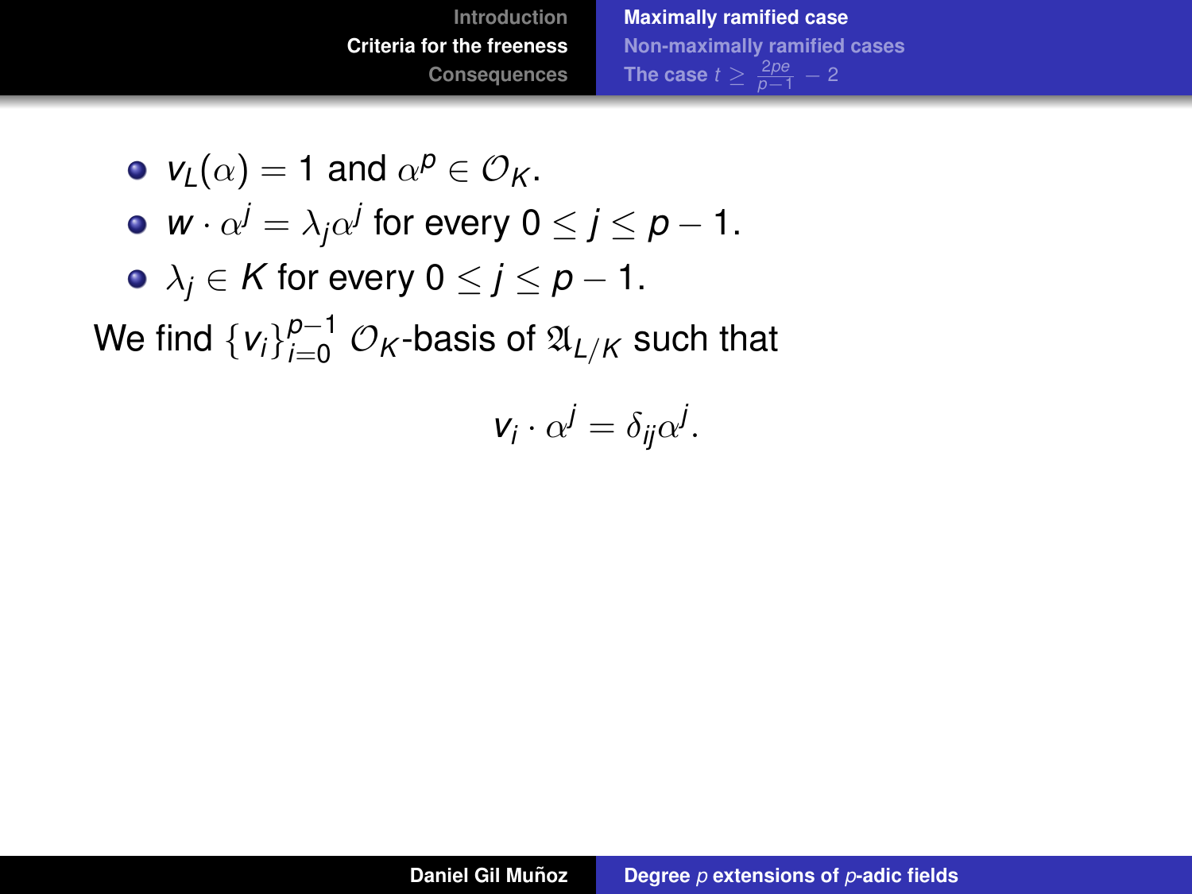- $v_L(\alpha) = 1$ and $\alpha^p \in \mathcal{O}_K$.
- $w \cdot \alpha^j = \lambda_j \alpha^j$ for every $0 \leq j \leq p-1$.
- $\lambda_j \in K$ for every $0 \leq j \leq p-1$.

We find $\{v_i\}_{i=0}^{p-1}$ $\mathcal{O}_K$-basis of $\mathfrak{A}_{L/K}$ such that

$$v_i \cdot \alpha^j = \delta_{ij} \alpha^j.$$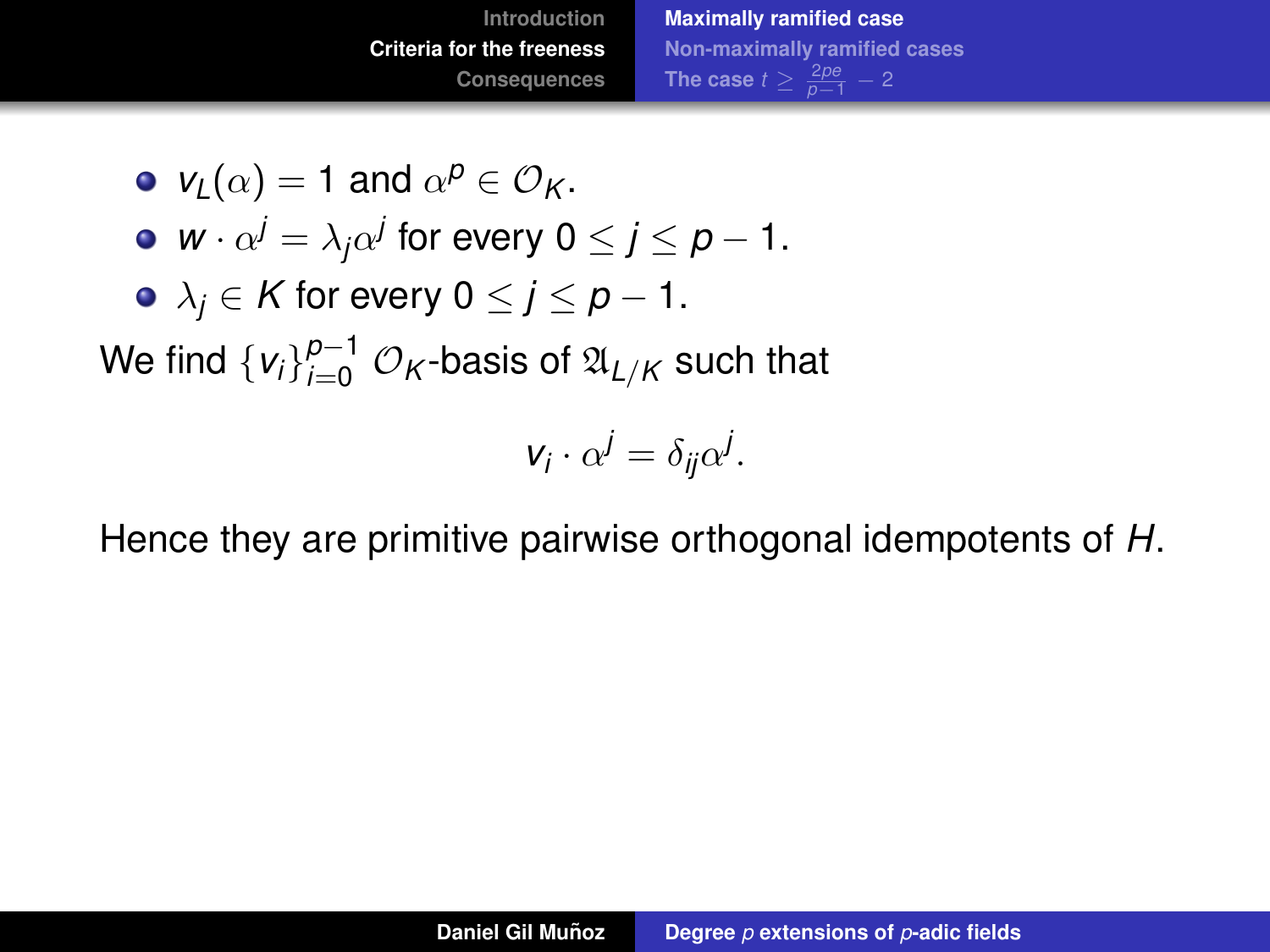- $v_L(\alpha) = 1$ and $\alpha^p \in \mathcal{O}_K$.
- $w \cdot \alpha^j = \lambda_j \alpha^j$ for every $0 \leq j \leq p-1$.
- $\lambda_j \in K$ for every $0 \leq j \leq p-1$.

We find $\{v_i\}_{i=0}^{p-1}$ $\mathcal{O}_K$-basis of $\mathfrak{A}_{L/K}$ such that

$$v_i \cdot \alpha^j = \delta_{ij} \alpha^j.$$

Hence they are primitive pairwise orthogonal idempotents of $H$.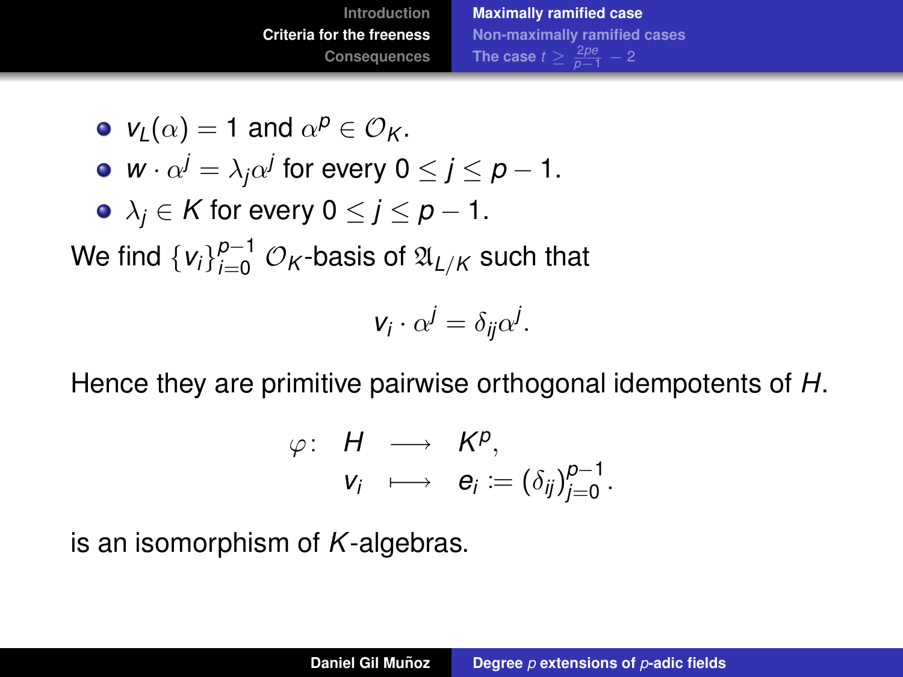- $v_L(\alpha) = 1$ and $\alpha^p \in \mathcal{O}_K$.
- $w \cdot \alpha^j = \lambda_j \alpha^j$ for every $0 \leq j \leq p-1$.
- $\lambda_j \in K$ for every $0 \leq j \leq p-1$.

We find $\{v_i\}_{i=0}^{p-1}$ $\mathcal{O}_K$-basis of $\mathfrak{A}_{L/K}$ such that

$$v_i \cdot \alpha^j = \delta_{ij}\alpha^j.$$

Hence they are primitive pairwise orthogonal idempotents of $H$.

$$\begin{array}{rccc} \varphi\colon & H & \longrightarrow & K^p, \\ & v_i & \longmapsto & e_i := (\delta_{ij})_{j=0}^{p-1}. \end{array}$$

is an isomorphism of $K$-algebras.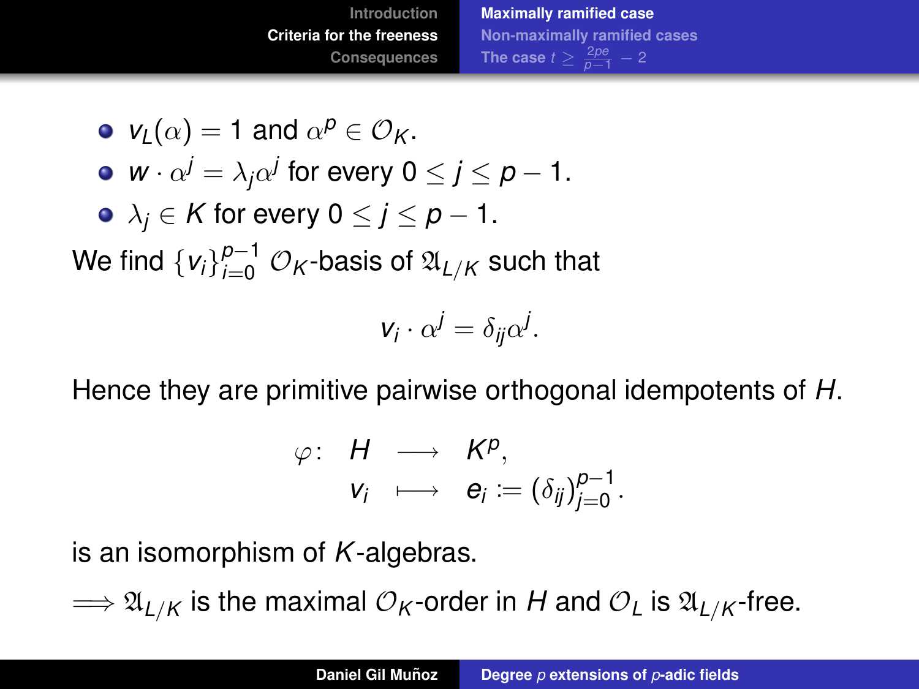- $v_L(\alpha) = 1$ and $\alpha^p \in \mathcal{O}_K$.
- $w \cdot \alpha^j = \lambda_j \alpha^j$ for every $0 \leq j \leq p-1$.
- $\lambda_j \in K$ for every $0 \leq j \leq p-1$.

We find $\{v_i\}_{i=0}^{p-1}$ $\mathcal{O}_K$-basis of $\mathfrak{A}_{L/K}$ such that

$$v_i \cdot \alpha^j = \delta_{ij} \alpha^j.$$

Hence they are primitive pairwise orthogonal idempotents of $H$.

$$\begin{array}{rccc} \varphi\colon & H & \longrightarrow & K^p, \\ & v_i & \longmapsto & e_i := (\delta_{ij})_{j=0}^{p-1}. \end{array}$$

is an isomorphism of $K$-algebras.

$\Longrightarrow \mathfrak{A}_{L/K}$ is the maximal $\mathcal{O}_K$-order in $H$ and $\mathcal{O}_L$ is $\mathfrak{A}_{L/K}$-free.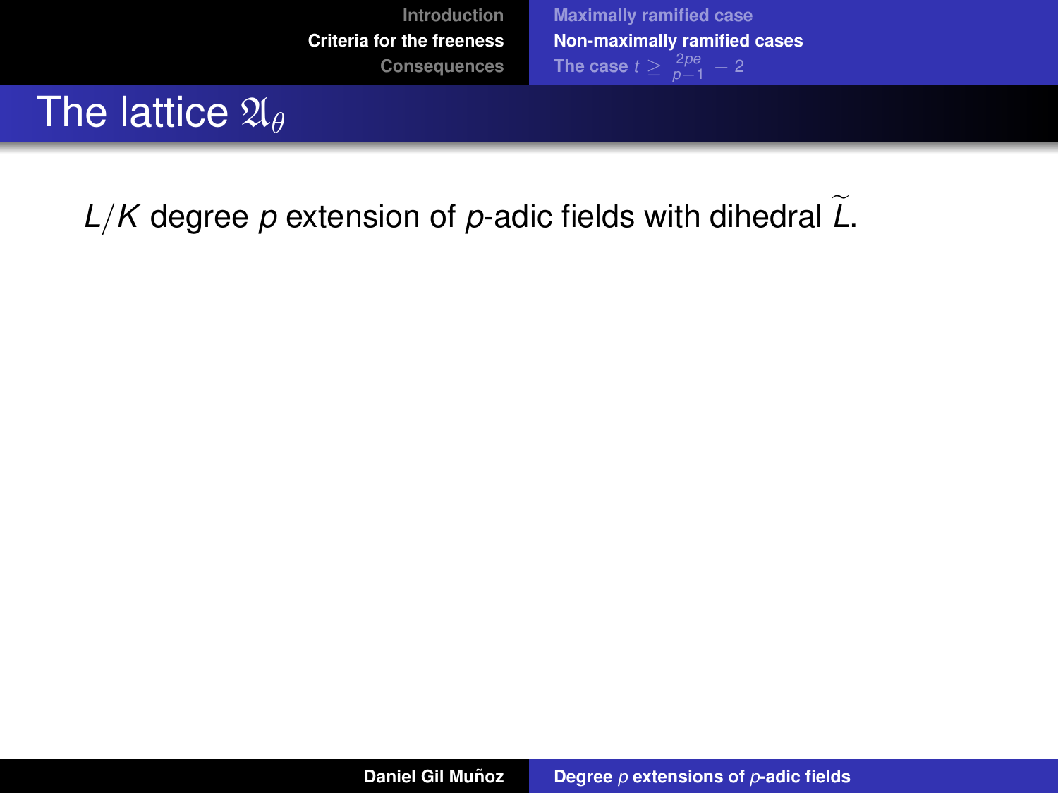# The lattice $\mathfrak{A}_\theta$

$L/K$ degree $p$ extension of $p$-adic fields with dihedral $\widetilde{L}$.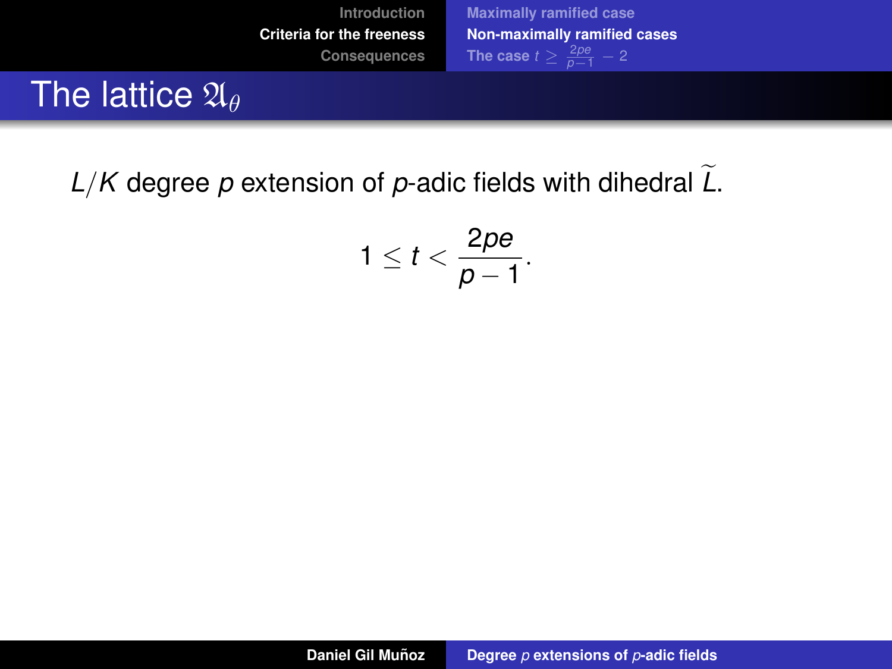# The lattice $\mathfrak{A}_\theta$

$L/K$ degree $p$ extension of $p$-adic fields with dihedral $\widetilde{L}$.

$$1 \leq t < \frac{2pe}{p-1}.$$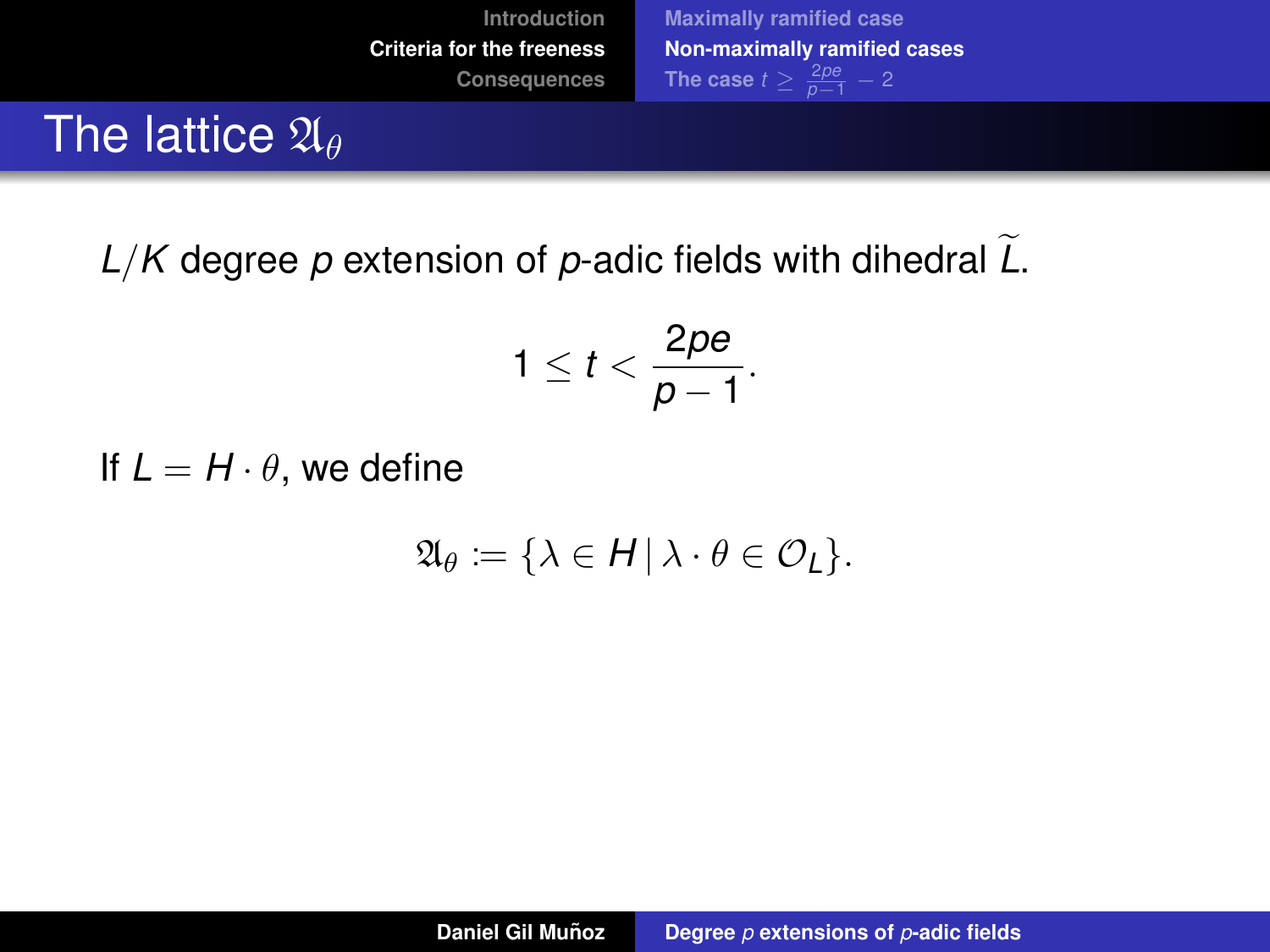# The lattice $\mathfrak{A}_\theta$

$L/K$ degree $p$ extension of $p$-adic fields with dihedral $\widetilde{L}$.

$$1 \leq t < \frac{2pe}{p-1}.$$

If $L = H \cdot \theta$, we define

$$\mathfrak{A}_\theta := \{\lambda \in H \,|\, \lambda \cdot \theta \in \mathcal{O}_L\}.$$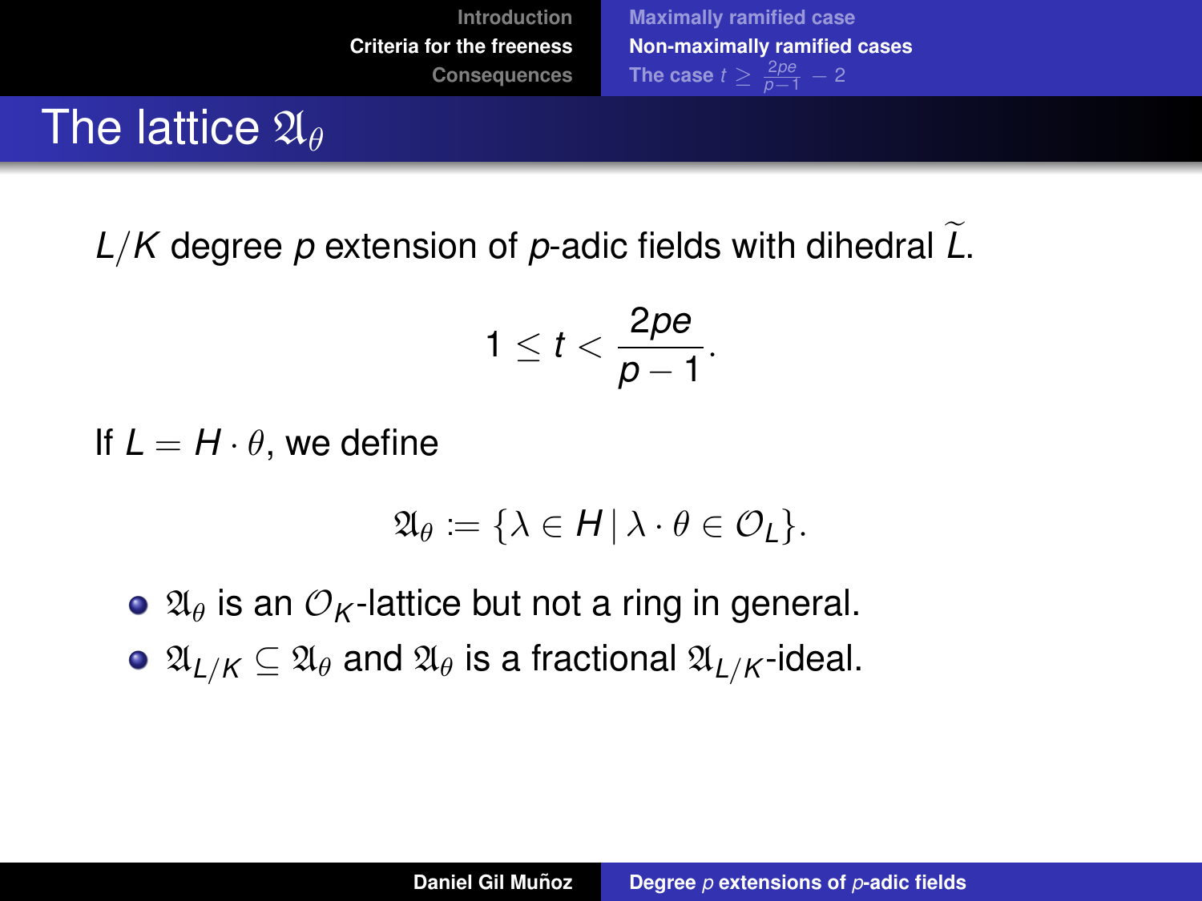# The lattice $\mathfrak{A}_\theta$

$L/K$ degree $p$ extension of $p$-adic fields with dihedral $\widetilde{L}$.

$$1 \leq t < \frac{2pe}{p-1}.$$

If $L = H \cdot \theta$, we define

$$\mathfrak{A}_\theta := \{\lambda \in H \,|\, \lambda \cdot \theta \in \mathcal{O}_L\}.$$

- $\mathfrak{A}_\theta$ is an $\mathcal{O}_K$-lattice but not a ring in general.
- $\mathfrak{A}_{L/K} \subseteq \mathfrak{A}_\theta$ and $\mathfrak{A}_\theta$ is a fractional $\mathfrak{A}_{L/K}$-ideal.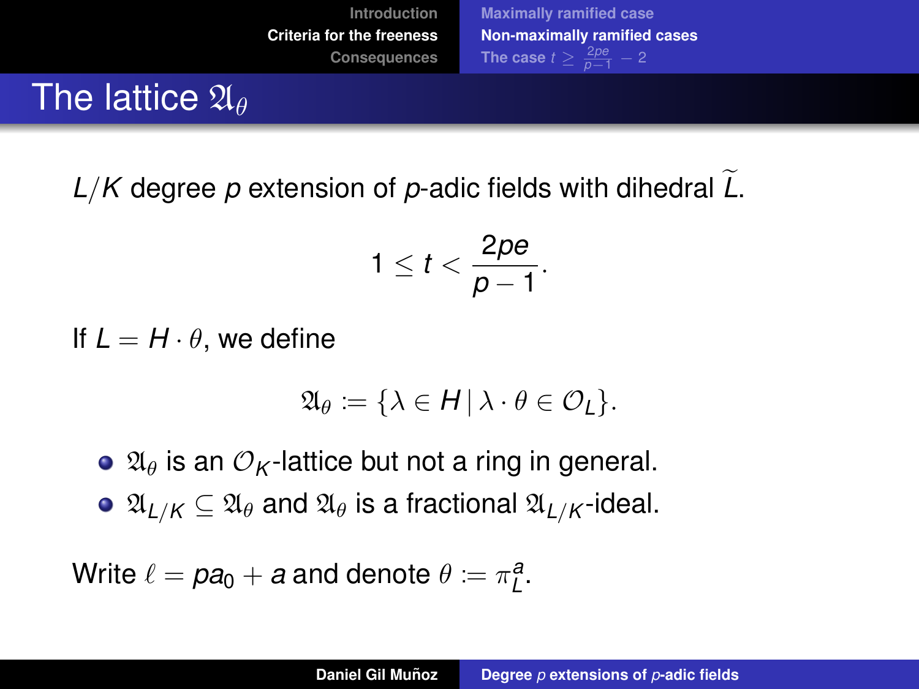# The lattice $\mathfrak{A}_\theta$

$L/K$ degree $p$ extension of $p$-adic fields with dihedral $\widetilde{L}$.

$$1 \leq t < \frac{2pe}{p-1}.$$

If $L = H \cdot \theta$, we define

$$\mathfrak{A}_\theta := \{\lambda \in H \,|\, \lambda \cdot \theta \in \mathcal{O}_L\}.$$

- $\mathfrak{A}_\theta$ is an $\mathcal{O}_K$-lattice but not a ring in general.
- $\mathfrak{A}_{L/K} \subseteq \mathfrak{A}_\theta$ and $\mathfrak{A}_\theta$ is a fractional $\mathfrak{A}_{L/K}$-ideal.

Write $\ell = pa_0 + a$ and denote $\theta := \pi_L^a$.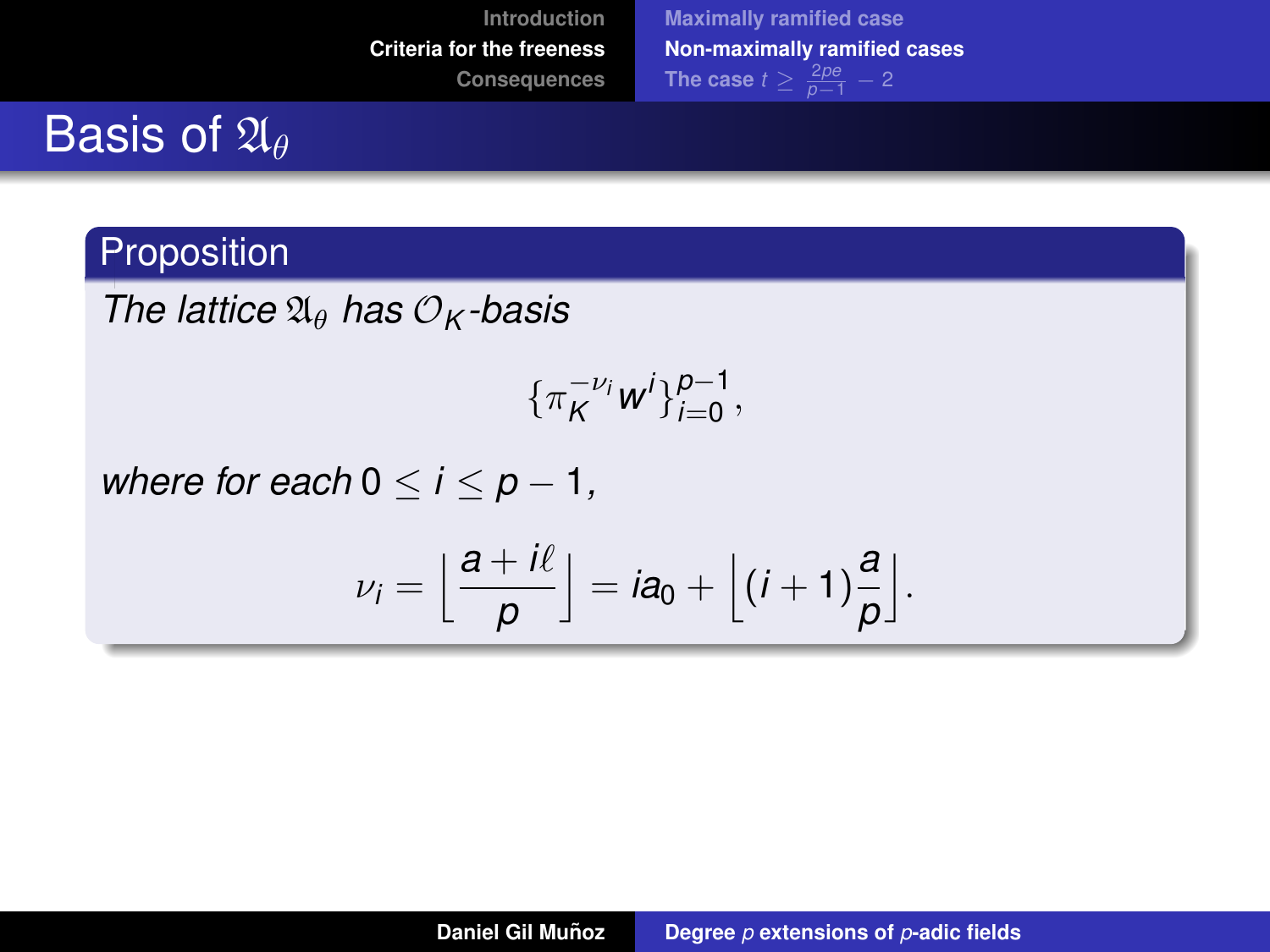# Basis of $\mathfrak{A}_\theta$

**Proposition**

*The lattice $\mathfrak{A}_\theta$ has $\mathcal{O}_K$-basis*

$$\{\pi_K^{-\nu_i} w^i\}_{i=0}^{p-1},$$

*where for each $0 \leq i \leq p-1$,*

$$\nu_i = \left\lfloor \frac{a + i\ell}{p} \right\rfloor = ia_0 + \left\lfloor (i+1)\frac{a}{p} \right\rfloor.$$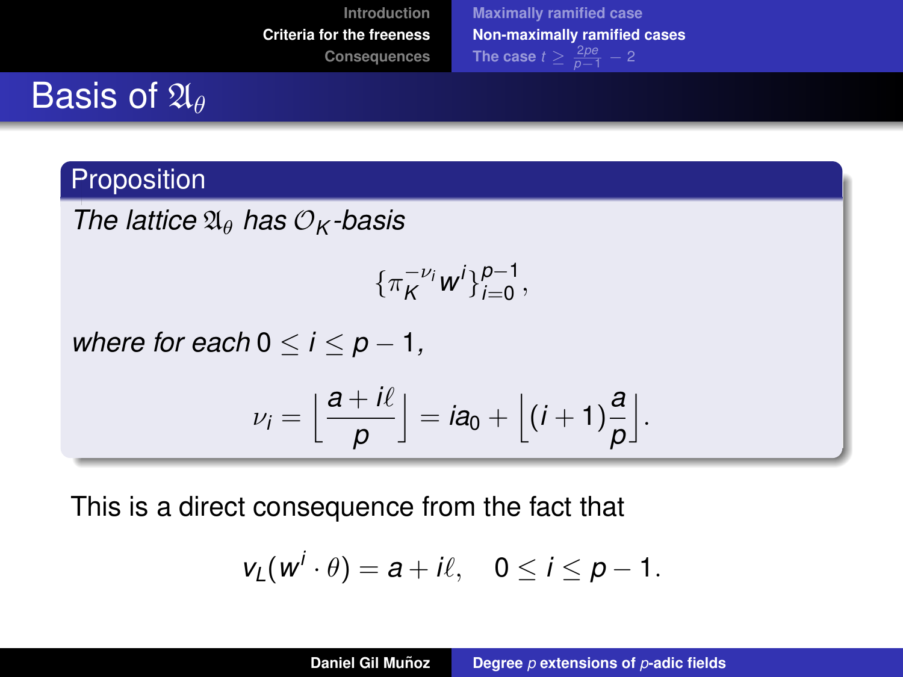# Basis of $\mathfrak{A}_\theta$

**Proposition**

*The lattice $\mathfrak{A}_\theta$ has $\mathcal{O}_K$-basis*

$$\{\pi_K^{-\nu_i} w^i\}_{i=0}^{p-1},$$

*where for each $0 \leq i \leq p-1$,*

$$\nu_i = \left\lfloor \frac{a + i\ell}{p} \right\rfloor = ia_0 + \left\lfloor (i+1)\frac{a}{p} \right\rfloor.$$

This is a direct consequence from the fact that

$$v_L(w^i \cdot \theta) = a + i\ell, \quad 0 \leq i \leq p-1.$$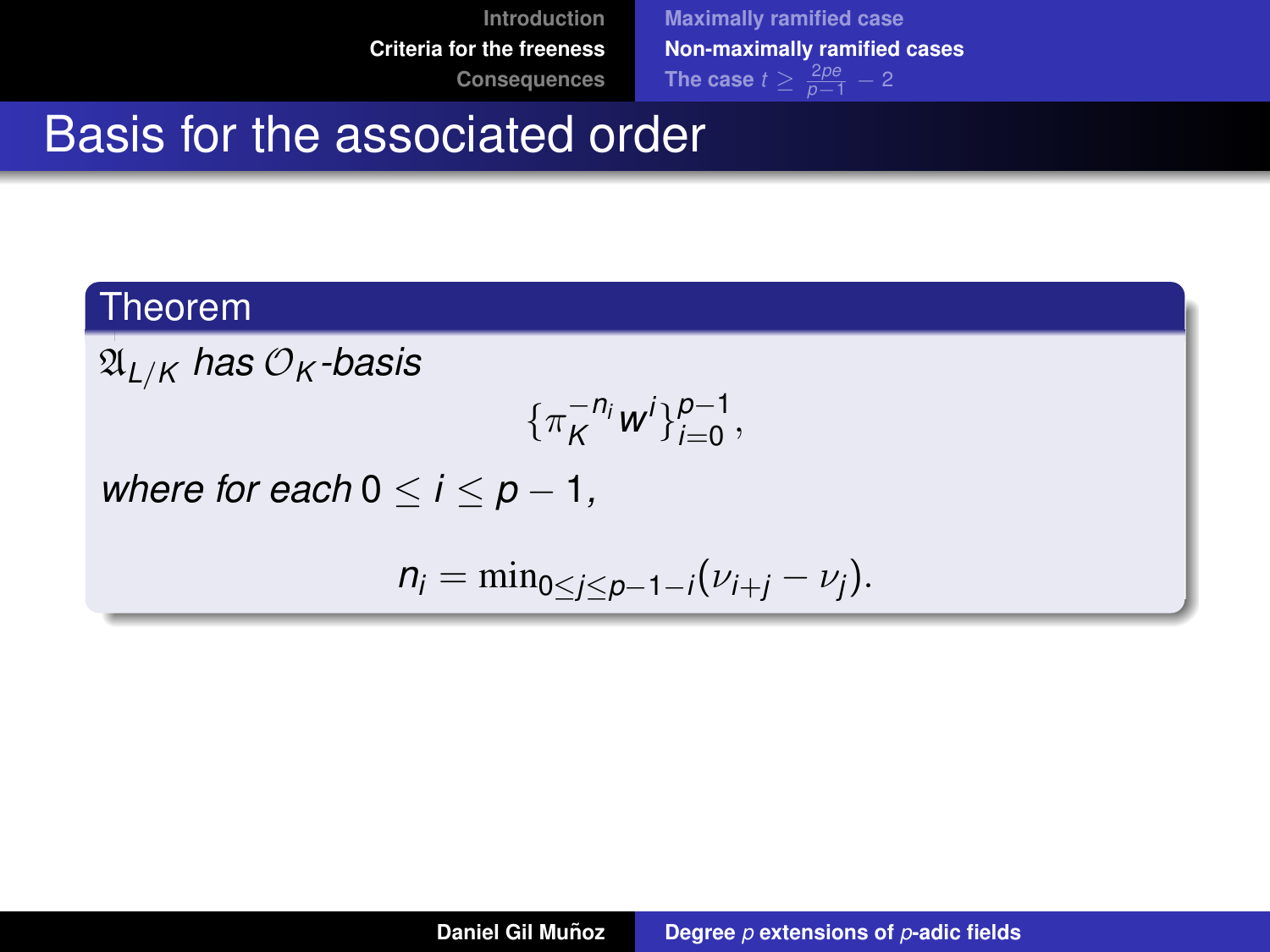# Basis for the associated order

**Theorem**

*$\mathfrak{A}_{L/K}$ has $\mathcal{O}_K$-basis*

$$\{\pi_K^{-n_i} w^i\}_{i=0}^{p-1},$$

*where for each $0 \leq i \leq p-1$,*

$$n_i = \min_{0 \leq j \leq p-1-i}(\nu_{i+j} - \nu_j).$$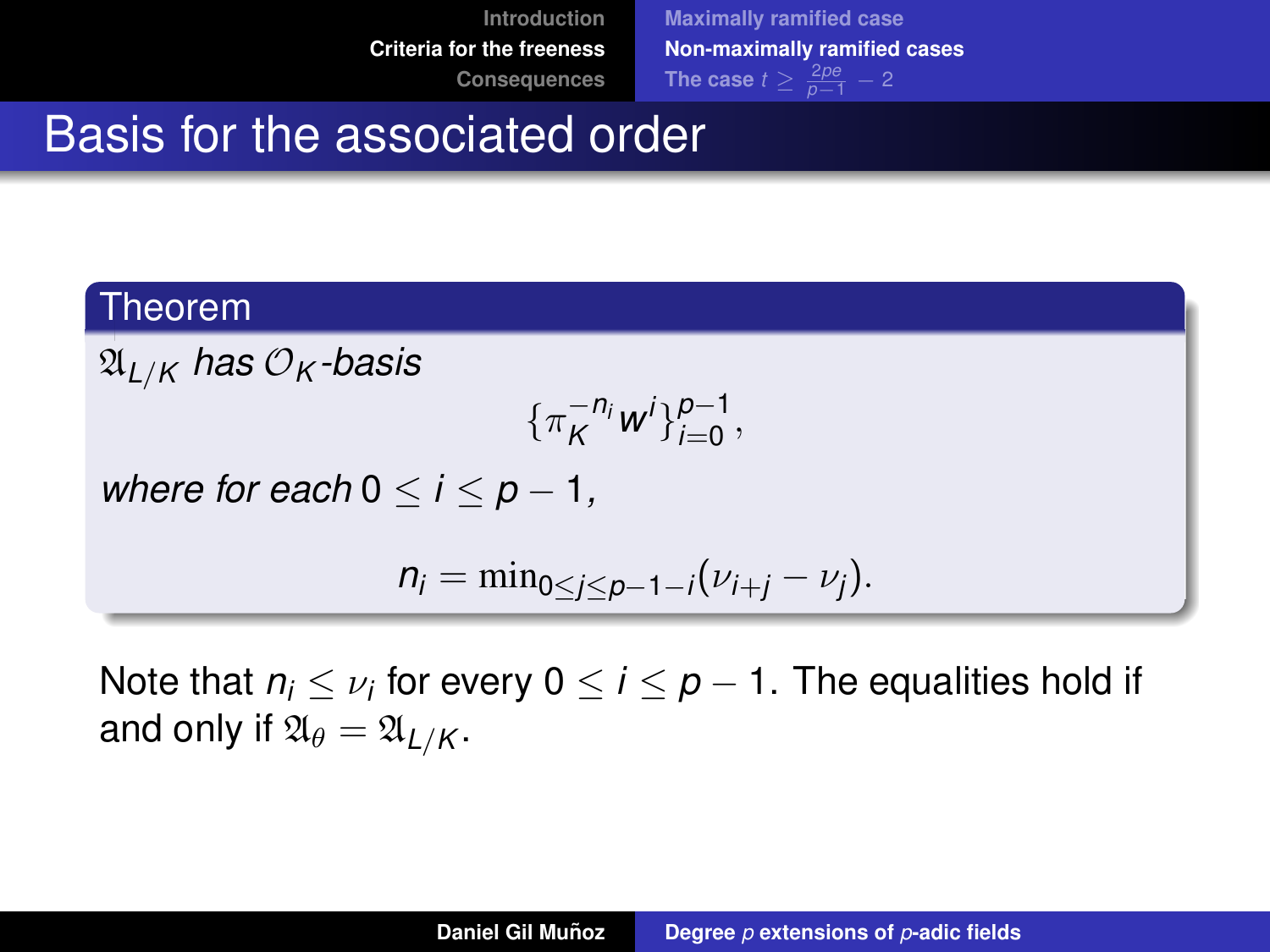# Basis for the associated order

**Theorem**

*$\mathfrak{A}_{L/K}$ has $\mathcal{O}_K$-basis*

$$\{\pi_K^{-n_i} w^i\}_{i=0}^{p-1},$$

*where for each $0 \leq i \leq p-1$,*

$$n_i = \min_{0 \leq j \leq p-1-i}(\nu_{i+j} - \nu_j).$$

Note that $n_i \leq \nu_i$ for every $0 \leq i \leq p-1$. The equalities hold if and only if $\mathfrak{A}_\theta = \mathfrak{A}_{L/K}$.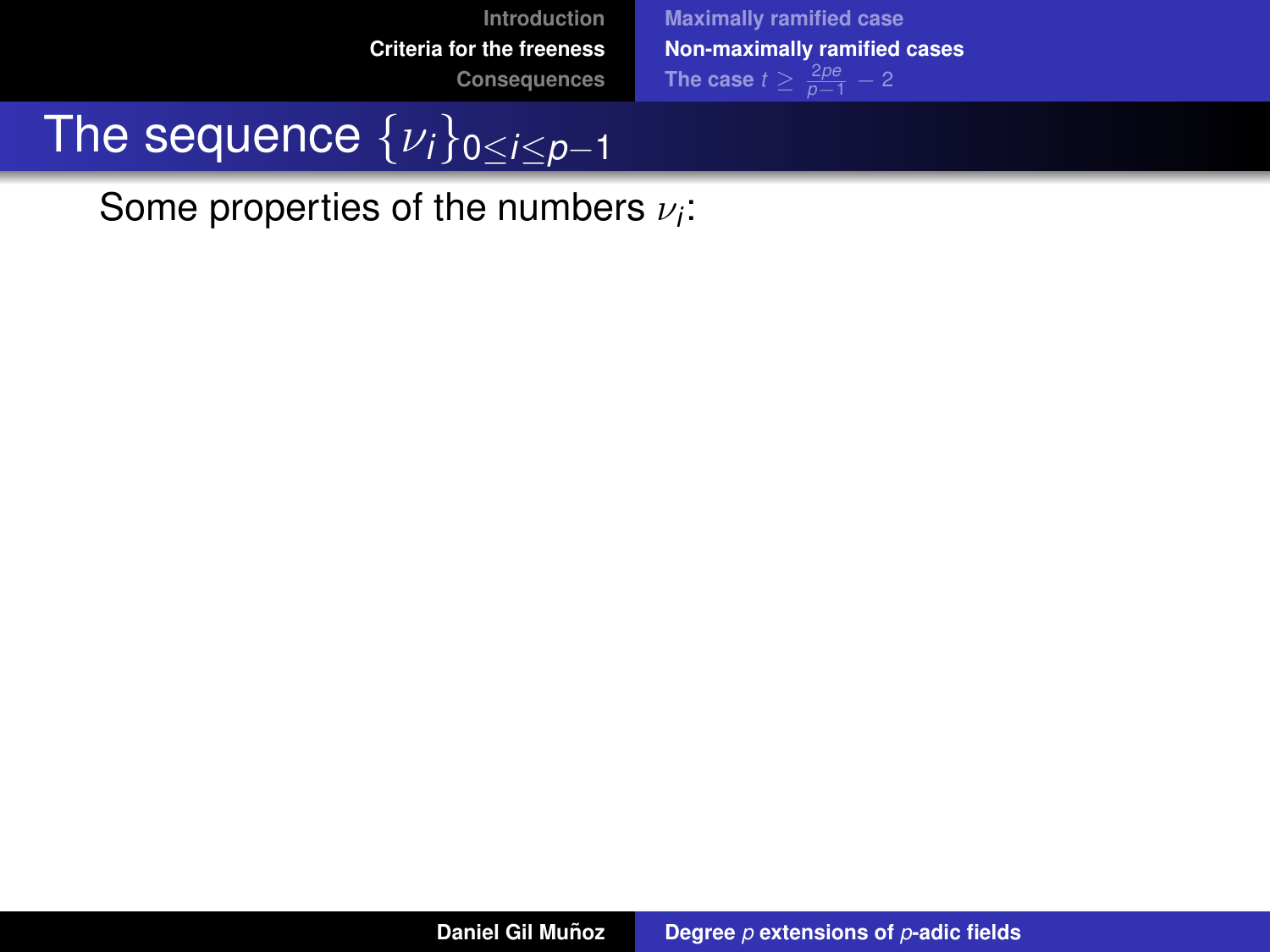# The sequence $\{\nu_i\}_{0\leq i\leq p-1}$

Some properties of the numbers $\nu_i$: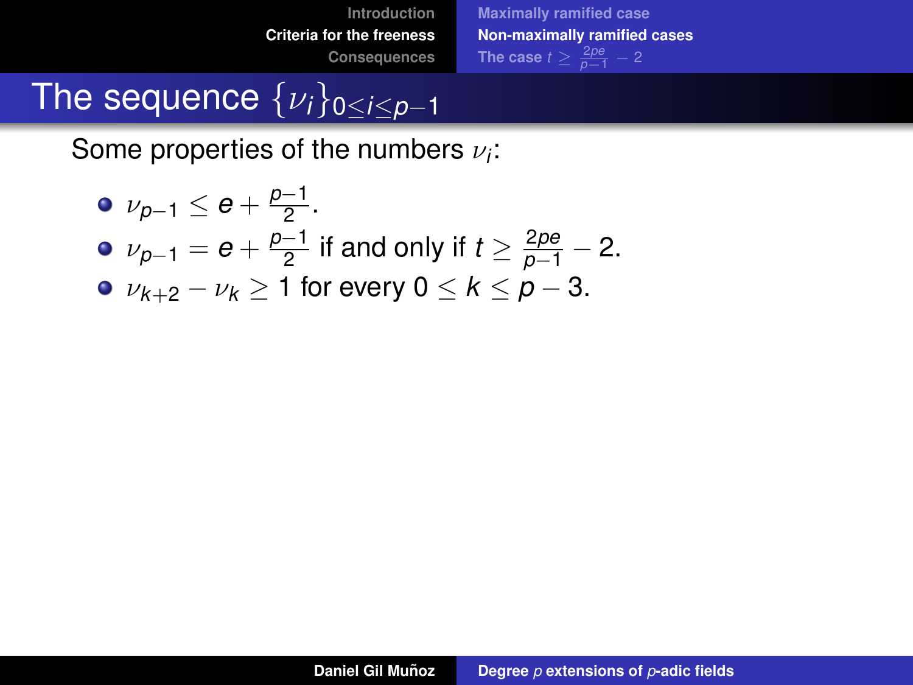# The sequence $\{\nu_i\}_{0\leq i\leq p-1}$

Some properties of the numbers $\nu_i$:

- $\nu_{p-1} \leq e + \frac{p-1}{2}$.
- $\nu_{p-1} = e + \frac{p-1}{2}$ if and only if $t \geq \frac{2pe}{p-1} - 2$.
- $\nu_{k+2} - \nu_k \geq 1$ for every $0 \leq k \leq p-3$.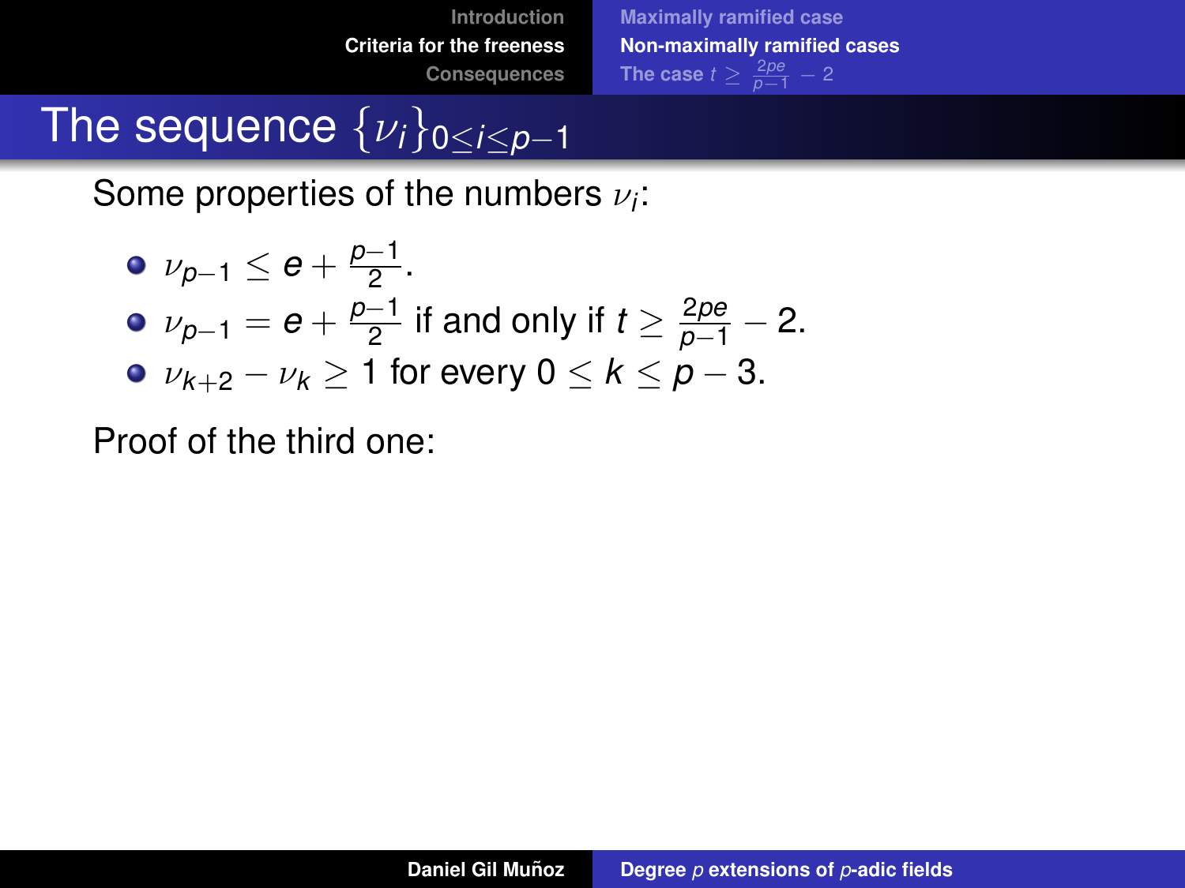# The sequence $\{\nu_i\}_{0\leq i\leq p-1}$

Some properties of the numbers $\nu_i$:

- $\nu_{p-1} \leq e + \frac{p-1}{2}$.
- $\nu_{p-1} = e + \frac{p-1}{2}$ if and only if $t \geq \frac{2pe}{p-1} - 2$.
- $\nu_{k+2} - \nu_k \geq 1$ for every $0 \leq k \leq p-3$.

Proof of the third one: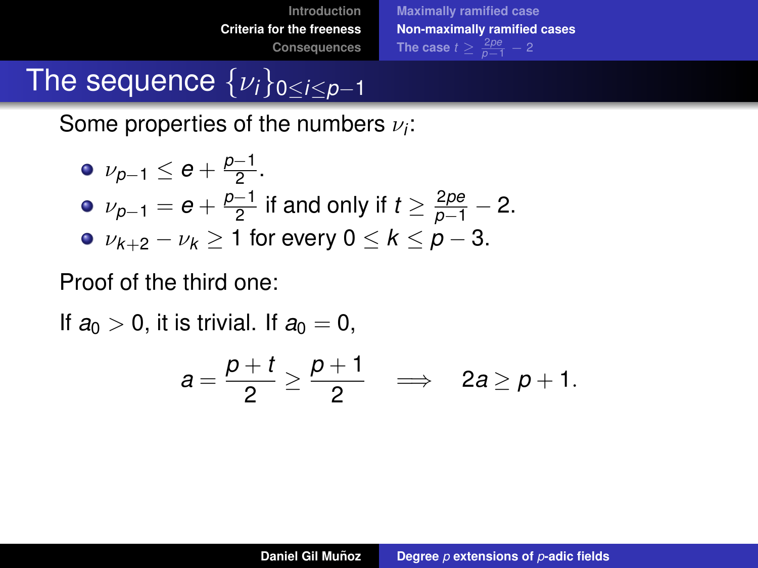# The sequence $\{\nu_i\}_{0 \leq i \leq p-1}$

Some properties of the numbers $\nu_i$:

- $\nu_{p-1} \leq e + \frac{p-1}{2}$.
- $\nu_{p-1} = e + \frac{p-1}{2}$ if and only if $t \geq \frac{2pe}{p-1} - 2$.
- $\nu_{k+2} - \nu_k \geq 1$ for every $0 \leq k \leq p-3$.

Proof of the third one:

If $a_0 > 0$, it is trivial. If $a_0 = 0$,

$$a = \frac{p+t}{2} \geq \frac{p+1}{2} \quad \Longrightarrow \quad 2a \geq p+1.$$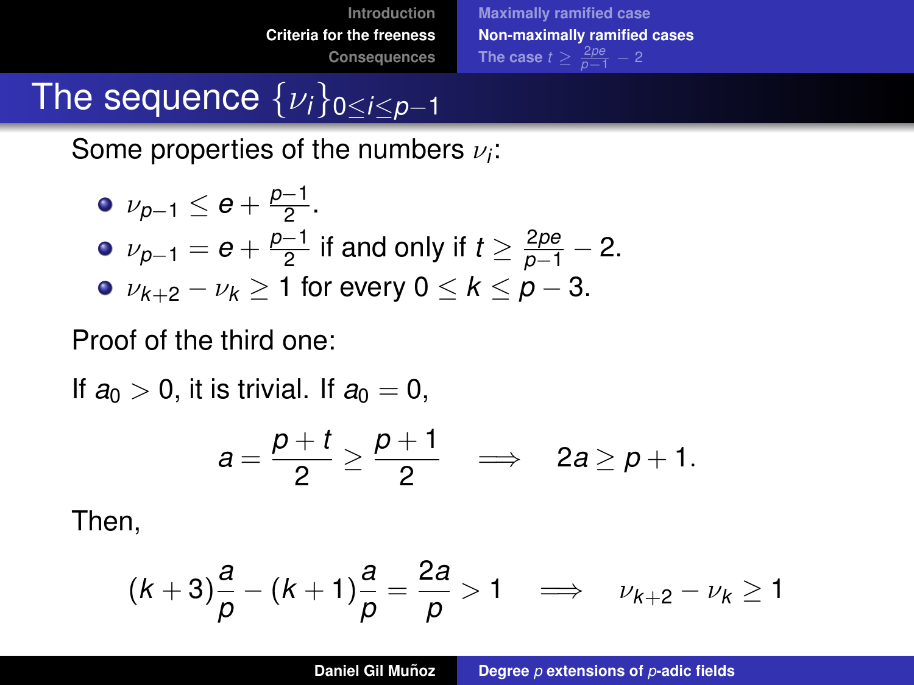# The sequence $\{\nu_i\}_{0 \leq i \leq p-1}$

Some properties of the numbers $\nu_i$:

- $\nu_{p-1} \leq e + \frac{p-1}{2}$.
- $\nu_{p-1} = e + \frac{p-1}{2}$ if and only if $t \geq \frac{2pe}{p-1} - 2$.
- $\nu_{k+2} - \nu_k \geq 1$ for every $0 \leq k \leq p-3$.

Proof of the third one:

If $a_0 > 0$, it is trivial. If $a_0 = 0$,

$$a = \frac{p+t}{2} \geq \frac{p+1}{2} \quad \Longrightarrow \quad 2a \geq p+1.$$

Then,

$$(k+3)\frac{a}{p} - (k+1)\frac{a}{p} = \frac{2a}{p} > 1 \quad \Longrightarrow \quad \nu_{k+2} - \nu_k \geq 1$$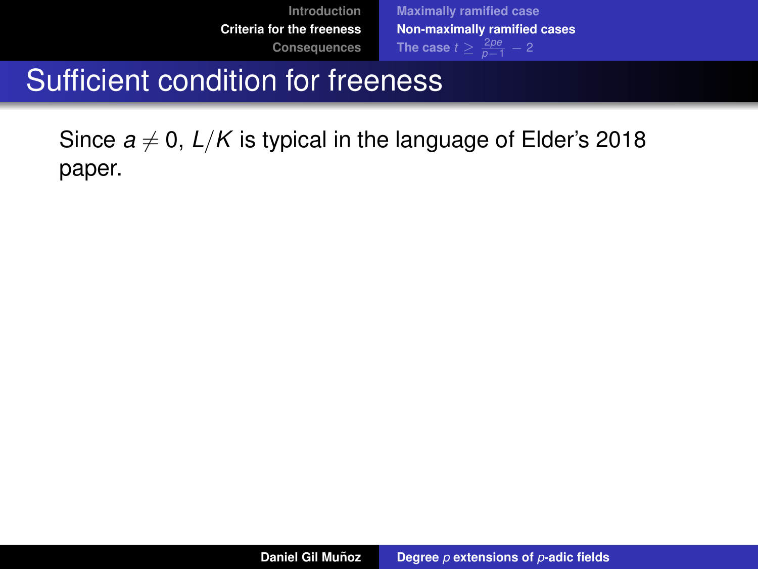# Sufficient condition for freeness

Since $a \neq 0$, $L/K$ is typical in the language of Elder's 2018 paper.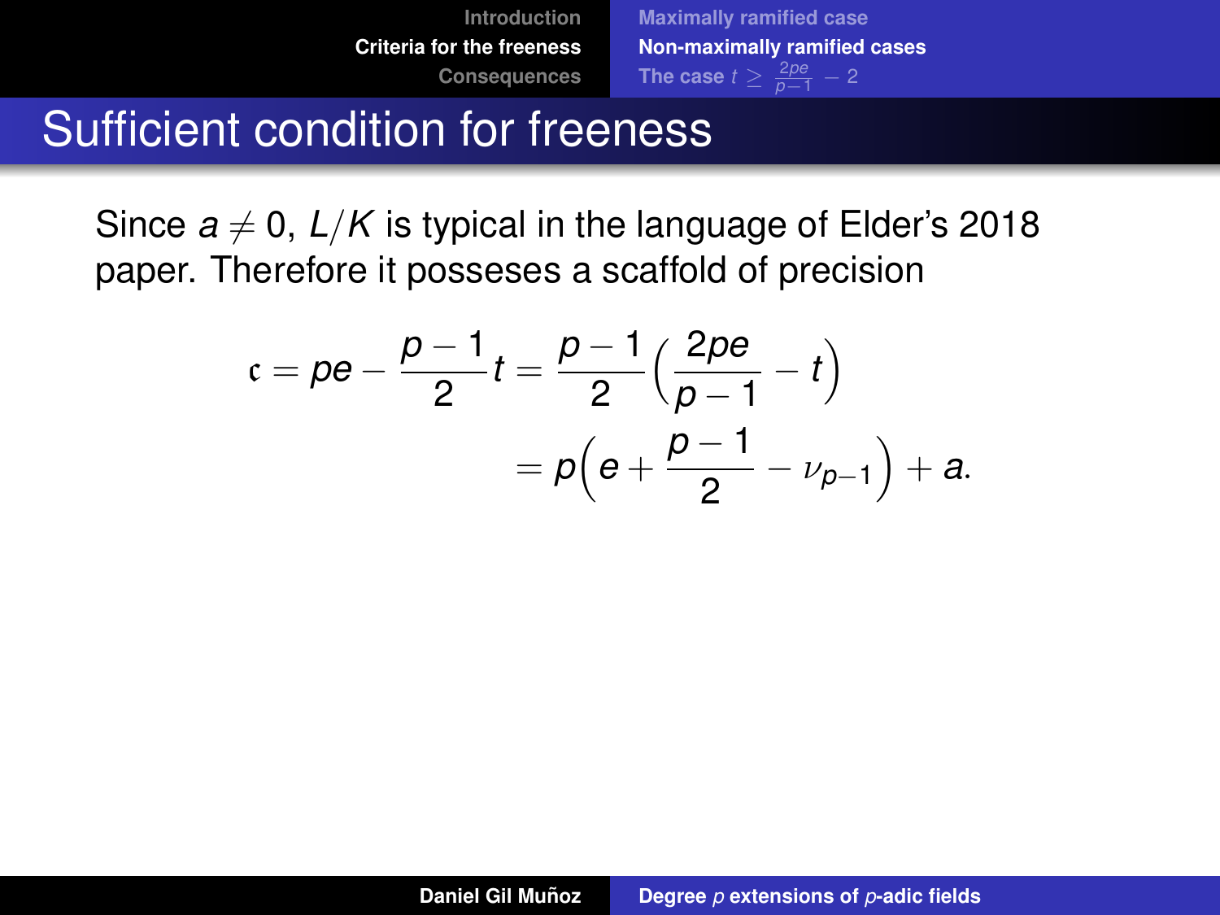## Sufficient condition for freeness

Since $a \neq 0$, $L/K$ is typical in the language of Elder's 2018 paper. Therefore it posseses a scaffold of precision

$$\mathfrak{c} = pe - \frac{p-1}{2}t = \frac{p-1}{2}\left(\frac{2pe}{p-1} - t\right)$$
$$= p\left(e + \frac{p-1}{2} - \nu_{p-1}\right) + a.$$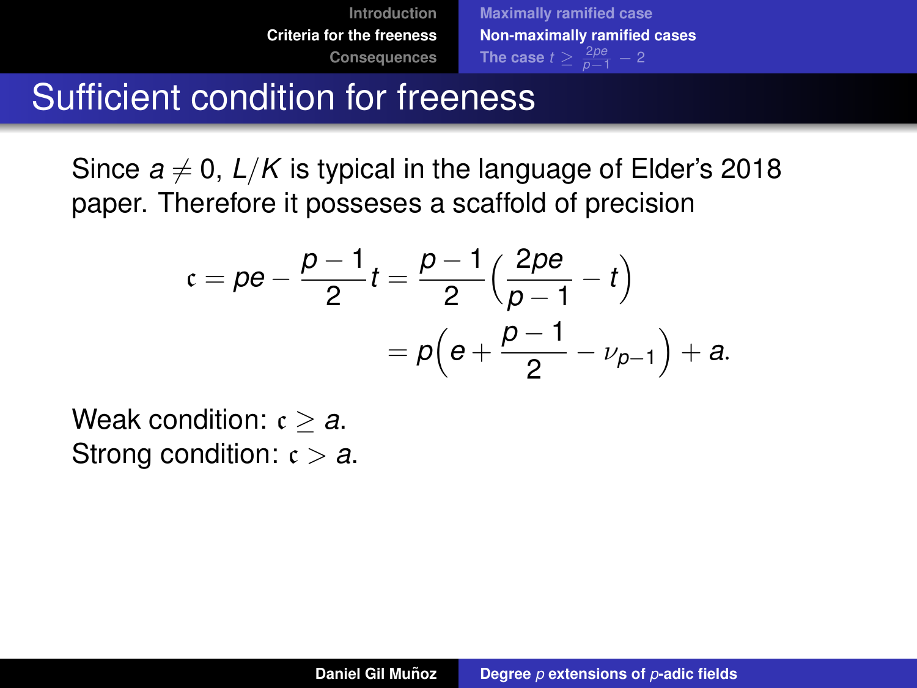# Sufficient condition for freeness

Since $a \neq 0$, $L/K$ is typical in the language of Elder's 2018 paper. Therefore it posseses a scaffold of precision

$$
\begin{aligned}
\mathfrak{c} = pe - \frac{p-1}{2}t &= \frac{p-1}{2}\Big(\frac{2pe}{p-1} - t\Big) \\
&= p\Big(e + \frac{p-1}{2} - \nu_{p-1}\Big) + a.
\end{aligned}
$$

Weak condition: $\mathfrak{c} \geq a$.
Strong condition: $\mathfrak{c} > a$.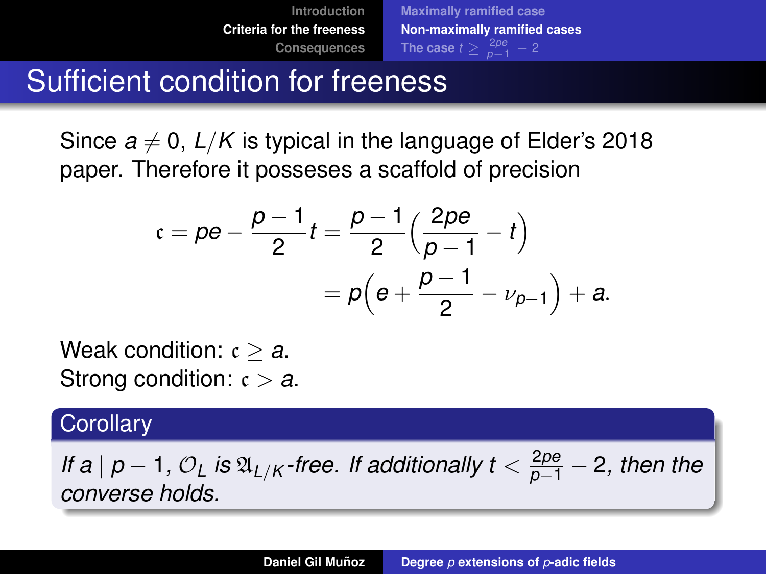# Sufficient condition for freeness

Since $a \neq 0$, $L/K$ is typical in the language of Elder's 2018 paper. Therefore it posseses a scaffold of precision

$$\mathfrak{c} = pe - \frac{p-1}{2}t = \frac{p-1}{2}\left(\frac{2pe}{p-1} - t\right)$$
$$= p\left(e + \frac{p-1}{2} - \nu_{p-1}\right) + a.$$

Weak condition: $\mathfrak{c} \geq a$.
Strong condition: $\mathfrak{c} > a$.

**Corollary**

*If $a \mid p-1$, $\mathcal{O}_L$ is $\mathfrak{A}_{L/K}$-free. If additionally $t < \frac{2pe}{p-1} - 2$, then the converse holds.*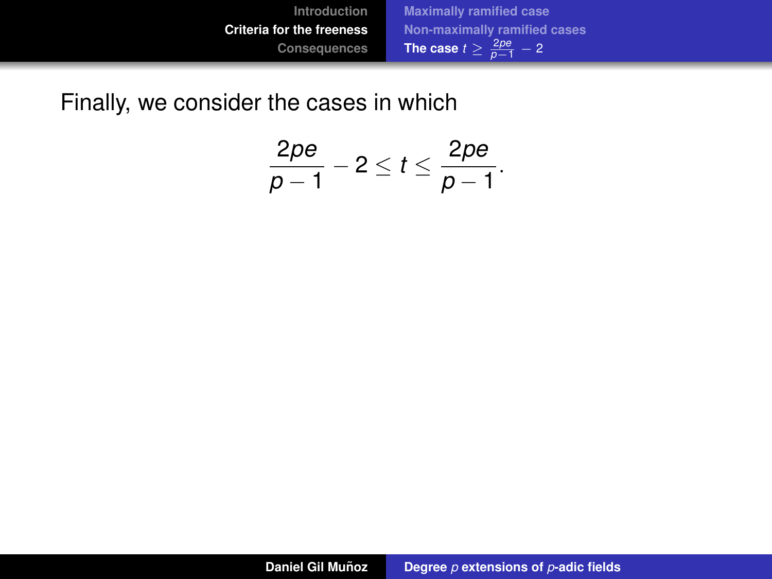Finally, we consider the cases in which

$$\frac{2pe}{p-1} - 2 \leq t \leq \frac{2pe}{p-1}.$$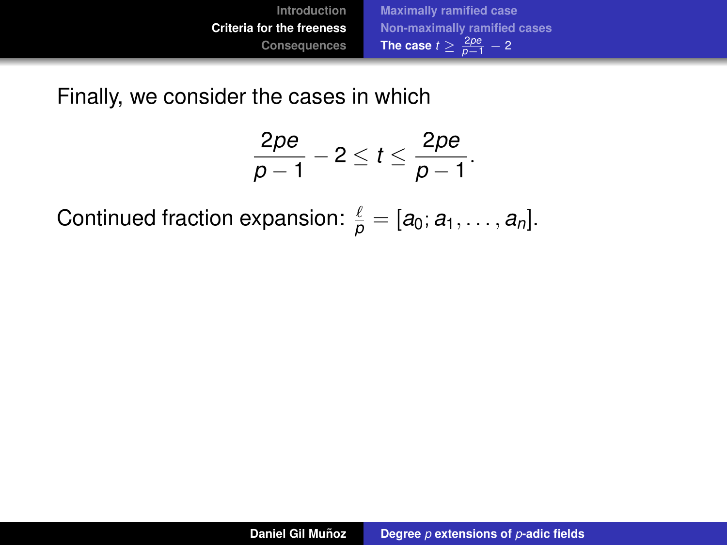Finally, we consider the cases in which

$$\frac{2pe}{p-1} - 2 \leq t \leq \frac{2pe}{p-1}.$$

Continued fraction expansion: $\frac{\ell}{p} = [a_0; a_1, \ldots, a_n]$.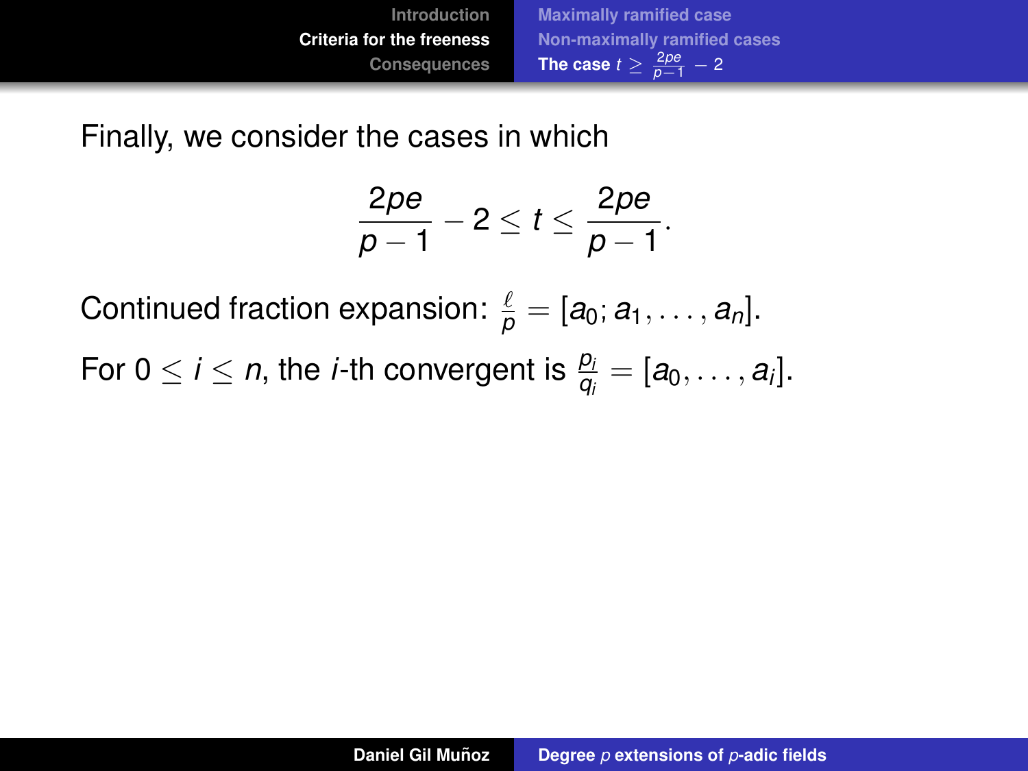Finally, we consider the cases in which

$$\frac{2pe}{p-1} - 2 \leq t \leq \frac{2pe}{p-1}.$$

Continued fraction expansion: $\frac{\ell}{p} = [a_0; a_1, \ldots, a_n]$.

For $0 \leq i \leq n$, the $i$-th convergent is $\frac{p_i}{q_i} = [a_0, \ldots, a_i]$.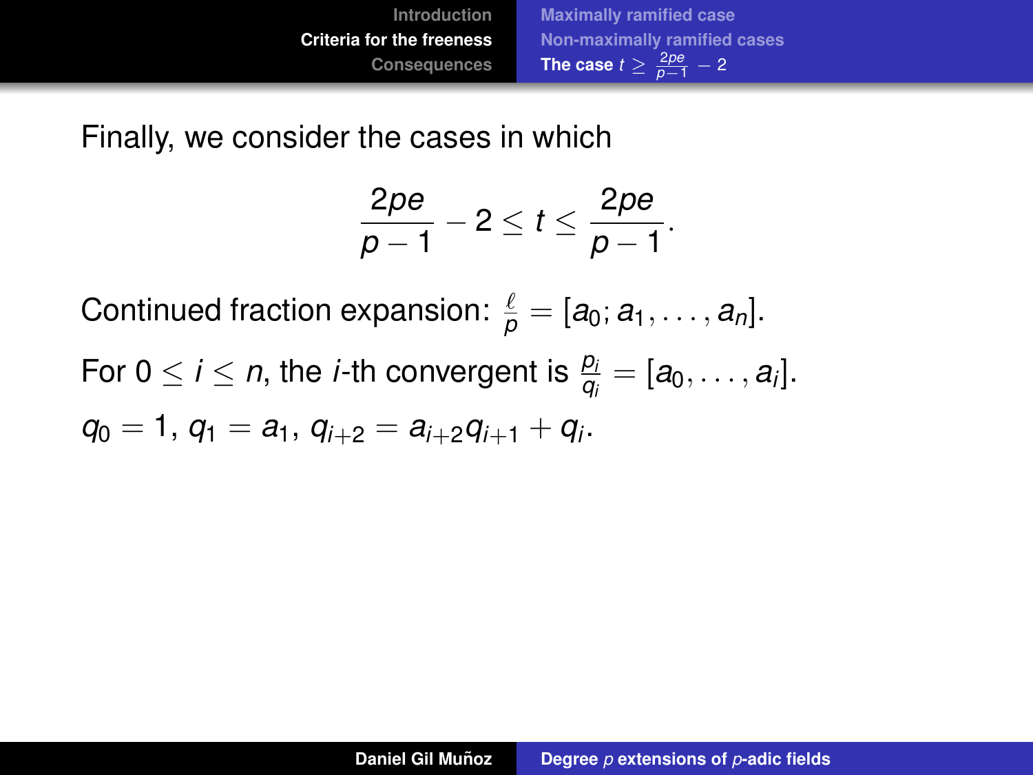Finally, we consider the cases in which

$$\frac{2pe}{p-1} - 2 \leq t \leq \frac{2pe}{p-1}.$$

Continued fraction expansion: $\frac{\ell}{p} = [a_0; a_1, \dots, a_n]$.

For $0 \leq i \leq n$, the $i$-th convergent is $\frac{p_i}{q_i} = [a_0, \dots, a_i]$.

$q_0 = 1$, $q_1 = a_1$, $q_{i+2} = a_{i+2}q_{i+1} + q_i$.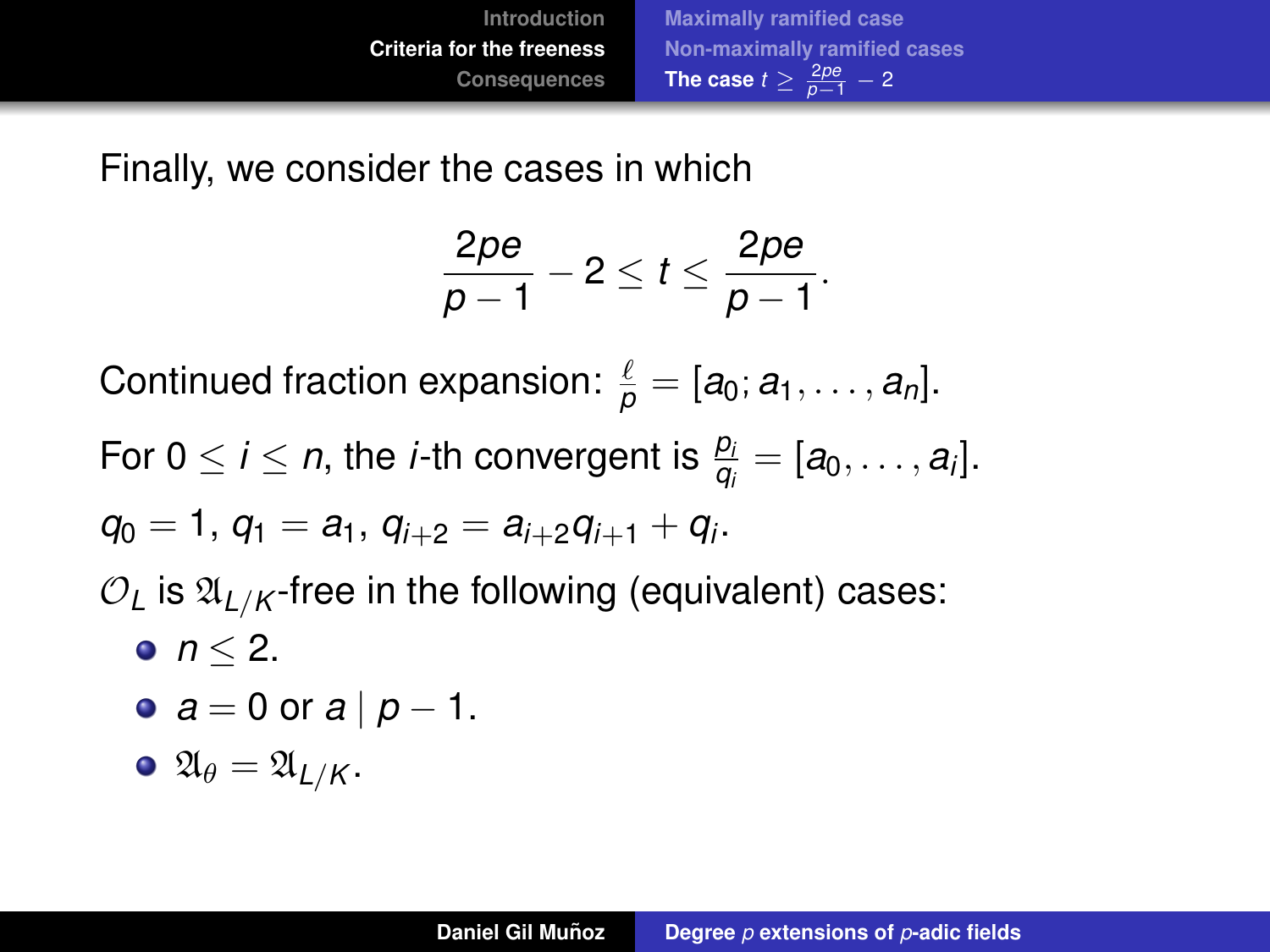Finally, we consider the cases in which

$$\frac{2pe}{p-1} - 2 \leq t \leq \frac{2pe}{p-1}.$$

Continued fraction expansion: $\frac{\ell}{p} = [a_0; a_1, \dots, a_n]$.

For $0 \leq i \leq n$, the $i$-th convergent is $\frac{p_i}{q_i} = [a_0, \dots, a_i]$.

$q_0 = 1$, $q_1 = a_1$, $q_{i+2} = a_{i+2} q_{i+1} + q_i$.

$\mathcal{O}_L$ is $\mathfrak{A}_{L/K}$-free in the following (equivalent) cases:

- $n \leq 2$.
- $a = 0$ or $a \mid p - 1$.
- $\mathfrak{A}_\theta = \mathfrak{A}_{L/K}$.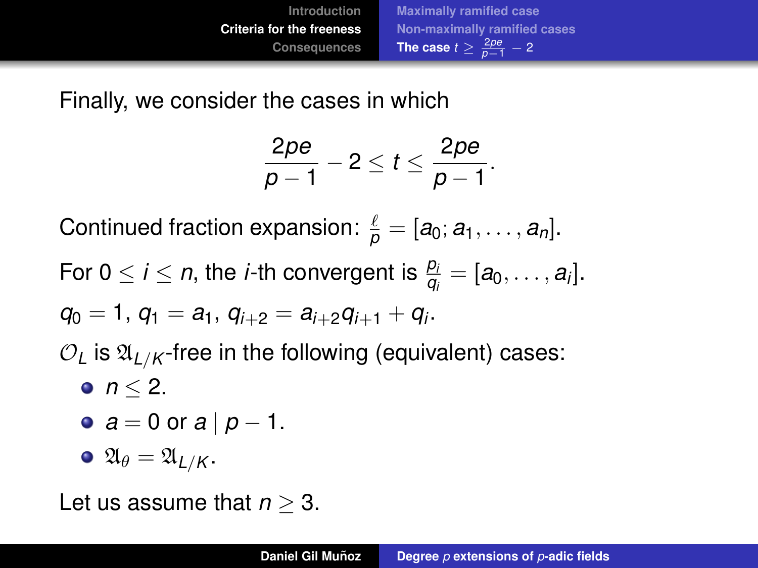Finally, we consider the cases in which

$$\frac{2pe}{p-1} - 2 \leq t \leq \frac{2pe}{p-1}.$$

Continued fraction expansion: $\frac{\ell}{p} = [a_0; a_1, \dots, a_n]$.

For $0 \leq i \leq n$, the $i$-th convergent is $\frac{p_i}{q_i} = [a_0, \dots, a_i]$.

$q_0 = 1$, $q_1 = a_1$, $q_{i+2} = a_{i+2} q_{i+1} + q_i$.

$\mathcal{O}_L$ is $\mathfrak{A}_{L/K}$-free in the following (equivalent) cases:

- $n \leq 2$.
- $a = 0$ or $a \mid p - 1$.
- $\mathfrak{A}_\theta = \mathfrak{A}_{L/K}$.

Let us assume that $n \geq 3$.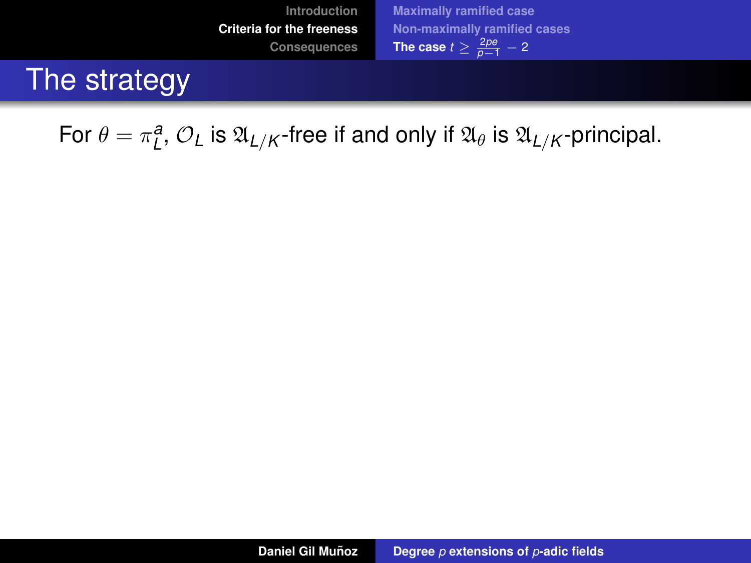# The strategy

For $\theta = \pi_L^a$, $\mathcal{O}_L$ is $\mathfrak{A}_{L/K}$-free if and only if $\mathfrak{A}_\theta$ is $\mathfrak{A}_{L/K}$-principal.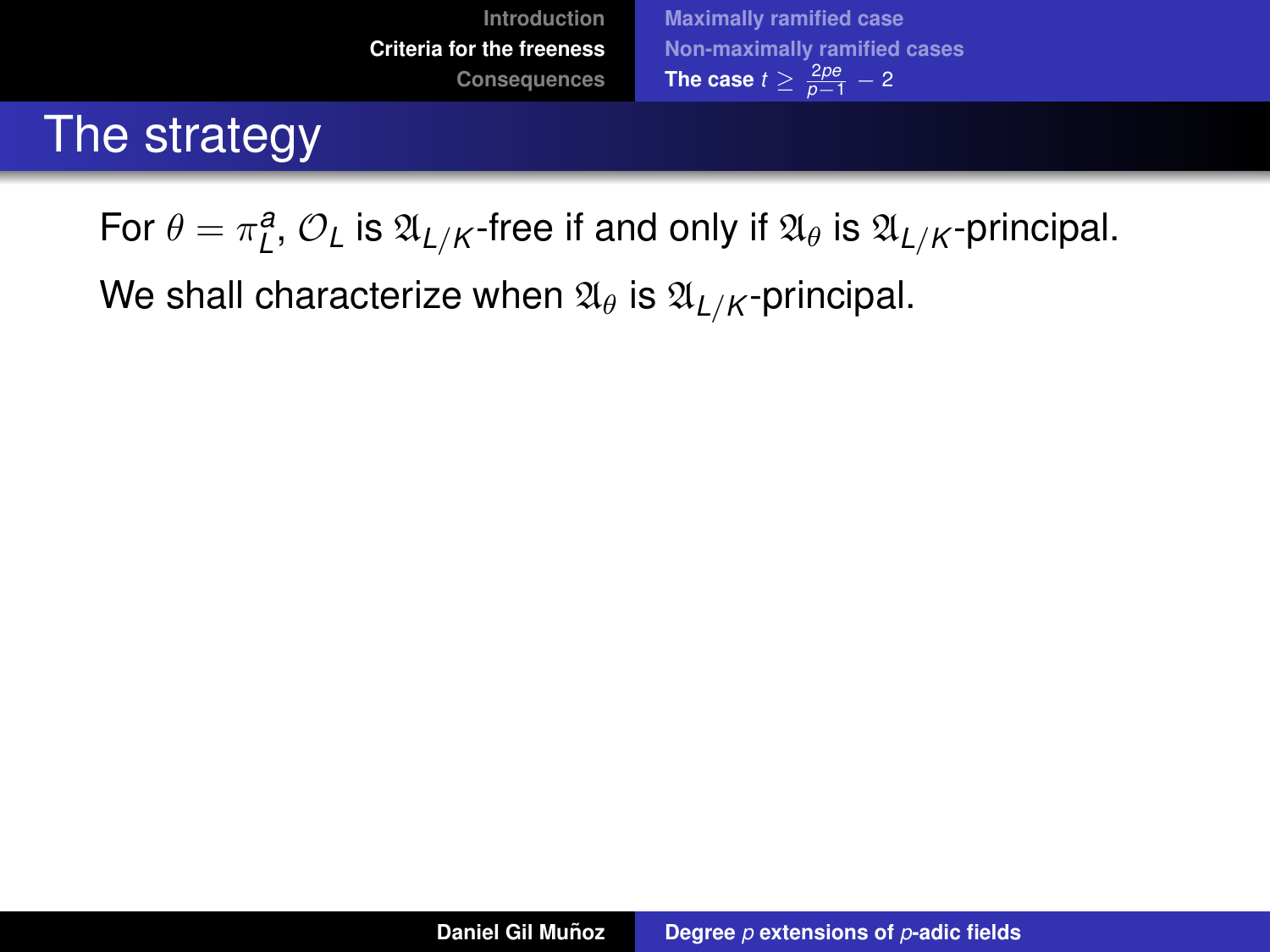# The strategy

For $\theta = \pi_L^a$, $\mathcal{O}_L$ is $\mathfrak{A}_{L/K}$-free if and only if $\mathfrak{A}_\theta$ is $\mathfrak{A}_{L/K}$-principal.

We shall characterize when $\mathfrak{A}_\theta$ is $\mathfrak{A}_{L/K}$-principal.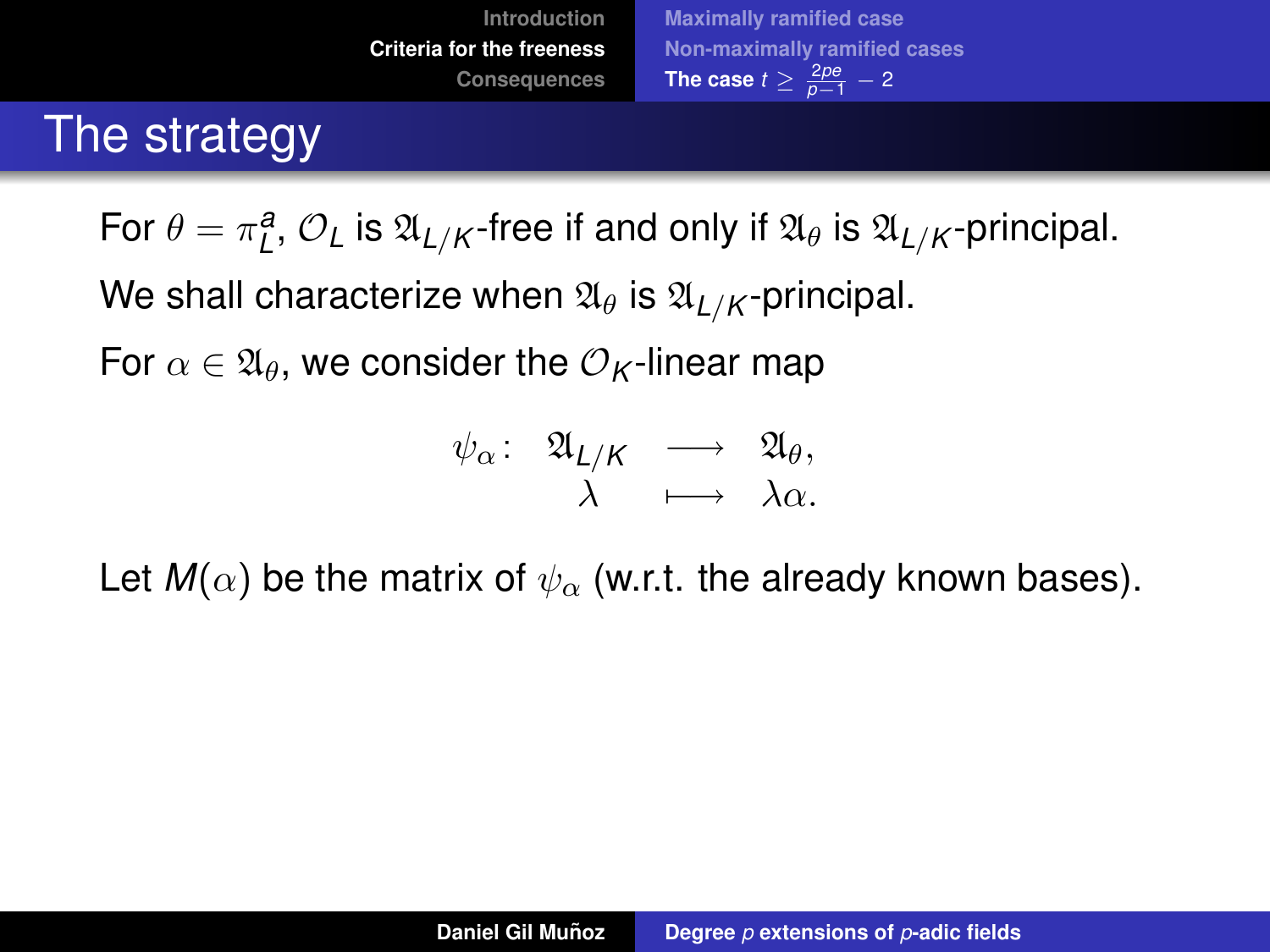# The strategy

For $\theta = \pi_L^a$, $\mathcal{O}_L$ is $\mathfrak{A}_{L/K}$-free if and only if $\mathfrak{A}_\theta$ is $\mathfrak{A}_{L/K}$-principal.

We shall characterize when $\mathfrak{A}_\theta$ is $\mathfrak{A}_{L/K}$-principal.

For $\alpha \in \mathfrak{A}_\theta$, we consider the $\mathcal{O}_K$-linear map

$$\begin{array}{rccc} \psi_\alpha\colon & \mathfrak{A}_{L/K} & \longrightarrow & \mathfrak{A}_\theta, \\ & \lambda & \longmapsto & \lambda\alpha. \end{array}$$

Let $M(\alpha)$ be the matrix of $\psi_\alpha$ (w.r.t. the already known bases).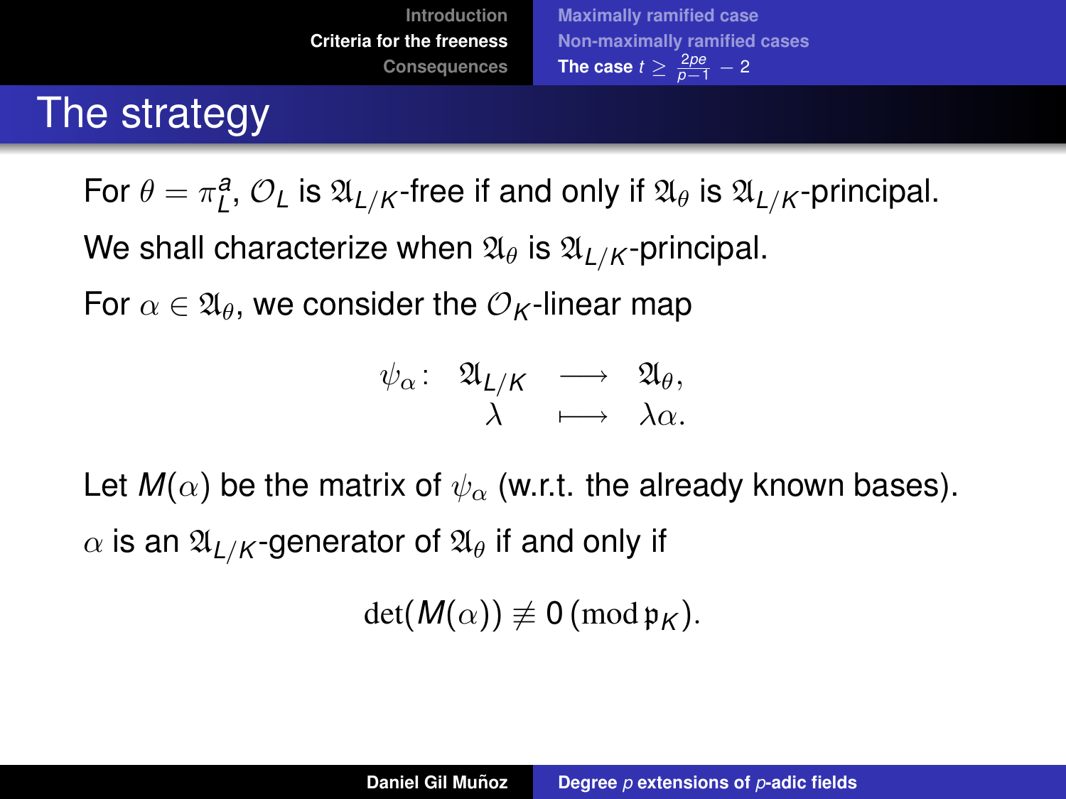# The strategy

For $\theta = \pi_L^a$, $\mathcal{O}_L$ is $\mathfrak{A}_{L/K}$-free if and only if $\mathfrak{A}_\theta$ is $\mathfrak{A}_{L/K}$-principal.

We shall characterize when $\mathfrak{A}_\theta$ is $\mathfrak{A}_{L/K}$-principal.

For $\alpha \in \mathfrak{A}_\theta$, we consider the $\mathcal{O}_K$-linear map

$$\begin{array}{rccc} \psi_\alpha\colon & \mathfrak{A}_{L/K} & \longrightarrow & \mathfrak{A}_\theta, \\ & \lambda & \longmapsto & \lambda\alpha. \end{array}$$

Let $M(\alpha)$ be the matrix of $\psi_\alpha$ (w.r.t. the already known bases).

$\alpha$ is an $\mathfrak{A}_{L/K}$-generator of $\mathfrak{A}_\theta$ if and only if

$$\det(M(\alpha)) \not\equiv 0 \,(\mathrm{mod}\, \mathfrak{p}_K).$$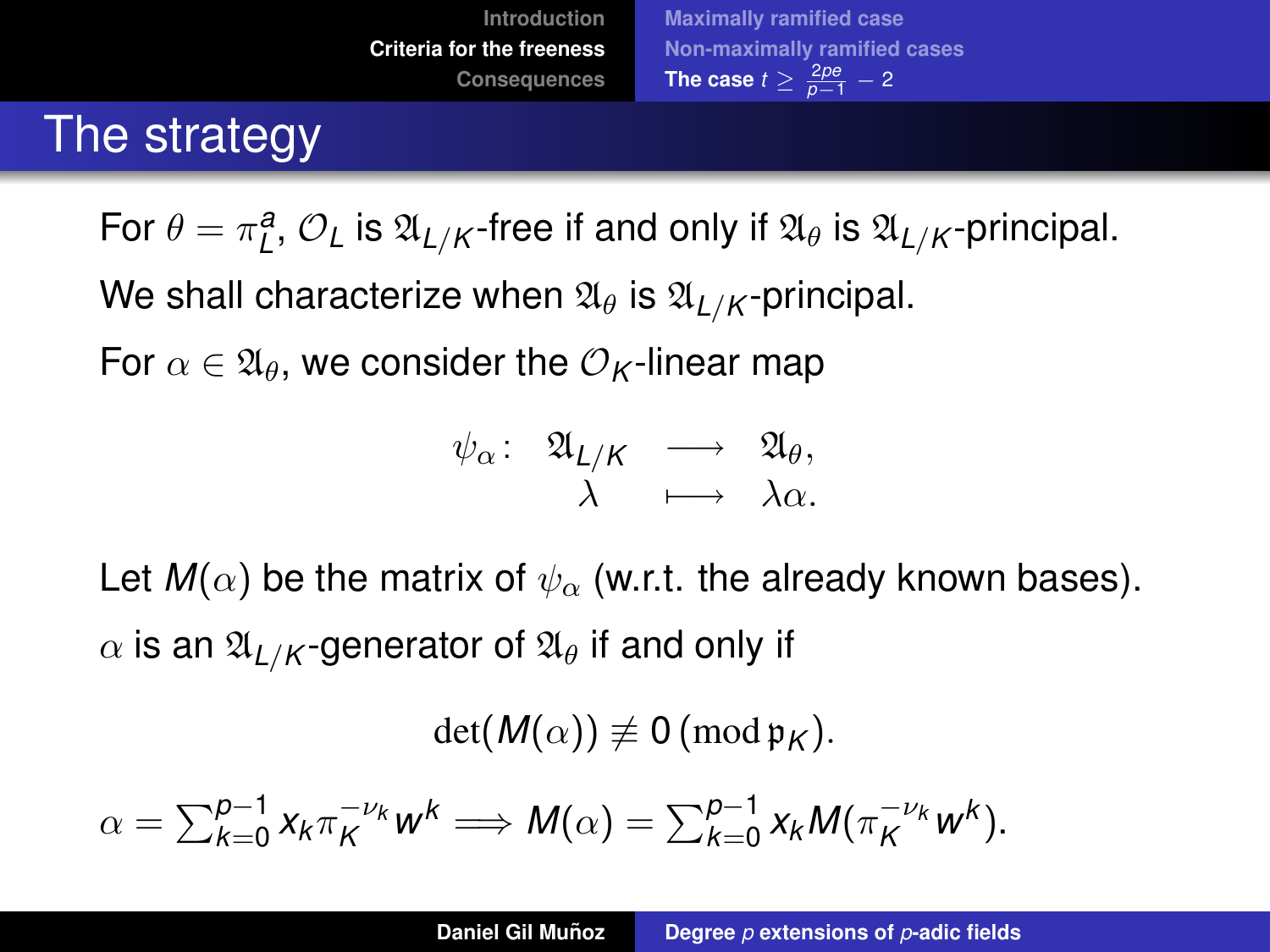# The strategy

For $\theta = \pi_L^a$, $\mathcal{O}_L$ is $\mathfrak{A}_{L/K}$-free if and only if $\mathfrak{A}_\theta$ is $\mathfrak{A}_{L/K}$-principal.

We shall characterize when $\mathfrak{A}_\theta$ is $\mathfrak{A}_{L/K}$-principal.

For $\alpha \in \mathfrak{A}_\theta$, we consider the $\mathcal{O}_K$-linear map

$$\begin{array}{rccc} \psi_\alpha\colon & \mathfrak{A}_{L/K} & \longrightarrow & \mathfrak{A}_\theta, \\ & \lambda & \longmapsto & \lambda\alpha. \end{array}$$

Let $M(\alpha)$ be the matrix of $\psi_\alpha$ (w.r.t. the already known bases).

$\alpha$ is an $\mathfrak{A}_{L/K}$-generator of $\mathfrak{A}_\theta$ if and only if

$$\det(M(\alpha)) \not\equiv 0 \pmod{\mathfrak{p}_K}.$$

$\alpha = \sum_{k=0}^{p-1} x_k \pi_K^{-\nu_k} w^k \Longrightarrow M(\alpha) = \sum_{k=0}^{p-1} x_k M(\pi_K^{-\nu_k} w^k).$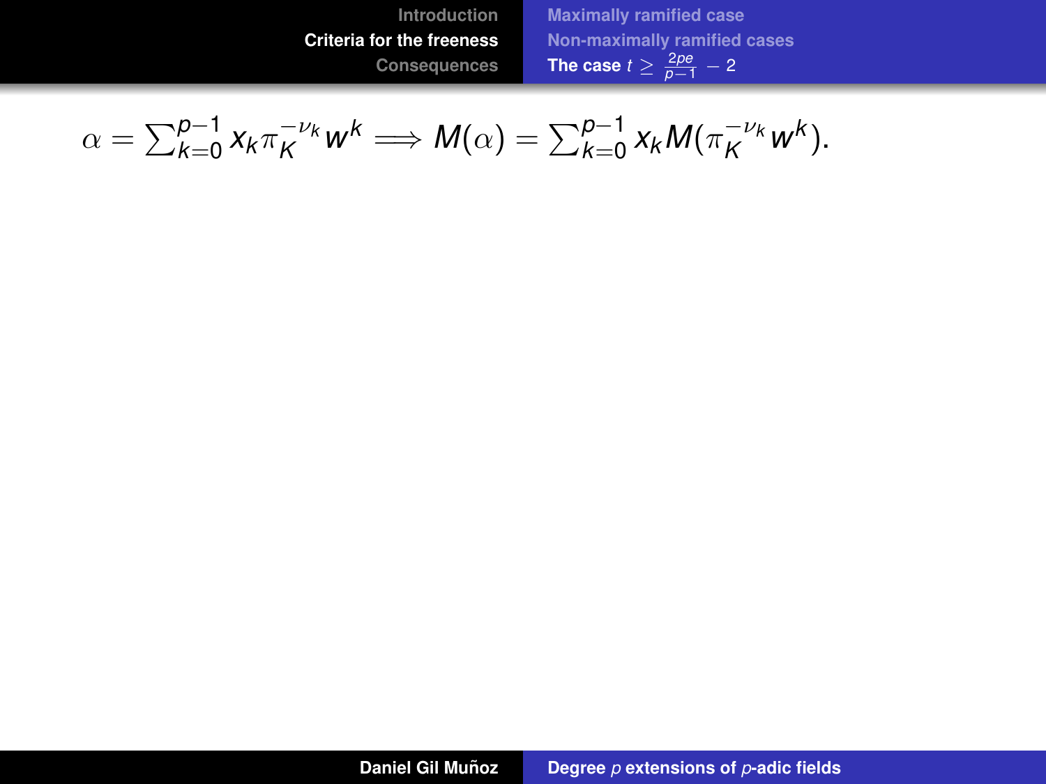$$\alpha = \sum_{k=0}^{p-1} x_k \pi_K^{-\nu_k} w^k \Longrightarrow M(\alpha) = \sum_{k=0}^{p-1} x_k M(\pi_K^{-\nu_k} w^k).$$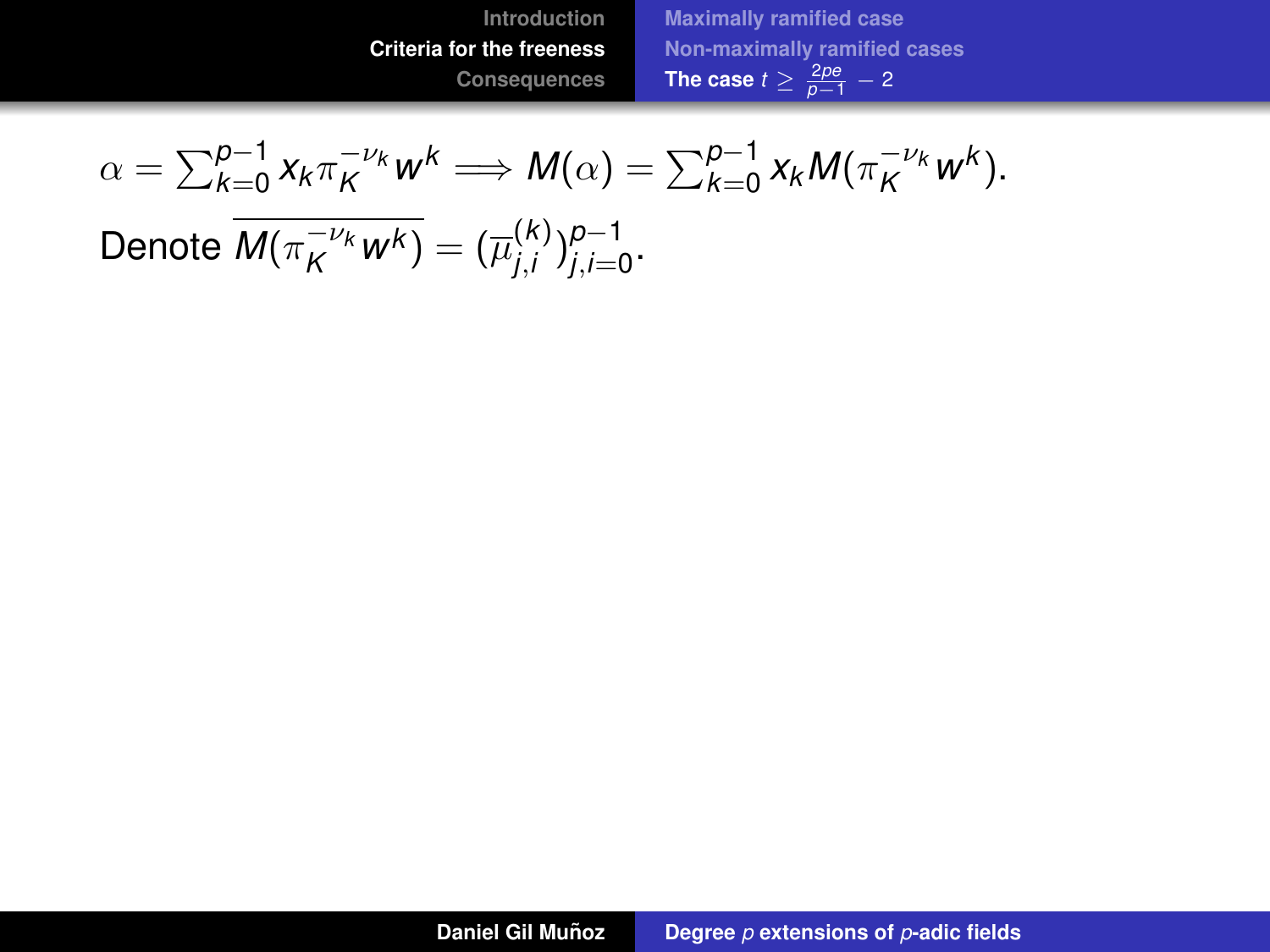$$\alpha = \sum_{k=0}^{p-1} x_k \pi_K^{-\nu_k} w^k \Longrightarrow M(\alpha) = \sum_{k=0}^{p-1} x_k M(\pi_K^{-\nu_k} w^k).$$

Denote $\overline{M(\pi_K^{-\nu_k} w^k)} = (\overline{\mu}_{j,i}^{(k)})_{j,i=0}^{p-1}$.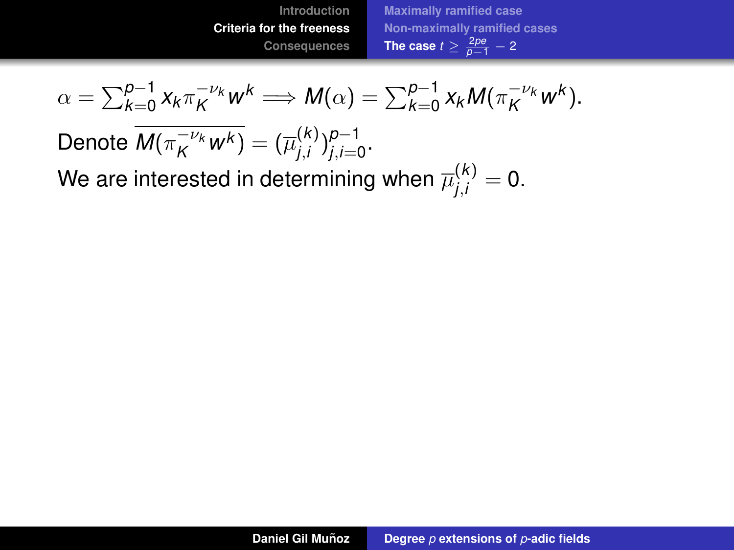$$\alpha = \sum_{k=0}^{p-1} x_k \pi_K^{-\nu_k} w^k \Longrightarrow M(\alpha) = \sum_{k=0}^{p-1} x_k M(\pi_K^{-\nu_k} w^k).$$

Denote $\overline{M(\pi_K^{-\nu_k} w^k)} = (\overline{\mu}_{j,i}^{(k)})_{j,i=0}^{p-1}$.

We are interested in determining when $\overline{\mu}_{j,i}^{(k)} = 0$.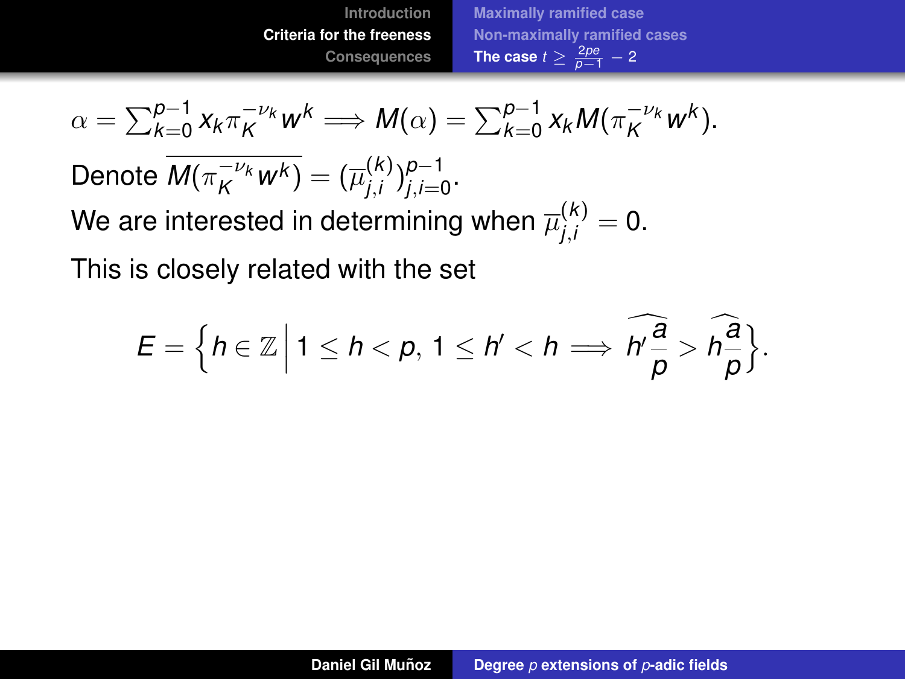$$\alpha = \sum_{k=0}^{p-1} x_k \pi_K^{-\nu_k} w^k \Longrightarrow M(\alpha) = \sum_{k=0}^{p-1} x_k M(\pi_K^{-\nu_k} w^k).$$

Denote $\overline{M(\pi_K^{-\nu_k} w^k)} = (\overline{\mu}_{j,i}^{(k)})_{j,i=0}^{p-1}$.

We are interested in determining when $\overline{\mu}_{j,i}^{(k)} = 0$.

This is closely related with the set

$$E = \left\{ h \in \mathbb{Z} \,\middle|\, 1 \leq h < p,\ 1 \leq h' < h \Longrightarrow \widehat{h'\frac{a}{p}} > \widehat{h\frac{a}{p}} \right\}.$$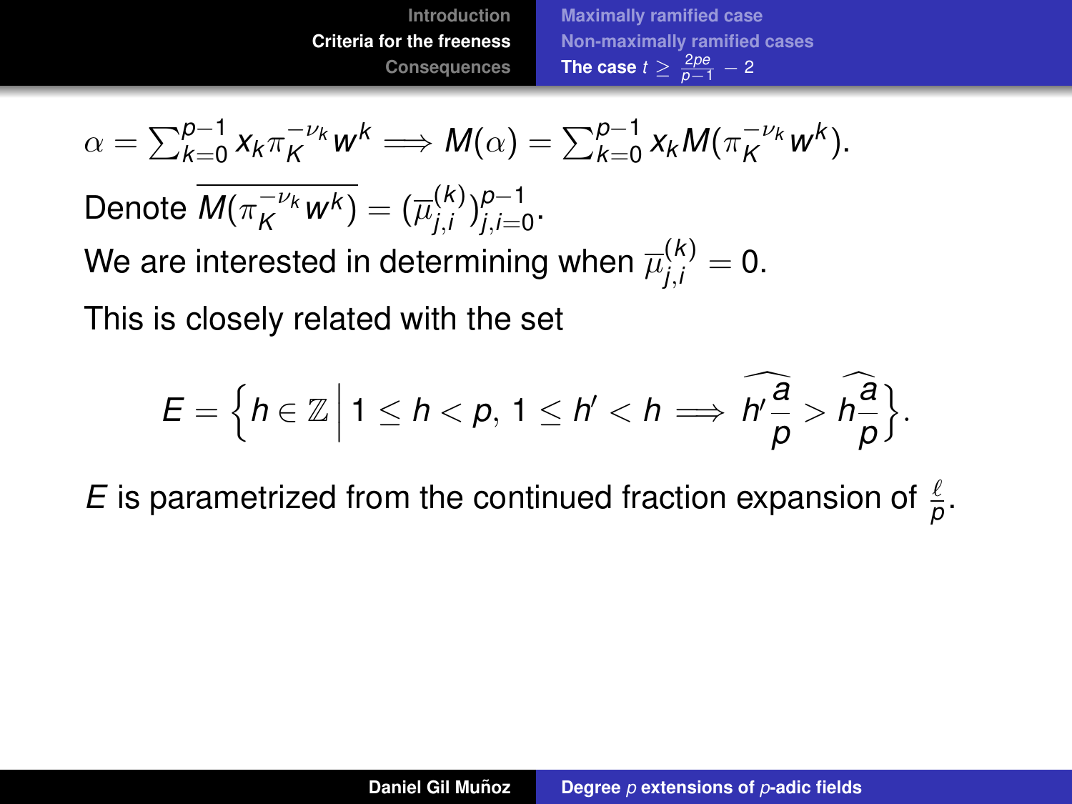$$\alpha = \sum_{k=0}^{p-1} x_k \pi_K^{-\nu_k} w^k \Longrightarrow M(\alpha) = \sum_{k=0}^{p-1} x_k M(\pi_K^{-\nu_k} w^k).$$

Denote $\overline{M(\pi_K^{-\nu_k} w^k)} = (\overline{\mu}_{j,i}^{(k)})_{j,i=0}^{p-1}$.

We are interested in determining when $\overline{\mu}_{j,i}^{(k)} = 0$.

This is closely related with the set

$$E = \left\{ h \in \mathbb{Z} \,\middle|\, 1 \leq h < p,\, 1 \leq h' < h \Longrightarrow \widehat{h' \frac{a}{p}} > \widehat{h \frac{a}{p}} \right\}.$$

$E$ is parametrized from the continued fraction expansion of $\frac{\ell}{p}$.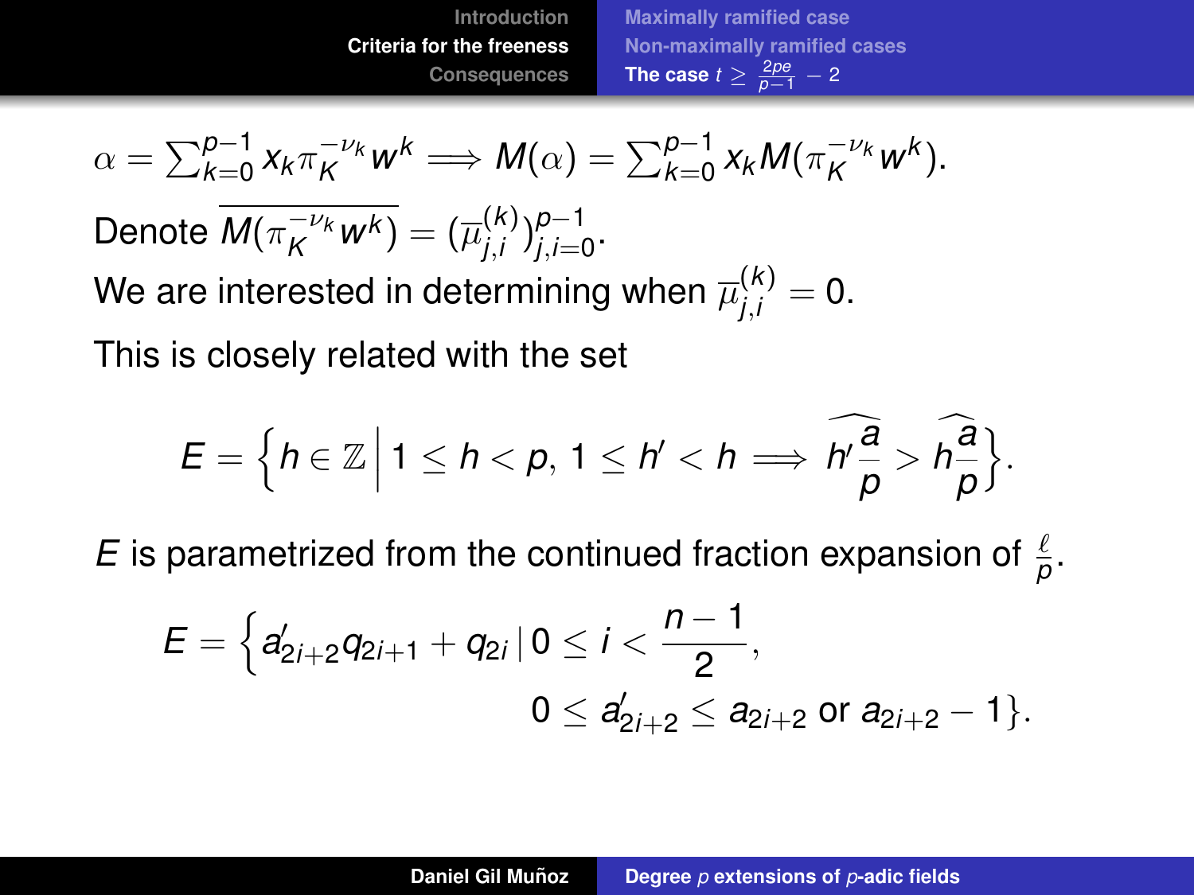$$\alpha = \sum_{k=0}^{p-1} x_k \pi_K^{-\nu_k} w^k \implies M(\alpha) = \sum_{k=0}^{p-1} x_k M(\pi_K^{-\nu_k} w^k).$$

Denote $\overline{M(\pi_K^{-\nu_k} w^k)} = (\overline{\mu}_{j,i}^{(k)})_{j,i=0}^{p-1}$.

We are interested in determining when $\overline{\mu}_{j,i}^{(k)} = 0$.

This is closely related with the set

$$E = \left\{ h \in \mathbb{Z} \,\middle|\, 1 \leq h < p,\, 1 \leq h' < h \implies \widehat{h'\frac{a}{p}} > \widehat{h\frac{a}{p}} \right\}.$$

$E$ is parametrized from the continued fraction expansion of $\frac{\ell}{p}$.

$$E = \Big\{ a'_{2i+2} q_{2i+1} + q_{2i} \,|\, 0 \leq i < \frac{n-1}{2},$$
$$0 \leq a'_{2i+2} \leq a_{2i+2} \text{ or } a_{2i+2} - 1 \Big\}.$$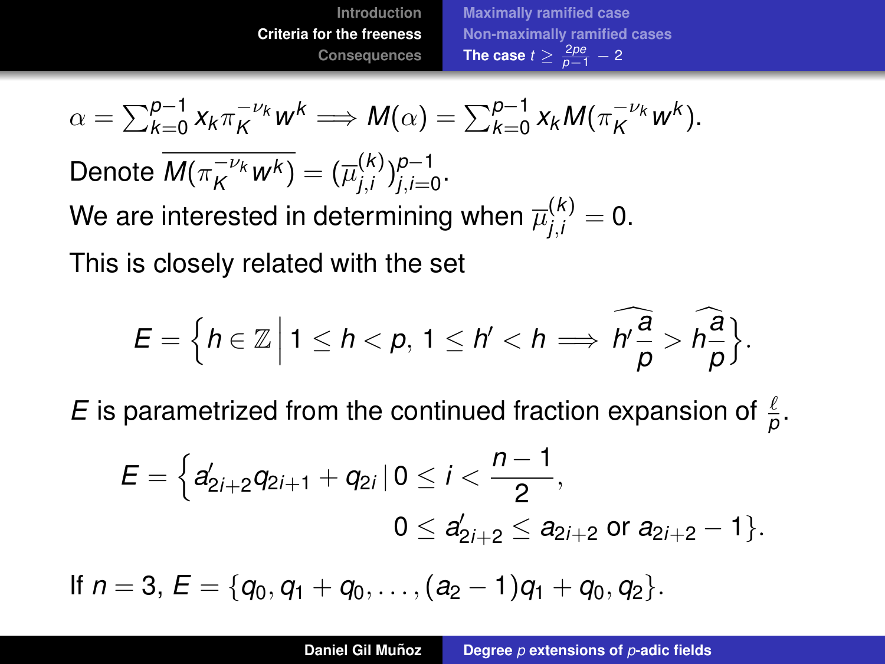$$\alpha = \sum_{k=0}^{p-1} x_k \pi_K^{-\nu_k} w^k \implies M(\alpha) = \sum_{k=0}^{p-1} x_k M(\pi_K^{-\nu_k} w^k).$$

Denote $\overline{M(\pi_K^{-\nu_k} w^k)} = (\overline{\mu}_{j,i}^{(k)})_{j,i=0}^{p-1}$.

We are interested in determining when $\overline{\mu}_{j,i}^{(k)} = 0$.

This is closely related with the set

$$E = \left\{ h \in \mathbb{Z} \,\middle|\, 1 \leq h < p,\, 1 \leq h' < h \implies \widehat{h'\frac{a}{p}} > \widehat{h\frac{a}{p}} \right\}.$$

$E$ is parametrized from the continued fraction expansion of $\frac{\ell}{p}$.

$$E = \Big\{ a'_{2i+2} q_{2i+1} + q_{2i} \,|\, 0 \leq i < \frac{n-1}{2}, \\ 0 \leq a'_{2i+2} \leq a_{2i+2} \text{ or } a_{2i+2} - 1 \Big\}.$$

If $n = 3$, $E = \{q_0, q_1 + q_0, \ldots, (a_2 - 1)q_1 + q_0, q_2\}$.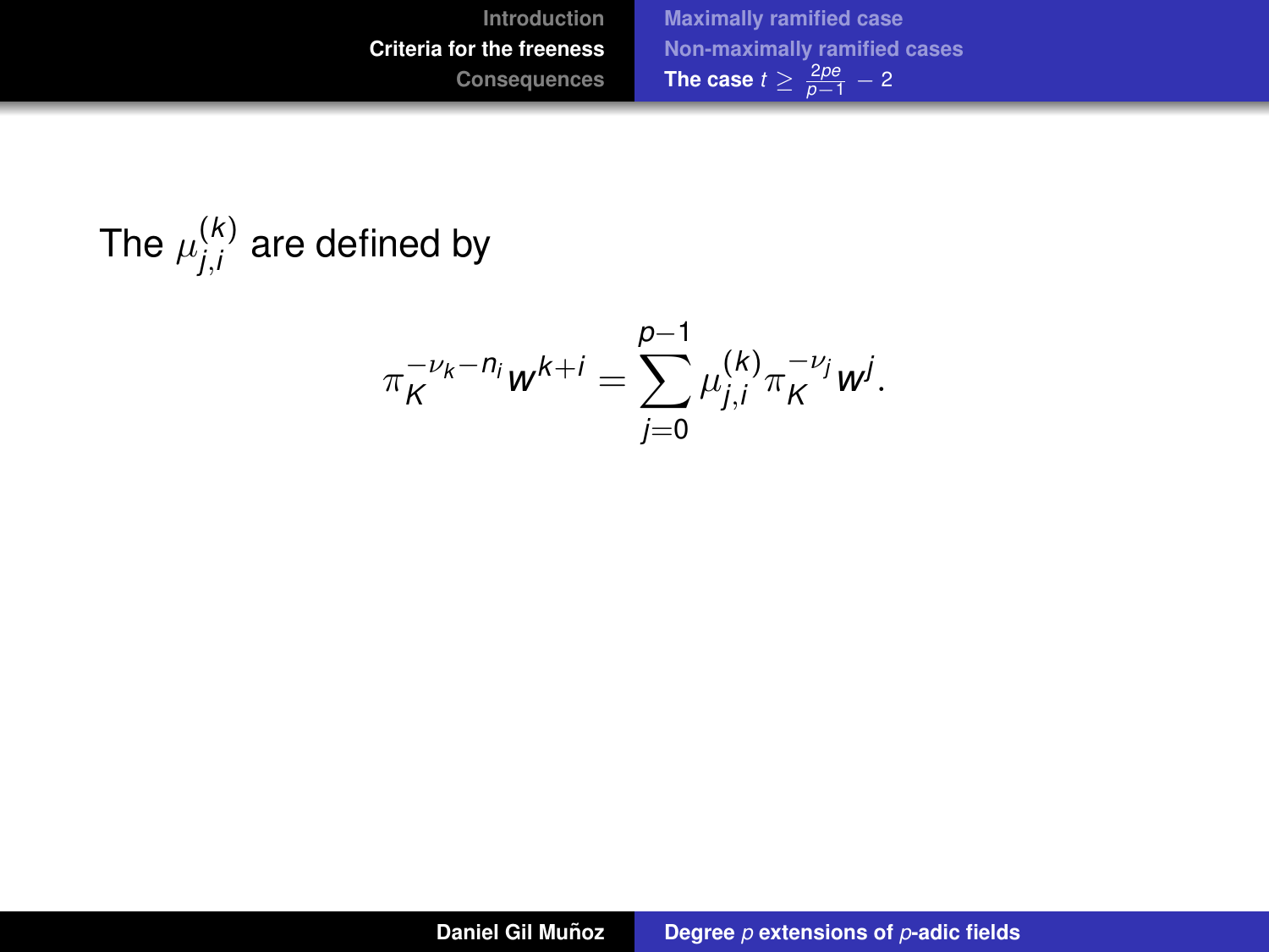The $\mu_{j,i}^{(k)}$ are defined by

$$\pi_K^{-\nu_k - n_i} w^{k+i} = \sum_{j=0}^{p-1} \mu_{j,i}^{(k)} \pi_K^{-\nu_j} w^j.$$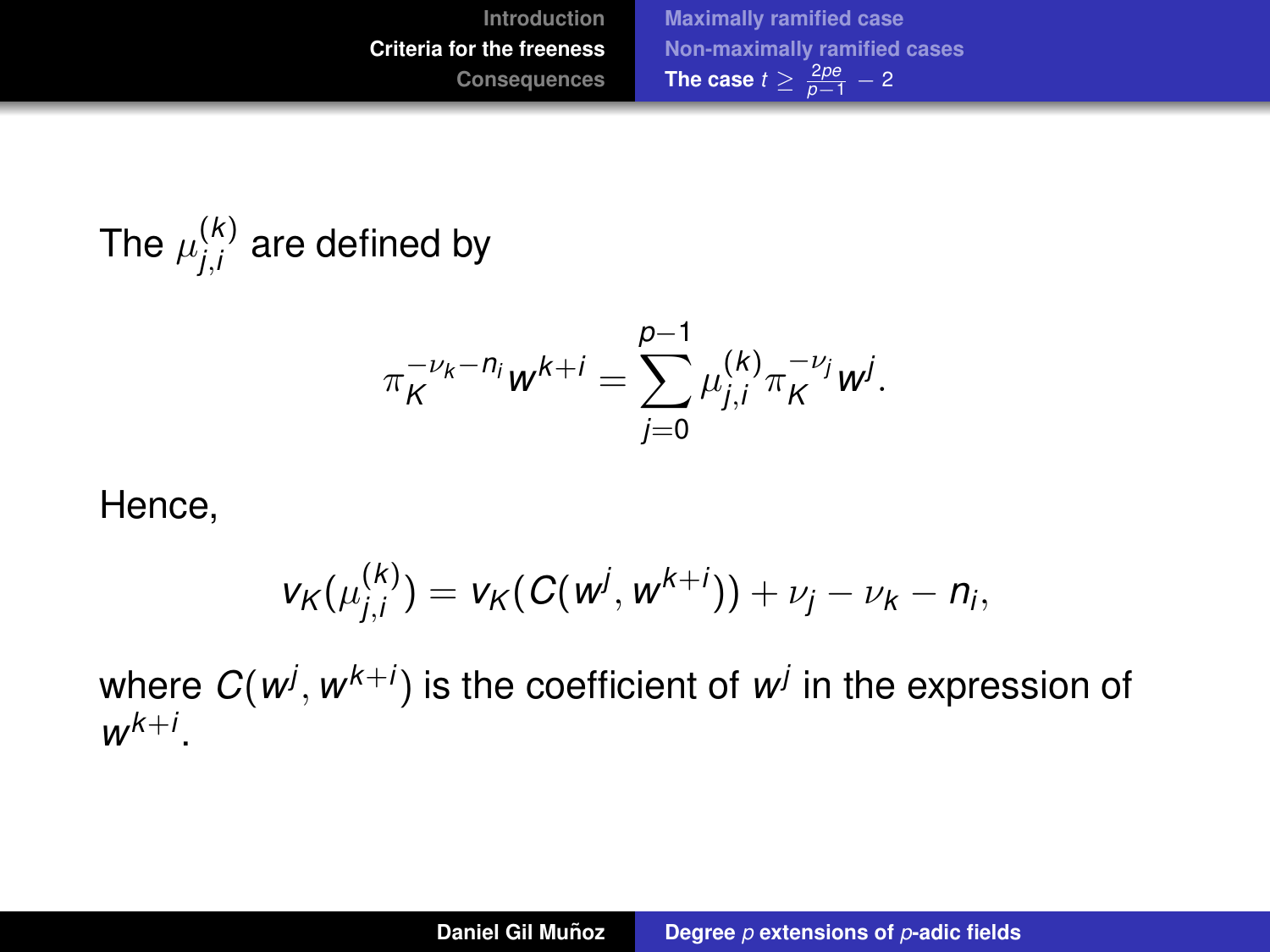The $\mu_{j,i}^{(k)}$ are defined by

$$\pi_K^{-\nu_k - n_i} w^{k+i} = \sum_{j=0}^{p-1} \mu_{j,i}^{(k)} \pi_K^{-\nu_j} w^j.$$

Hence,

$$v_K(\mu_{j,i}^{(k)}) = v_K(C(w^j, w^{k+i})) + \nu_j - \nu_k - n_i,$$

where $C(w^j, w^{k+i})$ is the coefficient of $w^j$ in the expression of $w^{k+i}$.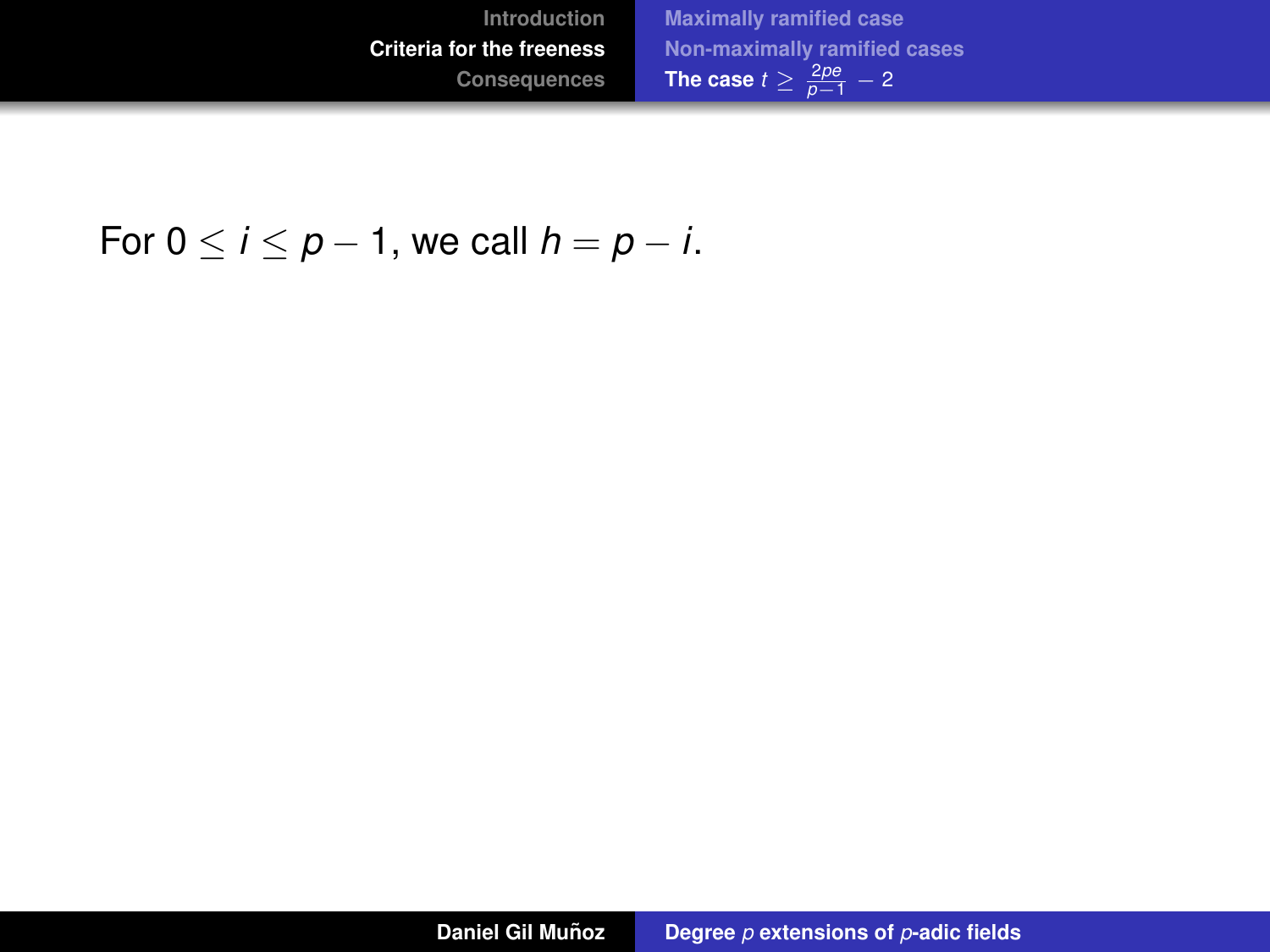For $0 \leq i \leq p-1$, we call $h = p - i$.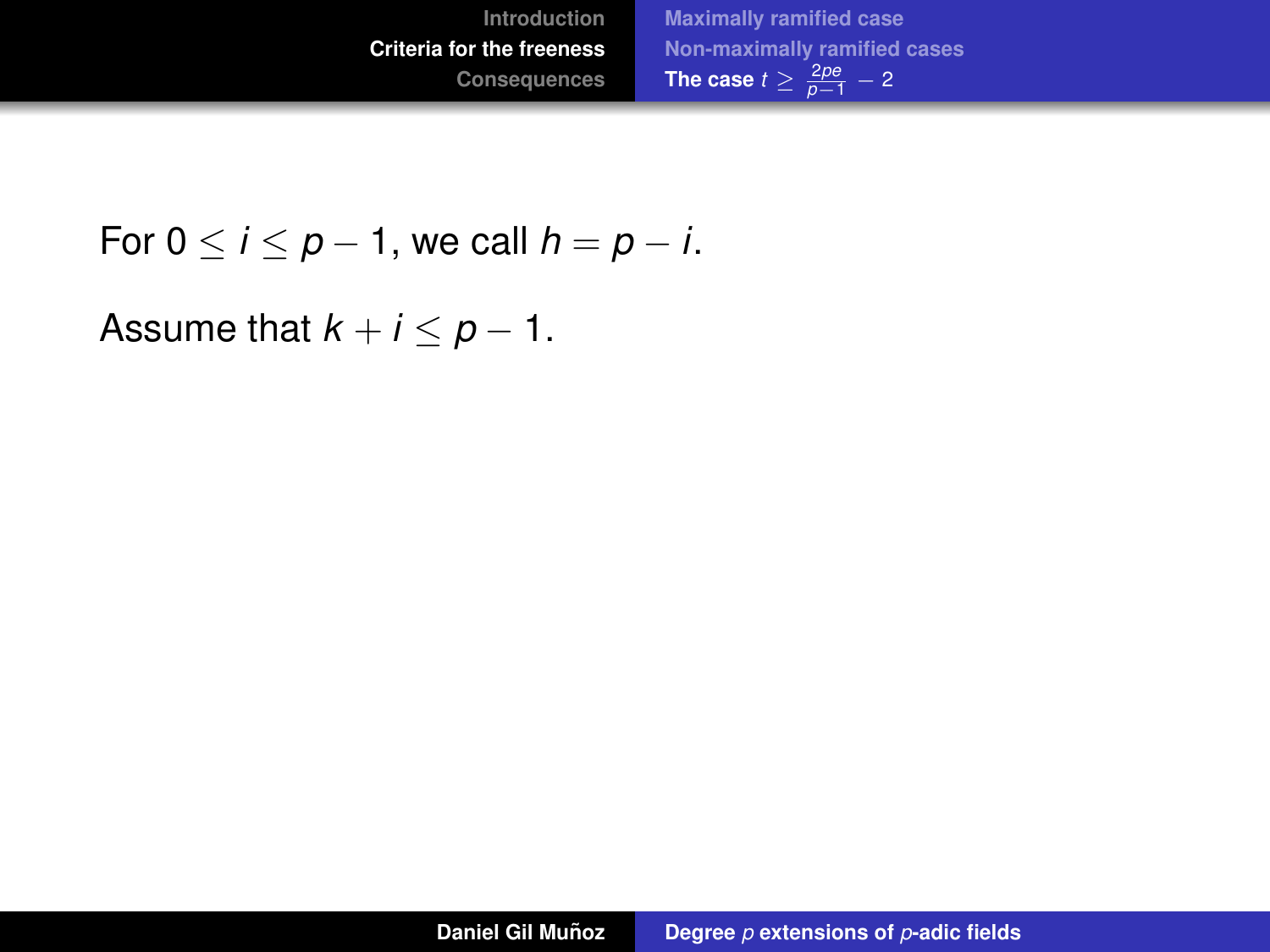For $0 \leq i \leq p-1$, we call $h = p - i$.

Assume that $k + i \leq p - 1$.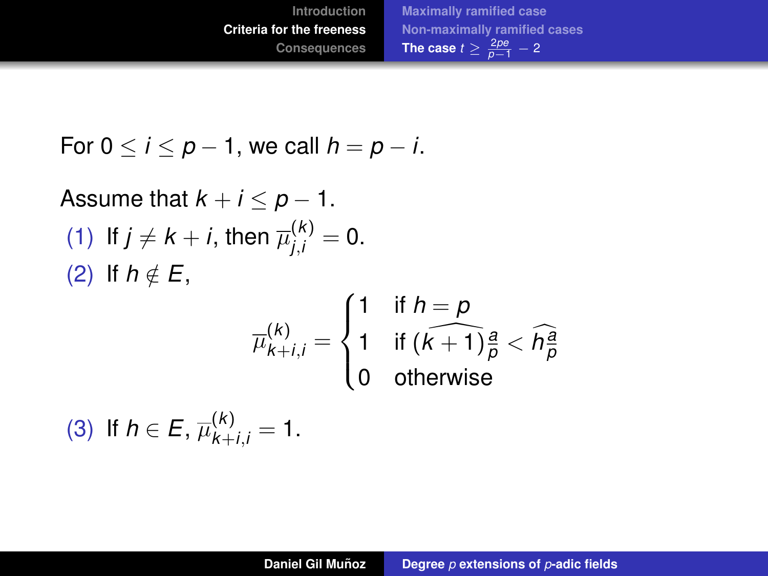For $0 \leq i \leq p-1$, we call $h = p - i$.

Assume that $k + i \leq p - 1$.

(1) If $j \neq k + i$, then $\overline{\mu}_{j,i}^{(k)} = 0$.

(2) If $h \notin E$,

$$\overline{\mu}_{k+i,i}^{(k)} = \begin{cases} 1 & \text{if } h = p \\ 1 & \text{if } \widehat{(k+1)\frac{a}{p}} < \widehat{h\frac{a}{p}} \\ 0 & \text{otherwise} \end{cases}$$

(3) If $h \in E$, $\overline{\mu}_{k+i,i}^{(k)} = 1$.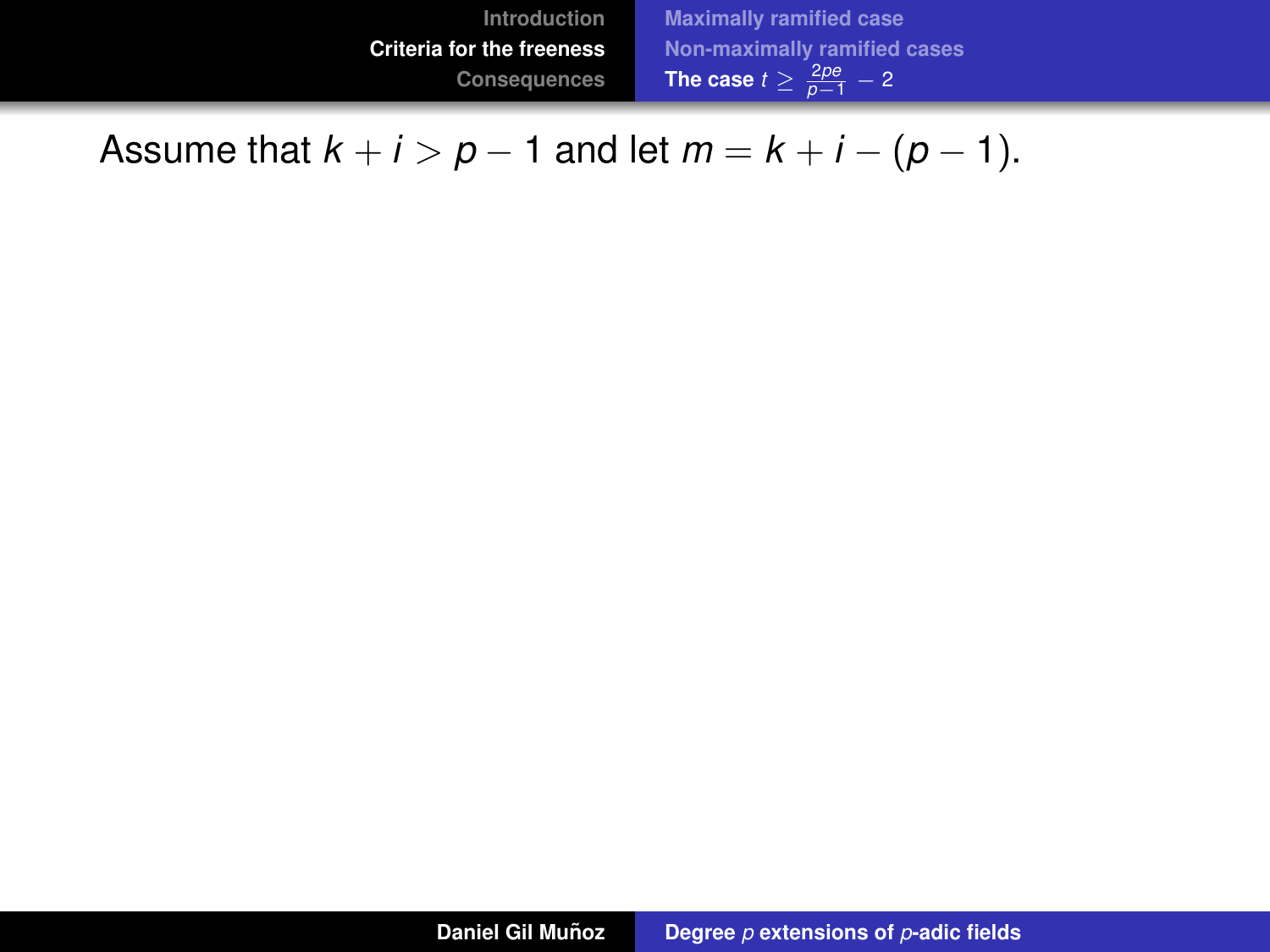Assume that $k+i>p-1$ and let $m=k+i-(p-1)$.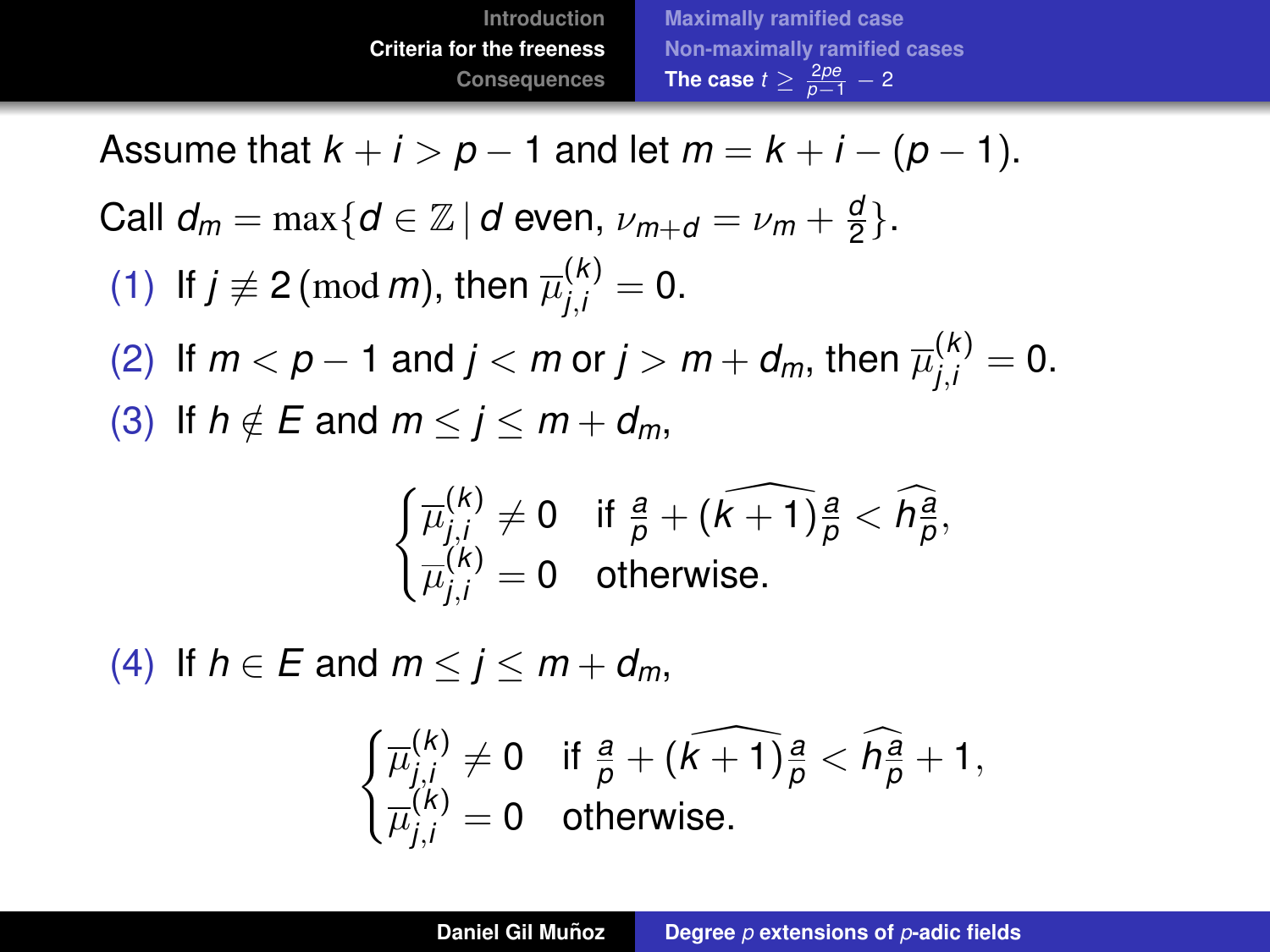Assume that $k + i > p - 1$ and let $m = k + i - (p - 1)$.

Call $d_m = \max\{d \in \mathbb{Z} \mid d \text{ even}, \nu_{m+d} = \nu_m + \frac{d}{2}\}$.

(1) If $j \not\equiv 2 \pmod{m}$, then $\overline{\mu}_{j,i}^{(k)} = 0$.

(2) If $m < p - 1$ and $j < m$ or $j > m + d_m$, then $\overline{\mu}_{j,i}^{(k)} = 0$.

(3) If $h \notin E$ and $m \leq j \leq m + d_m$,

$$\begin{cases} \overline{\mu}_{j,i}^{(k)} \neq 0 & \text{if } \frac{a}{p} + \widehat{(k+1)}\frac{a}{p} < \widehat{h\frac{a}{p}}, \\ \overline{\mu}_{j,i}^{(k)} = 0 & \text{otherwise.} \end{cases}$$

(4) If $h \in E$ and $m \leq j \leq m + d_m$,

$$\begin{cases} \overline{\mu}_{j,i}^{(k)} \neq 0 & \text{if } \frac{a}{p} + \widehat{(k+1)}\frac{a}{p} < \widehat{h\frac{a}{p}} + 1, \\ \overline{\mu}_{j,i}^{(k)} = 0 & \text{otherwise.} \end{cases}$$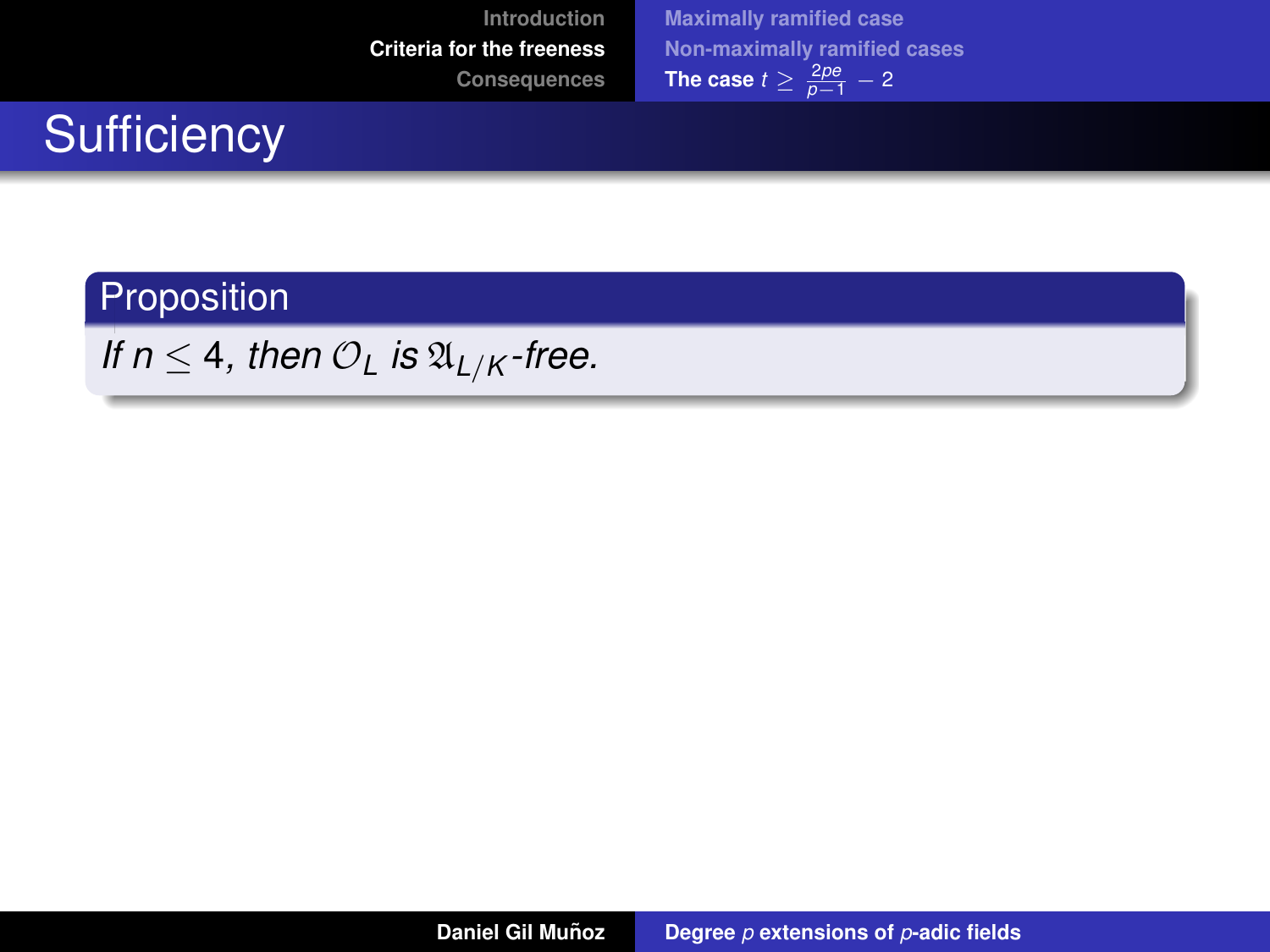# Sufficiency

**Proposition**

*If $n \leq 4$, then $\mathcal{O}_L$ is $\mathfrak{A}_{L/K}$-free.*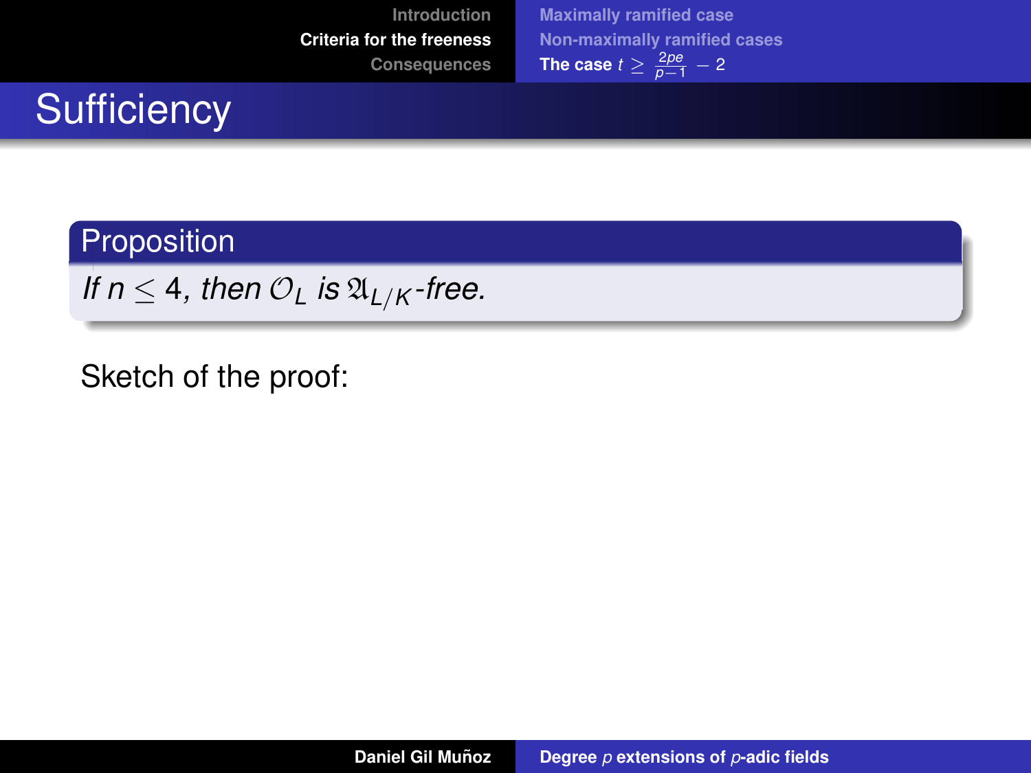# Sufficiency

**Proposition**

*If $n \leq 4$, then $\mathcal{O}_L$ is $\mathfrak{A}_{L/K}$-free.*

Sketch of the proof: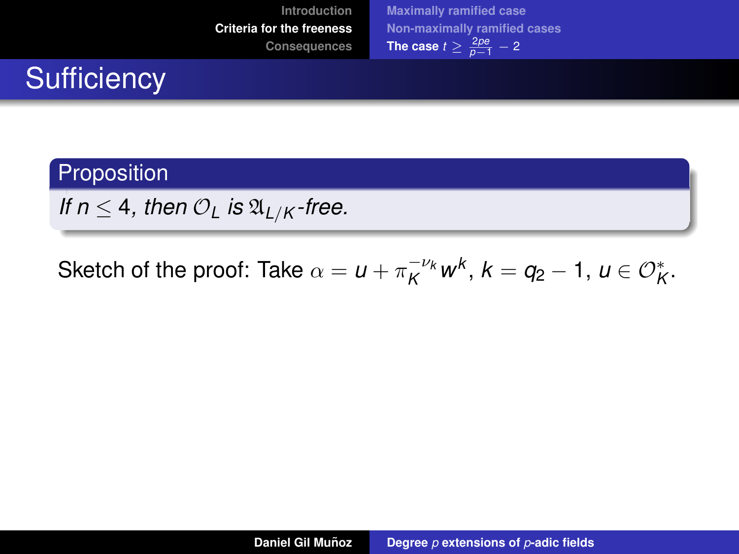# Sufficiency

**Proposition**

*If $n \leq 4$, then $\mathcal{O}_L$ is $\mathfrak{A}_{L/K}$-free.*

Sketch of the proof: Take $\alpha = u + \pi_K^{-\nu_k} w^k$, $k = q_2 - 1$, $u \in \mathcal{O}_K^*$.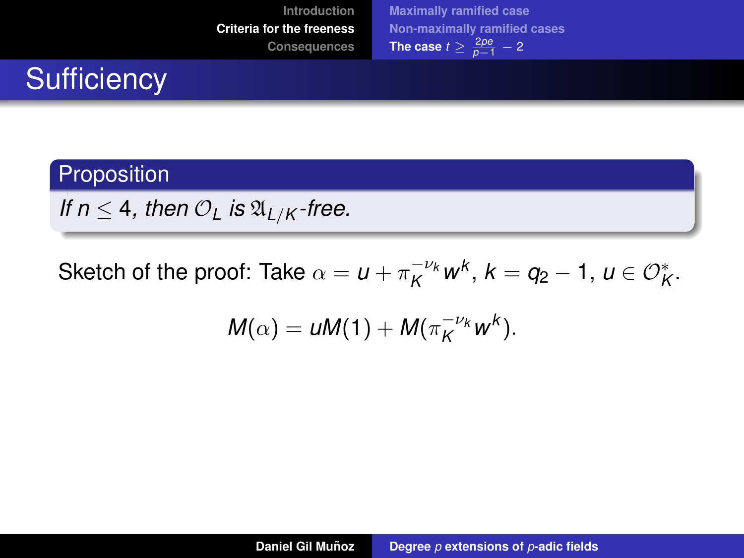# Sufficiency

**Proposition**

*If $n \leq 4$, then $\mathcal{O}_L$ is $\mathfrak{A}_{L/K}$-free.*

Sketch of the proof: Take $\alpha = u + \pi_K^{-\nu_k} w^k$, $k = q_2 - 1$, $u \in \mathcal{O}_K^*$.

$$M(\alpha) = uM(1) + M(\pi_K^{-\nu_k} w^k).$$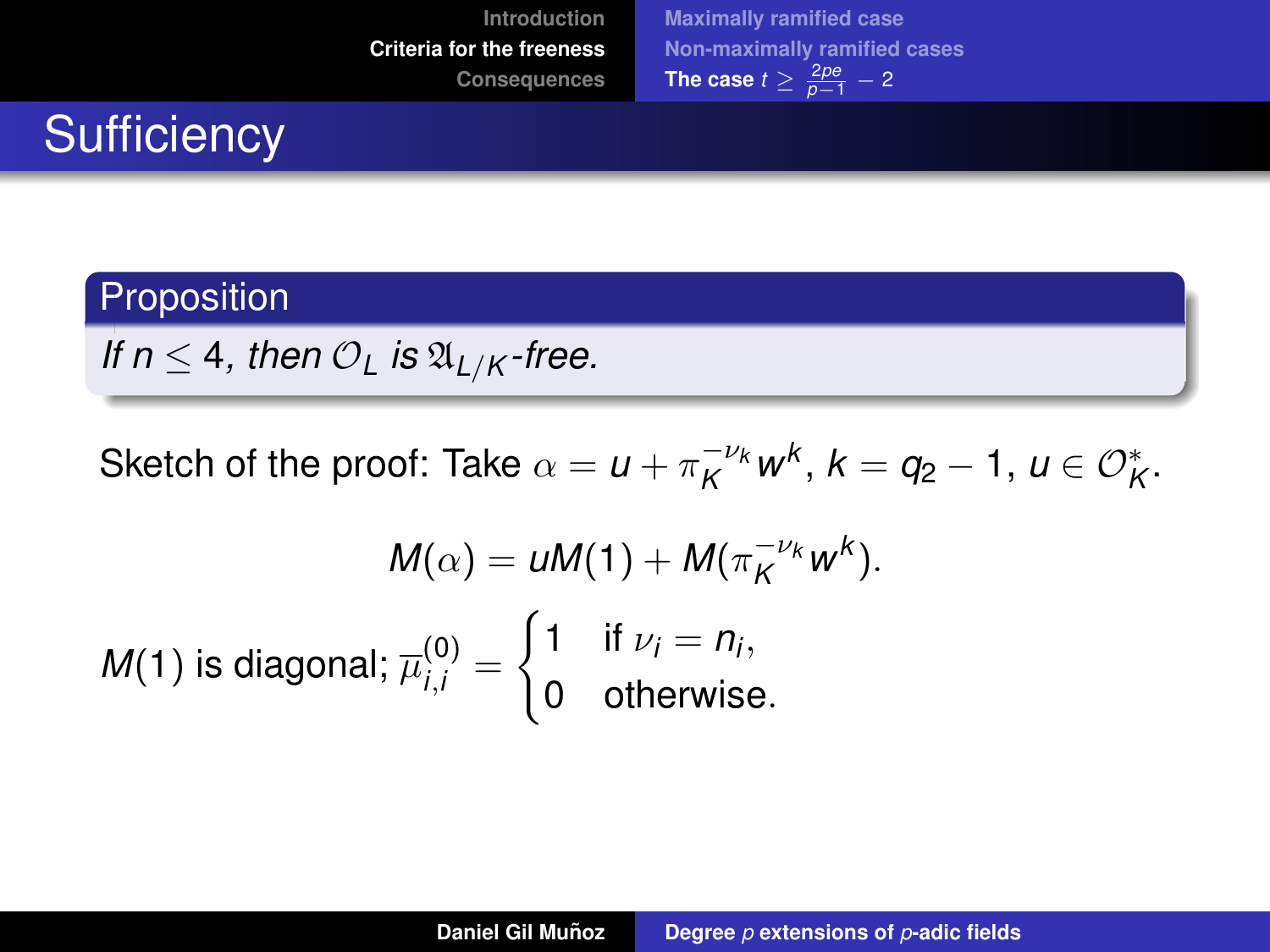# Sufficiency

**Proposition**

*If $n \leq 4$, then $\mathcal{O}_L$ is $\mathfrak{A}_{L/K}$-free.*

Sketch of the proof: Take $\alpha = u + \pi_K^{-\nu_k} w^k$, $k = q_2 - 1$, $u \in \mathcal{O}_K^*$.

$$M(\alpha) = uM(1) + M(\pi_K^{-\nu_k} w^k).$$

$M(1)$ is diagonal; $\overline{\mu}_{i,i}^{(0)} = \begin{cases} 1 & \text{if } \nu_i = n_i, \\ 0 & \text{otherwise.} \end{cases}$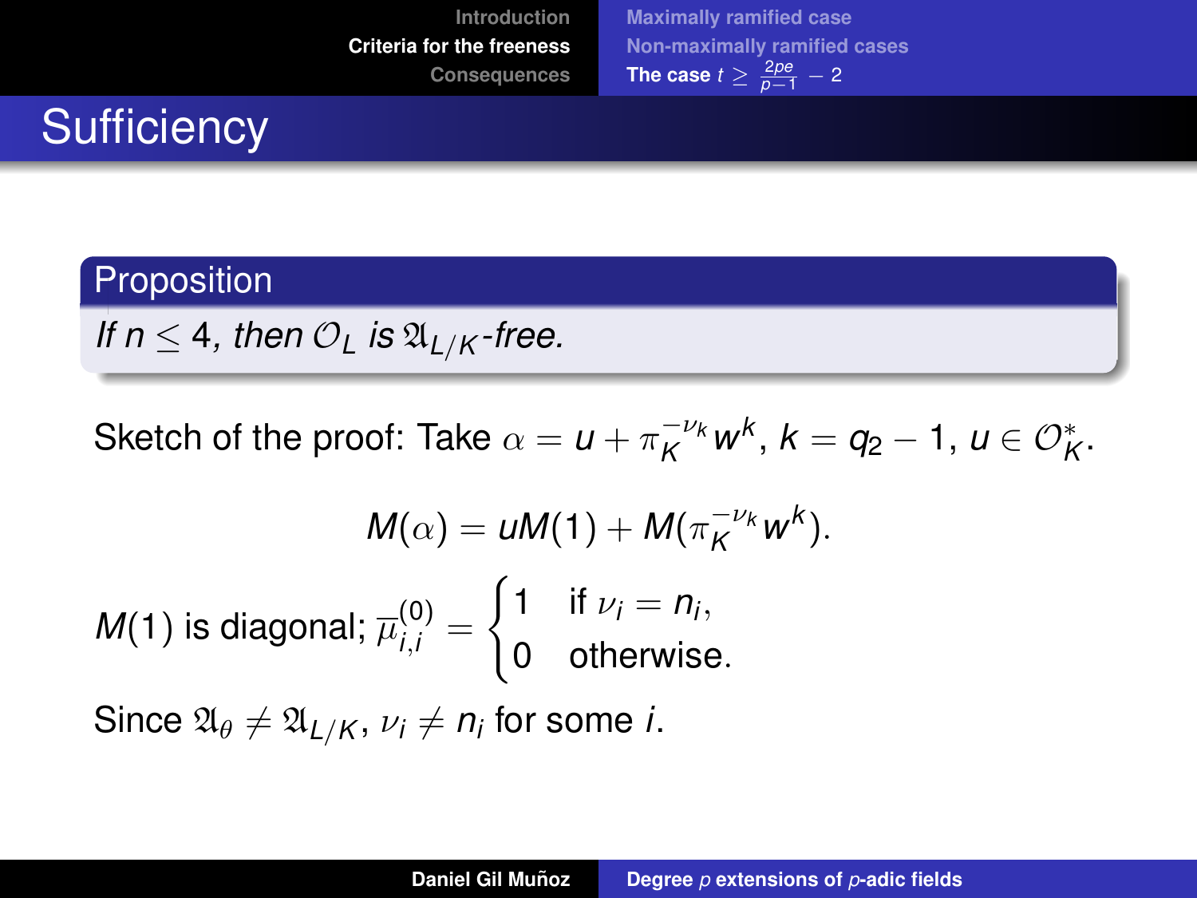## Sufficiency

**Proposition**

*If $n \leq 4$, then $\mathcal{O}_L$ is $\mathfrak{A}_{L/K}$-free.*

Sketch of the proof: Take $\alpha = u + \pi_K^{-\nu_k} w^k$, $k = q_2 - 1$, $u \in \mathcal{O}_K^*$.

$$M(\alpha) = uM(1) + M(\pi_K^{-\nu_k} w^k).$$

$M(1)$ is diagonal; $\overline{\mu}_{i,i}^{(0)} = \begin{cases} 1 & \text{if } \nu_i = n_i, \\ 0 & \text{otherwise.} \end{cases}$

Since $\mathfrak{A}_\theta \neq \mathfrak{A}_{L/K}$, $\nu_i \neq n_i$ for some $i$.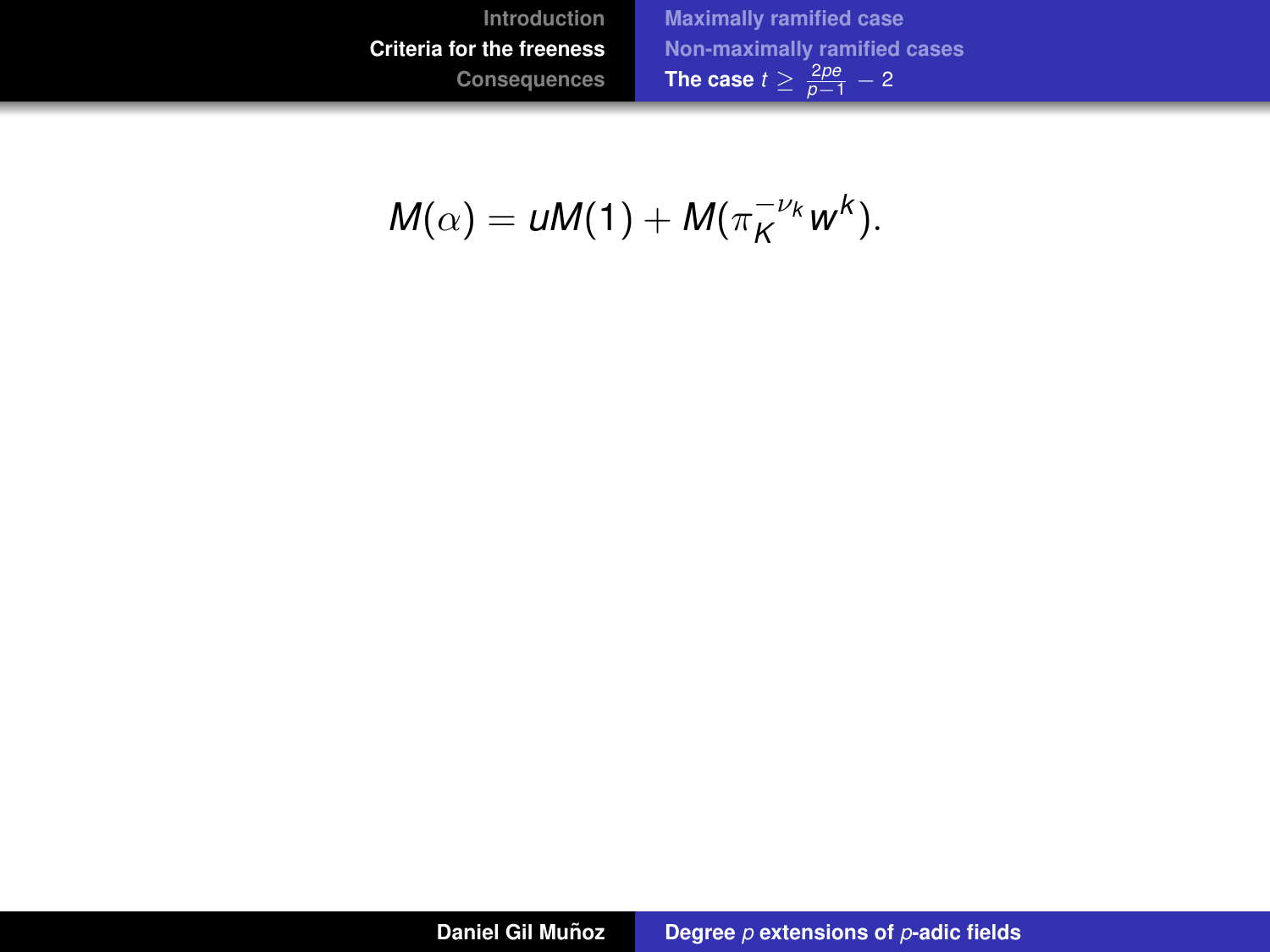$$M(\alpha) = uM(1) + M(\pi_K^{-\nu_k} w^k).$$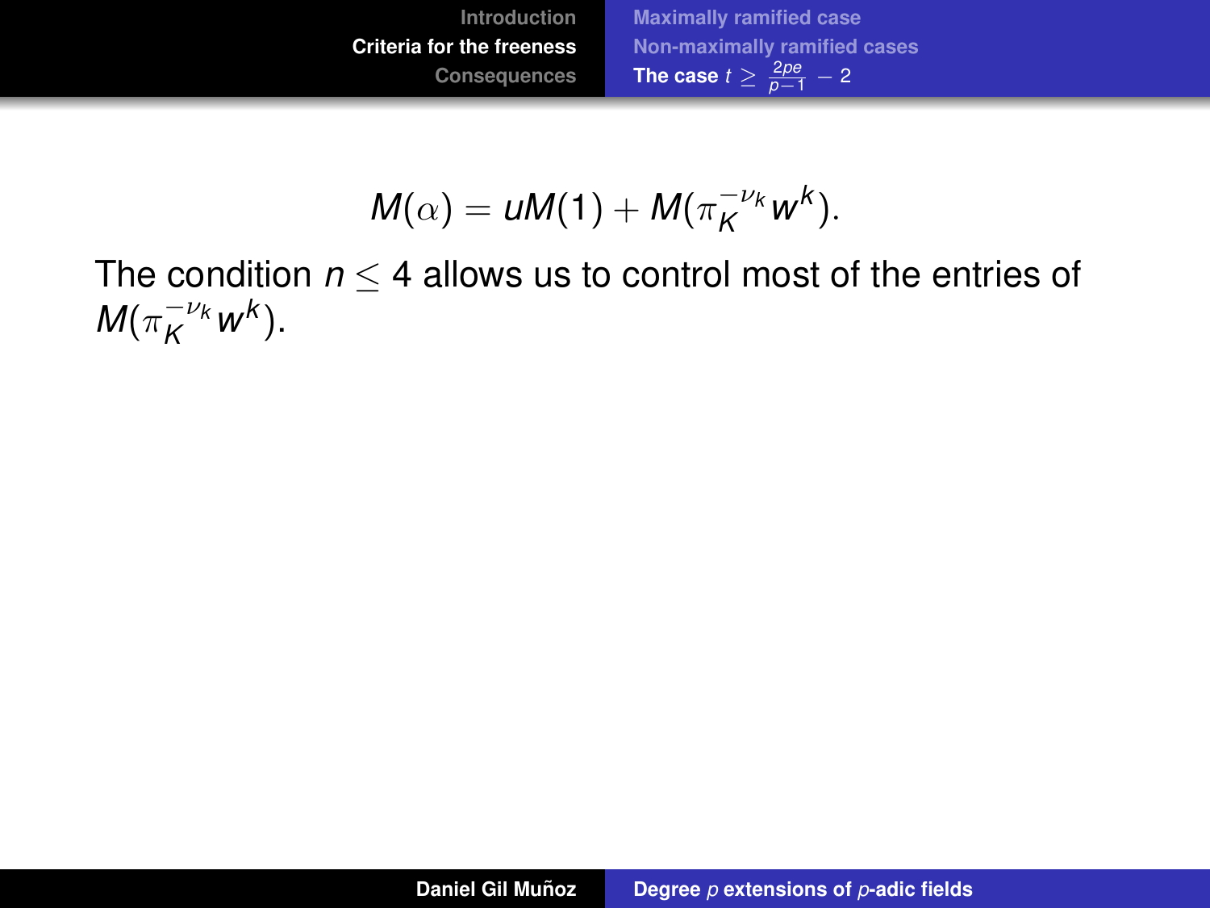$$M(\alpha) = uM(1) + M(\pi_K^{-\nu_k} w^k).$$

The condition $n \leq 4$ allows us to control most of the entries of $M(\pi_K^{-\nu_k} w^k)$.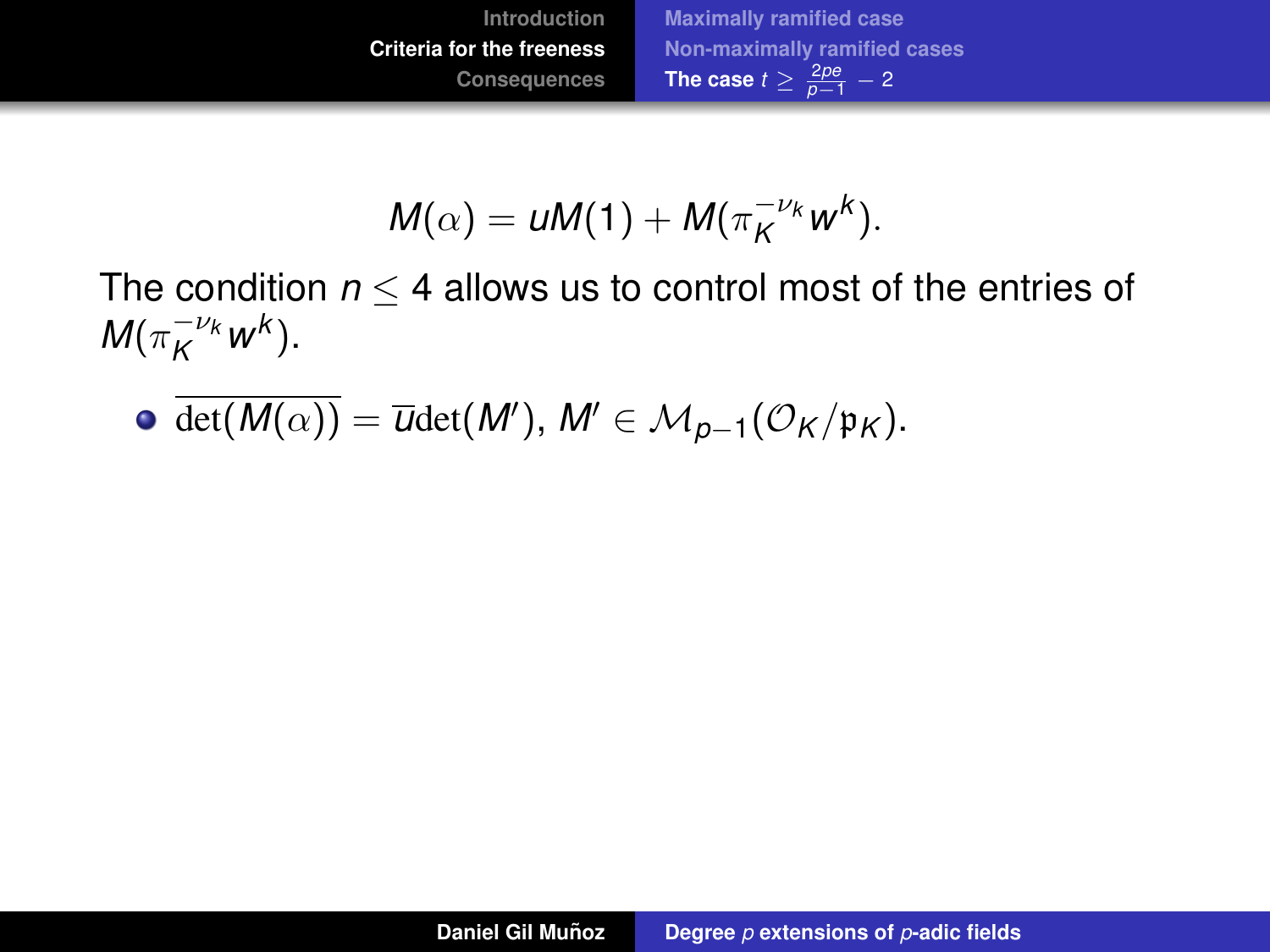$$M(\alpha) = uM(1) + M(\pi_K^{-\nu_k} w^k).$$

The condition $n \leq 4$ allows us to control most of the entries of $M(\pi_K^{-\nu_k} w^k)$.

- $\overline{\det(M(\alpha))} = \overline{u}\det(M')$, $M' \in \mathcal{M}_{p-1}(\mathcal{O}_K/\mathfrak{p}_K)$.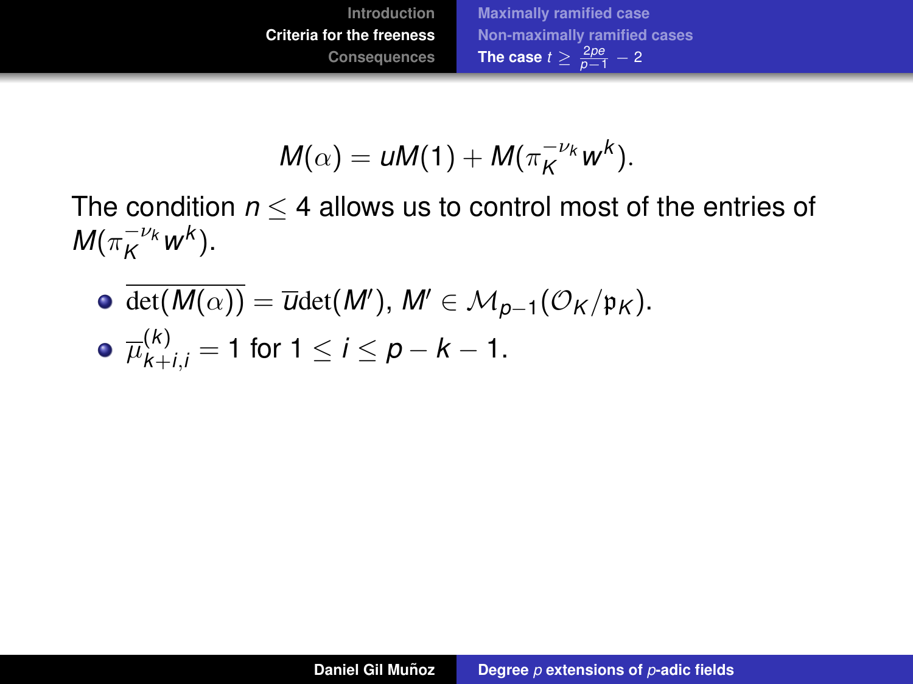$$M(\alpha) = uM(1) + M(\pi_K^{-\nu_k} w^k).$$

The condition $n \leq 4$ allows us to control most of the entries of $M(\pi_K^{-\nu_k} w^k)$.

- $\overline{\det(M(\alpha))} = \overline{u}\det(M')$, $M' \in \mathcal{M}_{p-1}(\mathcal{O}_K/\mathfrak{p}_K)$.
- $\overline{\mu}_{k+i,i}^{(k)} = 1$ for $1 \leq i \leq p-k-1$.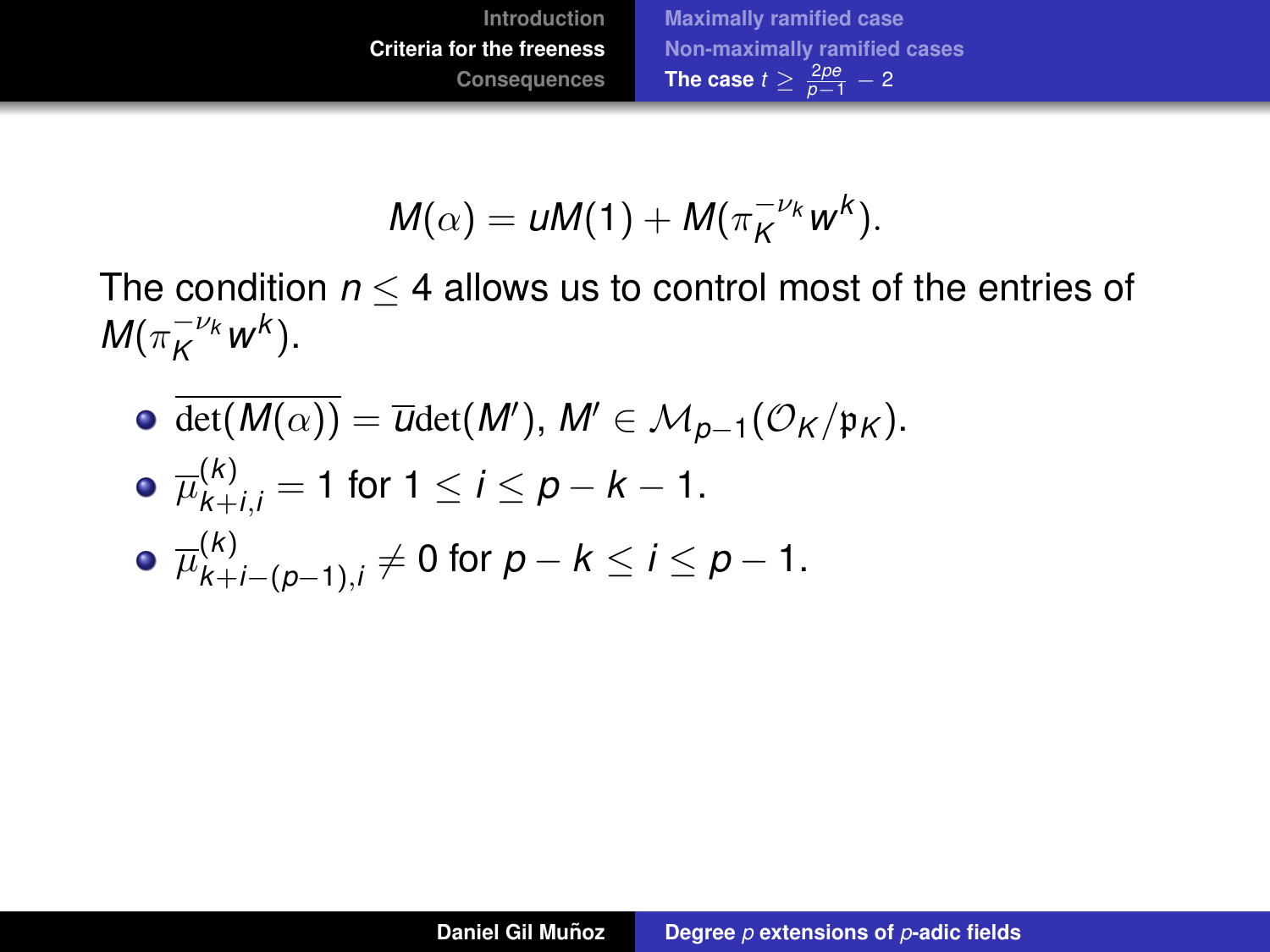$$M(\alpha) = uM(1) + M(\pi_K^{-\nu_k} w^k).$$

The condition $n \leq 4$ allows us to control most of the entries of $M(\pi_K^{-\nu_k} w^k)$.

- $\overline{\det(M(\alpha))} = \overline{u}\det(M')$, $M' \in \mathcal{M}_{p-1}(\mathcal{O}_K/\mathfrak{p}_K)$.
- $\overline{\mu}_{k+i,i}^{(k)} = 1$ for $1 \leq i \leq p-k-1$.
- $\overline{\mu}_{k+i-(p-1),i}^{(k)} \neq 0$ for $p-k \leq i \leq p-1$.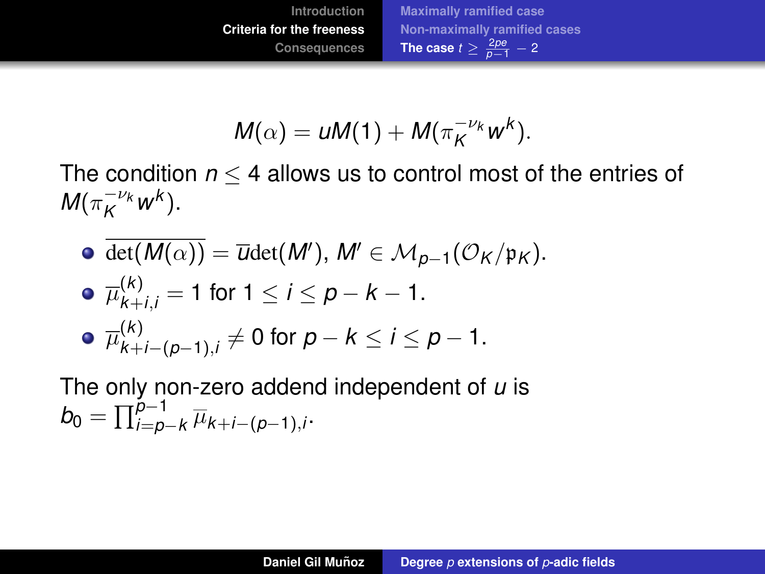$$M(\alpha) = uM(1) + M(\pi_K^{-\nu_k} w^k).$$

The condition $n \leq 4$ allows us to control most of the entries of $M(\pi_K^{-\nu_k} w^k)$.

- $\overline{\det(M(\alpha))} = \overline{u}\det(M')$, $M' \in \mathcal{M}_{p-1}(\mathcal{O}_K/\mathfrak{p}_K)$.
- $\overline{\mu}_{k+i,i}^{(k)} = 1$ for $1 \leq i \leq p-k-1$.
- $\overline{\mu}_{k+i-(p-1),i}^{(k)} \neq 0$ for $p-k \leq i \leq p-1$.

The only non-zero addend independent of $u$ is $b_0 = \prod_{i=p-k}^{p-1} \overline{\mu}_{k+i-(p-1),i}$.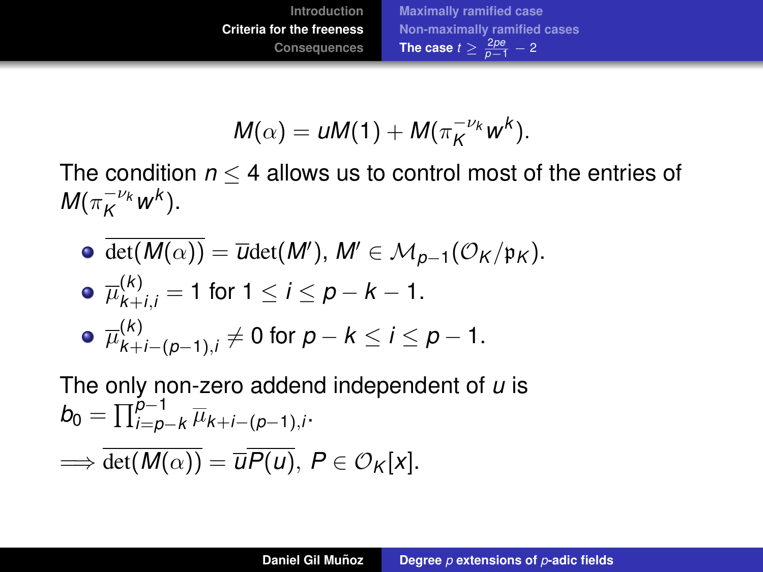$$M(\alpha) = uM(1) + M(\pi_K^{-\nu_k} w^k).$$

The condition $n \leq 4$ allows us to control most of the entries of $M(\pi_K^{-\nu_k} w^k)$.

- $\overline{\det(M(\alpha))} = \overline{u}\det(M')$, $M' \in \mathcal{M}_{p-1}(\mathcal{O}_K/\mathfrak{p}_K)$.
- $\overline{\mu}_{k+i,i}^{(k)} = 1$ for $1 \leq i \leq p-k-1$.
- $\overline{\mu}_{k+i-(p-1),i}^{(k)} \neq 0$ for $p-k \leq i \leq p-1$.

The only non-zero addend independent of $u$ is $b_0 = \prod_{i=p-k}^{p-1} \overline{\mu}_{k+i-(p-1),i}$.

$\implies \overline{\det(M(\alpha))} = \overline{u}\overline{P(u)}, \ P \in \mathcal{O}_K[x]$.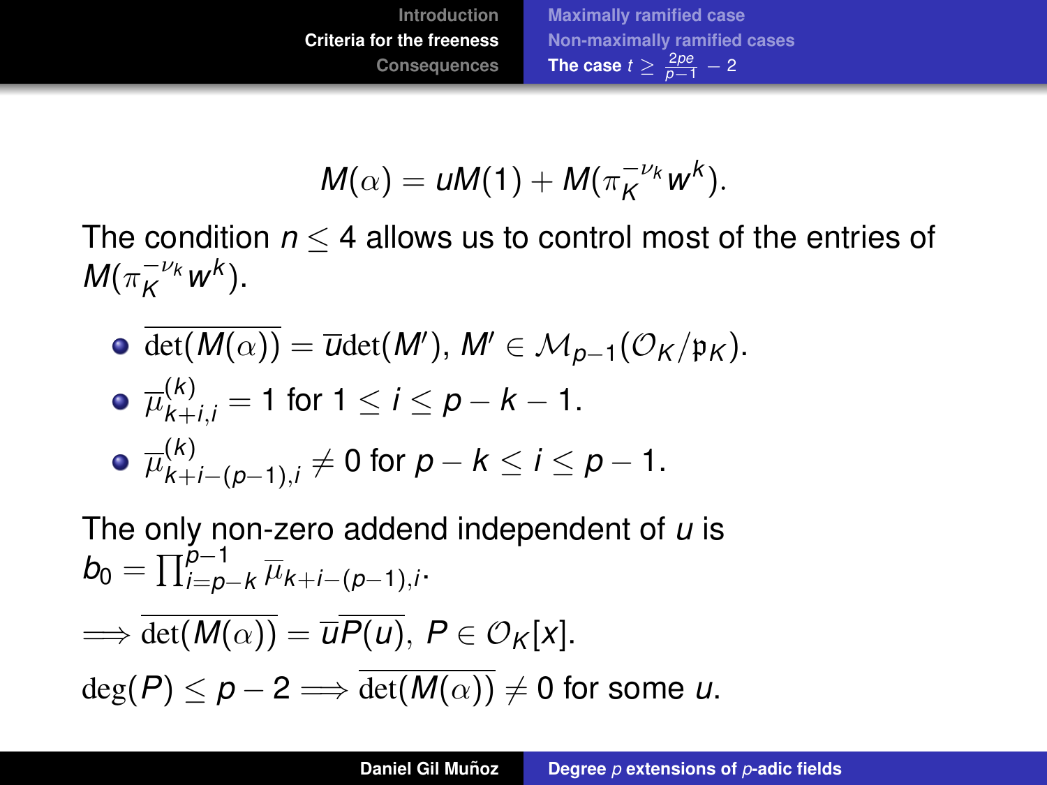$$M(\alpha) = uM(1) + M(\pi_K^{-\nu_k} w^k).$$

The condition $n \leq 4$ allows us to control most of the entries of $M(\pi_K^{-\nu_k} w^k)$.

- $\overline{\det(M(\alpha))} = \overline{u}\det(M')$, $M' \in \mathcal{M}_{p-1}(\mathcal{O}_K/\mathfrak{p}_K)$.
- $\overline{\mu}_{k+i,i}^{(k)} = 1$ for $1 \leq i \leq p-k-1$.
- $\overline{\mu}_{k+i-(p-1),i}^{(k)} \neq 0$ for $p-k \leq i \leq p-1$.

The only non-zero addend independent of $u$ is $b_0 = \prod_{i=p-k}^{p-1} \overline{\mu}_{k+i-(p-1),i}$.

$\Longrightarrow \overline{\det(M(\alpha))} = \overline{u}\overline{P(u)},\ P \in \mathcal{O}_K[x]$.

$\deg(P) \leq p-2 \Longrightarrow \overline{\det(M(\alpha))} \neq 0$ for some $u$.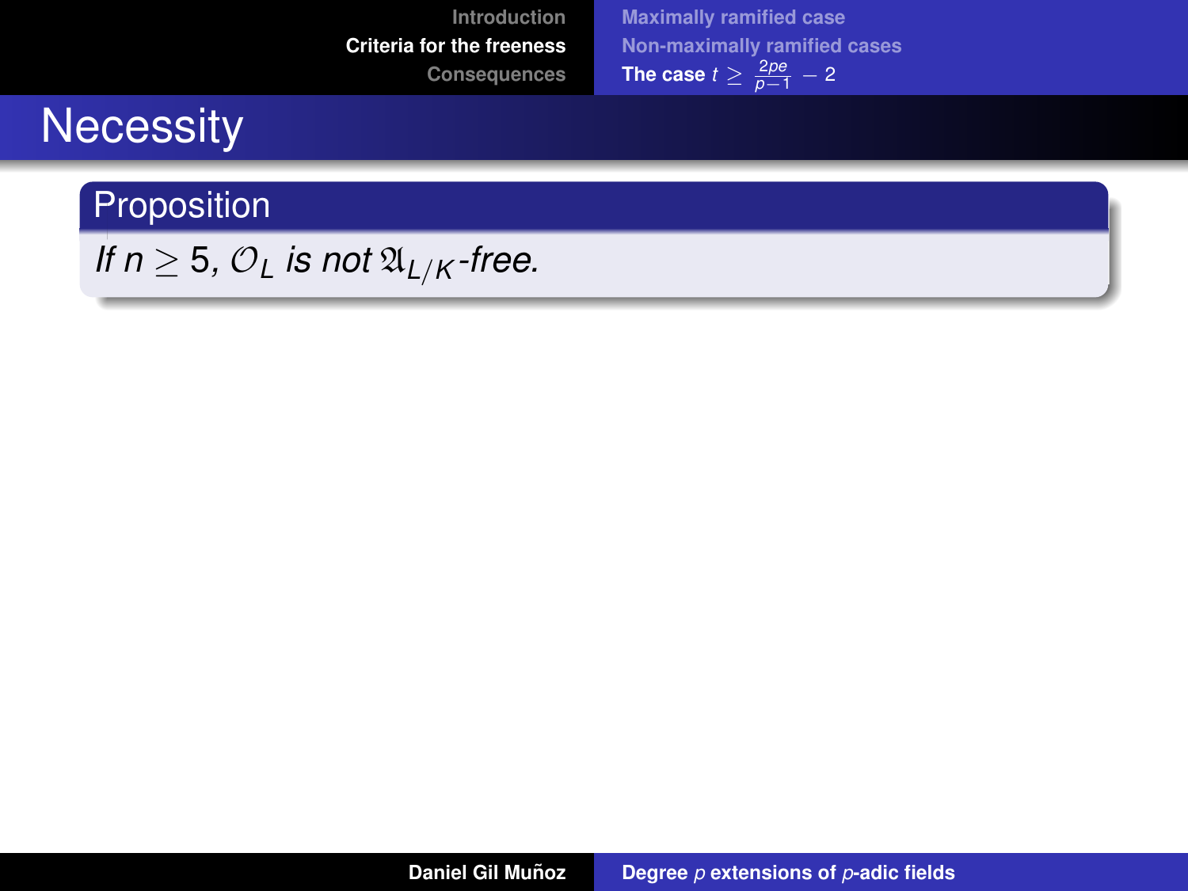# Necessity

**Proposition**

*If $n \geq 5$, $\mathcal{O}_L$ is not $\mathfrak{A}_{L/K}$-free.*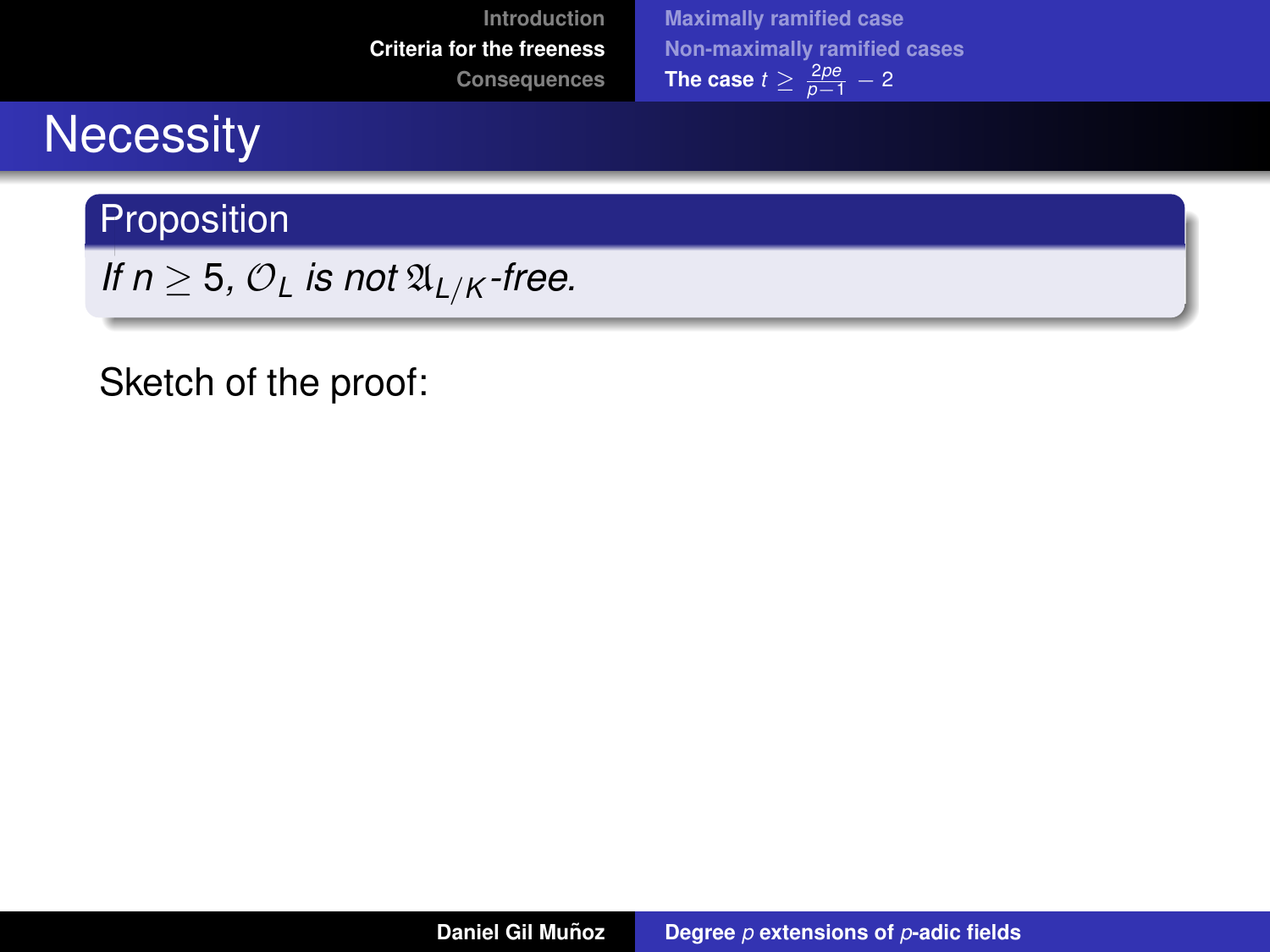# Necessity

**Proposition**

*If $n \geq 5$, $\mathcal{O}_L$ is not $\mathfrak{A}_{L/K}$-free.*

Sketch of the proof: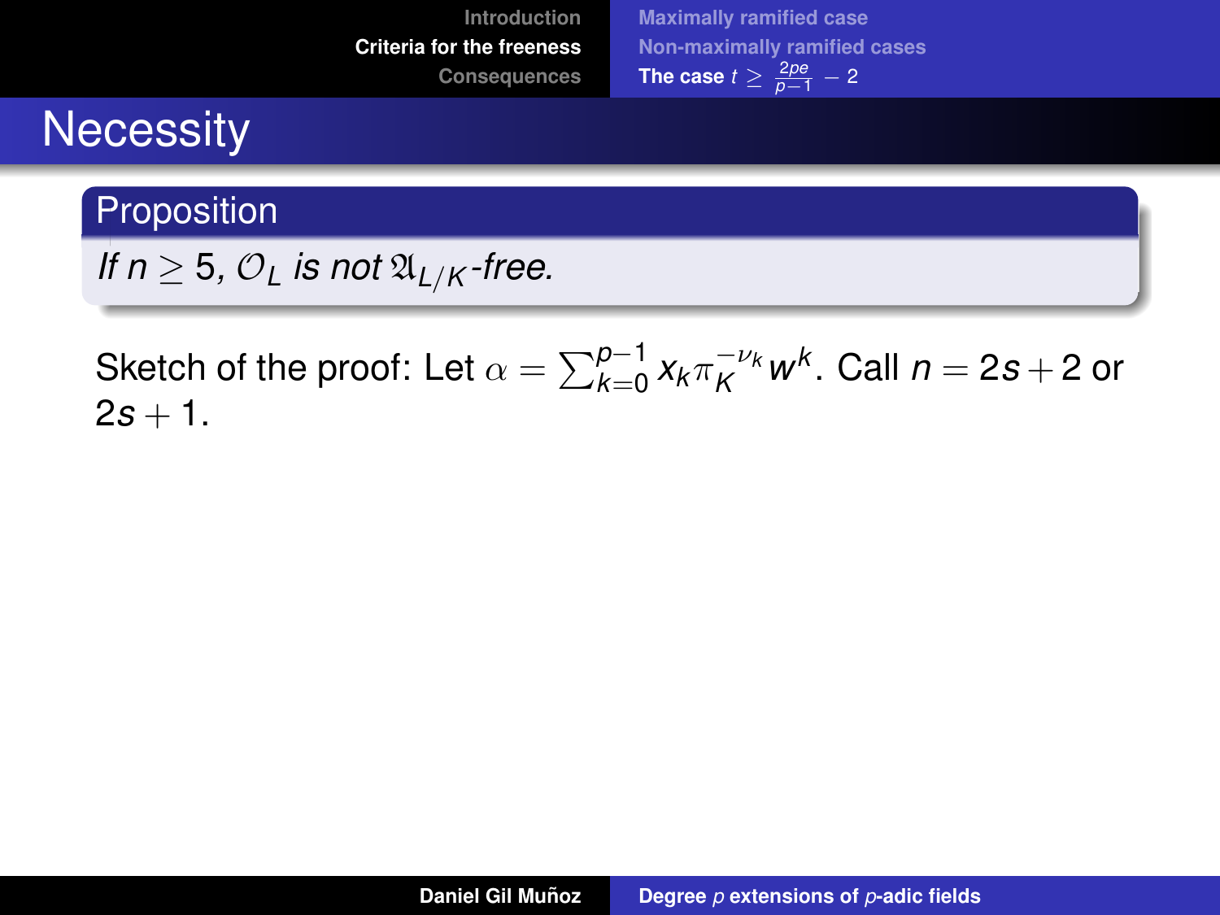# Necessity

**Proposition**

*If $n \geq 5$, $\mathcal{O}_L$ is not $\mathfrak{A}_{L/K}$-free.*

Sketch of the proof: Let $\alpha = \sum_{k=0}^{p-1} x_k \pi_K^{-\nu_k} w^k$. Call $n = 2s+2$ or $2s+1$.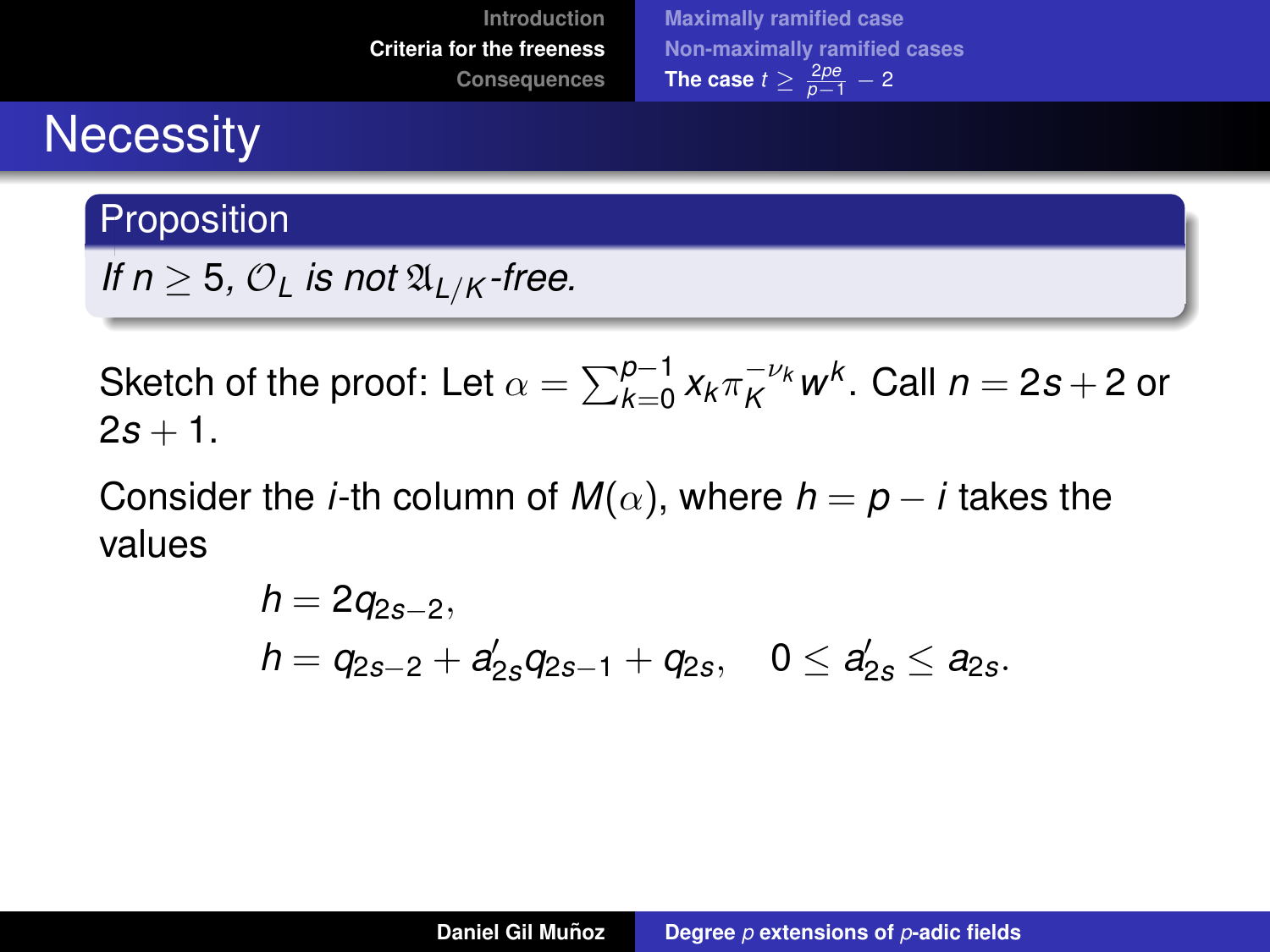# Necessity

**Proposition**

*If $n \geq 5$, $\mathcal{O}_L$ is not $\mathfrak{A}_{L/K}$-free.*

Sketch of the proof: Let $\alpha = \sum_{k=0}^{p-1} x_k \pi_K^{-\nu_k} w^k$. Call $n = 2s+2$ or $2s+1$.

Consider the $i$-th column of $M(\alpha)$, where $h = p - i$ takes the values

$$
\begin{aligned}
h &= 2q_{2s-2}, \\
h &= q_{2s-2} + a'_{2s} q_{2s-1} + q_{2s}, \quad 0 \leq a'_{2s} \leq a_{2s}.
\end{aligned}
$$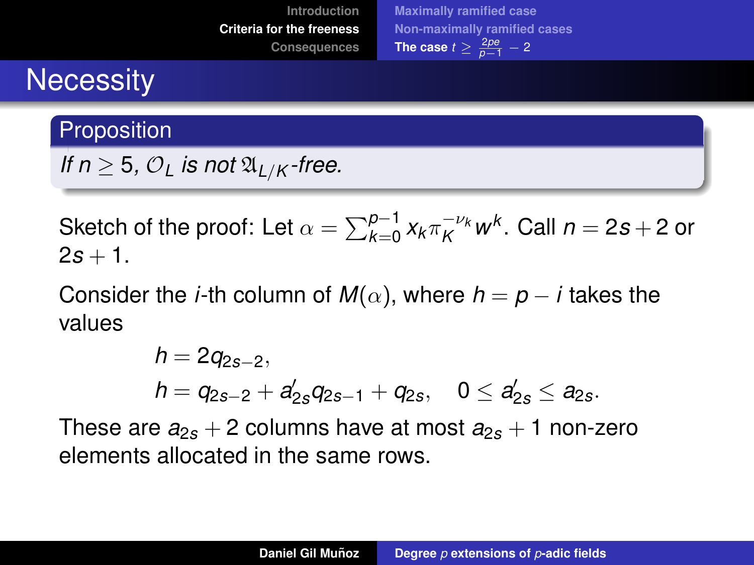# Necessity

**Proposition**

*If $n \geq 5$, $\mathcal{O}_L$ is not $\mathfrak{A}_{L/K}$-free.*

Sketch of the proof: Let $\alpha = \sum_{k=0}^{p-1} x_k \pi_K^{-\nu_k} w^k$. Call $n = 2s+2$ or $2s+1$.

Consider the $i$-th column of $M(\alpha)$, where $h = p - i$ takes the values

$$h = 2q_{2s-2},$$
$$h = q_{2s-2} + a'_{2s} q_{2s-1} + q_{2s}, \quad 0 \leq a'_{2s} \leq a_{2s}.$$

These are $a_{2s} + 2$ columns have at most $a_{2s} + 1$ non-zero elements allocated in the same rows.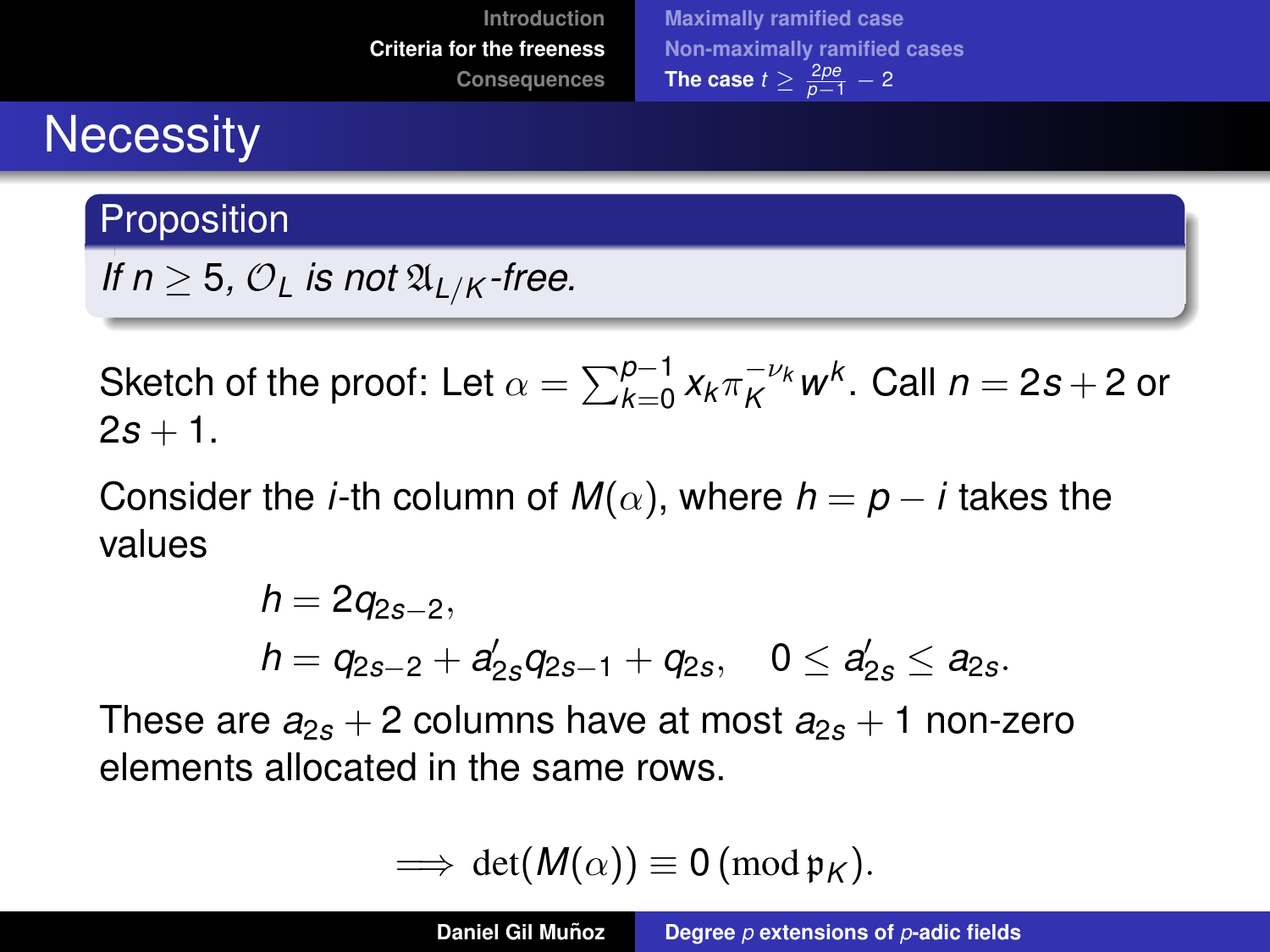# Necessity

**Proposition**

*If $n \geq 5$, $\mathcal{O}_L$ is not $\mathfrak{A}_{L/K}$-free.*

Sketch of the proof: Let $\alpha = \sum_{k=0}^{p-1} x_k \pi_K^{-\nu_k} w^k$. Call $n = 2s + 2$ or $2s + 1$.

Consider the $i$-th column of $M(\alpha)$, where $h = p - i$ takes the values

$$
\begin{aligned}
h &= 2q_{2s-2}, \\
h &= q_{2s-2} + a'_{2s} q_{2s-1} + q_{2s}, \quad 0 \leq a'_{2s} \leq a_{2s}.
\end{aligned}
$$

These are $a_{2s} + 2$ columns have at most $a_{2s} + 1$ non-zero elements allocated in the same rows.

$$
\implies \det(M(\alpha)) \equiv 0 \pmod{\mathfrak{p}_K}.
$$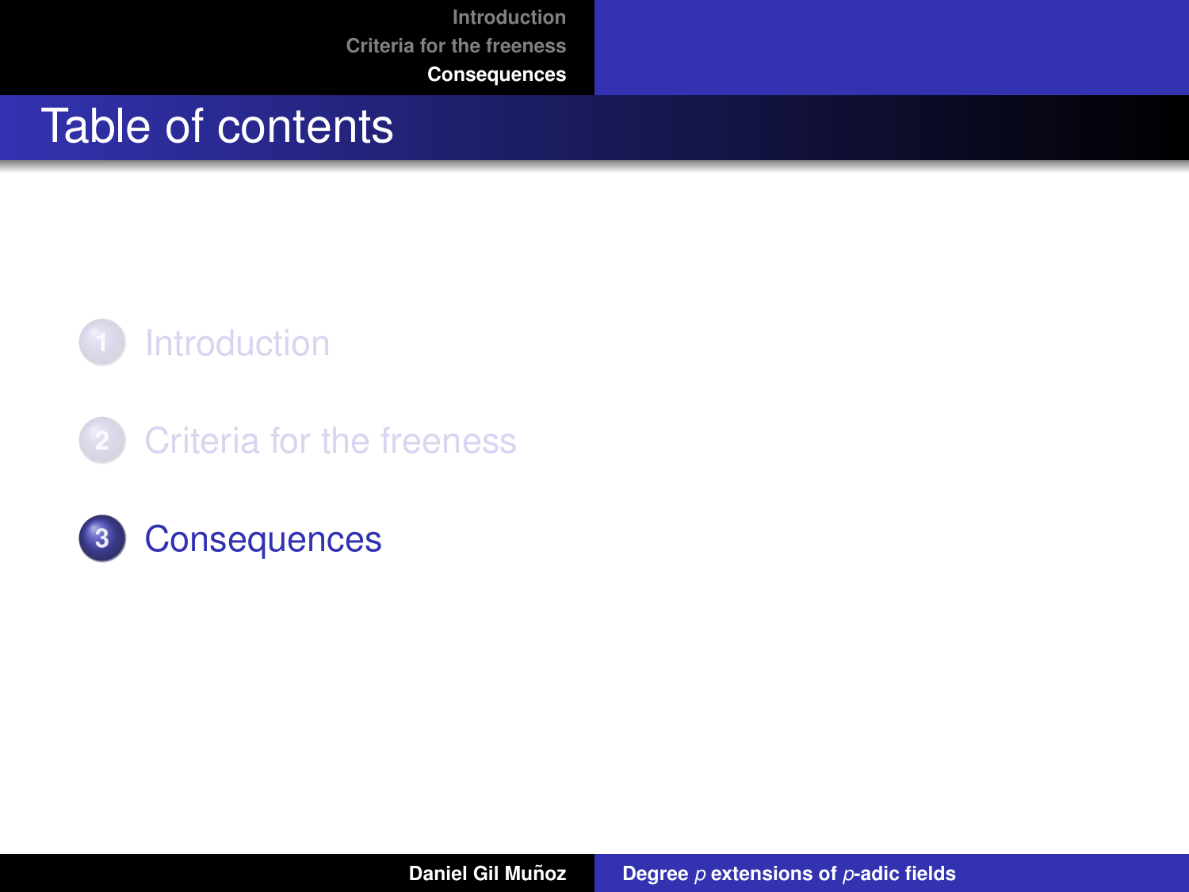# Table of contents

1. Introduction
2. Criteria for the freeness
3. Consequences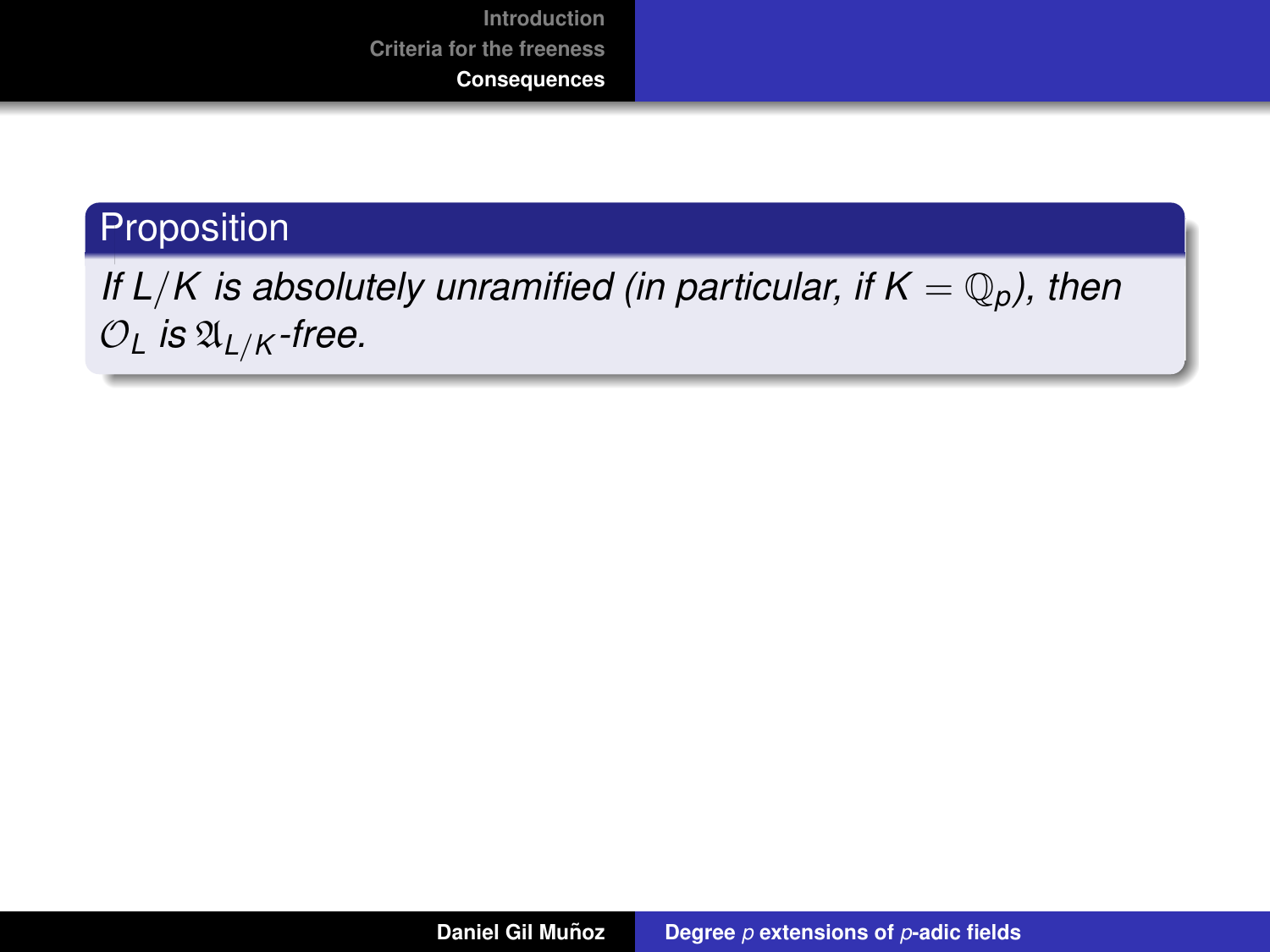**Proposition**

*If $L/K$ is absolutely unramified (in particular, if $K = \mathbb{Q}_p$), then $\mathcal{O}_L$ is $\mathfrak{A}_{L/K}$-free.*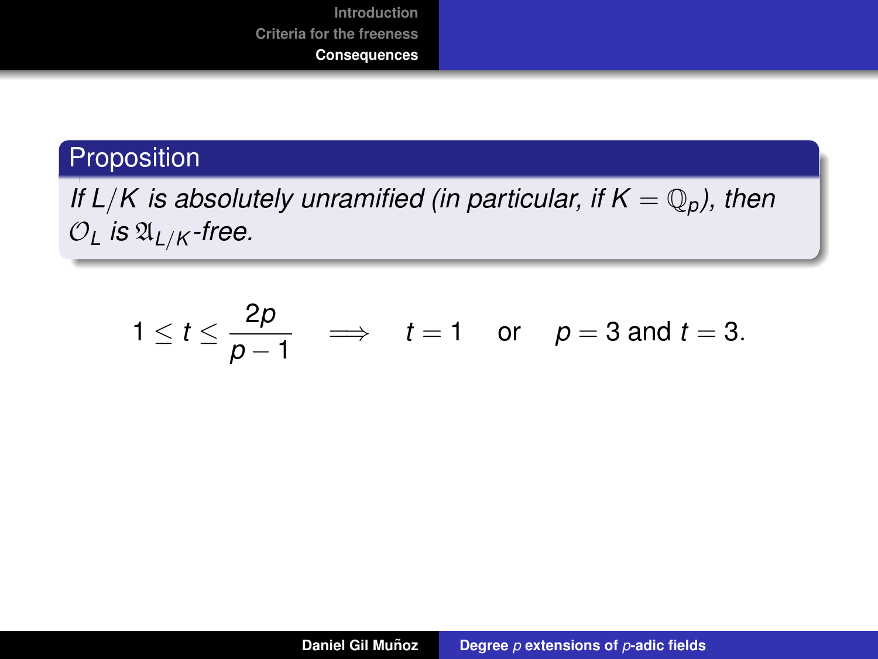**Proposition**

*If $L/K$ is absolutely unramified (in particular, if $K = \mathbb{Q}_p$), then $\mathcal{O}_L$ is $\mathfrak{A}_{L/K}$-free.*

$$1 \leq t \leq \frac{2p}{p-1} \quad \Longrightarrow \quad t = 1 \quad \text{or} \quad p = 3 \text{ and } t = 3.$$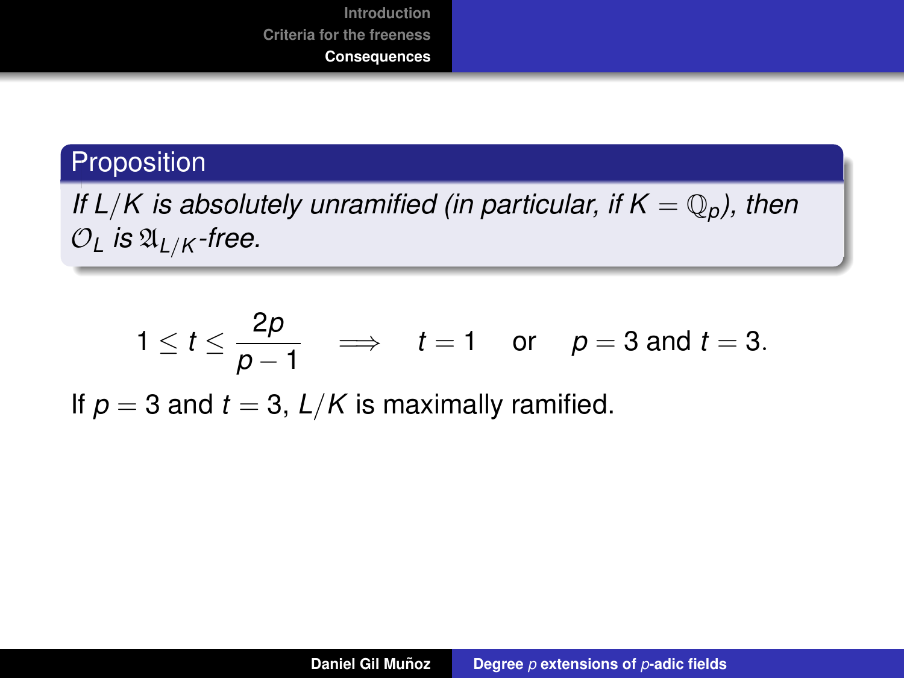**Proposition**

*If $L/K$ is absolutely unramified (in particular, if $K = \mathbb{Q}_p$), then $\mathcal{O}_L$ is $\mathfrak{A}_{L/K}$-free.*

$$1 \leq t \leq \frac{2p}{p-1} \quad \Longrightarrow \quad t = 1 \quad \text{or} \quad p = 3 \text{ and } t = 3.$$

If $p = 3$ and $t = 3$, $L/K$ is maximally ramified.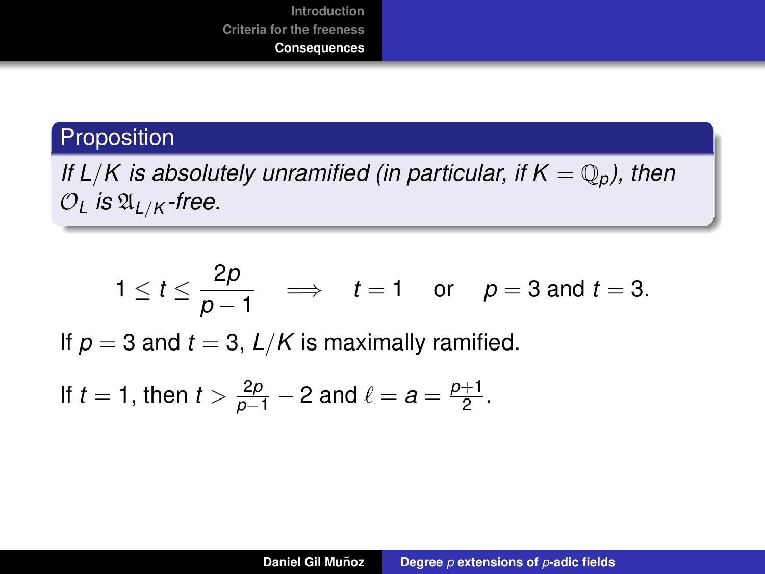**Proposition**

*If $L/K$ is absolutely unramified (in particular, if $K = \mathbb{Q}_p$), then $\mathcal{O}_L$ is $\mathfrak{A}_{L/K}$-free.*

$$1 \leq t \leq \frac{2p}{p-1} \quad \Longrightarrow \quad t = 1 \quad \text{or} \quad p = 3 \text{ and } t = 3.$$

If $p = 3$ and $t = 3$, $L/K$ is maximally ramified.

If $t = 1$, then $t > \frac{2p}{p-1} - 2$ and $\ell = a = \frac{p+1}{2}$.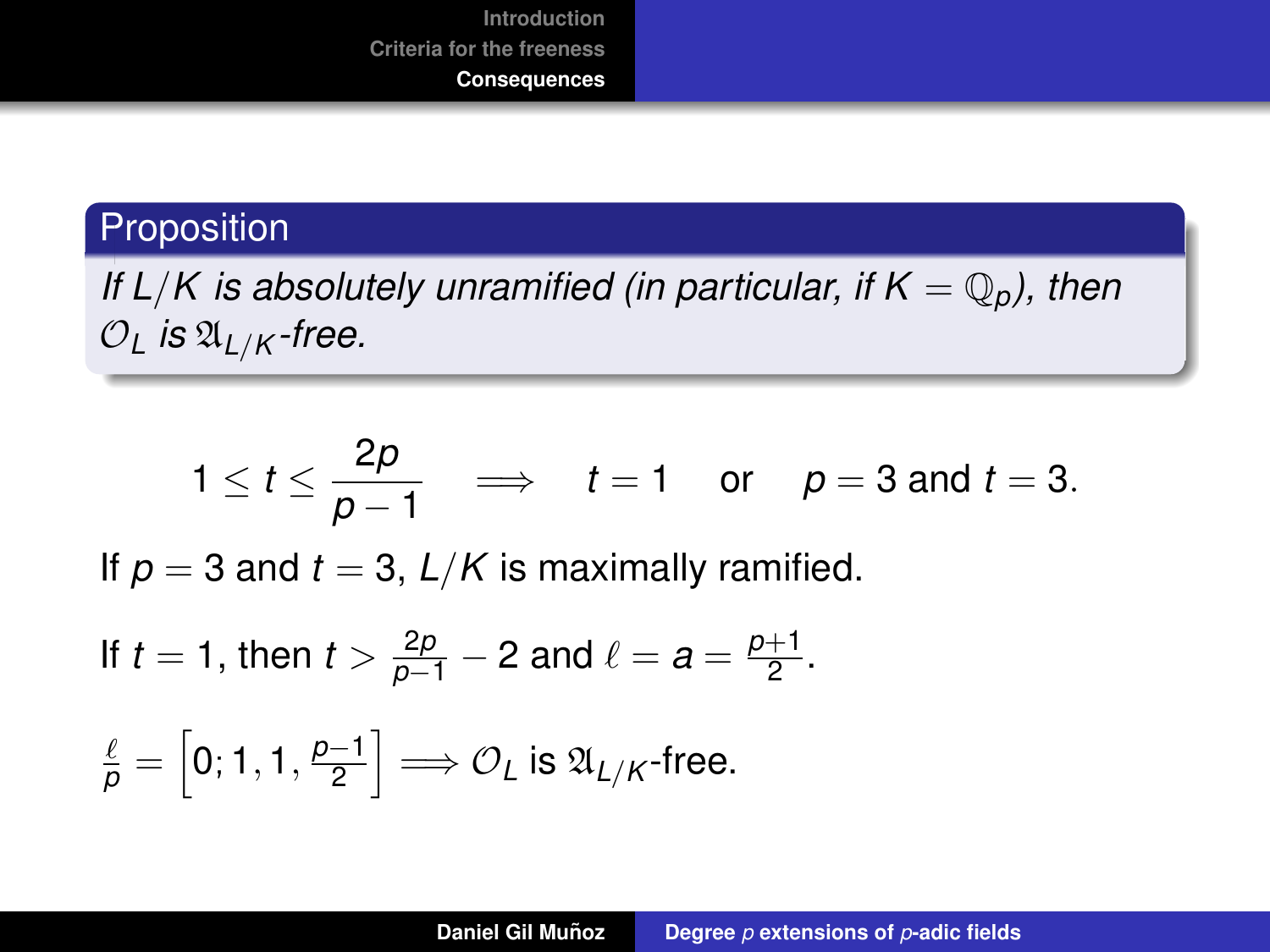**Proposition**

*If $L/K$ is absolutely unramified (in particular, if $K = \mathbb{Q}_p$), then $\mathcal{O}_L$ is $\mathfrak{A}_{L/K}$-free.*

$$1 \leq t \leq \frac{2p}{p-1} \quad \Longrightarrow \quad t = 1 \quad \text{or} \quad p = 3 \text{ and } t = 3.$$

If $p = 3$ and $t = 3$, $L/K$ is maximally ramified.

If $t = 1$, then $t > \frac{2p}{p-1} - 2$ and $\ell = a = \frac{p+1}{2}$.

$\frac{\ell}{p} = \left[0; 1, 1, \frac{p-1}{2}\right] \Longrightarrow \mathcal{O}_L$ is $\mathfrak{A}_{L/K}$-free.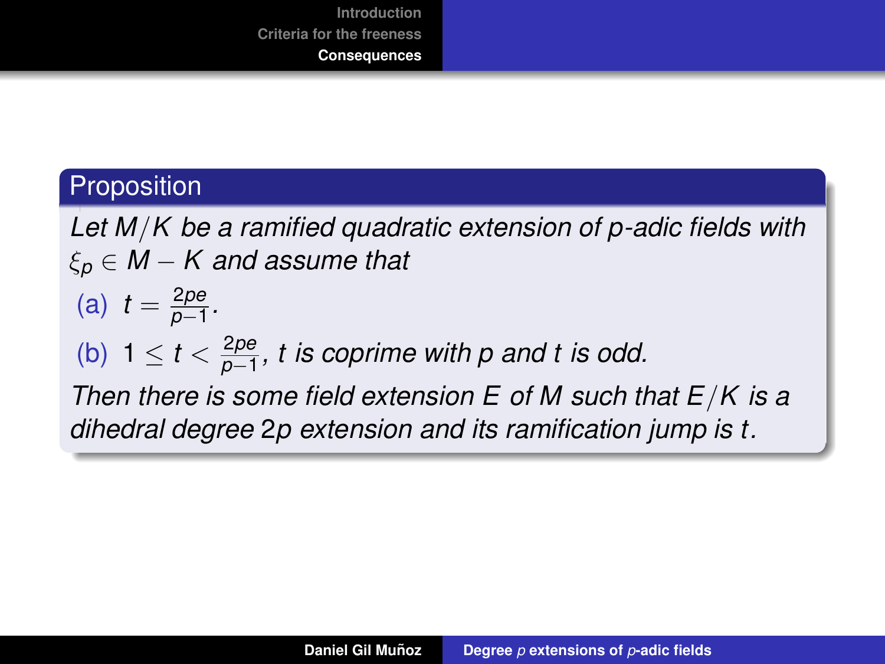**Proposition**

*Let $M/K$ be a ramified quadratic extension of $p$-adic fields with $\xi_p \in M - K$ and assume that*

(a) $t = \frac{2pe}{p-1}$.

(b) $1 \leq t < \frac{2pe}{p-1}$, *$t$ is coprime with $p$ and $t$ is odd.*

*Then there is some field extension $E$ of $M$ such that $E/K$ is a dihedral degree $2p$ extension and its ramification jump is $t$.*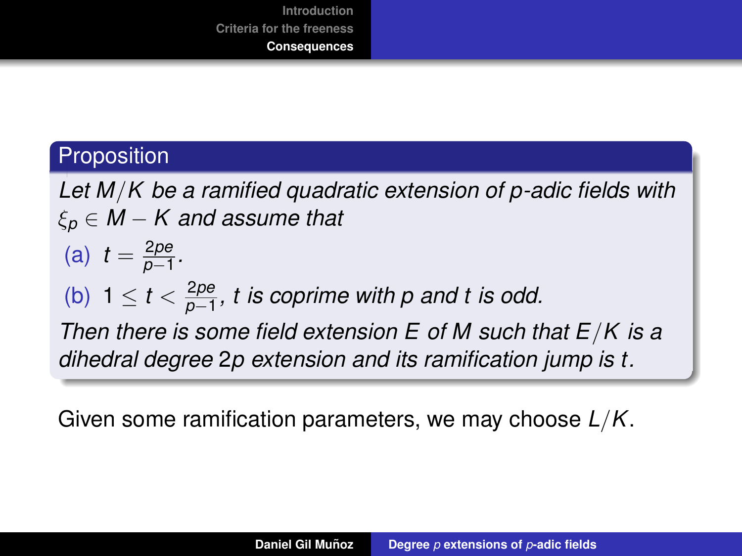**Proposition**

*Let $M/K$ be a ramified quadratic extension of $p$-adic fields with $\xi_p \in M - K$ and assume that*

(a) $t = \frac{2pe}{p-1}$.

(b) $1 \leq t < \frac{2pe}{p-1}$, *$t$ is coprime with $p$ and $t$ is odd.*

*Then there is some field extension $E$ of $M$ such that $E/K$ is a dihedral degree $2p$ extension and its ramification jump is $t$.*

Given some ramification parameters, we may choose $L/K$.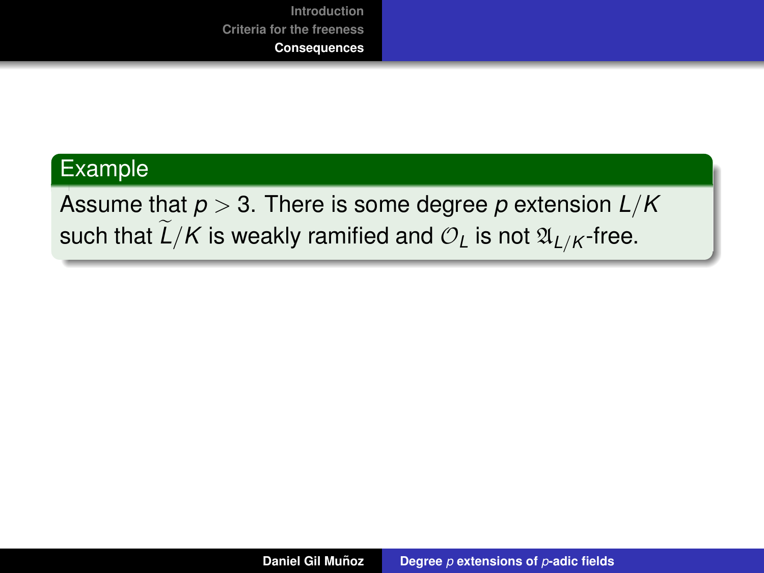**Example**

Assume that $p > 3$. There is some degree $p$ extension $L/K$ such that $\widetilde{L}/K$ is weakly ramified and $\mathcal{O}_L$ is not $\mathfrak{A}_{L/K}$-free.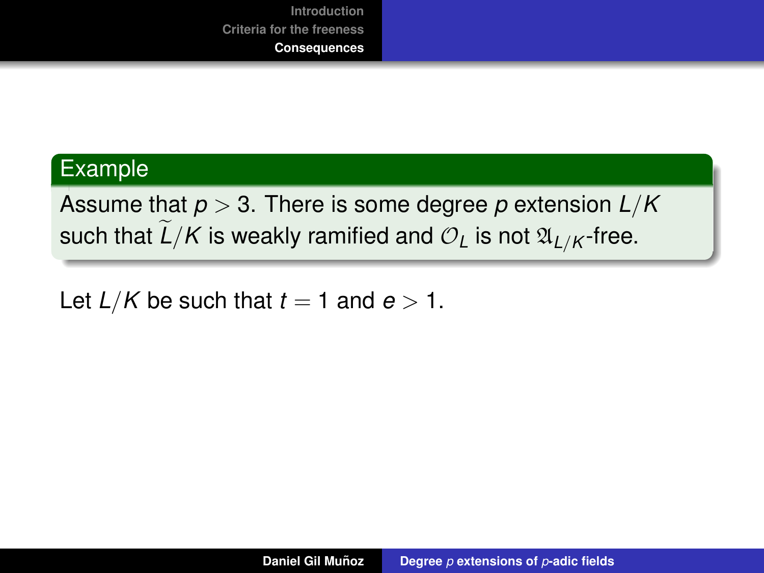**Example**

Assume that $p > 3$. There is some degree $p$ extension $L/K$ such that $\widetilde{L}/K$ is weakly ramified and $\mathcal{O}_L$ is not $\mathfrak{A}_{L/K}$-free.

Let $L/K$ be such that $t = 1$ and $e > 1$.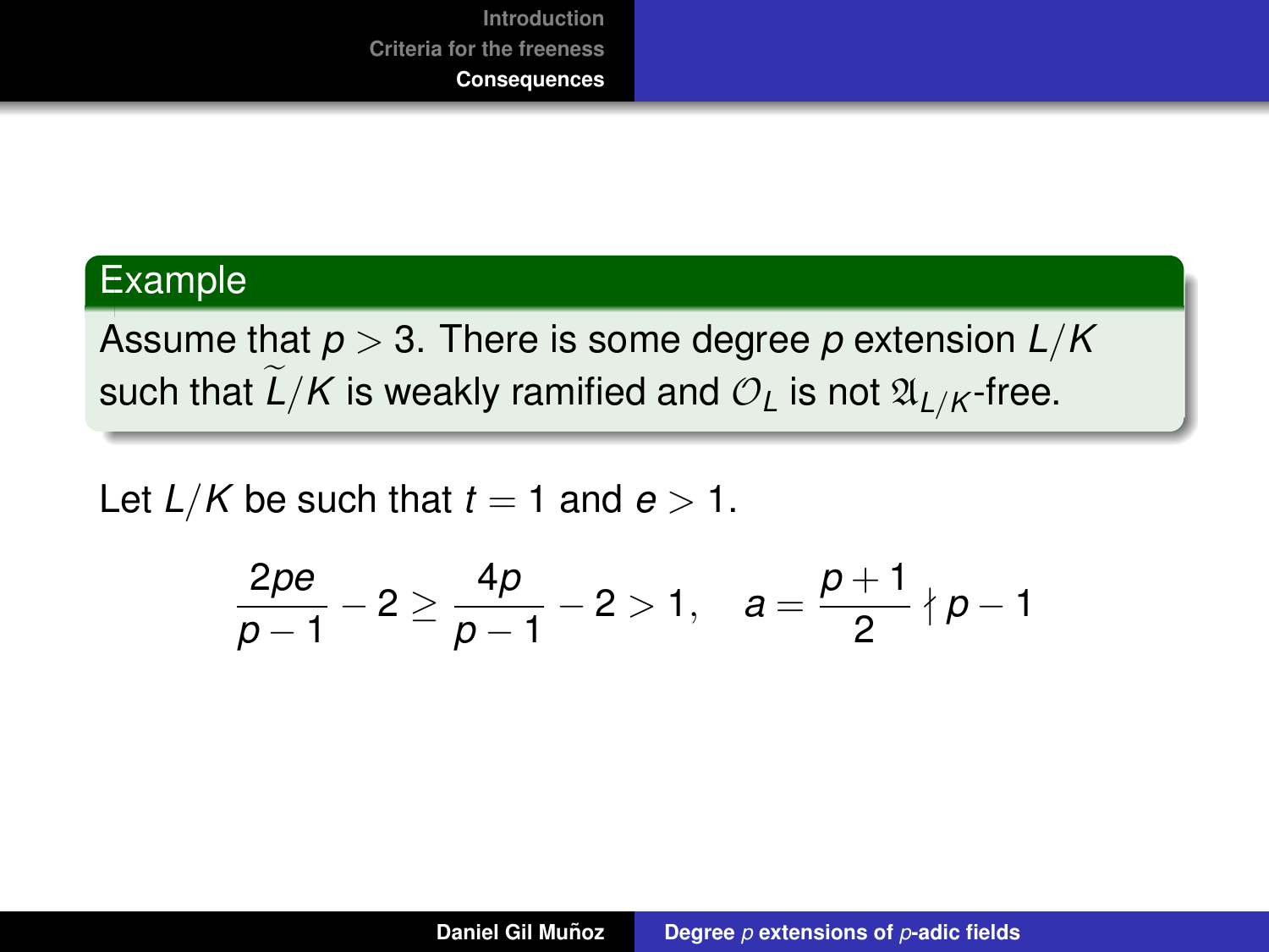**Example**

Assume that $p > 3$. There is some degree $p$ extension $L/K$ such that $\widetilde{L}/K$ is weakly ramified and $\mathcal{O}_L$ is not $\mathfrak{A}_{L/K}$-free.

Let $L/K$ be such that $t = 1$ and $e > 1$.

$$\frac{2pe}{p-1} - 2 \geq \frac{4p}{p-1} - 2 > 1, \quad a = \frac{p+1}{2} \nmid p-1$$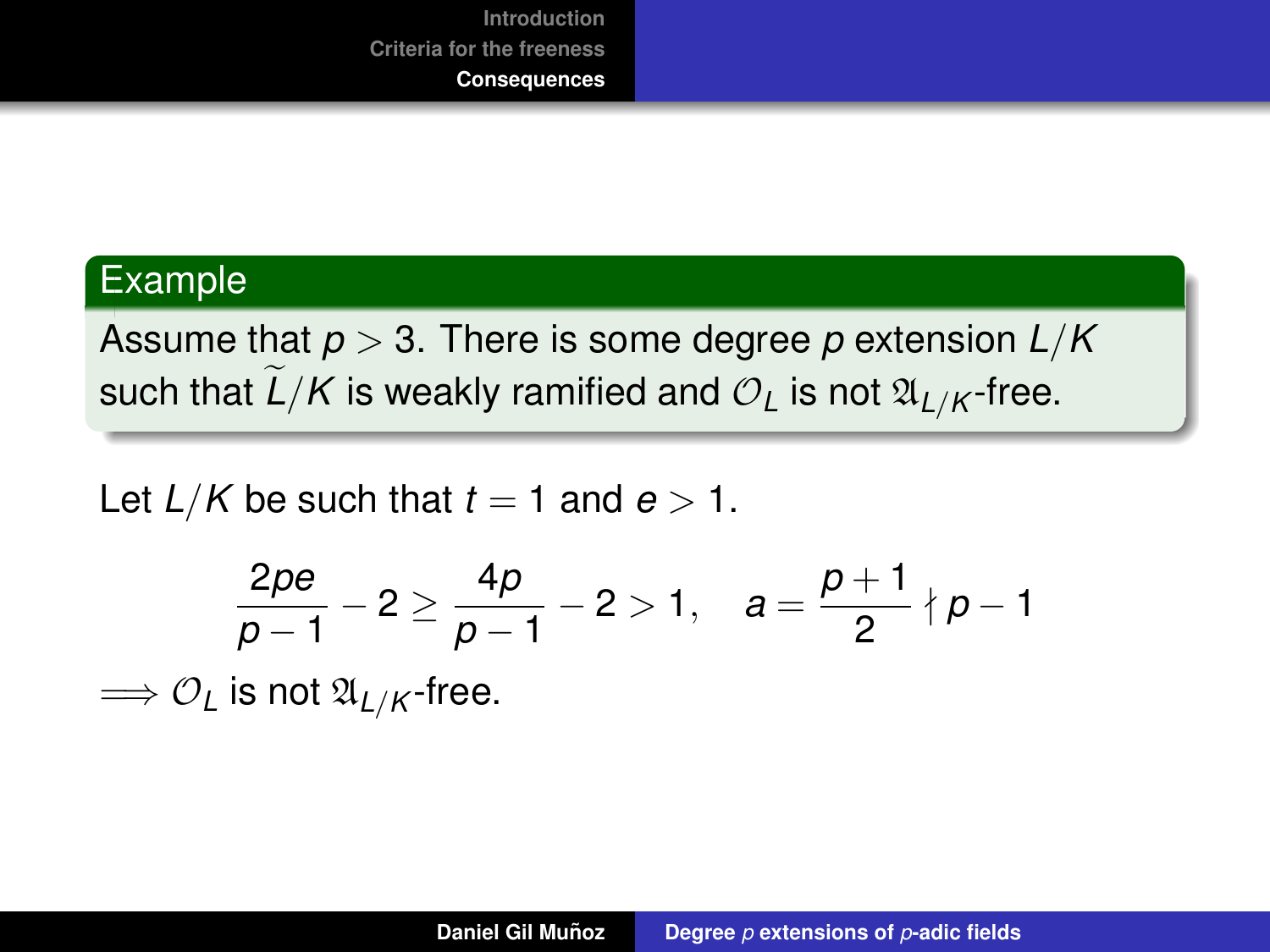**Example**

Assume that $p > 3$. There is some degree $p$ extension $L/K$ such that $\widetilde{L}/K$ is weakly ramified and $\mathcal{O}_L$ is not $\mathfrak{A}_{L/K}$-free.

Let $L/K$ be such that $t = 1$ and $e > 1$.

$$\frac{2pe}{p-1} - 2 \geq \frac{4p}{p-1} - 2 > 1, \quad a = \frac{p+1}{2} \nmid p - 1$$

$\Longrightarrow \mathcal{O}_L$ is not $\mathfrak{A}_{L/K}$-free.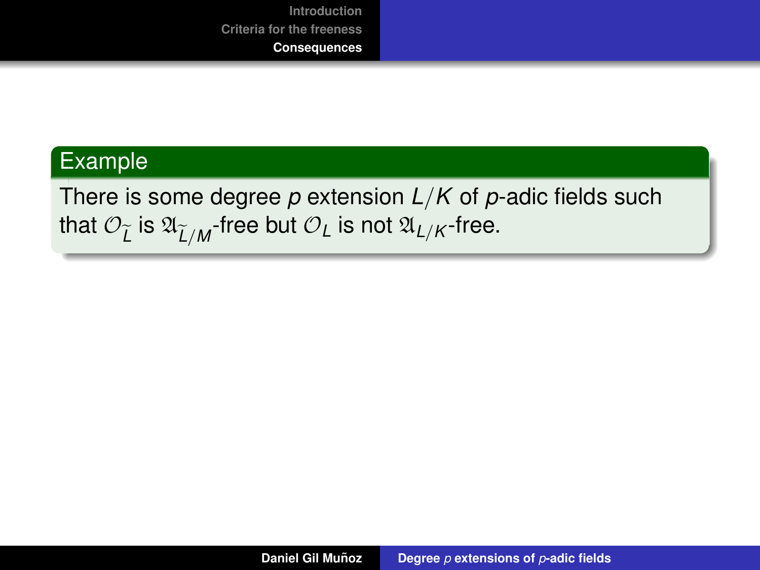**Example**

There is some degree $p$ extension $L/K$ of $p$-adic fields such that $\mathcal{O}_{\widetilde{L}}$ is $\mathfrak{A}_{\widetilde{L}/M}$-free but $\mathcal{O}_L$ is not $\mathfrak{A}_{L/K}$-free.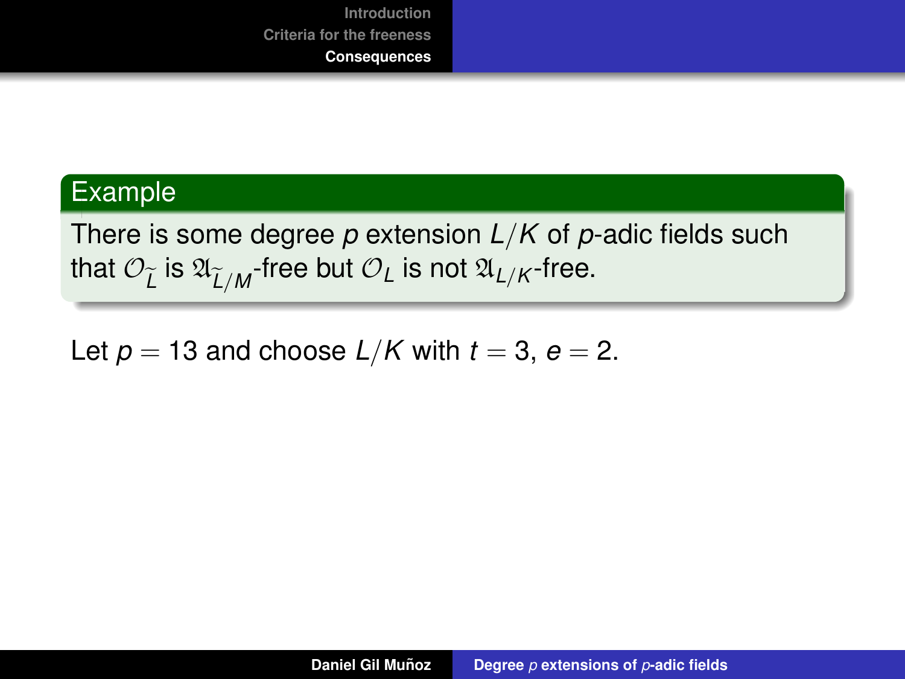**Example**

There is some degree $p$ extension $L/K$ of $p$-adic fields such that $\mathcal{O}_{\widetilde{L}}$ is $\mathfrak{A}_{\widetilde{L}/M}$-free but $\mathcal{O}_L$ is not $\mathfrak{A}_{L/K}$-free.

Let $p = 13$ and choose $L/K$ with $t = 3$, $e = 2$.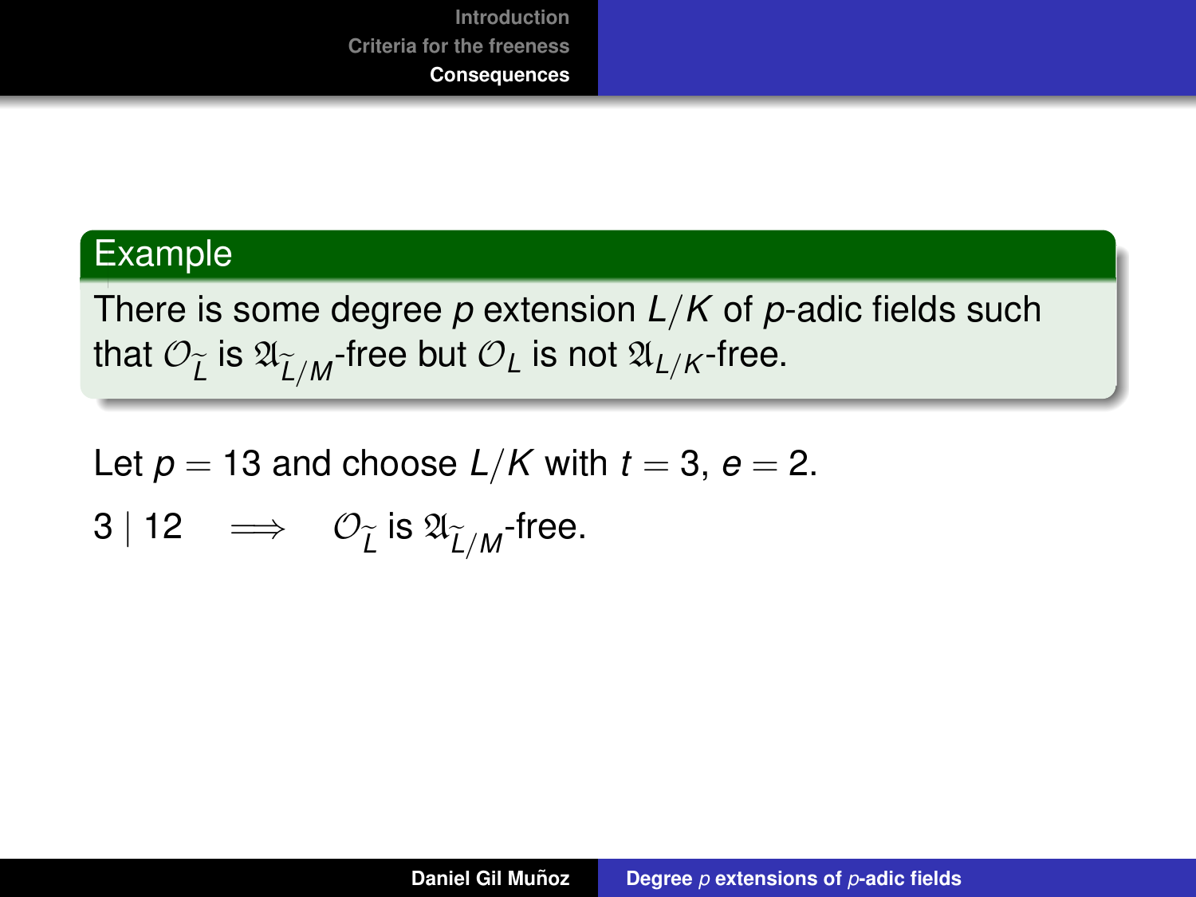**Example**

There is some degree $p$ extension $L/K$ of $p$-adic fields such that $\mathcal{O}_{\widetilde{L}}$ is $\mathfrak{A}_{\widetilde{L}/M}$-free but $\mathcal{O}_L$ is not $\mathfrak{A}_{L/K}$-free.

Let $p = 13$ and choose $L/K$ with $t = 3$, $e = 2$.

$3 \mid 12 \quad \Longrightarrow \quad \mathcal{O}_{\widetilde{L}}$ is $\mathfrak{A}_{\widetilde{L}/M}$-free.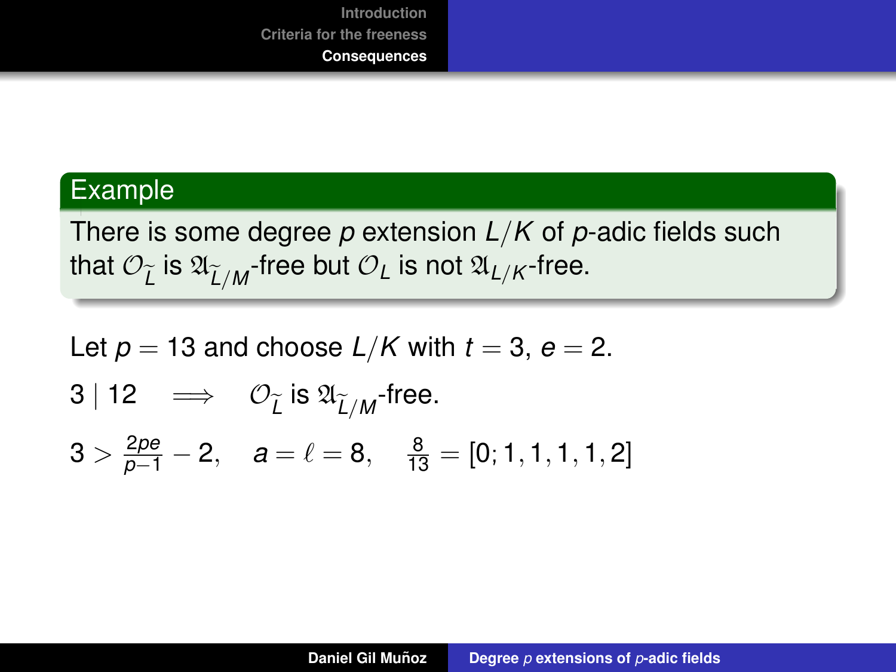**Example**

There is some degree $p$ extension $L/K$ of $p$-adic fields such that $\mathcal{O}_{\widetilde{L}}$ is $\mathfrak{A}_{\widetilde{L}/M}$-free but $\mathcal{O}_L$ is not $\mathfrak{A}_{L/K}$-free.

Let $p = 13$ and choose $L/K$ with $t = 3$, $e = 2$.

$3 \mid 12 \quad \Longrightarrow \quad \mathcal{O}_{\widetilde{L}}$ is $\mathfrak{A}_{\widetilde{L}/M}$-free.

$$3 > \frac{2pe}{p-1} - 2, \quad a = \ell = 8, \quad \frac{8}{13} = [0; 1, 1, 1, 1, 2]$$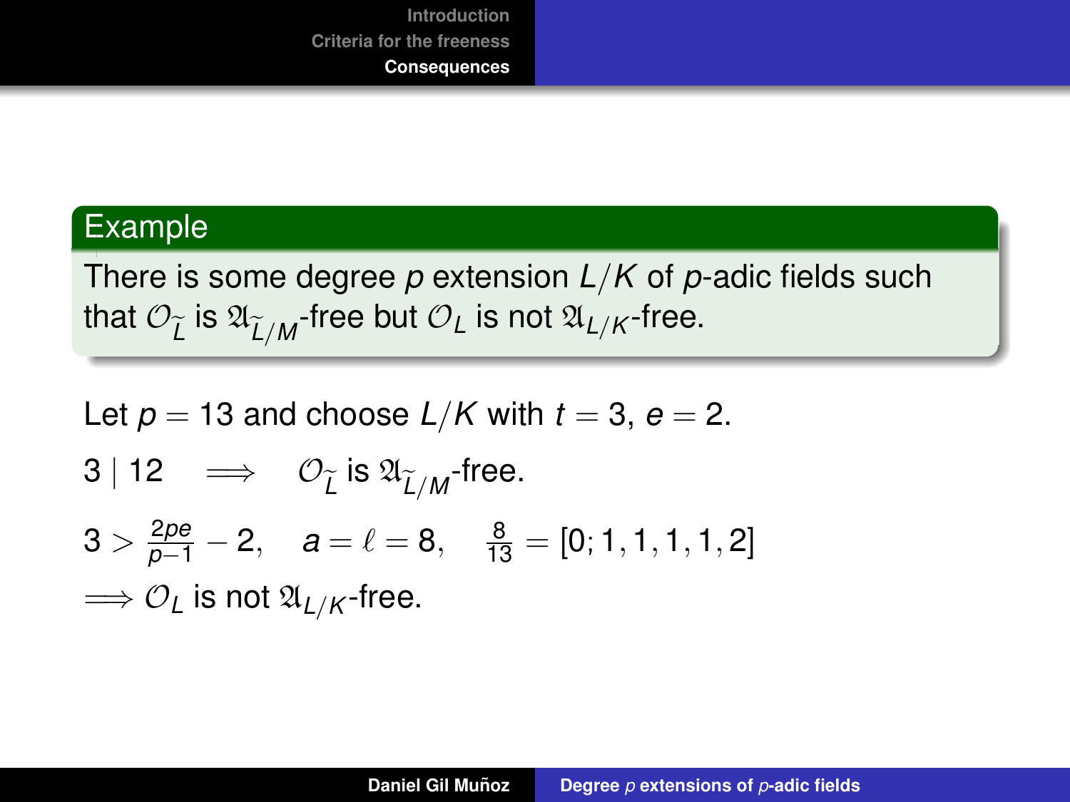**Example**

There is some degree $p$ extension $L/K$ of $p$-adic fields such that $\mathcal{O}_{\widetilde{L}}$ is $\mathfrak{A}_{\widetilde{L}/M}$-free but $\mathcal{O}_L$ is not $\mathfrak{A}_{L/K}$-free.

Let $p = 13$ and choose $L/K$ with $t = 3$, $e = 2$.

$3 \mid 12 \quad \Longrightarrow \quad \mathcal{O}_{\widetilde{L}}$ is $\mathfrak{A}_{\widetilde{L}/M}$-free.

$3 > \frac{2pe}{p-1} - 2, \quad a = \ell = 8, \quad \frac{8}{13} = [0; 1, 1, 1, 1, 2]$

$\Longrightarrow \mathcal{O}_L$ is not $\mathfrak{A}_{L/K}$-free.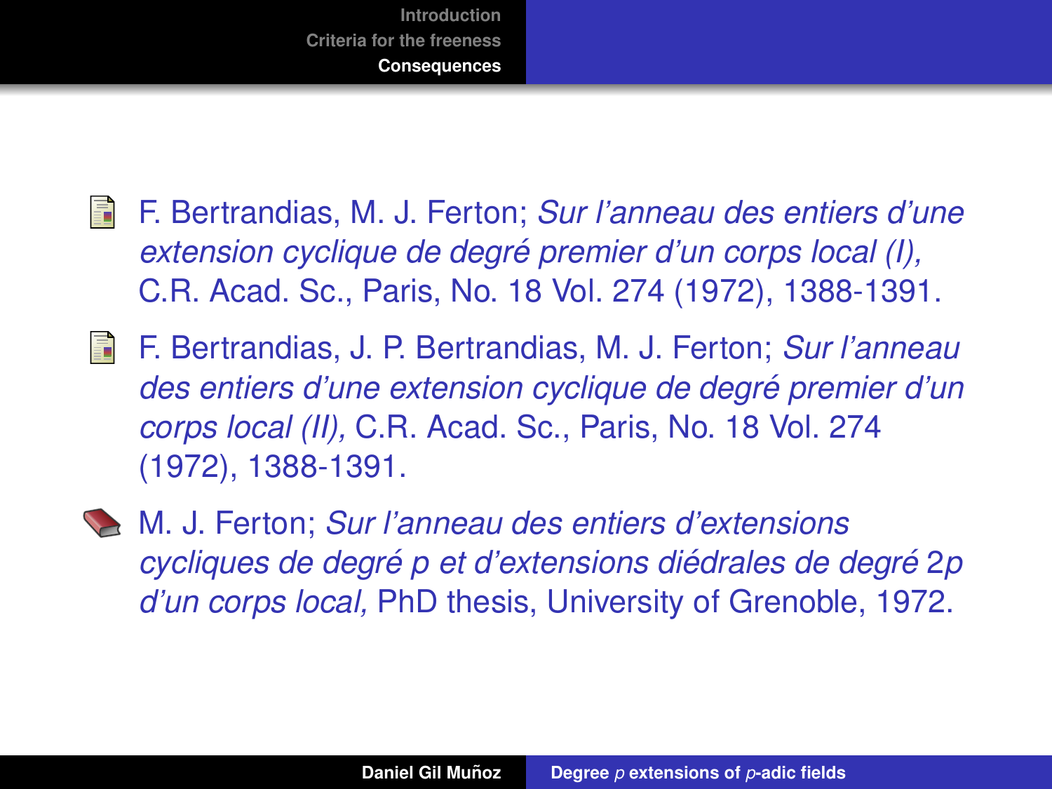- F. Bertrandias, M. J. Ferton; *Sur l'anneau des entiers d'une extension cyclique de degré premier d'un corps local (I),* C.R. Acad. Sc., Paris, No. 18 Vol. 274 (1972), 1388-1391.

- F. Bertrandias, J. P. Bertrandias, M. J. Ferton; *Sur l'anneau des entiers d'une extension cyclique de degré premier d'un corps local (II),* C.R. Acad. Sc., Paris, No. 18 Vol. 274 (1972), 1388-1391.

- M. J. Ferton; *Sur l'anneau des entiers d'extensions cycliques de degré p et d'extensions diédrales de degré* $2p$ *d'un corps local,* PhD thesis, University of Grenoble, 1972.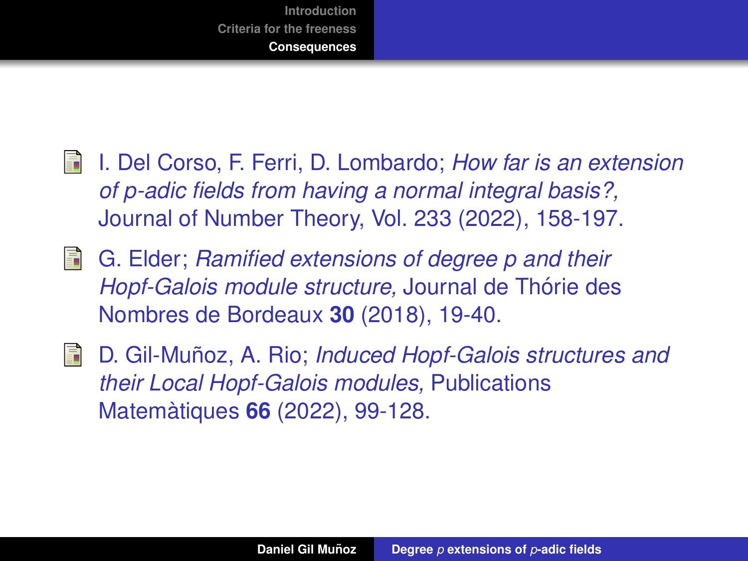- I. Del Corso, F. Ferri, D. Lombardo; *How far is an extension of p-adic fields from having a normal integral basis?,* Journal of Number Theory, Vol. 233 (2022), 158-197.
- G. Elder; *Ramified extensions of degree p and their Hopf-Galois module structure,* Journal de Thórie des Nombres de Bordeaux **30** (2018), 19-40.
- D. Gil-Muñoz, A. Rio; *Induced Hopf-Galois structures and their Local Hopf-Galois modules,* Publications Matemàtiques **66** (2022), 99-128.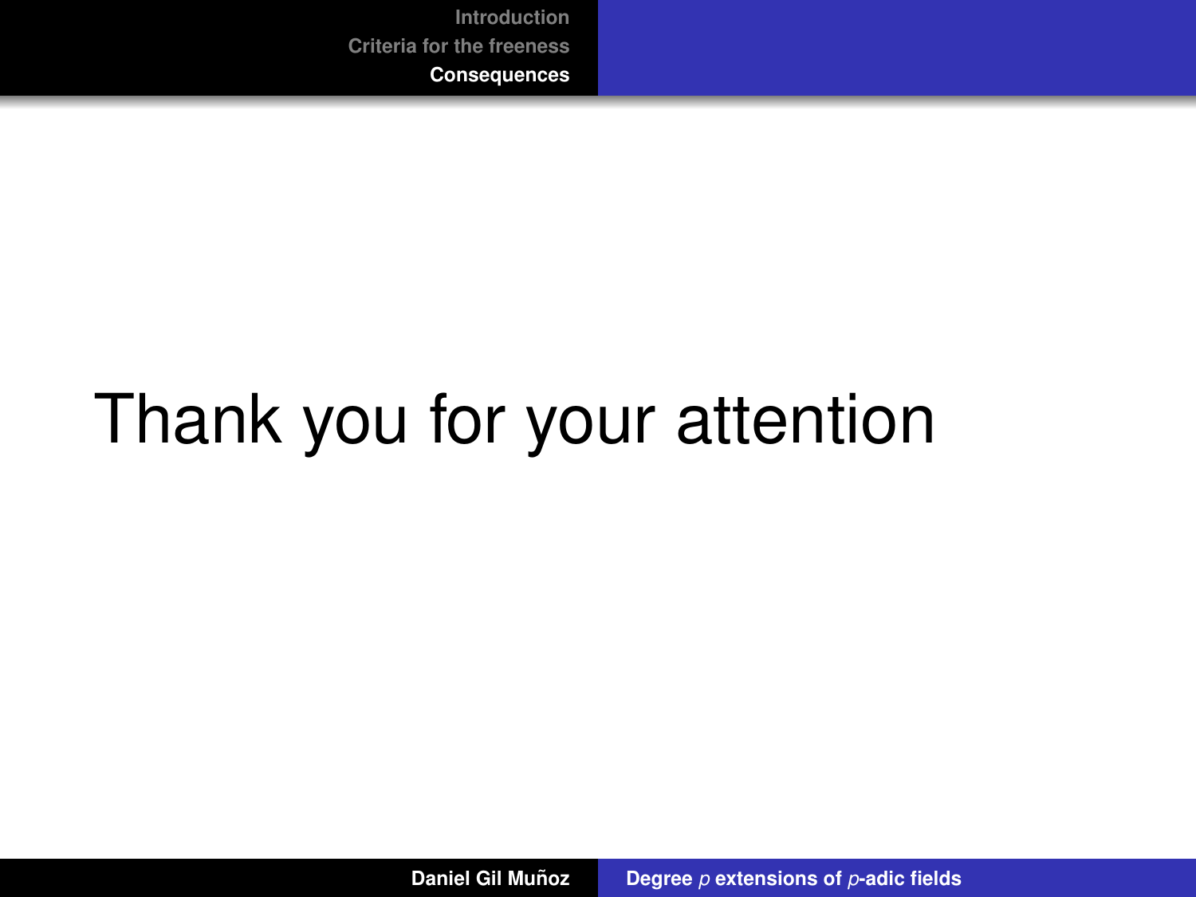Thank you for your attention